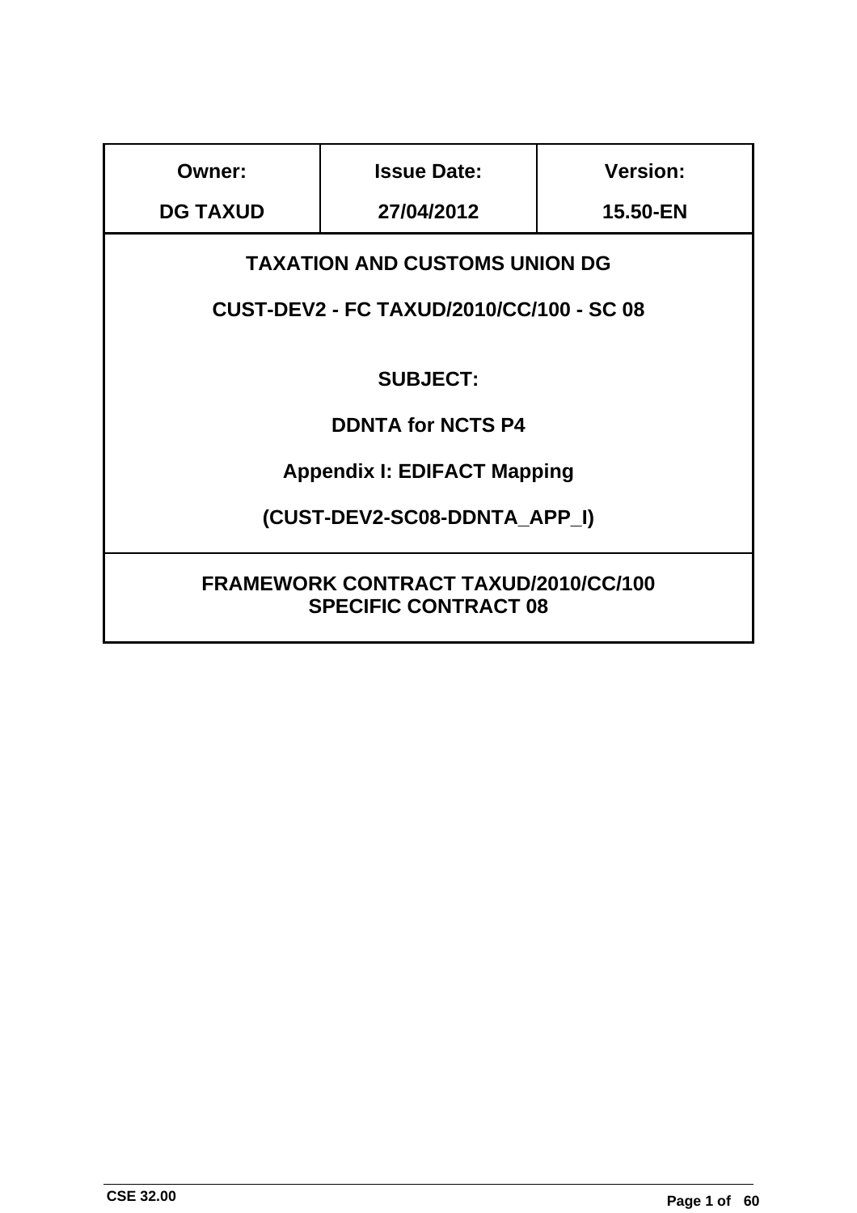| Owner: | Issue Date: | Version: |
|---|---|---|
| DG TAXUD | 27/04/2012 | 15.50-EN |

**TAXATION AND CUSTOMS UNION DG**

**CUST-DEV2 - FC TAXUD/2010/CC/100 - SC 08**

**SUBJECT:**

**DDNTA for NCTS P4**

**Appendix I: EDIFACT Mapping**

**(CUST-DEV2-SC08-DDNTA_APP_I)**

**FRAMEWORK CONTRACT TAXUD/2010/CC/100**
**SPECIFIC CONTRACT 08**

CSE 32.00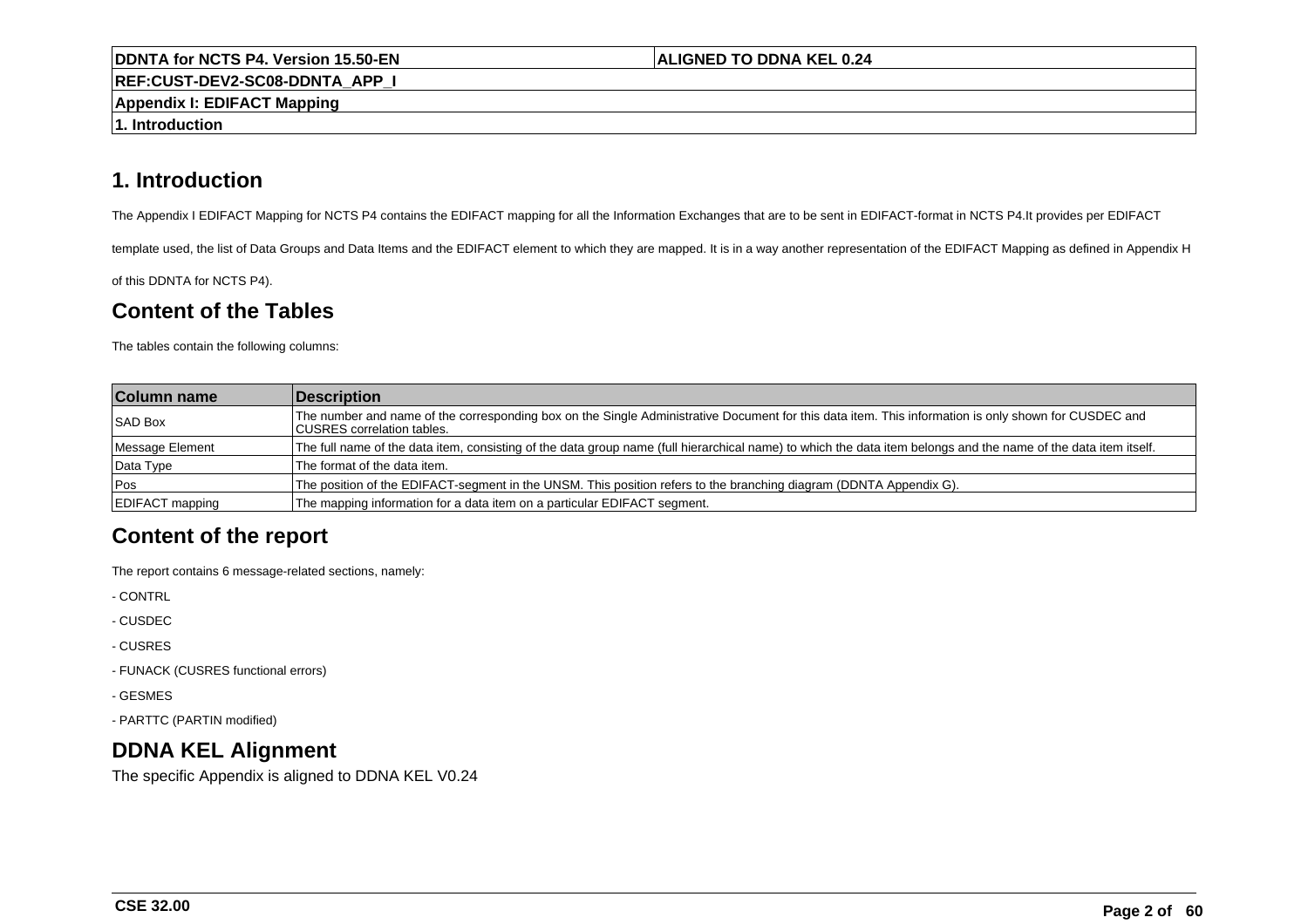# 1. Introduction

The Appendix I EDIFACT Mapping for NCTS P4 contains the EDIFACT mapping for all the Information Exchanges that are to be sent in EDIFACT-format in NCTS P4.It provides per EDIFACT template used, the list of Data Groups and Data Items and the EDIFACT element to which they are mapped. It is in a way another representation of the EDIFACT Mapping as defined in Appendix H of this DDNTA for NCTS P4).

## Content of the Tables

The tables contain the following columns:

| Column name | Description |
|---|---|
| SAD Box | The number and name of the corresponding box on the Single Administrative Document for this data item. This information is only shown for CUSDEC and CUSRES correlation tables. |
| Message Element | The full name of the data item, consisting of the data group name (full hierarchical name) to which the data item belongs and the name of the data item itself. |
| Data Type | The format of the data item. |
| Pos | The position of the EDIFACT-segment in the UNSM. This position refers to the branching diagram (DDNTA Appendix G). |
| EDIFACT mapping | The mapping information for a data item on a particular EDIFACT segment. |

## Content of the report

The report contains 6 message-related sections, namely:

- CONTRL
- CUSDEC
- CUSRES
- FUNACK (CUSRES functional errors)
- GESMES
- PARTTC (PARTIN modified)

## DDNA KEL Alignment

The specific Appendix is aligned to DDNA KEL V0.24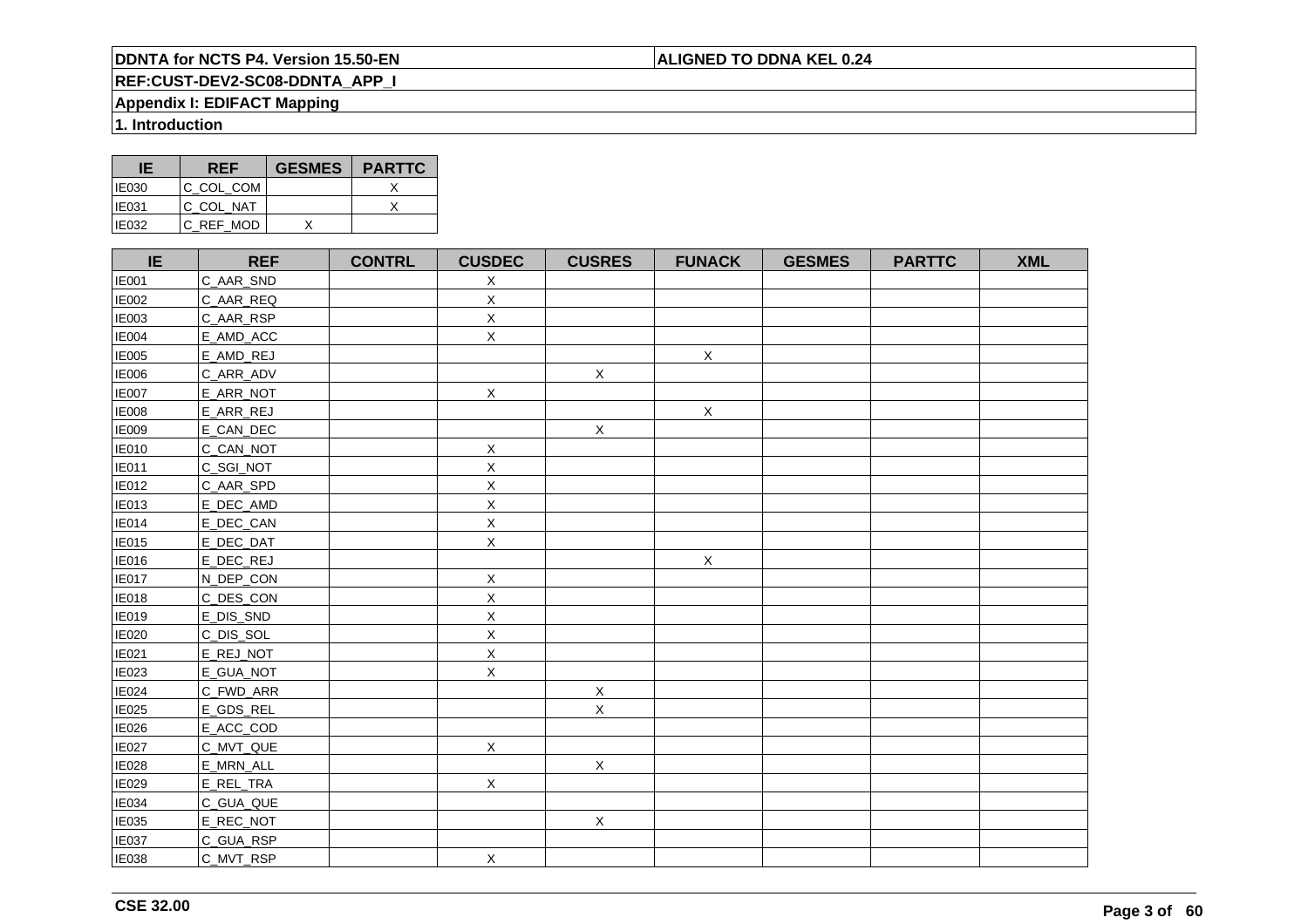| IE | REF | GESMES | PARTTC |
|---|---|---|---|
| IE030 | C_COL_COM | | X |
| IE031 | C_COL_NAT | | X |
| IE032 | C_REF_MOD | X | |

| IE | REF | CONTRL | CUSDEC | CUSRES | FUNACK | GESMES | PARTTC | XML |
|---|---|---|---|---|---|---|---|---|
| IE001 | C_AAR_SND | | X | | | | | |
| IE002 | C_AAR_REQ | | X | | | | | |
| IE003 | C_AAR_RSP | | X | | | | | |
| IE004 | E_AMD_ACC | | X | | | | | |
| IE005 | E_AMD_REJ | | | | X | | | |
| IE006 | C_ARR_ADV | | | X | | | | |
| IE007 | E_ARR_NOT | | X | | | | | |
| IE008 | E_ARR_REJ | | | | X | | | |
| IE009 | E_CAN_DEC | | | X | | | | |
| IE010 | C_CAN_NOT | | X | | | | | |
| IE011 | C_SGI_NOT | | X | | | | | |
| IE012 | C_AAR_SPD | | X | | | | | |
| IE013 | E_DEC_AMD | | X | | | | | |
| IE014 | E_DEC_CAN | | X | | | | | |
| IE015 | E_DEC_DAT | | X | | | | | |
| IE016 | E_DEC_REJ | | | | X | | | |
| IE017 | N_DEP_CON | | X | | | | | |
| IE018 | C_DES_CON | | X | | | | | |
| IE019 | E_DIS_SND | | X | | | | | |
| IE020 | C_DIS_SOL | | X | | | | | |
| IE021 | E_REJ_NOT | | X | | | | | |
| IE023 | E_GUA_NOT | | X | | | | | |
| IE024 | C_FWD_ARR | | | X | | | | |
| IE025 | E_GDS_REL | | | X | | | | |
| IE026 | E_ACC_COD | | | | | | | |
| IE027 | C_MVT_QUE | | X | | | | | |
| IE028 | E_MRN_ALL | | | X | | | | |
| IE029 | E_REL_TRA | | X | | | | | |
| IE034 | C_GUA_QUE | | | | | | | |
| IE035 | E_REC_NOT | | | X | | | | |
| IE037 | C_GUA_RSP | | | | | | | |
| IE038 | C_MVT_RSP | | X | | | | | |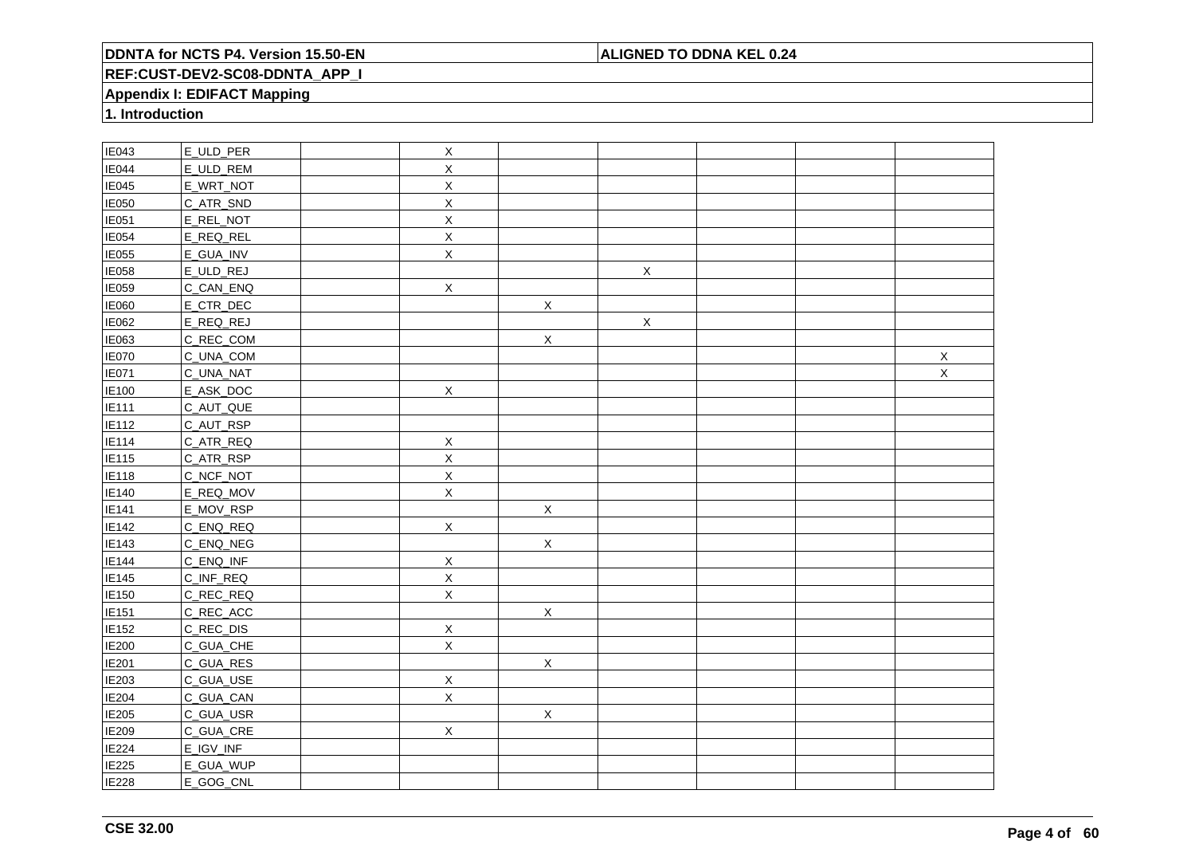| | | | | | | | | |
|---|---|---|---|---|---|---|---|---|
| IE043 | E_ULD_PER | | X | | | | | |
| IE044 | E_ULD_REM | | X | | | | | |
| IE045 | E_WRT_NOT | | X | | | | | |
| IE050 | C_ATR_SND | | X | | | | | |
| IE051 | E_REL_NOT | | X | | | | | |
| IE054 | E_REQ_REL | | X | | | | | |
| IE055 | E_GUA_INV | | X | | | | | |
| IE058 | E_ULD_REJ | | | | X | | | |
| IE059 | C_CAN_ENQ | | X | | | | | |
| IE060 | E_CTR_DEC | | | X | | | | |
| IE062 | E_REQ_REJ | | | | X | | | |
| IE063 | C_REC_COM | | | X | | | | |
| IE070 | C_UNA_COM | | | | | | | X |
| IE071 | C_UNA_NAT | | | | | | | X |
| IE100 | E_ASK_DOC | | X | | | | | |
| IE111 | C_AUT_QUE | | | | | | | |
| IE112 | C_AUT_RSP | | | | | | | |
| IE114 | C_ATR_REQ | | X | | | | | |
| IE115 | C_ATR_RSP | | X | | | | | |
| IE118 | C_NCF_NOT | | X | | | | | |
| IE140 | E_REQ_MOV | | X | | | | | |
| IE141 | E_MOV_RSP | | | X | | | | |
| IE142 | C_ENQ_REQ | | X | | | | | |
| IE143 | C_ENQ_NEG | | | X | | | | |
| IE144 | C_ENQ_INF | | X | | | | | |
| IE145 | C_INF_REQ | | X | | | | | |
| IE150 | C_REC_REQ | | X | | | | | |
| IE151 | C_REC_ACC | | | X | | | | |
| IE152 | C_REC_DIS | | X | | | | | |
| IE200 | C_GUA_CHE | | X | | | | | |
| IE201 | C_GUA_RES | | | X | | | | |
| IE203 | C_GUA_USE | | X | | | | | |
| IE204 | C_GUA_CAN | | X | | | | | |
| IE205 | C_GUA_USR | | | X | | | | |
| IE209 | C_GUA_CRE | | X | | | | | |
| IE224 | E_IGV_INF | | | | | | | |
| IE225 | E_GUA_WUP | | | | | | | |
| IE228 | E_GOG_CNL | | | | | | | |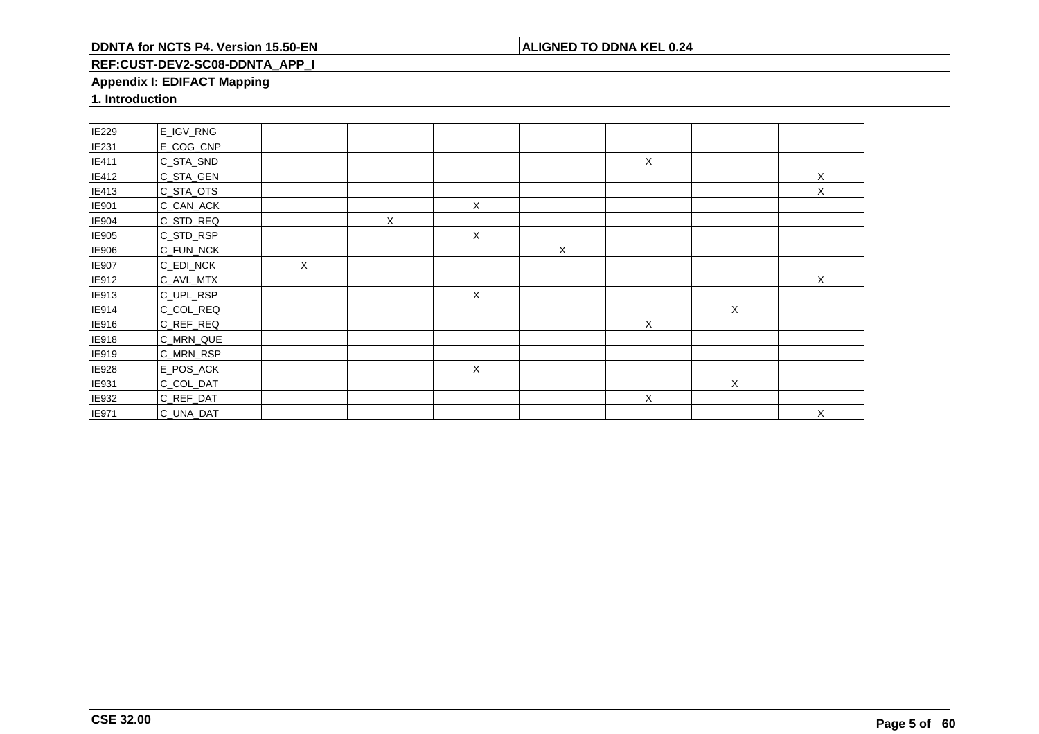## 1. Introduction

| | | | | | | | | |
|---|---|---|---|---|---|---|---|---|
| IE229 | E_IGV_RNG | | | | | | | |
| IE231 | E_COG_CNP | | | | | | | |
| IE411 | C_STA_SND | | | | | X | | |
| IE412 | C_STA_GEN | | | | | | | X |
| IE413 | C_STA_OTS | | | | | | | X |
| IE901 | C_CAN_ACK | | | X | | | | |
| IE904 | C_STD_REQ | | X | | | | | |
| IE905 | C_STD_RSP | | | X | | | | |
| IE906 | C_FUN_NCK | | | | X | | | |
| IE907 | C_EDI_NCK | X | | | | | | |
| IE912 | C_AVL_MTX | | | | | | | X |
| IE913 | C_UPL_RSP | | | X | | | | |
| IE914 | C_COL_REQ | | | | | | X | |
| IE916 | C_REF_REQ | | | | | X | | |
| IE918 | C_MRN_QUE | | | | | | | |
| IE919 | C_MRN_RSP | | | | | | | |
| IE928 | E_POS_ACK | | | X | | | | |
| IE931 | C_COL_DAT | | | | | | X | |
| IE932 | C_REF_DAT | | | | | X | | |
| IE971 | C_UNA_DAT | | | | | | | X |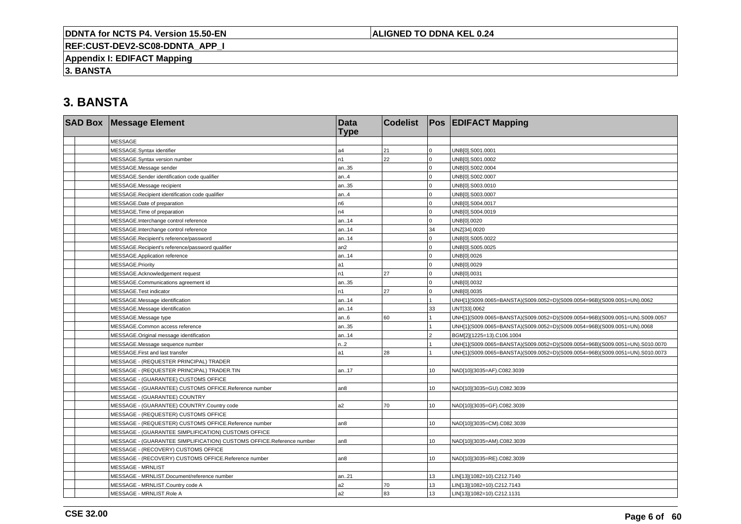# 3. BANSTA

| SAD Box | Message Element | Data Type | Codelist | Pos | EDIFACT Mapping |
|---|---|---|---|---|---|
| | MESSAGE | | | | |
| | MESSAGE.Syntax identifier | a4 | 21 | 0 | UNB[0].S001.0001 |
| | MESSAGE.Syntax version number | n1 | 22 | 0 | UNB[0].S001.0002 |
| | MESSAGE.Message sender | an..35 | | 0 | UNB[0].S002.0004 |
| | MESSAGE.Sender identification code qualifier | an..4 | | 0 | UNB[0].S002.0007 |
| | MESSAGE.Message recipient | an..35 | | 0 | UNB[0].S003.0010 |
| | MESSAGE.Recipient identification code qualifier | an..4 | | 0 | UNB[0].S003.0007 |
| | MESSAGE.Date of preparation | n6 | | 0 | UNB[0].S004.0017 |
| | MESSAGE.Time of preparation | n4 | | 0 | UNB[0].S004.0019 |
| | MESSAGE.Interchange control reference | an..14 | | 0 | UNB[0].0020 |
| | MESSAGE.Interchange control reference | an..14 | | 34 | UNZ[34].0020 |
| | MESSAGE.Recipient's reference/password | an..14 | | 0 | UNB[0].S005.0022 |
| | MESSAGE.Recipient's reference/password qualifier | an2 | | 0 | UNB[0].S005.0025 |
| | MESSAGE.Application reference | an..14 | | 0 | UNB[0].0026 |
| | MESSAGE.Priority | a1 | | 0 | UNB[0].0029 |
| | MESSAGE.Acknowledgement request | n1 | 27 | 0 | UNB[0].0031 |
| | MESSAGE.Communications agreement id | an..35 | | 0 | UNB[0].0032 |
| | MESSAGE.Test indicator | n1 | 27 | 0 | UNB[0].0035 |
| | MESSAGE.Message identification | an..14 | | 1 | UNH[1](S009.0065=BANSTA)(S009.0052=D)(S009.0054=96B)(S009.0051=UN).0062 |
| | MESSAGE.Message identification | an..14 | | 33 | UNT[33].0062 |
| | MESSAGE.Message type | an..6 | 60 | 1 | UNH[1](S009.0065=BANSTA)(S009.0052=D)(S009.0054=96B)(S009.0051=UN).S009.0057 |
| | MESSAGE.Common access reference | an..35 | | 1 | UNH[1](S009.0065=BANSTA)(S009.0052=D)(S009.0054=96B)(S009.0051=UN).0068 |
| | MESSAGE.Original message identification | an..14 | | 2 | BGM[2](1225=13).C106.1004 |
| | MESSAGE.Message sequence number | n..2 | | 1 | UNH[1](S009.0065=BANSTA)(S009.0052=D)(S009.0054=96B)(S009.0051=UN).S010.0070 |
| | MESSAGE.First and last transfer | a1 | 28 | 1 | UNH[1](S009.0065=BANSTA)(S009.0052=D)(S009.0054=96B)(S009.0051=UN).S010.0073 |
| | MESSAGE - (REQUESTER PRINCIPAL) TRADER | | | | |
| | MESSAGE - (REQUESTER PRINCIPAL) TRADER.TIN | an..17 | | 10 | NAD[10](3035=AF).C082.3039 |
| | MESSAGE - (GUARANTEE) CUSTOMS OFFICE | | | | |
| | MESSAGE - (GUARANTEE) CUSTOMS OFFICE.Reference number | an8 | | 10 | NAD[10](3035=GU).C082.3039 |
| | MESSAGE - (GUARANTEE) COUNTRY | | | | |
| | MESSAGE - (GUARANTEE) COUNTRY.Country code | a2 | 70 | 10 | NAD[10](3035=GF).C082.3039 |
| | MESSAGE - (REQUESTER) CUSTOMS OFFICE | | | | |
| | MESSAGE - (REQUESTER) CUSTOMS OFFICE.Reference number | an8 | | 10 | NAD[10](3035=CM).C082.3039 |
| | MESSAGE - (GUARANTEE SIMPLIFICATION) CUSTOMS OFFICE | | | | |
| | MESSAGE - (GUARANTEE SIMPLIFICATION) CUSTOMS OFFICE.Reference number | an8 | | 10 | NAD[10](3035=AM).C082.3039 |
| | MESSAGE - (RECOVERY) CUSTOMS OFFICE | | | | |
| | MESSAGE - (RECOVERY) CUSTOMS OFFICE.Reference number | an8 | | 10 | NAD[10](3035=RE).C082.3039 |
| | MESSAGE - MRNLIST | | | | |
| | MESSAGE - MRNLIST.Document/reference number | an..21 | | 13 | LIN[13](1082=10).C212.7140 |
| | MESSAGE - MRNLIST.Country code A | a2 | 70 | 13 | LIN[13](1082=10).C212.7143 |
| | MESSAGE - MRNLIST.Role A | a2 | 83 | 13 | LIN[13](1082=10).C212.1131 |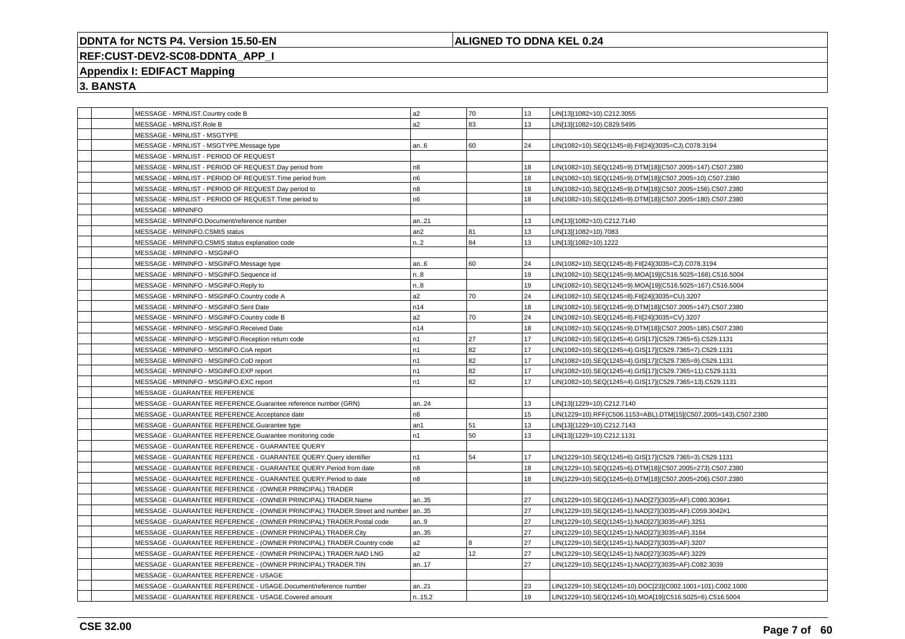# DDNTA for NCTS P4. Version 15.50-EN

**ALIGNED TO DDNA KEL 0.24**

## REF:CUST-DEV2-SC08-DDNTA_APP_I

## Appendix I: EDIFACT Mapping

## 3. BANSTA

| | | | | | | |
|---|---|---|---|---|---|---|
| | | MESSAGE - MRNLIST.Country code B | a2 | 70 | 13 | LIN[13](1082=10).C212.3055 |
| | | MESSAGE - MRNLIST.Role B | a2 | 83 | 13 | LIN[13](1082=10).C829.5495 |
| | | MESSAGE - MRNLIST - MSGTYPE | | | | |
| | | MESSAGE - MRNLIST - MSGTYPE.Message type | an..6 | 60 | 24 | LIN(1082=10).SEQ(1245=8).FII[24](3035=CJ).C078.3194 |
| | | MESSAGE - MRNLIST - PERIOD OF REQUEST | | | | |
| | | MESSAGE - MRNLIST - PERIOD OF REQUEST.Day period from | n8 | | 18 | LIN(1082=10).SEQ(1245=9).DTM[18](C507.2005=147).C507.2380 |
| | | MESSAGE - MRNLIST - PERIOD OF REQUEST.Time period from | n6 | | 18 | LIN(1082=10).SEQ(1245=9).DTM[18](C507.2005=10).C507.2380 |
| | | MESSAGE - MRNLIST - PERIOD OF REQUEST.Day period to | n8 | | 18 | LIN(1082=10).SEQ(1245=9).DTM[18](C507.2005=156).C507.2380 |
| | | MESSAGE - MRNLIST - PERIOD OF REQUEST.Time period to | n6 | | 18 | LIN(1082=10).SEQ(1245=9).DTM[18](C507.2005=180).C507.2380 |
| | | MESSAGE - MRNINFO | | | | |
| | | MESSAGE - MRNINFO.Document/reference number | an..21 | | 13 | LIN[13](1082=10).C212.7140 |
| | | MESSAGE - MRNINFO.CSMIS status | an2 | 81 | 13 | LIN[13](1082=10).7083 |
| | | MESSAGE - MRNINFO.CSMIS status explanation code | n..2 | 84 | 13 | LIN[13](1082=10).1222 |
| | | MESSAGE - MRNINFO - MSGINFO | | | | |
| | | MESSAGE - MRNINFO - MSGINFO.Message type | an..6 | 60 | 24 | LIN(1082=10).SEQ(1245=8).FII[24](3035=CJ).C078.3194 |
| | | MESSAGE - MRNINFO - MSGINFO.Sequence id | n..8 | | 19 | LIN(1082=10).SEQ(1245=9).MOA[19](C516.5025=168).C516.5004 |
| | | MESSAGE - MRNINFO - MSGINFO.Reply to | n..8 | | 19 | LIN(1082=10).SEQ(1245=9).MOA[19](C516.5025=167).C516.5004 |
| | | MESSAGE - MRNINFO - MSGINFO.Country code A | a2 | 70 | 24 | LIN(1082=10).SEQ(1245=8).FII[24](3035=CU).3207 |
| | | MESSAGE - MRNINFO - MSGINFO.Sent Date | n14 | | 18 | LIN(1082=10).SEQ(1245=9).DTM[18](C507.2005=147).C507.2380 |
| | | MESSAGE - MRNINFO - MSGINFO.Country code B | a2 | 70 | 24 | LIN(1082=10).SEQ(1245=8).FII[24](3035=CV).3207 |
| | | MESSAGE - MRNINFO - MSGINFO.Received Date | n14 | | 18 | LIN(1082=10).SEQ(1245=9).DTM[18](C507.2005=185).C507.2380 |
| | | MESSAGE - MRNINFO - MSGINFO.Reception return code | n1 | 27 | 17 | LIN(1082=10).SEQ(1245=4).GIS[17](C529.7365=5).C529.1131 |
| | | MESSAGE - MRNINFO - MSGINFO.CoA report | n1 | 82 | 17 | LIN(1082=10).SEQ(1245=4).GIS[17](C529.7365=7).C529.1131 |
| | | MESSAGE - MRNINFO - MSGINFO.CoD report | n1 | 82 | 17 | LIN(1082=10).SEQ(1245=4).GIS[17](C529.7365=9).C529.1131 |
| | | MESSAGE - MRNINFO - MSGINFO.EXP report | n1 | 82 | 17 | LIN(1082=10).SEQ(1245=4).GIS[17](C529.7365=11).C529.1131 |
| | | MESSAGE - MRNINFO - MSGINFO.EXC report | n1 | 82 | 17 | LIN(1082=10).SEQ(1245=4).GIS[17](C529.7365=13).C529.1131 |
| | | MESSAGE - GUARANTEE REFERENCE | | | | |
| | | MESSAGE - GUARANTEE REFERENCE.Guarantee reference number (GRN) | an..24 | | 13 | LIN[13](1229=10).C212.7140 |
| | | MESSAGE - GUARANTEE REFERENCE.Acceptance date | n8 | | 15 | LIN(1229=10).RFF(C506.1153=ABL).DTM[15](C507.2005=143).C507.2380 |
| | | MESSAGE - GUARANTEE REFERENCE.Guarantee type | an1 | 51 | 13 | LIN[13](1229=10).C212.7143 |
| | | MESSAGE - GUARANTEE REFERENCE.Guarantee monitoring code | n1 | 50 | 13 | LIN[13](1229=10).C212.1131 |
| | | MESSAGE - GUARANTEE REFERENCE - GUARANTEE QUERY | | | | |
| | | MESSAGE - GUARANTEE REFERENCE - GUARANTEE QUERY.Query identifier | n1 | 54 | 17 | LIN(1229=10).SEQ(1245=6).GIS[17](C529.7365=3).C529.1131 |
| | | MESSAGE - GUARANTEE REFERENCE - GUARANTEE QUERY.Period from date | n8 | | 18 | LIN(1229=10).SEQ(1245=6).DTM[18](C507.2005=273).C507.2380 |
| | | MESSAGE - GUARANTEE REFERENCE - GUARANTEE QUERY.Period to date | n8 | | 18 | LIN(1229=10).SEQ(1245=6).DTM[18](C507.2005=206).C507.2380 |
| | | MESSAGE - GUARANTEE REFERENCE - (OWNER PRINCIPAL) TRADER | | | | |
| | | MESSAGE - GUARANTEE REFERENCE - (OWNER PRINCIPAL) TRADER.Name | an..35 | | 27 | LIN(1229=10).SEQ(1245=1).NAD[27](3035=AF).C080.3036#1 |
| | | MESSAGE - GUARANTEE REFERENCE - (OWNER PRINCIPAL) TRADER.Street and number | an..35 | | 27 | LIN(1229=10).SEQ(1245=1).NAD[27](3035=AF).C059.3042#1 |
| | | MESSAGE - GUARANTEE REFERENCE - (OWNER PRINCIPAL) TRADER.Postal code | an..9 | | 27 | LIN(1229=10).SEQ(1245=1).NAD[27](3035=AF).3251 |
| | | MESSAGE - GUARANTEE REFERENCE - (OWNER PRINCIPAL) TRADER.City | an..35 | | 27 | LIN(1229=10).SEQ(1245=1).NAD[27](3035=AF).3164 |
| | | MESSAGE - GUARANTEE REFERENCE - (OWNER PRINCIPAL) TRADER.Country code | a2 | 8 | 27 | LIN(1229=10).SEQ(1245=1).NAD[27](3035=AF).3207 |
| | | MESSAGE - GUARANTEE REFERENCE - (OWNER PRINCIPAL) TRADER.NAD LNG | a2 | 12 | 27 | LIN(1229=10).SEQ(1245=1).NAD[27](3035=AF).3229 |
| | | MESSAGE - GUARANTEE REFERENCE - (OWNER PRINCIPAL) TRADER.TIN | an..17 | | 27 | LIN(1229=10).SEQ(1245=1).NAD[27](3035=AF).C082.3039 |
| | | MESSAGE - GUARANTEE REFERENCE - USAGE | | | | |
| | | MESSAGE - GUARANTEE REFERENCE - USAGE.Document/reference number | an..21 | | 23 | LIN(1229=10).SEQ(1245=10).DOC[23](C002.1001=101).C002.1000 |
| | | MESSAGE - GUARANTEE REFERENCE - USAGE.Covered amount | n..15,2 | | 19 | LIN(1229=10).SEQ(1245=10).MOA[19](C516.5025=6).C516.5004 |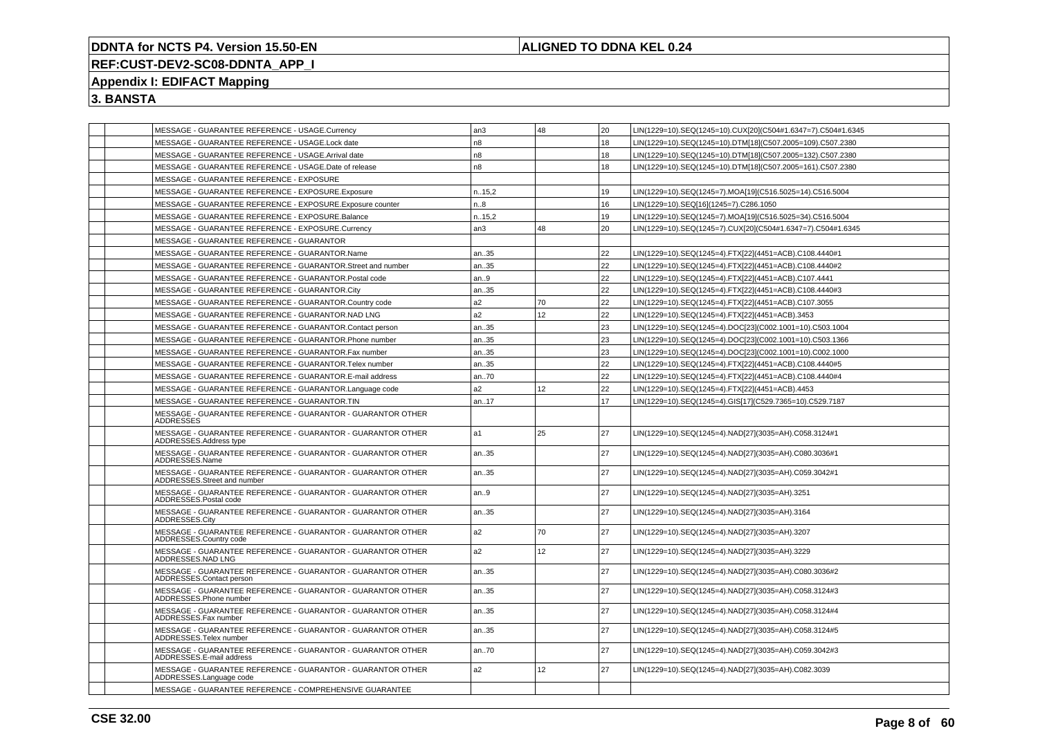# DDNTA for NCTS P4. Version 15.50-EN

**ALIGNED TO DDNA KEL 0.24**

**REF:CUST-DEV2-SC08-DDNTA_APP_I**

## Appendix I: EDIFACT Mapping

## 3. BANSTA

| | | | | | | |
|---|---|---|---|---|---|---|
| | | MESSAGE - GUARANTEE REFERENCE - USAGE.Currency | an3 | 48 | 20 | LIN(1229=10).SEQ(1245=10).CUX[20](C504#1.6347=7).C504#1.6345 |
| | | MESSAGE - GUARANTEE REFERENCE - USAGE.Lock date | n8 | | 18 | LIN(1229=10).SEQ(1245=10).DTM[18](C507.2005=109).C507.2380 |
| | | MESSAGE - GUARANTEE REFERENCE - USAGE.Arrival date | n8 | | 18 | LIN(1229=10).SEQ(1245=10).DTM[18](C507.2005=132).C507.2380 |
| | | MESSAGE - GUARANTEE REFERENCE - USAGE.Date of release | n8 | | 18 | LIN(1229=10).SEQ(1245=10).DTM[18](C507.2005=161).C507.2380 |
| | | MESSAGE - GUARANTEE REFERENCE - EXPOSURE | | | | |
| | | MESSAGE - GUARANTEE REFERENCE - EXPOSURE.Exposure | n..15,2 | | 19 | LIN(1229=10).SEQ(1245=7).MOA[19](C516.5025=14).C516.5004 |
| | | MESSAGE - GUARANTEE REFERENCE - EXPOSURE.Exposure counter | n..8 | | 16 | LIN(1229=10).SEQ[16](1245=7).C286.1050 |
| | | MESSAGE - GUARANTEE REFERENCE - EXPOSURE.Balance | n..15,2 | | 19 | LIN(1229=10).SEQ(1245=7).MOA[19](C516.5025=34).C516.5004 |
| | | MESSAGE - GUARANTEE REFERENCE - EXPOSURE.Currency | an3 | 48 | 20 | LIN(1229=10).SEQ(1245=7).CUX[20](C504#1.6347=7).C504#1.6345 |
| | | MESSAGE - GUARANTEE REFERENCE - GUARANTOR | | | | |
| | | MESSAGE - GUARANTEE REFERENCE - GUARANTOR.Name | an..35 | | 22 | LIN(1229=10).SEQ(1245=4).FTX[22](4451=ACB).C108.4440#1 |
| | | MESSAGE - GUARANTEE REFERENCE - GUARANTOR.Street and number | an..35 | | 22 | LIN(1229=10).SEQ(1245=4).FTX[22](4451=ACB).C108.4440#2 |
| | | MESSAGE - GUARANTEE REFERENCE - GUARANTOR.Postal code | an..9 | | 22 | LIN(1229=10).SEQ(1245=4).FTX[22](4451=ACB).C107.4441 |
| | | MESSAGE - GUARANTEE REFERENCE - GUARANTOR.City | an..35 | | 22 | LIN(1229=10).SEQ(1245=4).FTX[22](4451=ACB).C108.4440#3 |
| | | MESSAGE - GUARANTEE REFERENCE - GUARANTOR.Country code | a2 | 70 | 22 | LIN(1229=10).SEQ(1245=4).FTX[22](4451=ACB).C107.3055 |
| | | MESSAGE - GUARANTEE REFERENCE - GUARANTOR.NAD LNG | a2 | 12 | 22 | LIN(1229=10).SEQ(1245=4).FTX[22](4451=ACB).3453 |
| | | MESSAGE - GUARANTEE REFERENCE - GUARANTOR.Contact person | an..35 | | 23 | LIN(1229=10).SEQ(1245=4).DOC[23](C002.1001=10).C503.1004 |
| | | MESSAGE - GUARANTEE REFERENCE - GUARANTOR.Phone number | an..35 | | 23 | LIN(1229=10).SEQ(1245=4).DOC[23](C002.1001=10).C503.1366 |
| | | MESSAGE - GUARANTEE REFERENCE - GUARANTOR.Fax number | an..35 | | 23 | LIN(1229=10).SEQ(1245=4).DOC[23](C002.1001=10).C002.1000 |
| | | MESSAGE - GUARANTEE REFERENCE - GUARANTOR.Telex number | an..35 | | 22 | LIN(1229=10).SEQ(1245=4).FTX[22](4451=ACB).C108.4440#5 |
| | | MESSAGE - GUARANTEE REFERENCE - GUARANTOR.E-mail address | an..70 | | 22 | LIN(1229=10).SEQ(1245=4).FTX[22](4451=ACB).C108.4440#4 |
| | | MESSAGE - GUARANTEE REFERENCE - GUARANTOR.Language code | a2 | 12 | 22 | LIN(1229=10).SEQ(1245=4).FTX[22](4451=ACB).4453 |
| | | MESSAGE - GUARANTEE REFERENCE - GUARANTOR.TIN | an..17 | | 17 | LIN(1229=10).SEQ(1245=4).GIS[17](C529.7365=10).C529.7187 |
| | | MESSAGE - GUARANTEE REFERENCE - GUARANTOR - GUARANTOR OTHER ADDRESSES | | | | |
| | | MESSAGE - GUARANTEE REFERENCE - GUARANTOR - GUARANTOR OTHER ADDRESSES.Address type | a1 | 25 | 27 | LIN(1229=10).SEQ(1245=4).NAD[27](3035=AH).C058.3124#1 |
| | | MESSAGE - GUARANTEE REFERENCE - GUARANTOR - GUARANTOR OTHER ADDRESSES.Name | an..35 | | 27 | LIN(1229=10).SEQ(1245=4).NAD[27](3035=AH).C080.3036#1 |
| | | MESSAGE - GUARANTEE REFERENCE - GUARANTOR - GUARANTOR OTHER ADDRESSES.Street and number | an..35 | | 27 | LIN(1229=10).SEQ(1245=4).NAD[27](3035=AH).C059.3042#1 |
| | | MESSAGE - GUARANTEE REFERENCE - GUARANTOR - GUARANTOR OTHER ADDRESSES.Postal code | an..9 | | 27 | LIN(1229=10).SEQ(1245=4).NAD[27](3035=AH).3251 |
| | | MESSAGE - GUARANTEE REFERENCE - GUARANTOR - GUARANTOR OTHER ADDRESSES.City | an..35 | | 27 | LIN(1229=10).SEQ(1245=4).NAD[27](3035=AH).3164 |
| | | MESSAGE - GUARANTEE REFERENCE - GUARANTOR - GUARANTOR OTHER ADDRESSES.Country code | a2 | 70 | 27 | LIN(1229=10).SEQ(1245=4).NAD[27](3035=AH).3207 |
| | | MESSAGE - GUARANTEE REFERENCE - GUARANTOR - GUARANTOR OTHER ADDRESSES.NAD LNG | a2 | 12 | 27 | LIN(1229=10).SEQ(1245=4).NAD[27](3035=AH).3229 |
| | | MESSAGE - GUARANTEE REFERENCE - GUARANTOR - GUARANTOR OTHER ADDRESSES.Contact person | an..35 | | 27 | LIN(1229=10).SEQ(1245=4).NAD[27](3035=AH).C080.3036#2 |
| | | MESSAGE - GUARANTEE REFERENCE - GUARANTOR - GUARANTOR OTHER ADDRESSES.Phone number | an..35 | | 27 | LIN(1229=10).SEQ(1245=4).NAD[27](3035=AH).C058.3124#3 |
| | | MESSAGE - GUARANTEE REFERENCE - GUARANTOR - GUARANTOR OTHER ADDRESSES.Fax number | an..35 | | 27 | LIN(1229=10).SEQ(1245=4).NAD[27](3035=AH).C058.3124#4 |
| | | MESSAGE - GUARANTEE REFERENCE - GUARANTOR - GUARANTOR OTHER ADDRESSES.Telex number | an..35 | | 27 | LIN(1229=10).SEQ(1245=4).NAD[27](3035=AH).C058.3124#5 |
| | | MESSAGE - GUARANTEE REFERENCE - GUARANTOR - GUARANTOR OTHER ADDRESSES.E-mail address | an..70 | | 27 | LIN(1229=10).SEQ(1245=4).NAD[27](3035=AH).C059.3042#3 |
| | | MESSAGE - GUARANTEE REFERENCE - GUARANTOR - GUARANTOR OTHER ADDRESSES.Language code | a2 | 12 | 27 | LIN(1229=10).SEQ(1245=4).NAD[27](3035=AH).C082.3039 |
| | | MESSAGE - GUARANTEE REFERENCE - COMPREHENSIVE GUARANTEE | | | | |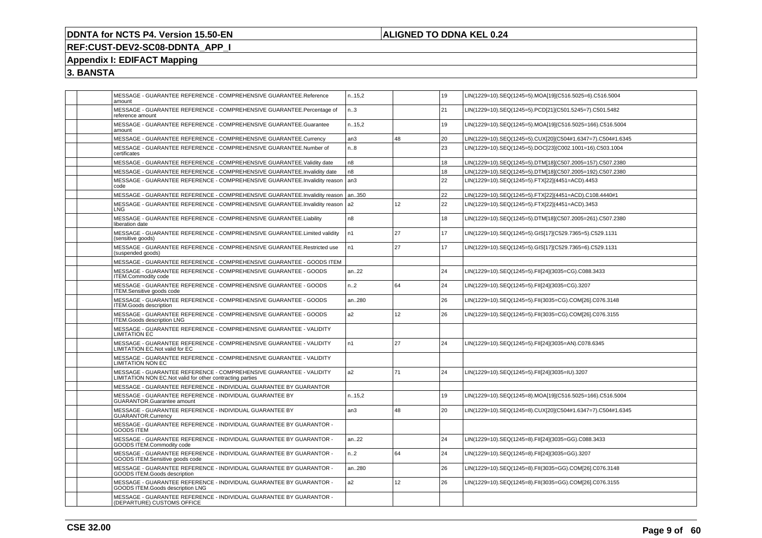| | | | | | | |
|---|---|---|---|---|---|---|
| | | MESSAGE - GUARANTEE REFERENCE - COMPREHENSIVE GUARANTEE.Reference amount | n..15,2 | | 19 | LIN(1229=10).SEQ(1245=5).MOA[19](C516.5025=6).C516.5004 |
| | | MESSAGE - GUARANTEE REFERENCE - COMPREHENSIVE GUARANTEE.Percentage of reference amount | n..3 | | 21 | LIN(1229=10).SEQ(1245=5).PCD[21](C501.5245=7).C501.5482 |
| | | MESSAGE - GUARANTEE REFERENCE - COMPREHENSIVE GUARANTEE.Guarantee amount | n..15,2 | | 19 | LIN(1229=10).SEQ(1245=5).MOA[19](C516.5025=166).C516.5004 |
| | | MESSAGE - GUARANTEE REFERENCE - COMPREHENSIVE GUARANTEE.Currency | an3 | 48 | 20 | LIN(1229=10).SEQ(1245=5).CUX[20](C504#1.6347=7).C504#1.6345 |
| | | MESSAGE - GUARANTEE REFERENCE - COMPREHENSIVE GUARANTEE.Number of certificates | n..8 | | 23 | LIN(1229=10).SEQ(1245=5).DOC[23](C002.1001=16).C503.1004 |
| | | MESSAGE - GUARANTEE REFERENCE - COMPREHENSIVE GUARANTEE.Validity date | n8 | | 18 | LIN(1229=10).SEQ(1245=5).DTM[18](C507.2005=157).C507.2380 |
| | | MESSAGE - GUARANTEE REFERENCE - COMPREHENSIVE GUARANTEE.Invalidity date | n8 | | 18 | LIN(1229=10).SEQ(1245=5).DTM[18](C507.2005=192).C507.2380 |
| | | MESSAGE - GUARANTEE REFERENCE - COMPREHENSIVE GUARANTEE.Invalidity reason code | an3 | | 22 | LIN(1229=10).SEQ(1245=5).FTX[22](4451=ACD).4453 |
| | | MESSAGE - GUARANTEE REFERENCE - COMPREHENSIVE GUARANTEE.Invalidity reason | an..350 | | 22 | LIN(1229=10).SEQ(1245=5).FTX[22](4451=ACD).C108.4440#1 |
| | | MESSAGE - GUARANTEE REFERENCE - COMPREHENSIVE GUARANTEE.Invalidity reason LNG | a2 | 12 | 22 | LIN(1229=10).SEQ(1245=5).FTX[22](4451=ACD).3453 |
| | | MESSAGE - GUARANTEE REFERENCE - COMPREHENSIVE GUARANTEE.Liability liberation date | n8 | | 18 | LIN(1229=10).SEQ(1245=5).DTM[18](C507.2005=261).C507.2380 |
| | | MESSAGE - GUARANTEE REFERENCE - COMPREHENSIVE GUARANTEE.Limited validity (sensitive goods) | n1 | 27 | 17 | LIN(1229=10).SEQ(1245=5).GIS[17](C529.7365=5).C529.1131 |
| | | MESSAGE - GUARANTEE REFERENCE - COMPREHENSIVE GUARANTEE.Restricted use (suspended goods) | n1 | 27 | 17 | LIN(1229=10).SEQ(1245=5).GIS[17](C529.7365=6).C529.1131 |
| | | MESSAGE - GUARANTEE REFERENCE - COMPREHENSIVE GUARANTEE - GOODS ITEM | | | | |
| | | MESSAGE - GUARANTEE REFERENCE - COMPREHENSIVE GUARANTEE - GOODS ITEM.Commodity code | an..22 | | 24 | LIN(1229=10).SEQ(1245=5).FII[24](3035=CG).C088.3433 |
| | | MESSAGE - GUARANTEE REFERENCE - COMPREHENSIVE GUARANTEE - GOODS ITEM.Sensitive goods code | n..2 | 64 | 24 | LIN(1229=10).SEQ(1245=5).FII[24](3035=CG).3207 |
| | | MESSAGE - GUARANTEE REFERENCE - COMPREHENSIVE GUARANTEE - GOODS ITEM.Goods description | an..280 | | 26 | LIN(1229=10).SEQ(1245=5).FII(3035=CG).COM[26].C076.3148 |
| | | MESSAGE - GUARANTEE REFERENCE - COMPREHENSIVE GUARANTEE - GOODS ITEM.Goods description LNG | a2 | 12 | 26 | LIN(1229=10).SEQ(1245=5).FII(3035=CG).COM[26].C076.3155 |
| | | MESSAGE - GUARANTEE REFERENCE - COMPREHENSIVE GUARANTEE - VALIDITY LIMITATION EC | | | | |
| | | MESSAGE - GUARANTEE REFERENCE - COMPREHENSIVE GUARANTEE - VALIDITY LIMITATION EC.Not valid for EC | n1 | 27 | 24 | LIN(1229=10).SEQ(1245=5).FII[24](3035=AN).C078.6345 |
| | | MESSAGE - GUARANTEE REFERENCE - COMPREHENSIVE GUARANTEE - VALIDITY LIMITATION NON EC | | | | |
| | | MESSAGE - GUARANTEE REFERENCE - COMPREHENSIVE GUARANTEE - VALIDITY LIMITATION NON EC.Not valid for other contracting parties | a2 | 71 | 24 | LIN(1229=10).SEQ(1245=5).FII[24](3035=IU).3207 |
| | | MESSAGE - GUARANTEE REFERENCE - INDIVIDUAL GUARANTEE BY GUARANTOR | | | | |
| | | MESSAGE - GUARANTEE REFERENCE - INDIVIDUAL GUARANTEE BY GUARANTOR.Guarantee amount | n..15,2 | | 19 | LIN(1229=10).SEQ(1245=8).MOA[19](C516.5025=166).C516.5004 |
| | | MESSAGE - GUARANTEE REFERENCE - INDIVIDUAL GUARANTEE BY GUARANTOR.Currency | an3 | 48 | 20 | LIN(1229=10).SEQ(1245=8).CUX[20](C504#1.6347=7).C504#1.6345 |
| | | MESSAGE - GUARANTEE REFERENCE - INDIVIDUAL GUARANTEE BY GUARANTOR - GOODS ITEM | | | | |
| | | MESSAGE - GUARANTEE REFERENCE - INDIVIDUAL GUARANTEE BY GUARANTOR - GOODS ITEM.Commodity code | an..22 | | 24 | LIN(1229=10).SEQ(1245=8).FII[24](3035=GG).C088.3433 |
| | | MESSAGE - GUARANTEE REFERENCE - INDIVIDUAL GUARANTEE BY GUARANTOR - GOODS ITEM.Sensitive goods code | n..2 | 64 | 24 | LIN(1229=10).SEQ(1245=8).FII[24](3035=GG).3207 |
| | | MESSAGE - GUARANTEE REFERENCE - INDIVIDUAL GUARANTEE BY GUARANTOR - GOODS ITEM.Goods description | an..280 | | 26 | LIN(1229=10).SEQ(1245=8).FII(3035=GG).COM[26].C076.3148 |
| | | MESSAGE - GUARANTEE REFERENCE - INDIVIDUAL GUARANTEE BY GUARANTOR - GOODS ITEM.Goods description LNG | a2 | 12 | 26 | LIN(1229=10).SEQ(1245=8).FII(3035=GG).COM[26].C076.3155 |
| | | MESSAGE - GUARANTEE REFERENCE - INDIVIDUAL GUARANTEE BY GUARANTOR - (DEPARTURE) CUSTOMS OFFICE | | | | |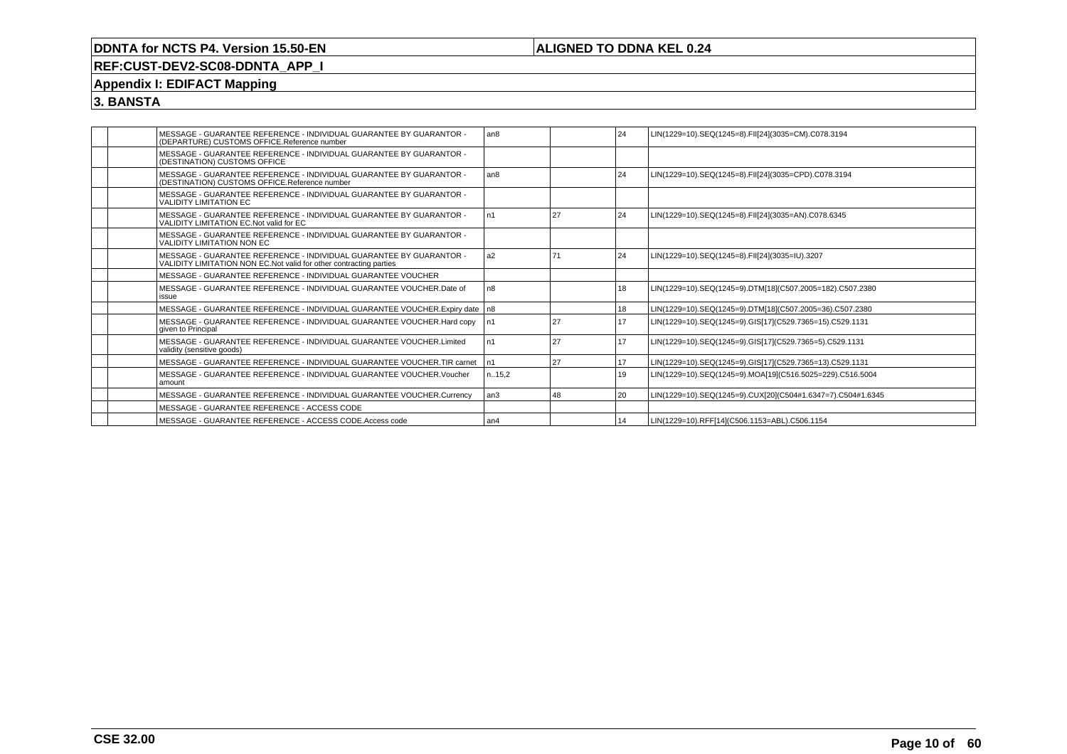## 3. BANSTA

| | | | | | | |
|---|---|---|---|---|---|---|
| | | MESSAGE - GUARANTEE REFERENCE - INDIVIDUAL GUARANTEE BY GUARANTOR - (DEPARTURE) CUSTOMS OFFICE.Reference number | an8 | | 24 | LIN(1229=10).SEQ(1245=8).FII[24](3035=CM).C078.3194 |
| | | MESSAGE - GUARANTEE REFERENCE - INDIVIDUAL GUARANTEE BY GUARANTOR - (DESTINATION) CUSTOMS OFFICE | | | | |
| | | MESSAGE - GUARANTEE REFERENCE - INDIVIDUAL GUARANTEE BY GUARANTOR - (DESTINATION) CUSTOMS OFFICE.Reference number | an8 | | 24 | LIN(1229=10).SEQ(1245=8).FII[24](3035=CPD).C078.3194 |
| | | MESSAGE - GUARANTEE REFERENCE - INDIVIDUAL GUARANTEE BY GUARANTOR - VALIDITY LIMITATION EC | | | | |
| | | MESSAGE - GUARANTEE REFERENCE - INDIVIDUAL GUARANTEE BY GUARANTOR - VALIDITY LIMITATION EC.Not valid for EC | n1 | 27 | 24 | LIN(1229=10).SEQ(1245=8).FII[24](3035=AN).C078.6345 |
| | | MESSAGE - GUARANTEE REFERENCE - INDIVIDUAL GUARANTEE BY GUARANTOR - VALIDITY LIMITATION NON EC | | | | |
| | | MESSAGE - GUARANTEE REFERENCE - INDIVIDUAL GUARANTEE BY GUARANTOR - VALIDITY LIMITATION NON EC.Not valid for other contracting parties | a2 | 71 | 24 | LIN(1229=10).SEQ(1245=8).FII[24](3035=IU).3207 |
| | | MESSAGE - GUARANTEE REFERENCE - INDIVIDUAL GUARANTEE VOUCHER | | | | |
| | | MESSAGE - GUARANTEE REFERENCE - INDIVIDUAL GUARANTEE VOUCHER.Date of issue | n8 | | 18 | LIN(1229=10).SEQ(1245=9).DTM[18](C507.2005=182).C507.2380 |
| | | MESSAGE - GUARANTEE REFERENCE - INDIVIDUAL GUARANTEE VOUCHER.Expiry date | n8 | | 18 | LIN(1229=10).SEQ(1245=9).DTM[18](C507.2005=36).C507.2380 |
| | | MESSAGE - GUARANTEE REFERENCE - INDIVIDUAL GUARANTEE VOUCHER.Hard copy given to Principal | n1 | 27 | 17 | LIN(1229=10).SEQ(1245=9).GIS[17](C529.7365=15).C529.1131 |
| | | MESSAGE - GUARANTEE REFERENCE - INDIVIDUAL GUARANTEE VOUCHER.Limited validity (sensitive goods) | n1 | 27 | 17 | LIN(1229=10).SEQ(1245=9).GIS[17](C529.7365=5).C529.1131 |
| | | MESSAGE - GUARANTEE REFERENCE - INDIVIDUAL GUARANTEE VOUCHER.TIR carnet | n1 | 27 | 17 | LIN(1229=10).SEQ(1245=9).GIS[17](C529.7365=13).C529.1131 |
| | | MESSAGE - GUARANTEE REFERENCE - INDIVIDUAL GUARANTEE VOUCHER.Voucher amount | n..15,2 | | 19 | LIN(1229=10).SEQ(1245=9).MOA[19](C516.5025=229).C516.5004 |
| | | MESSAGE - GUARANTEE REFERENCE - INDIVIDUAL GUARANTEE VOUCHER.Currency | an3 | 48 | 20 | LIN(1229=10).SEQ(1245=9).CUX[20](C504#1.6347=7).C504#1.6345 |
| | | MESSAGE - GUARANTEE REFERENCE - ACCESS CODE | | | | |
| | | MESSAGE - GUARANTEE REFERENCE - ACCESS CODE.Access code | an4 | | 14 | LIN(1229=10).RFF[14](C506.1153=ABL).C506.1154 |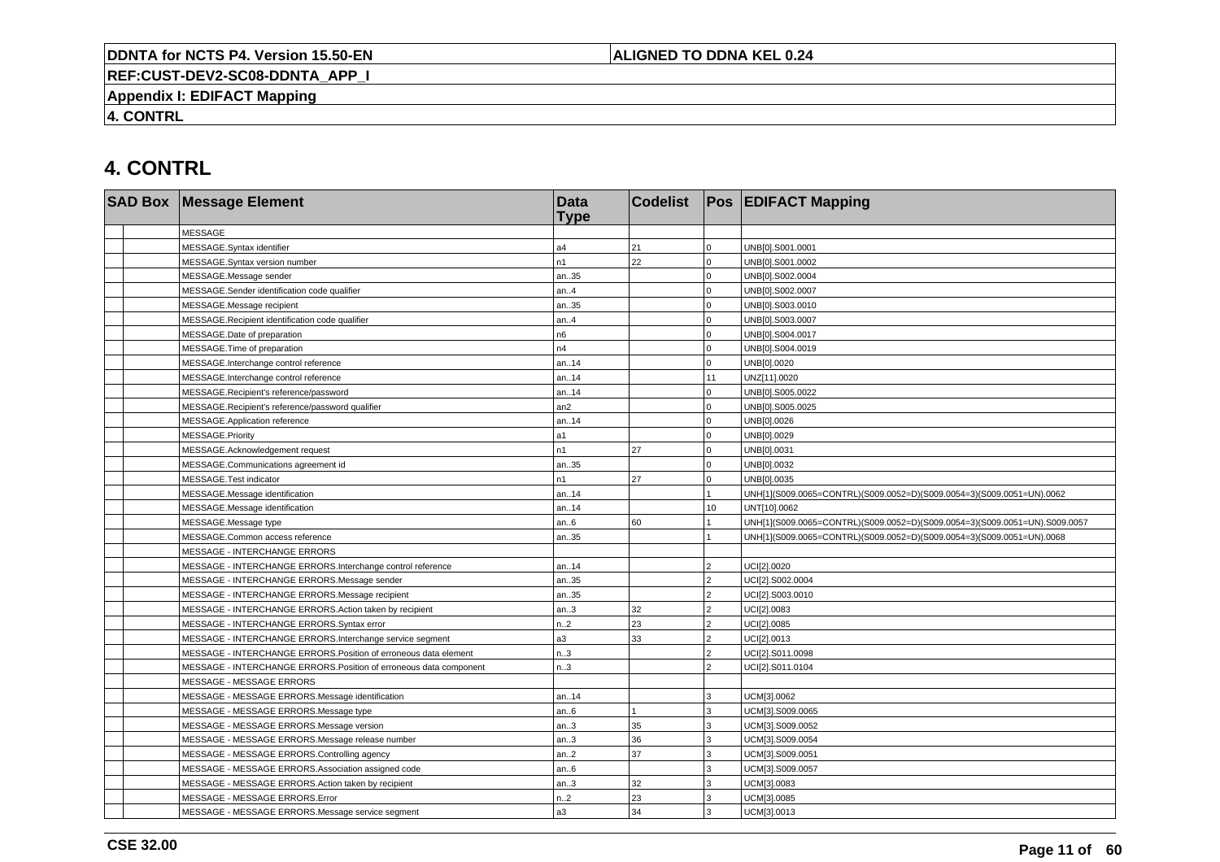# 4. CONTRL

| SAD Box | | Message Element | Data Type | Codelist | Pos | EDIFACT Mapping |
|---|---|---|---|---|---|---|
| | | MESSAGE | | | | |
| | | MESSAGE.Syntax identifier | a4 | 21 | 0 | UNB[0].S001.0001 |
| | | MESSAGE.Syntax version number | n1 | 22 | 0 | UNB[0].S001.0002 |
| | | MESSAGE.Message sender | an..35 | | 0 | UNB[0].S002.0004 |
| | | MESSAGE.Sender identification code qualifier | an..4 | | 0 | UNB[0].S002.0007 |
| | | MESSAGE.Message recipient | an..35 | | 0 | UNB[0].S003.0010 |
| | | MESSAGE.Recipient identification code qualifier | an..4 | | 0 | UNB[0].S003.0007 |
| | | MESSAGE.Date of preparation | n6 | | 0 | UNB[0].S004.0017 |
| | | MESSAGE.Time of preparation | n4 | | 0 | UNB[0].S004.0019 |
| | | MESSAGE.Interchange control reference | an..14 | | 0 | UNB[0].0020 |
| | | MESSAGE.Interchange control reference | an..14 | | 11 | UNZ[11].0020 |
| | | MESSAGE.Recipient's reference/password | an..14 | | 0 | UNB[0].S005.0022 |
| | | MESSAGE.Recipient's reference/password qualifier | an2 | | 0 | UNB[0].S005.0025 |
| | | MESSAGE.Application reference | an..14 | | 0 | UNB[0].0026 |
| | | MESSAGE.Priority | a1 | | 0 | UNB[0].0029 |
| | | MESSAGE.Acknowledgement request | n1 | 27 | 0 | UNB[0].0031 |
| | | MESSAGE.Communications agreement id | an..35 | | 0 | UNB[0].0032 |
| | | MESSAGE.Test indicator | n1 | 27 | 0 | UNB[0].0035 |
| | | MESSAGE.Message identification | an..14 | | 1 | UNH[1](S009.0065=CONTRL)(S009.0052=D)(S009.0054=3)(S009.0051=UN).0062 |
| | | MESSAGE.Message identification | an..14 | | 10 | UNT[10].0062 |
| | | MESSAGE.Message type | an..6 | 60 | 1 | UNH[1](S009.0065=CONTRL)(S009.0052=D)(S009.0054=3)(S009.0051=UN).S009.0057 |
| | | MESSAGE.Common access reference | an..35 | | 1 | UNH[1](S009.0065=CONTRL)(S009.0052=D)(S009.0054=3)(S009.0051=UN).0068 |
| | | MESSAGE - INTERCHANGE ERRORS | | | | |
| | | MESSAGE - INTERCHANGE ERRORS.Interchange control reference | an..14 | | 2 | UCI[2].0020 |
| | | MESSAGE - INTERCHANGE ERRORS.Message sender | an..35 | | 2 | UCI[2].S002.0004 |
| | | MESSAGE - INTERCHANGE ERRORS.Message recipient | an..35 | | 2 | UCI[2].S003.0010 |
| | | MESSAGE - INTERCHANGE ERRORS.Action taken by recipient | an..3 | 32 | 2 | UCI[2].0083 |
| | | MESSAGE - INTERCHANGE ERRORS.Syntax error | n..2 | 23 | 2 | UCI[2].0085 |
| | | MESSAGE - INTERCHANGE ERRORS.Interchange service segment | a3 | 33 | 2 | UCI[2].0013 |
| | | MESSAGE - INTERCHANGE ERRORS.Position of erroneous data element | n..3 | | 2 | UCI[2].S011.0098 |
| | | MESSAGE - INTERCHANGE ERRORS.Position of erroneous data component | n..3 | | 2 | UCI[2].S011.0104 |
| | | MESSAGE - MESSAGE ERRORS | | | | |
| | | MESSAGE - MESSAGE ERRORS.Message identification | an..14 | | 3 | UCM[3].0062 |
| | | MESSAGE - MESSAGE ERRORS.Message type | an..6 | 1 | 3 | UCM[3].S009.0065 |
| | | MESSAGE - MESSAGE ERRORS.Message version | an..3 | 35 | 3 | UCM[3].S009.0052 |
| | | MESSAGE - MESSAGE ERRORS.Message release number | an..3 | 36 | 3 | UCM[3].S009.0054 |
| | | MESSAGE - MESSAGE ERRORS.Controlling agency | an..2 | 37 | 3 | UCM[3].S009.0051 |
| | | MESSAGE - MESSAGE ERRORS.Association assigned code | an..6 | | 3 | UCM[3].S009.0057 |
| | | MESSAGE - MESSAGE ERRORS.Action taken by recipient | an..3 | 32 | 3 | UCM[3].0083 |
| | | MESSAGE - MESSAGE ERRORS.Error | n..2 | 23 | 3 | UCM[3].0085 |
| | | MESSAGE - MESSAGE ERRORS.Message service segment | a3 | 34 | 3 | UCM[3].0013 |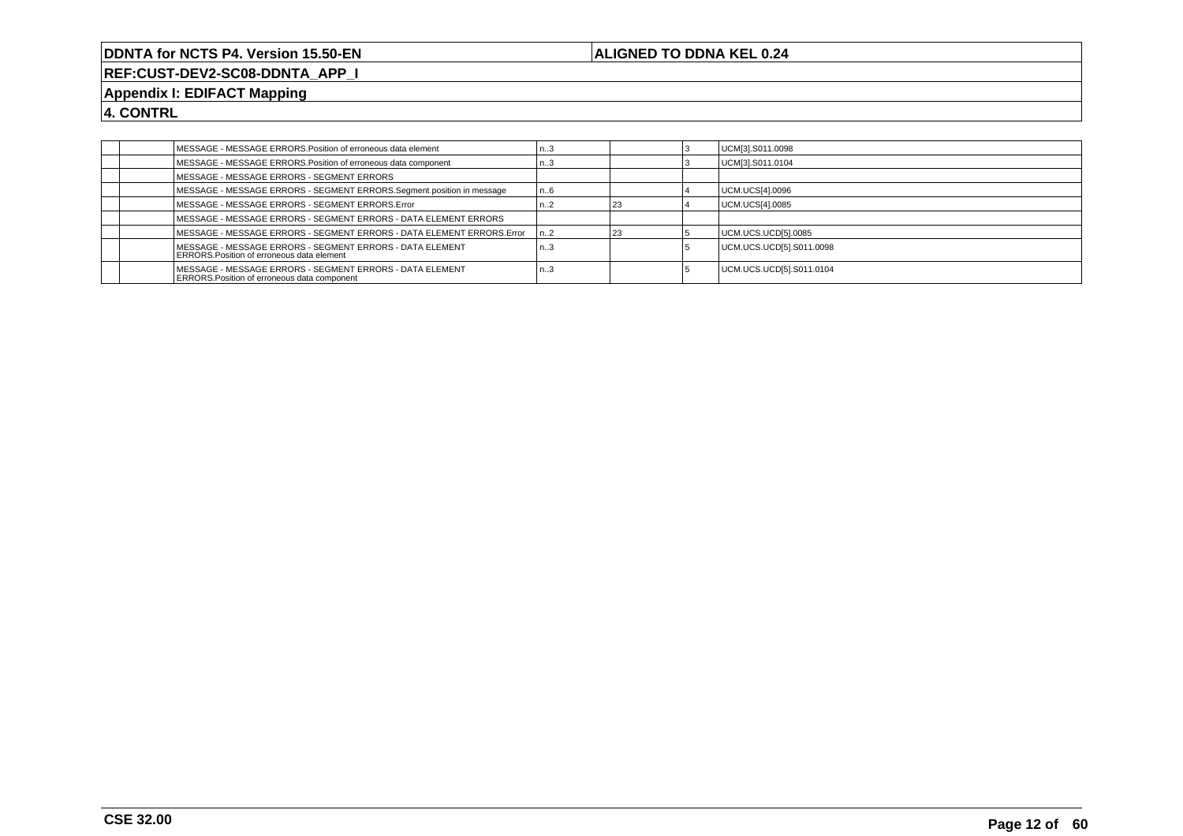## Appendix I: EDIFACT Mapping

## 4. CONTRL

| | | | | | | |
|---|---|---|---|---|---|---|
| | | MESSAGE - MESSAGE ERRORS.Position of erroneous data element | n..3 | | 3 | UCM[3].S011.0098 |
| | | MESSAGE - MESSAGE ERRORS.Position of erroneous data component | n..3 | | 3 | UCM[3].S011.0104 |
| | | MESSAGE - MESSAGE ERRORS - SEGMENT ERRORS | | | | |
| | | MESSAGE - MESSAGE ERRORS - SEGMENT ERRORS.Segment position in message | n..6 | | 4 | UCM.UCS[4].0096 |
| | | MESSAGE - MESSAGE ERRORS - SEGMENT ERRORS.Error | n..2 | 23 | 4 | UCM.UCS[4].0085 |
| | | MESSAGE - MESSAGE ERRORS - SEGMENT ERRORS - DATA ELEMENT ERRORS | | | | |
| | | MESSAGE - MESSAGE ERRORS - SEGMENT ERRORS - DATA ELEMENT ERRORS.Error | n..2 | 23 | 5 | UCM.UCS.UCD[5].0085 |
| | | MESSAGE - MESSAGE ERRORS - SEGMENT ERRORS - DATA ELEMENT ERRORS.Position of erroneous data element | n..3 | | 5 | UCM.UCS.UCD[5].S011.0098 |
| | | MESSAGE - MESSAGE ERRORS - SEGMENT ERRORS - DATA ELEMENT ERRORS.Position of erroneous data component | n..3 | | 5 | UCM.UCS.UCD[5].S011.0104 |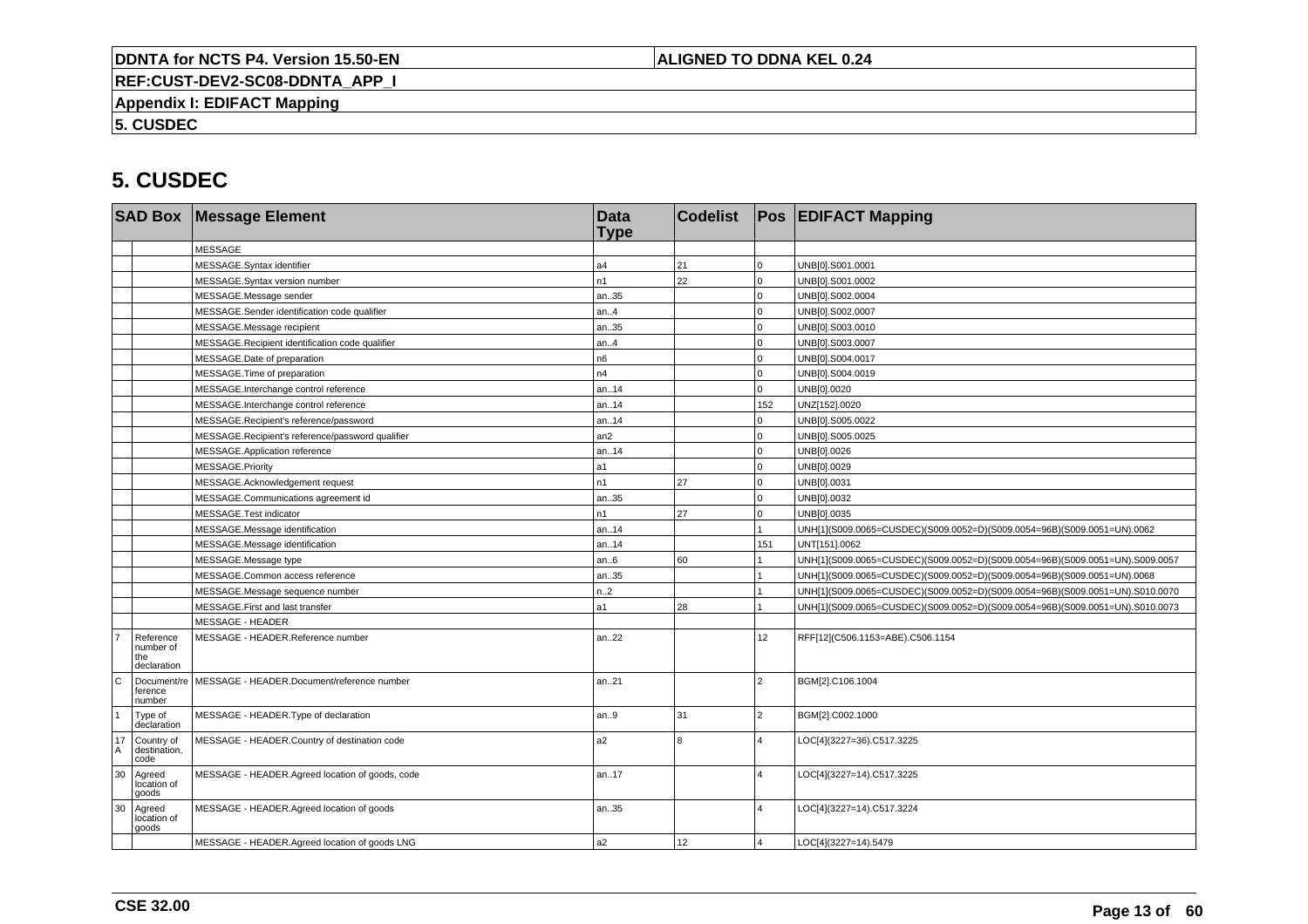# 5. CUSDEC

| SAD Box | | Message Element | Data Type | Codelist | Pos | EDIFACT Mapping |
|---|---|---|---|---|---|---|
| | | MESSAGE | | | | |
| | | MESSAGE.Syntax identifier | a4 | 21 | 0 | UNB[0].S001.0001 |
| | | MESSAGE.Syntax version number | n1 | 22 | 0 | UNB[0].S001.0002 |
| | | MESSAGE.Message sender | an..35 | | 0 | UNB[0].S002.0004 |
| | | MESSAGE.Sender identification code qualifier | an..4 | | 0 | UNB[0].S002.0007 |
| | | MESSAGE.Message recipient | an..35 | | 0 | UNB[0].S003.0010 |
| | | MESSAGE.Recipient identification code qualifier | an..4 | | 0 | UNB[0].S003.0007 |
| | | MESSAGE.Date of preparation | n6 | | 0 | UNB[0].S004.0017 |
| | | MESSAGE.Time of preparation | n4 | | 0 | UNB[0].S004.0019 |
| | | MESSAGE.Interchange control reference | an..14 | | 0 | UNB[0].0020 |
| | | MESSAGE.Interchange control reference | an..14 | | 152 | UNZ[152].0020 |
| | | MESSAGE.Recipient's reference/password | an..14 | | 0 | UNB[0].S005.0022 |
| | | MESSAGE.Recipient's reference/password qualifier | an2 | | 0 | UNB[0].S005.0025 |
| | | MESSAGE.Application reference | an..14 | | 0 | UNB[0].0026 |
| | | MESSAGE.Priority | a1 | | 0 | UNB[0].0029 |
| | | MESSAGE.Acknowledgement request | n1 | 27 | 0 | UNB[0].0031 |
| | | MESSAGE.Communications agreement id | an..35 | | 0 | UNB[0].0032 |
| | | MESSAGE.Test indicator | n1 | 27 | 0 | UNB[0].0035 |
| | | MESSAGE.Message identification | an..14 | | 1 | UNH[1](S009.0065=CUSDEC)(S009.0052=D)(S009.0054=96B)(S009.0051=UN).0062 |
| | | MESSAGE.Message identification | an..14 | | 151 | UNT[151].0062 |
| | | MESSAGE.Message type | an..6 | 60 | 1 | UNH[1](S009.0065=CUSDEC)(S009.0052=D)(S009.0054=96B)(S009.0051=UN).S009.0057 |
| | | MESSAGE.Common access reference | an..35 | | 1 | UNH[1](S009.0065=CUSDEC)(S009.0052=D)(S009.0054=96B)(S009.0051=UN).0068 |
| | | MESSAGE.Message sequence number | n..2 | | 1 | UNH[1](S009.0065=CUSDEC)(S009.0052=D)(S009.0054=96B)(S009.0051=UN).S010.0070 |
| | | MESSAGE.First and last transfer | a1 | 28 | 1 | UNH[1](S009.0065=CUSDEC)(S009.0052=D)(S009.0054=96B)(S009.0051=UN).S010.0073 |
| | | MESSAGE - HEADER | | | | |
| 7 | Reference number of the declaration | MESSAGE - HEADER.Reference number | an..22 | | 12 | RFF[12](C506.1153=ABE).C506.1154 |
| C | Document/reference number | MESSAGE - HEADER.Document/reference number | an..21 | | 2 | BGM[2].C106.1004 |
| 1 | Type of declaration | MESSAGE - HEADER.Type of declaration | an..9 | 31 | 2 | BGM[2].C002.1000 |
| 17 A | Country of destination, code | MESSAGE - HEADER.Country of destination code | a2 | 8 | 4 | LOC[4](3227=36).C517.3225 |
| 30 | Agreed location of goods | MESSAGE - HEADER.Agreed location of goods, code | an..17 | | 4 | LOC[4](3227=14).C517.3225 |
| 30 | Agreed location of goods | MESSAGE - HEADER.Agreed location of goods | an..35 | | 4 | LOC[4](3227=14).C517.3224 |
| | | MESSAGE - HEADER.Agreed location of goods LNG | a2 | 12 | 4 | LOC[4](3227=14).5479 |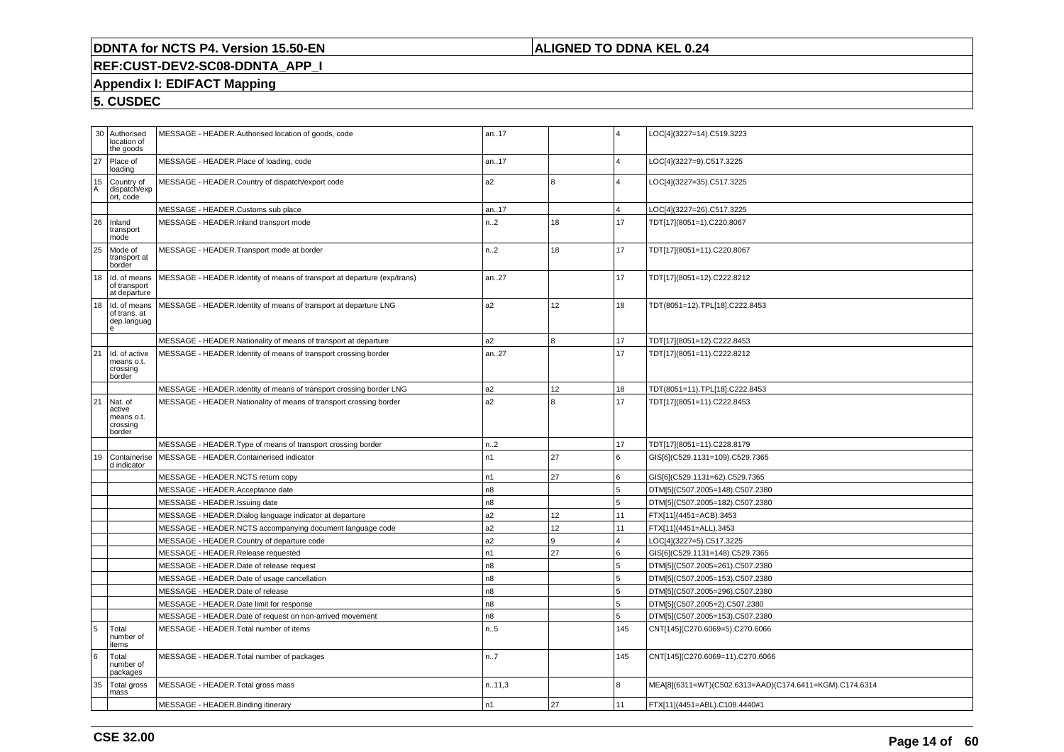| | | | | | | |
|---|---|---|---|---|---|---|
| 30 | Authorised location of the goods | MESSAGE - HEADER.Authorised location of goods, code | an..17 | | 4 | LOC[4](3227=14).C519.3223 |
| 27 | Place of loading | MESSAGE - HEADER.Place of loading, code | an..17 | | 4 | LOC[4](3227=9).C517.3225 |
| 15 A | Country of dispatch/export, code | MESSAGE - HEADER.Country of dispatch/export code | a2 | 8 | 4 | LOC[4](3227=35).C517.3225 |
| | | MESSAGE - HEADER.Customs sub place | an..17 | | 4 | LOC[4](3227=26).C517.3225 |
| 26 | Inland transport mode | MESSAGE - HEADER.Inland transport mode | n..2 | 18 | 17 | TDT[17](8051=1).C220.8067 |
| 25 | Mode of transport at border | MESSAGE - HEADER.Transport mode at border | n..2 | 18 | 17 | TDT[17](8051=11).C220.8067 |
| 18 | Id. of means of transport at departure | MESSAGE - HEADER.Identity of means of transport at departure (exp/trans) | an..27 | | 17 | TDT[17](8051=12).C222.8212 |
| 18 | Id. of means of trans. at dep.language | MESSAGE - HEADER.Identity of means of transport at departure LNG | a2 | 12 | 18 | TDT(8051=12).TPL[18].C222.8453 |
| | | MESSAGE - HEADER.Nationality of means of transport at departure | a2 | 8 | 17 | TDT[17](8051=12).C222.8453 |
| 21 | Id. of active means o.t. crossing border | MESSAGE - HEADER.Identity of means of transport crossing border | an..27 | | 17 | TDT[17](8051=11).C222.8212 |
| | | MESSAGE - HEADER.Identity of means of transport crossing border LNG | a2 | 12 | 18 | TDT(8051=11).TPL[18].C222.8453 |
| 21 | Nat. of active means o.t. crossing border | MESSAGE - HEADER.Nationality of means of transport crossing border | a2 | 8 | 17 | TDT[17](8051=11).C222.8453 |
| | | MESSAGE - HEADER.Type of means of transport crossing border | n..2 | | 17 | TDT[17](8051=11).C228.8179 |
| 19 | Containerised indicator | MESSAGE - HEADER.Containerised indicator | n1 | 27 | 6 | GIS[6](C529.1131=109).C529.7365 |
| | | MESSAGE - HEADER.NCTS return copy | n1 | 27 | 6 | GIS[6](C529.1131=62).C529.7365 |
| | | MESSAGE - HEADER.Acceptance date | n8 | | 5 | DTM[5](C507.2005=148).C507.2380 |
| | | MESSAGE - HEADER.Issuing date | n8 | | 5 | DTM[5](C507.2005=182).C507.2380 |
| | | MESSAGE - HEADER.Dialog language indicator at departure | a2 | 12 | 11 | FTX[11](4451=ACB).3453 |
| | | MESSAGE - HEADER.NCTS accompanying document language code | a2 | 12 | 11 | FTX[11](4451=ALL).3453 |
| | | MESSAGE - HEADER.Country of departure code | a2 | 9 | 4 | LOC[4](3227=5).C517.3225 |
| | | MESSAGE - HEADER.Release requested | n1 | 27 | 6 | GIS[6](C529.1131=148).C529.7365 |
| | | MESSAGE - HEADER.Date of release request | n8 | | 5 | DTM[5](C507.2005=261).C507.2380 |
| | | MESSAGE - HEADER.Date of usage cancellation | n8 | | 5 | DTM[5](C507.2005=153).C507.2380 |
| | | MESSAGE - HEADER.Date of release | n8 | | 5 | DTM[5](C507.2005=296).C507.2380 |
| | | MESSAGE - HEADER.Date limit for response | n8 | | 5 | DTM[5](C507.2005=2).C507.2380 |
| | | MESSAGE - HEADER.Date of request on non-arrived movement | n8 | | 5 | DTM[5](C507.2005=153).C507.2380 |
| 5 | Total number of items | MESSAGE - HEADER.Total number of items | n..5 | | 145 | CNT[145](C270.6069=5).C270.6066 |
| 6 | Total number of packages | MESSAGE - HEADER.Total number of packages | n..7 | | 145 | CNT[145](C270.6069=11).C270.6066 |
| 35 | Total gross mass | MESSAGE - HEADER.Total gross mass | n..11,3 | | 8 | MEA[8](6311=WT)(C502.6313=AAD)(C174.6411=KGM).C174.6314 |
| | | MESSAGE - HEADER.Binding itinerary | n1 | 27 | 11 | FTX[11](4451=ABL).C108.4440#1 |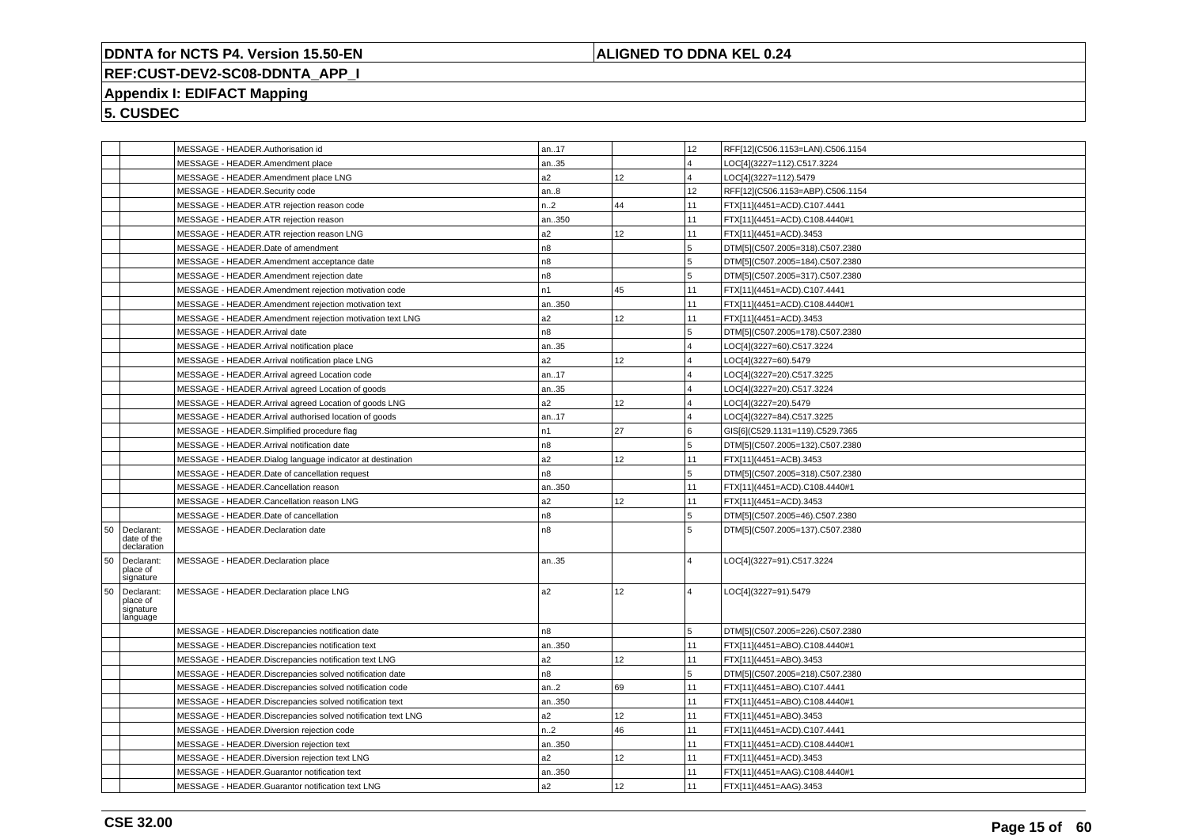# DDNTA for NCTS P4. Version 15.50-EN

**ALIGNED TO DDNA KEL 0.24**

**REF:CUST-DEV2-SC08-DDNTA_APP_I**

**Appendix I: EDIFACT Mapping**

**5. CUSDEC**

| | | | | | | |
|---|---|---|---|---|---|---|
| | | MESSAGE - HEADER.Authorisation id | an..17 | | 12 | RFF[12](C506.1153=LAN).C506.1154 |
| | | MESSAGE - HEADER.Amendment place | an..35 | | 4 | LOC[4](3227=112).C517.3224 |
| | | MESSAGE - HEADER.Amendment place LNG | a2 | 12 | 4 | LOC[4](3227=112).5479 |
| | | MESSAGE - HEADER.Security code | an..8 | | 12 | RFF[12](C506.1153=ABP).C506.1154 |
| | | MESSAGE - HEADER.ATR rejection reason code | n..2 | 44 | 11 | FTX[11](4451=ACD).C107.4441 |
| | | MESSAGE - HEADER.ATR rejection reason | an..350 | | 11 | FTX[11](4451=ACD).C108.4440#1 |
| | | MESSAGE - HEADER.ATR rejection reason LNG | a2 | 12 | 11 | FTX[11](4451=ACD).3453 |
| | | MESSAGE - HEADER.Date of amendment | n8 | | 5 | DTM[5](C507.2005=318).C507.2380 |
| | | MESSAGE - HEADER.Amendment acceptance date | n8 | | 5 | DTM[5](C507.2005=184).C507.2380 |
| | | MESSAGE - HEADER.Amendment rejection date | n8 | | 5 | DTM[5](C507.2005=317).C507.2380 |
| | | MESSAGE - HEADER.Amendment rejection motivation code | n1 | 45 | 11 | FTX[11](4451=ACD).C107.4441 |
| | | MESSAGE - HEADER.Amendment rejection motivation text | an..350 | | 11 | FTX[11](4451=ACD).C108.4440#1 |
| | | MESSAGE - HEADER.Amendment rejection motivation text LNG | a2 | 12 | 11 | FTX[11](4451=ACD).3453 |
| | | MESSAGE - HEADER.Arrival date | n8 | | 5 | DTM[5](C507.2005=178).C507.2380 |
| | | MESSAGE - HEADER.Arrival notification place | an..35 | | 4 | LOC[4](3227=60).C517.3224 |
| | | MESSAGE - HEADER.Arrival notification place LNG | a2 | 12 | 4 | LOC[4](3227=60).5479 |
| | | MESSAGE - HEADER.Arrival agreed Location code | an..17 | | 4 | LOC[4](3227=20).C517.3225 |
| | | MESSAGE - HEADER.Arrival agreed Location of goods | an..35 | | 4 | LOC[4](3227=20).C517.3224 |
| | | MESSAGE - HEADER.Arrival agreed Location of goods LNG | a2 | 12 | 4 | LOC[4](3227=20).5479 |
| | | MESSAGE - HEADER.Arrival authorised location of goods | an..17 | | 4 | LOC[4](3227=84).C517.3225 |
| | | MESSAGE - HEADER.Simplified procedure flag | n1 | 27 | 6 | GIS[6](C529.1131=119).C529.7365 |
| | | MESSAGE - HEADER.Arrival notification date | n8 | | 5 | DTM[5](C507.2005=132).C507.2380 |
| | | MESSAGE - HEADER.Dialog language indicator at destination | a2 | 12 | 11 | FTX[11](4451=ACB).3453 |
| | | MESSAGE - HEADER.Date of cancellation request | n8 | | 5 | DTM[5](C507.2005=318).C507.2380 |
| | | MESSAGE - HEADER.Cancellation reason | an..350 | | 11 | FTX[11](4451=ACD).C108.4440#1 |
| | | MESSAGE - HEADER.Cancellation reason LNG | a2 | 12 | 11 | FTX[11](4451=ACD).3453 |
| | | MESSAGE - HEADER.Date of cancellation | n8 | | 5 | DTM[5](C507.2005=46).C507.2380 |
| 50 | Declarant: date of the declaration | MESSAGE - HEADER.Declaration date | n8 | | 5 | DTM[5](C507.2005=137).C507.2380 |
| 50 | Declarant: place of signature | MESSAGE - HEADER.Declaration place | an..35 | | 4 | LOC[4](3227=91).C517.3224 |
| 50 | Declarant: place of signature language | MESSAGE - HEADER.Declaration place LNG | a2 | 12 | 4 | LOC[4](3227=91).5479 |
| | | MESSAGE - HEADER.Discrepancies notification date | n8 | | 5 | DTM[5](C507.2005=226).C507.2380 |
| | | MESSAGE - HEADER.Discrepancies notification text | an..350 | | 11 | FTX[11](4451=ABO).C108.4440#1 |
| | | MESSAGE - HEADER.Discrepancies notification text LNG | a2 | 12 | 11 | FTX[11](4451=ABO).3453 |
| | | MESSAGE - HEADER.Discrepancies solved notification date | n8 | | 5 | DTM[5](C507.2005=218).C507.2380 |
| | | MESSAGE - HEADER.Discrepancies solved notification code | an..2 | 69 | 11 | FTX[11](4451=ABO).C107.4441 |
| | | MESSAGE - HEADER.Discrepancies solved notification text | an..350 | | 11 | FTX[11](4451=ABO).C108.4440#1 |
| | | MESSAGE - HEADER.Discrepancies solved notification text LNG | a2 | 12 | 11 | FTX[11](4451=ABO).3453 |
| | | MESSAGE - HEADER.Diversion rejection code | n..2 | 46 | 11 | FTX[11](4451=ACD).C107.4441 |
| | | MESSAGE - HEADER.Diversion rejection text | an..350 | | 11 | FTX[11](4451=ACD).C108.4440#1 |
| | | MESSAGE - HEADER.Diversion rejection text LNG | a2 | 12 | 11 | FTX[11](4451=ACD).3453 |
| | | MESSAGE - HEADER.Guarantor notification text | an..350 | | 11 | FTX[11](4451=AAG).C108.4440#1 |
| | | MESSAGE - HEADER.Guarantor notification text LNG | a2 | 12 | 11 | FTX[11](4451=AAG).3453 |

**CSE 32.00**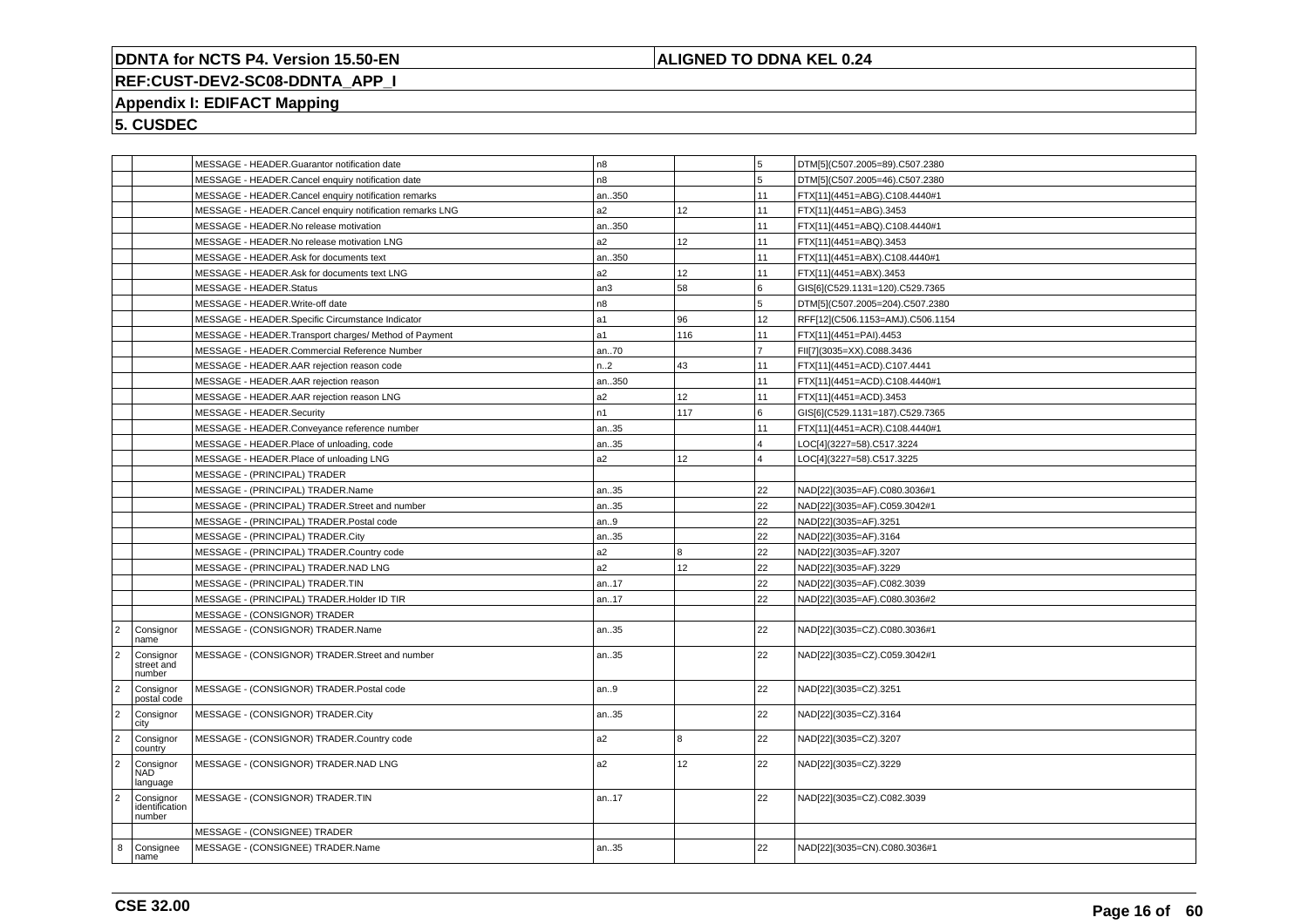**DDNTA for NCTS P4. Version 15.50-EN** | **ALIGNED TO DDNA KEL 0.24**

**REF:CUST-DEV2-SC08-DDNTA_APP_I**

**Appendix I: EDIFACT Mapping**

**5. CUSDEC**

| | | | | | | |
|---|---|---|---|---|---|---|
| | | MESSAGE - HEADER.Guarantor notification date | n8 | | 5 | DTM[5](C507.2005=89).C507.2380 |
| | | MESSAGE - HEADER.Cancel enquiry notification date | n8 | | 5 | DTM[5](C507.2005=46).C507.2380 |
| | | MESSAGE - HEADER.Cancel enquiry notification remarks | an..350 | | 11 | FTX[11](4451=ABG).C108.4440#1 |
| | | MESSAGE - HEADER.Cancel enquiry notification remarks LNG | a2 | 12 | 11 | FTX[11](4451=ABG).3453 |
| | | MESSAGE - HEADER.No release motivation | an..350 | | 11 | FTX[11](4451=ABQ).C108.4440#1 |
| | | MESSAGE - HEADER.No release motivation LNG | a2 | 12 | 11 | FTX[11](4451=ABQ).3453 |
| | | MESSAGE - HEADER.Ask for documents text | an..350 | | 11 | FTX[11](4451=ABX).C108.4440#1 |
| | | MESSAGE - HEADER.Ask for documents text LNG | a2 | 12 | 11 | FTX[11](4451=ABX).3453 |
| | | MESSAGE - HEADER.Status | an3 | 58 | 6 | GIS[6](C529.1131=120).C529.7365 |
| | | MESSAGE - HEADER.Write-off date | n8 | | 5 | DTM[5](C507.2005=204).C507.2380 |
| | | MESSAGE - HEADER.Specific Circumstance Indicator | a1 | 96 | 12 | RFF[12](C506.1153=AMJ).C506.1154 |
| | | MESSAGE - HEADER.Transport charges/ Method of Payment | a1 | 116 | 11 | FTX[11](4451=PAI).4453 |
| | | MESSAGE - HEADER.Commercial Reference Number | an..70 | | 7 | FII[7](3035=XX).C088.3436 |
| | | MESSAGE - HEADER.AAR rejection reason code | n..2 | 43 | 11 | FTX[11](4451=ACD).C107.4441 |
| | | MESSAGE - HEADER.AAR rejection reason | an..350 | | 11 | FTX[11](4451=ACD).C108.4440#1 |
| | | MESSAGE - HEADER.AAR rejection reason LNG | a2 | 12 | 11 | FTX[11](4451=ACD).3453 |
| | | MESSAGE - HEADER.Security | n1 | 117 | 6 | GIS[6](C529.1131=187).C529.7365 |
| | | MESSAGE - HEADER.Conveyance reference number | an..35 | | 11 | FTX[11](4451=ACR).C108.4440#1 |
| | | MESSAGE - HEADER.Place of unloading, code | an..35 | | 4 | LOC[4](3227=58).C517.3224 |
| | | MESSAGE - HEADER.Place of unloading LNG | a2 | 12 | 4 | LOC[4](3227=58).C517.3225 |
| | | MESSAGE - (PRINCIPAL) TRADER | | | | |
| | | MESSAGE - (PRINCIPAL) TRADER.Name | an..35 | | 22 | NAD[22](3035=AF).C080.3036#1 |
| | | MESSAGE - (PRINCIPAL) TRADER.Street and number | an..35 | | 22 | NAD[22](3035=AF).C059.3042#1 |
| | | MESSAGE - (PRINCIPAL) TRADER.Postal code | an..9 | | 22 | NAD[22](3035=AF).3251 |
| | | MESSAGE - (PRINCIPAL) TRADER.City | an..35 | | 22 | NAD[22](3035=AF).3164 |
| | | MESSAGE - (PRINCIPAL) TRADER.Country code | a2 | 8 | 22 | NAD[22](3035=AF).3207 |
| | | MESSAGE - (PRINCIPAL) TRADER.NAD LNG | a2 | 12 | 22 | NAD[22](3035=AF).3229 |
| | | MESSAGE - (PRINCIPAL) TRADER.TIN | an..17 | | 22 | NAD[22](3035=AF).C082.3039 |
| | | MESSAGE - (PRINCIPAL) TRADER.Holder ID TIR | an..17 | | 22 | NAD[22](3035=AF).C080.3036#2 |
| | | MESSAGE - (CONSIGNOR) TRADER | | | | |
| 2 | Consignor name | MESSAGE - (CONSIGNOR) TRADER.Name | an..35 | | 22 | NAD[22](3035=CZ).C080.3036#1 |
| 2 | Consignor street and number | MESSAGE - (CONSIGNOR) TRADER.Street and number | an..35 | | 22 | NAD[22](3035=CZ).C059.3042#1 |
| 2 | Consignor postal code | MESSAGE - (CONSIGNOR) TRADER.Postal code | an..9 | | 22 | NAD[22](3035=CZ).3251 |
| 2 | Consignor city | MESSAGE - (CONSIGNOR) TRADER.City | an..35 | | 22 | NAD[22](3035=CZ).3164 |
| 2 | Consignor country | MESSAGE - (CONSIGNOR) TRADER.Country code | a2 | 8 | 22 | NAD[22](3035=CZ).3207 |
| 2 | Consignor NAD language | MESSAGE - (CONSIGNOR) TRADER.NAD LNG | a2 | 12 | 22 | NAD[22](3035=CZ).3229 |
| 2 | Consignor identification number | MESSAGE - (CONSIGNOR) TRADER.TIN | an..17 | | 22 | NAD[22](3035=CZ).C082.3039 |
| | | MESSAGE - (CONSIGNEE) TRADER | | | | |
| 8 | Consignee name | MESSAGE - (CONSIGNEE) TRADER.Name | an..35 | | 22 | NAD[22](3035=CN).C080.3036#1 |

**CSE 32.00**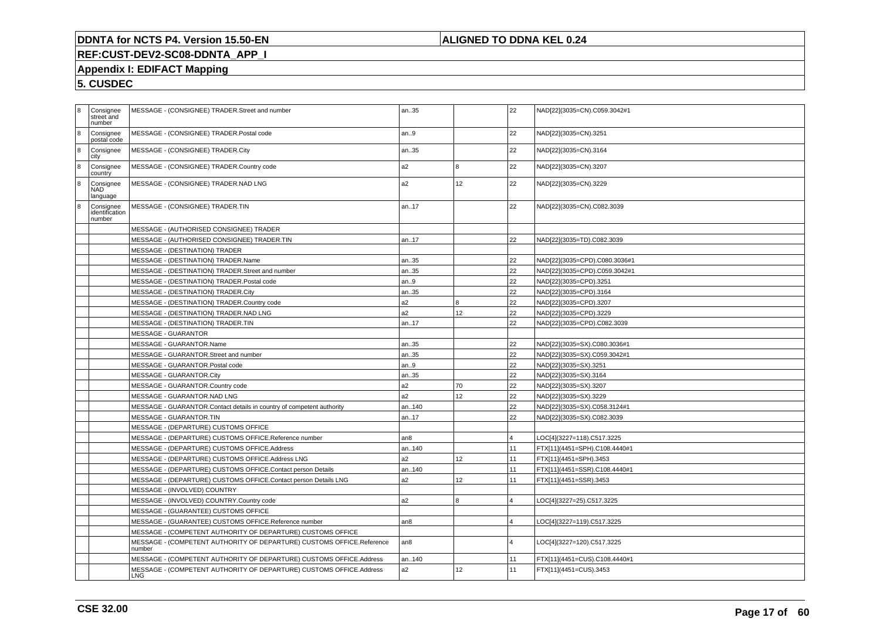| 8 | Consignee street and number | MESSAGE - (CONSIGNEE) TRADER.Street and number | an..35 | | 22 | NAD[22](3035=CN).C059.3042#1 |
|---|---|---|---|---|---|---|
| 8 | Consignee postal code | MESSAGE - (CONSIGNEE) TRADER.Postal code | an..9 | | 22 | NAD[22](3035=CN).3251 |
| 8 | Consignee city | MESSAGE - (CONSIGNEE) TRADER.City | an..35 | | 22 | NAD[22](3035=CN).3164 |
| 8 | Consignee country | MESSAGE - (CONSIGNEE) TRADER.Country code | a2 | 8 | 22 | NAD[22](3035=CN).3207 |
| 8 | Consignee NAD language | MESSAGE - (CONSIGNEE) TRADER.NAD LNG | a2 | 12 | 22 | NAD[22](3035=CN).3229 |
| 8 | Consignee identification number | MESSAGE - (CONSIGNEE) TRADER.TIN | an..17 | | 22 | NAD[22](3035=CN).C082.3039 |
| | | MESSAGE - (AUTHORISED CONSIGNEE) TRADER | | | | |
| | | MESSAGE - (AUTHORISED CONSIGNEE) TRADER.TIN | an..17 | | 22 | NAD[22](3035=TD).C082.3039 |
| | | MESSAGE - (DESTINATION) TRADER | | | | |
| | | MESSAGE - (DESTINATION) TRADER.Name | an..35 | | 22 | NAD[22](3035=CPD).C080.3036#1 |
| | | MESSAGE - (DESTINATION) TRADER.Street and number | an..35 | | 22 | NAD[22](3035=CPD).C059.3042#1 |
| | | MESSAGE - (DESTINATION) TRADER.Postal code | an..9 | | 22 | NAD[22](3035=CPD).3251 |
| | | MESSAGE - (DESTINATION) TRADER.City | an..35 | | 22 | NAD[22](3035=CPD).3164 |
| | | MESSAGE - (DESTINATION) TRADER.Country code | a2 | 8 | 22 | NAD[22](3035=CPD).3207 |
| | | MESSAGE - (DESTINATION) TRADER.NAD LNG | a2 | 12 | 22 | NAD[22](3035=CPD).3229 |
| | | MESSAGE - (DESTINATION) TRADER.TIN | an..17 | | 22 | NAD[22](3035=CPD).C082.3039 |
| | | MESSAGE - GUARANTOR | | | | |
| | | MESSAGE - GUARANTOR.Name | an..35 | | 22 | NAD[22](3035=SX).C080.3036#1 |
| | | MESSAGE - GUARANTOR.Street and number | an..35 | | 22 | NAD[22](3035=SX).C059.3042#1 |
| | | MESSAGE - GUARANTOR.Postal code | an..9 | | 22 | NAD[22](3035=SX).3251 |
| | | MESSAGE - GUARANTOR.City | an..35 | | 22 | NAD[22](3035=SX).3164 |
| | | MESSAGE - GUARANTOR.Country code | a2 | 70 | 22 | NAD[22](3035=SX).3207 |
| | | MESSAGE - GUARANTOR.NAD LNG | a2 | 12 | 22 | NAD[22](3035=SX).3229 |
| | | MESSAGE - GUARANTOR.Contact details in country of competent authority | an..140 | | 22 | NAD[22](3035=SX).C058.3124#1 |
| | | MESSAGE - GUARANTOR.TIN | an..17 | | 22 | NAD[22](3035=SX).C082.3039 |
| | | MESSAGE - (DEPARTURE) CUSTOMS OFFICE | | | | |
| | | MESSAGE - (DEPARTURE) CUSTOMS OFFICE.Reference number | an8 | | 4 | LOC[4](3227=118).C517.3225 |
| | | MESSAGE - (DEPARTURE) CUSTOMS OFFICE.Address | an..140 | | 11 | FTX[11](4451=SPH).C108.4440#1 |
| | | MESSAGE - (DEPARTURE) CUSTOMS OFFICE.Address LNG | a2 | 12 | 11 | FTX[11](4451=SPH).3453 |
| | | MESSAGE - (DEPARTURE) CUSTOMS OFFICE.Contact person Details | an..140 | | 11 | FTX[11](4451=SSR).C108.4440#1 |
| | | MESSAGE - (DEPARTURE) CUSTOMS OFFICE.Contact person Details LNG | a2 | 12 | 11 | FTX[11](4451=SSR).3453 |
| | | MESSAGE - (INVOLVED) COUNTRY | | | | |
| | | MESSAGE - (INVOLVED) COUNTRY.Country code | a2 | 8 | 4 | LOC[4](3227=25).C517.3225 |
| | | MESSAGE - (GUARANTEE) CUSTOMS OFFICE | | | | |
| | | MESSAGE - (GUARANTEE) CUSTOMS OFFICE.Reference number | an8 | | 4 | LOC[4](3227=119).C517.3225 |
| | | MESSAGE - (COMPETENT AUTHORITY OF DEPARTURE) CUSTOMS OFFICE | | | | |
| | | MESSAGE - (COMPETENT AUTHORITY OF DEPARTURE) CUSTOMS OFFICE.Reference number | an8 | | 4 | LOC[4](3227=120).C517.3225 |
| | | MESSAGE - (COMPETENT AUTHORITY OF DEPARTURE) CUSTOMS OFFICE.Address | an..140 | | 11 | FTX[11](4451=CUS).C108.4440#1 |
| | | MESSAGE - (COMPETENT AUTHORITY OF DEPARTURE) CUSTOMS OFFICE.Address LNG | a2 | 12 | 11 | FTX[11](4451=CUS).3453 |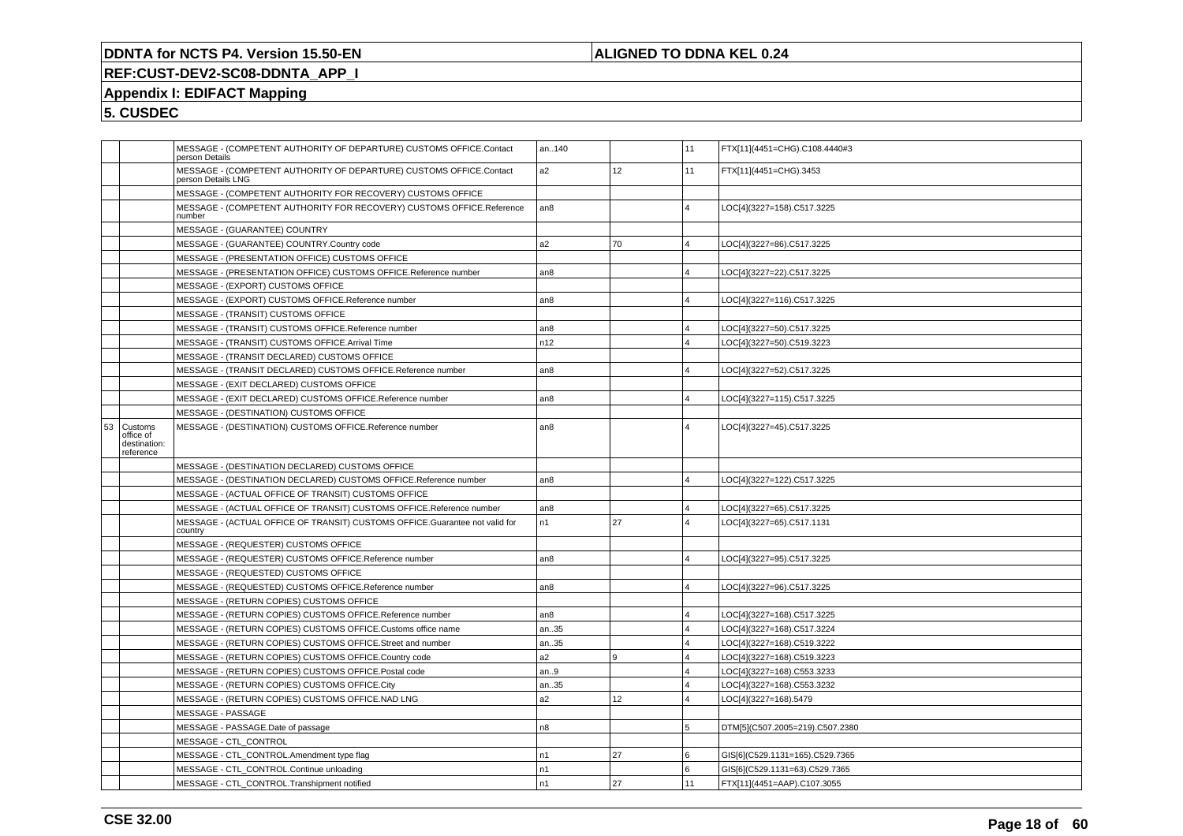| | | | | | | |
|---|---|---|---|---|---|---|
| | | MESSAGE - (COMPETENT AUTHORITY OF DEPARTURE) CUSTOMS OFFICE.Contact person Details | an..140 | | 11 | FTX[11](4451=CHG).C108.4440#3 |
| | | MESSAGE - (COMPETENT AUTHORITY OF DEPARTURE) CUSTOMS OFFICE.Contact person Details LNG | a2 | 12 | 11 | FTX[11](4451=CHG).3453 |
| | | MESSAGE - (COMPETENT AUTHORITY FOR RECOVERY) CUSTOMS OFFICE | | | | |
| | | MESSAGE - (COMPETENT AUTHORITY FOR RECOVERY) CUSTOMS OFFICE.Reference number | an8 | | 4 | LOC[4](3227=158).C517.3225 |
| | | MESSAGE - (GUARANTEE) COUNTRY | | | | |
| | | MESSAGE - (GUARANTEE) COUNTRY.Country code | a2 | 70 | 4 | LOC[4](3227=86).C517.3225 |
| | | MESSAGE - (PRESENTATION OFFICE) CUSTOMS OFFICE | | | | |
| | | MESSAGE - (PRESENTATION OFFICE) CUSTOMS OFFICE.Reference number | an8 | | 4 | LOC[4](3227=22).C517.3225 |
| | | MESSAGE - (EXPORT) CUSTOMS OFFICE | | | | |
| | | MESSAGE - (EXPORT) CUSTOMS OFFICE.Reference number | an8 | | 4 | LOC[4](3227=116).C517.3225 |
| | | MESSAGE - (TRANSIT) CUSTOMS OFFICE | | | | |
| | | MESSAGE - (TRANSIT) CUSTOMS OFFICE.Reference number | an8 | | 4 | LOC[4](3227=50).C517.3225 |
| | | MESSAGE - (TRANSIT) CUSTOMS OFFICE.Arrival Time | n12 | | 4 | LOC[4](3227=50).C519.3223 |
| | | MESSAGE - (TRANSIT DECLARED) CUSTOMS OFFICE | | | | |
| | | MESSAGE - (TRANSIT DECLARED) CUSTOMS OFFICE.Reference number | an8 | | 4 | LOC[4](3227=52).C517.3225 |
| | | MESSAGE - (EXIT DECLARED) CUSTOMS OFFICE | | | | |
| | | MESSAGE - (EXIT DECLARED) CUSTOMS OFFICE.Reference number | an8 | | 4 | LOC[4](3227=115).C517.3225 |
| | | MESSAGE - (DESTINATION) CUSTOMS OFFICE | | | | |
| 53 | Customs office of destination: reference | MESSAGE - (DESTINATION) CUSTOMS OFFICE.Reference number | an8 | | 4 | LOC[4](3227=45).C517.3225 |
| | | MESSAGE - (DESTINATION DECLARED) CUSTOMS OFFICE | | | | |
| | | MESSAGE - (DESTINATION DECLARED) CUSTOMS OFFICE.Reference number | an8 | | 4 | LOC[4](3227=122).C517.3225 |
| | | MESSAGE - (ACTUAL OFFICE OF TRANSIT) CUSTOMS OFFICE | | | | |
| | | MESSAGE - (ACTUAL OFFICE OF TRANSIT) CUSTOMS OFFICE.Reference number | an8 | | 4 | LOC[4](3227=65).C517.3225 |
| | | MESSAGE - (ACTUAL OFFICE OF TRANSIT) CUSTOMS OFFICE.Guarantee not valid for country | n1 | 27 | 4 | LOC[4](3227=65).C517.1131 |
| | | MESSAGE - (REQUESTER) CUSTOMS OFFICE | | | | |
| | | MESSAGE - (REQUESTER) CUSTOMS OFFICE.Reference number | an8 | | 4 | LOC[4](3227=95).C517.3225 |
| | | MESSAGE - (REQUESTED) CUSTOMS OFFICE | | | | |
| | | MESSAGE - (REQUESTED) CUSTOMS OFFICE.Reference number | an8 | | 4 | LOC[4](3227=96).C517.3225 |
| | | MESSAGE - (RETURN COPIES) CUSTOMS OFFICE | | | | |
| | | MESSAGE - (RETURN COPIES) CUSTOMS OFFICE.Reference number | an8 | | 4 | LOC[4](3227=168).C517.3225 |
| | | MESSAGE - (RETURN COPIES) CUSTOMS OFFICE.Customs office name | an..35 | | 4 | LOC[4](3227=168).C517.3224 |
| | | MESSAGE - (RETURN COPIES) CUSTOMS OFFICE.Street and number | an..35 | | 4 | LOC[4](3227=168).C519.3222 |
| | | MESSAGE - (RETURN COPIES) CUSTOMS OFFICE.Country code | a2 | 9 | 4 | LOC[4](3227=168).C519.3223 |
| | | MESSAGE - (RETURN COPIES) CUSTOMS OFFICE.Postal code | an..9 | | 4 | LOC[4](3227=168).C553.3233 |
| | | MESSAGE - (RETURN COPIES) CUSTOMS OFFICE.City | an..35 | | 4 | LOC[4](3227=168).C553.3232 |
| | | MESSAGE - (RETURN COPIES) CUSTOMS OFFICE.NAD LNG | a2 | 12 | 4 | LOC[4](3227=168).5479 |
| | | MESSAGE - PASSAGE | | | | |
| | | MESSAGE - PASSAGE.Date of passage | n8 | | 5 | DTM[5](C507.2005=219).C507.2380 |
| | | MESSAGE - CTL_CONTROL | | | | |
| | | MESSAGE - CTL_CONTROL.Amendment type flag | n1 | 27 | 6 | GIS[6](C529.1131=165).C529.7365 |
| | | MESSAGE - CTL_CONTROL.Continue unloading | n1 | | 6 | GIS[6](C529.1131=63).C529.7365 |
| | | MESSAGE - CTL_CONTROL.Transhipment notified | n1 | 27 | 11 | FTX[11](4451=AAP).C107.3055 |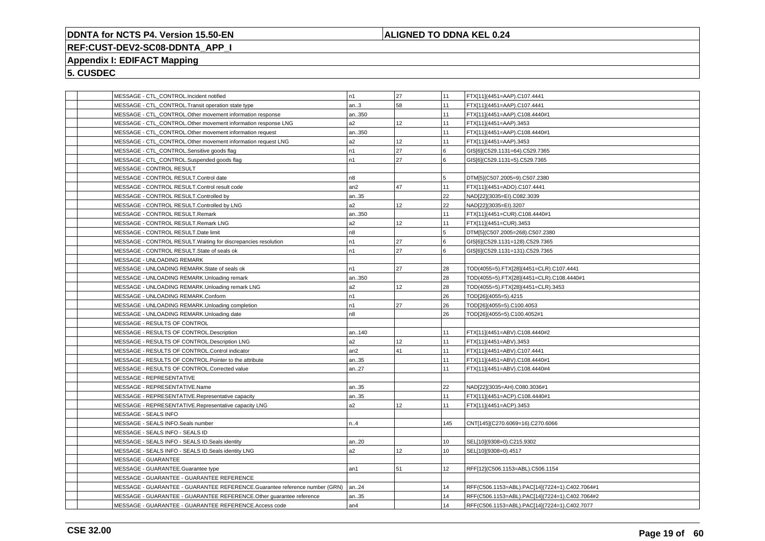DDNTA for NCTS P4. Version 15.50-EN

ALIGNED TO DDNA KEL 0.24

REF:CUST-DEV2-SC08-DDNTA_APP_I

## Appendix I: EDIFACT Mapping

## 5. CUSDEC

| | | | | | | |
|---|---|---|---|---|---|---|
| | | MESSAGE - CTL_CONTROL.Incident notified | n1 | 27 | 11 | FTX[11](4451=AAP).C107.4441 |
| | | MESSAGE - CTL_CONTROL.Transit operation state type | an..3 | 58 | 11 | FTX[11](4451=AAP).C107.4441 |
| | | MESSAGE - CTL_CONTROL.Other movement information response | an..350 | | 11 | FTX[11](4451=AAP).C108.4440#1 |
| | | MESSAGE - CTL_CONTROL.Other movement information response LNG | a2 | 12 | 11 | FTX[11](4451=AAP).3453 |
| | | MESSAGE - CTL_CONTROL.Other movement information request | an..350 | | 11 | FTX[11](4451=AAP).C108.4440#1 |
| | | MESSAGE - CTL_CONTROL.Other movement information request LNG | a2 | 12 | 11 | FTX[11](4451=AAP).3453 |
| | | MESSAGE - CTL_CONTROL.Sensitive goods flag | n1 | 27 | 6 | GIS[6](C529.1131=64).C529.7365 |
| | | MESSAGE - CTL_CONTROL.Suspended goods flag | n1 | 27 | 6 | GIS[6](C529.1131=5).C529.7365 |
| | | MESSAGE - CONTROL RESULT | | | | |
| | | MESSAGE - CONTROL RESULT.Control date | n8 | | 5 | DTM[5](C507.2005=9).C507.2380 |
| | | MESSAGE - CONTROL RESULT.Control result code | an2 | 47 | 11 | FTX[11](4451=ADO).C107.4441 |
| | | MESSAGE - CONTROL RESULT.Controlled by | an..35 | | 22 | NAD[22](3035=EI).C082.3039 |
| | | MESSAGE - CONTROL RESULT.Controlled by LNG | a2 | 12 | 22 | NAD[22](3035=EI).3207 |
| | | MESSAGE - CONTROL RESULT.Remark | an..350 | | 11 | FTX[11](4451=CUR).C108.4440#1 |
| | | MESSAGE - CONTROL RESULT.Remark LNG | a2 | 12 | 11 | FTX[11](4451=CUR).3453 |
| | | MESSAGE - CONTROL RESULT.Date limit | n8 | | 5 | DTM[5](C507.2005=268).C507.2380 |
| | | MESSAGE - CONTROL RESULT.Waiting for discrepancies resolution | n1 | 27 | 6 | GIS[6](C529.1131=128).C529.7365 |
| | | MESSAGE - CONTROL RESULT.State of seals ok | n1 | 27 | 6 | GIS[6](C529.1131=131).C529.7365 |
| | | MESSAGE - UNLOADING REMARK | | | | |
| | | MESSAGE - UNLOADING REMARK.State of seals ok | n1 | 27 | 28 | TOD(4055=5).FTX[28](4451=CLR).C107.4441 |
| | | MESSAGE - UNLOADING REMARK.Unloading remark | an..350 | | 28 | TOD(4055=5).FTX[28](4451=CLR).C108.4440#1 |
| | | MESSAGE - UNLOADING REMARK.Unloading remark LNG | a2 | 12 | 28 | TOD(4055=5).FTX[28](4451=CLR).3453 |
| | | MESSAGE - UNLOADING REMARK.Conform | n1 | | 26 | TOD[26](4055=5).4215 |
| | | MESSAGE - UNLOADING REMARK.Unloading completion | n1 | 27 | 26 | TOD[26](4055=5).C100.4053 |
| | | MESSAGE - UNLOADING REMARK.Unloading date | n8 | | 26 | TOD[26](4055=5).C100.4052#1 |
| | | MESSAGE - RESULTS OF CONTROL | | | | |
| | | MESSAGE - RESULTS OF CONTROL.Description | an..140 | | 11 | FTX[11](4451=ABV).C108.4440#2 |
| | | MESSAGE - RESULTS OF CONTROL.Description LNG | a2 | 12 | 11 | FTX[11](4451=ABV).3453 |
| | | MESSAGE - RESULTS OF CONTROL.Control indicator | an2 | 41 | 11 | FTX[11](4451=ABV).C107.4441 |
| | | MESSAGE - RESULTS OF CONTROL.Pointer to the attribute | an..35 | | 11 | FTX[11](4451=ABV).C108.4440#1 |
| | | MESSAGE - RESULTS OF CONTROL.Corrected value | an..27 | | 11 | FTX[11](4451=ABV).C108.4440#4 |
| | | MESSAGE - REPRESENTATIVE | | | | |
| | | MESSAGE - REPRESENTATIVE.Name | an..35 | | 22 | NAD[22](3035=AH).C080.3036#1 |
| | | MESSAGE - REPRESENTATIVE.Representative capacity | an..35 | | 11 | FTX[11](4451=ACP).C108.4440#1 |
| | | MESSAGE - REPRESENTATIVE.Representative capacity LNG | a2 | 12 | 11 | FTX[11](4451=ACP).3453 |
| | | MESSAGE - SEALS INFO | | | | |
| | | MESSAGE - SEALS INFO.Seals number | n..4 | | 145 | CNT[145](C270.6069=16).C270.6066 |
| | | MESSAGE - SEALS INFO - SEALS ID | | | | |
| | | MESSAGE - SEALS INFO - SEALS ID.Seals identity | an..20 | | 10 | SEL[10](9308=0).C215.9302 |
| | | MESSAGE - SEALS INFO - SEALS ID.Seals identity LNG | a2 | 12 | 10 | SEL[10](9308=0).4517 |
| | | MESSAGE - GUARANTEE | | | | |
| | | MESSAGE - GUARANTEE.Guarantee type | an1 | 51 | 12 | RFF[12](C506.1153=ABL).C506.1154 |
| | | MESSAGE - GUARANTEE - GUARANTEE REFERENCE | | | | |
| | | MESSAGE - GUARANTEE - GUARANTEE REFERENCE.Guarantee reference number (GRN) | an..24 | | 14 | RFF(C506.1153=ABL).PAC[14](7224=1).C402.7064#1 |
| | | MESSAGE - GUARANTEE - GUARANTEE REFERENCE.Other guarantee reference | an..35 | | 14 | RFF(C506.1153=ABL).PAC[14](7224=1).C402.7064#2 |
| | | MESSAGE - GUARANTEE - GUARANTEE REFERENCE.Access code | an4 | | 14 | RFF(C506.1153=ABL).PAC[14](7224=1).C402.7077 |

CSE 32.00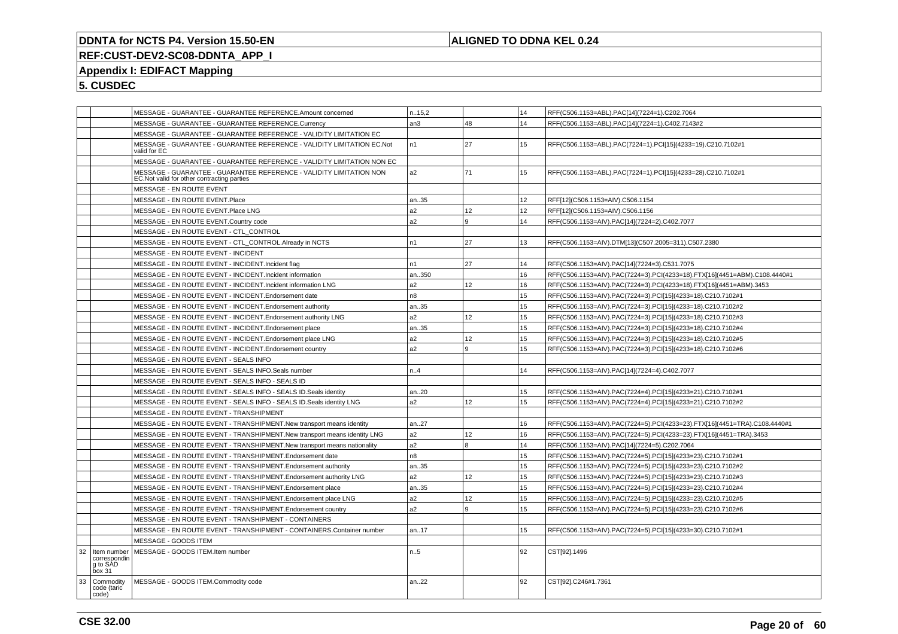# DDNTA for NCTS P4. Version 15.50-EN

**ALIGNED TO DDNA KEL 0.24**

**REF:CUST-DEV2-SC08-DDNTA_APP_I**

## Appendix I: EDIFACT Mapping

## 5. CUSDEC

| | | | | | | |
|---|---|---|---|---|---|---|
| | | MESSAGE - GUARANTEE - GUARANTEE REFERENCE.Amount concerned | n..15,2 | | 14 | RFF(C506.1153=ABL).PAC[14](7224=1).C202.7064 |
| | | MESSAGE - GUARANTEE - GUARANTEE REFERENCE.Currency | an3 | 48 | 14 | RFF(C506.1153=ABL).PAC[14](7224=1).C402.7143#2 |
| | | MESSAGE - GUARANTEE - GUARANTEE REFERENCE - VALIDITY LIMITATION EC | | | | |
| | | MESSAGE - GUARANTEE - GUARANTEE REFERENCE - VALIDITY LIMITATION EC.Not valid for EC | n1 | 27 | 15 | RFF(C506.1153=ABL).PAC(7224=1).PCI[15](4233=19).C210.7102#1 |
| | | MESSAGE - GUARANTEE - GUARANTEE REFERENCE - VALIDITY LIMITATION NON EC | | | | |
| | | MESSAGE - GUARANTEE - GUARANTEE REFERENCE - VALIDITY LIMITATION NON EC.Not valid for other contracting parties | a2 | 71 | 15 | RFF(C506.1153=ABL).PAC(7224=1).PCI[15](4233=28).C210.7102#1 |
| | | MESSAGE - EN ROUTE EVENT | | | | |
| | | MESSAGE - EN ROUTE EVENT.Place | an..35 | | 12 | RFF[12](C506.1153=AIV).C506.1154 |
| | | MESSAGE - EN ROUTE EVENT.Place LNG | a2 | 12 | 12 | RFF[12](C506.1153=AIV).C506.1156 |
| | | MESSAGE - EN ROUTE EVENT.Country code | a2 | 9 | 14 | RFF(C506.1153=AIV).PAC[14](7224=2).C402.7077 |
| | | MESSAGE - EN ROUTE EVENT - CTL_CONTROL | | | | |
| | | MESSAGE - EN ROUTE EVENT - CTL_CONTROL.Already in NCTS | n1 | 27 | 13 | RFF(C506.1153=AIV).DTM[13](C507.2005=311).C507.2380 |
| | | MESSAGE - EN ROUTE EVENT - INCIDENT | | | | |
| | | MESSAGE - EN ROUTE EVENT - INCIDENT.Incident flag | n1 | 27 | 14 | RFF(C506.1153=AIV).PAC[14](7224=3).C531.7075 |
| | | MESSAGE - EN ROUTE EVENT - INCIDENT.Incident information | an..350 | | 16 | RFF(C506.1153=AIV).PAC(7224=3).PCI(4233=18).FTX[16](4451=ABM).C108.4440#1 |
| | | MESSAGE - EN ROUTE EVENT - INCIDENT.Incident information LNG | a2 | 12 | 16 | RFF(C506.1153=AIV).PAC(7224=3).PCI(4233=18).FTX[16](4451=ABM).3453 |
| | | MESSAGE - EN ROUTE EVENT - INCIDENT.Endorsement date | n8 | | 15 | RFF(C506.1153=AIV).PAC(7224=3).PCI[15](4233=18).C210.7102#1 |
| | | MESSAGE - EN ROUTE EVENT - INCIDENT.Endorsement authority | an..35 | | 15 | RFF(C506.1153=AIV).PAC(7224=3).PCI[15](4233=18).C210.7102#2 |
| | | MESSAGE - EN ROUTE EVENT - INCIDENT.Endorsement authority LNG | a2 | 12 | 15 | RFF(C506.1153=AIV).PAC(7224=3).PCI[15](4233=18).C210.7102#3 |
| | | MESSAGE - EN ROUTE EVENT - INCIDENT.Endorsement place | an..35 | | 15 | RFF(C506.1153=AIV).PAC(7224=3).PCI[15](4233=18).C210.7102#4 |
| | | MESSAGE - EN ROUTE EVENT - INCIDENT.Endorsement place LNG | a2 | 12 | 15 | RFF(C506.1153=AIV).PAC(7224=3).PCI[15](4233=18).C210.7102#5 |
| | | MESSAGE - EN ROUTE EVENT - INCIDENT.Endorsement country | a2 | 9 | 15 | RFF(C506.1153=AIV).PAC(7224=3).PCI[15](4233=18).C210.7102#6 |
| | | MESSAGE - EN ROUTE EVENT - SEALS INFO | | | | |
| | | MESSAGE - EN ROUTE EVENT - SEALS INFO.Seals number | n..4 | | 14 | RFF(C506.1153=AIV).PAC[14](7224=4).C402.7077 |
| | | MESSAGE - EN ROUTE EVENT - SEALS INFO - SEALS ID | | | | |
| | | MESSAGE - EN ROUTE EVENT - SEALS INFO - SEALS ID.Seals identity | an..20 | | 15 | RFF(C506.1153=AIV).PAC(7224=4).PCI[15](4233=21).C210.7102#1 |
| | | MESSAGE - EN ROUTE EVENT - SEALS INFO - SEALS ID.Seals identity LNG | a2 | 12 | 15 | RFF(C506.1153=AIV).PAC(7224=4).PCI[15](4233=21).C210.7102#2 |
| | | MESSAGE - EN ROUTE EVENT - TRANSHIPMENT | | | | |
| | | MESSAGE - EN ROUTE EVENT - TRANSHIPMENT.New transport means identity | an..27 | | 16 | RFF(C506.1153=AIV).PAC(7224=5).PCI(4233=23).FTX[16](4451=TRA).C108.4440#1 |
| | | MESSAGE - EN ROUTE EVENT - TRANSHIPMENT.New transport means identity LNG | a2 | 12 | 16 | RFF(C506.1153=AIV).PAC(7224=5).PCI(4233=23).FTX[16](4451=TRA).3453 |
| | | MESSAGE - EN ROUTE EVENT - TRANSHIPMENT.New transport means nationality | a2 | 8 | 14 | RFF(C506.1153=AIV).PAC[14](7224=5).C202.7064 |
| | | MESSAGE - EN ROUTE EVENT - TRANSHIPMENT.Endorsement date | n8 | | 15 | RFF(C506.1153=AIV).PAC(7224=5).PCI[15](4233=23).C210.7102#1 |
| | | MESSAGE - EN ROUTE EVENT - TRANSHIPMENT.Endorsement authority | an..35 | | 15 | RFF(C506.1153=AIV).PAC(7224=5).PCI[15](4233=23).C210.7102#2 |
| | | MESSAGE - EN ROUTE EVENT - TRANSHIPMENT.Endorsement authority LNG | a2 | 12 | 15 | RFF(C506.1153=AIV).PAC(7224=5).PCI[15](4233=23).C210.7102#3 |
| | | MESSAGE - EN ROUTE EVENT - TRANSHIPMENT.Endorsement place | an..35 | | 15 | RFF(C506.1153=AIV).PAC(7224=5).PCI[15](4233=23).C210.7102#4 |
| | | MESSAGE - EN ROUTE EVENT - TRANSHIPMENT.Endorsement place LNG | a2 | 12 | 15 | RFF(C506.1153=AIV).PAC(7224=5).PCI[15](4233=23).C210.7102#5 |
| | | MESSAGE - EN ROUTE EVENT - TRANSHIPMENT.Endorsement country | a2 | 9 | 15 | RFF(C506.1153=AIV).PAC(7224=5).PCI[15](4233=23).C210.7102#6 |
| | | MESSAGE - EN ROUTE EVENT - TRANSHIPMENT - CONTAINERS | | | | |
| | | MESSAGE - EN ROUTE EVENT - TRANSHIPMENT - CONTAINERS.Container number | an..17 | | 15 | RFF(C506.1153=AIV).PAC(7224=5).PCI[15](4233=30).C210.7102#1 |
| | | MESSAGE - GOODS ITEM | | | | |
| 32 | Item number corresponding to SAD box 31 | MESSAGE - GOODS ITEM.Item number | n..5 | | 92 | CST[92].1496 |
| 33 | Commodity code (taric code) | MESSAGE - GOODS ITEM.Commodity code | an..22 | | 92 | CST[92].C246#1.7361 |

**CSE 32.00**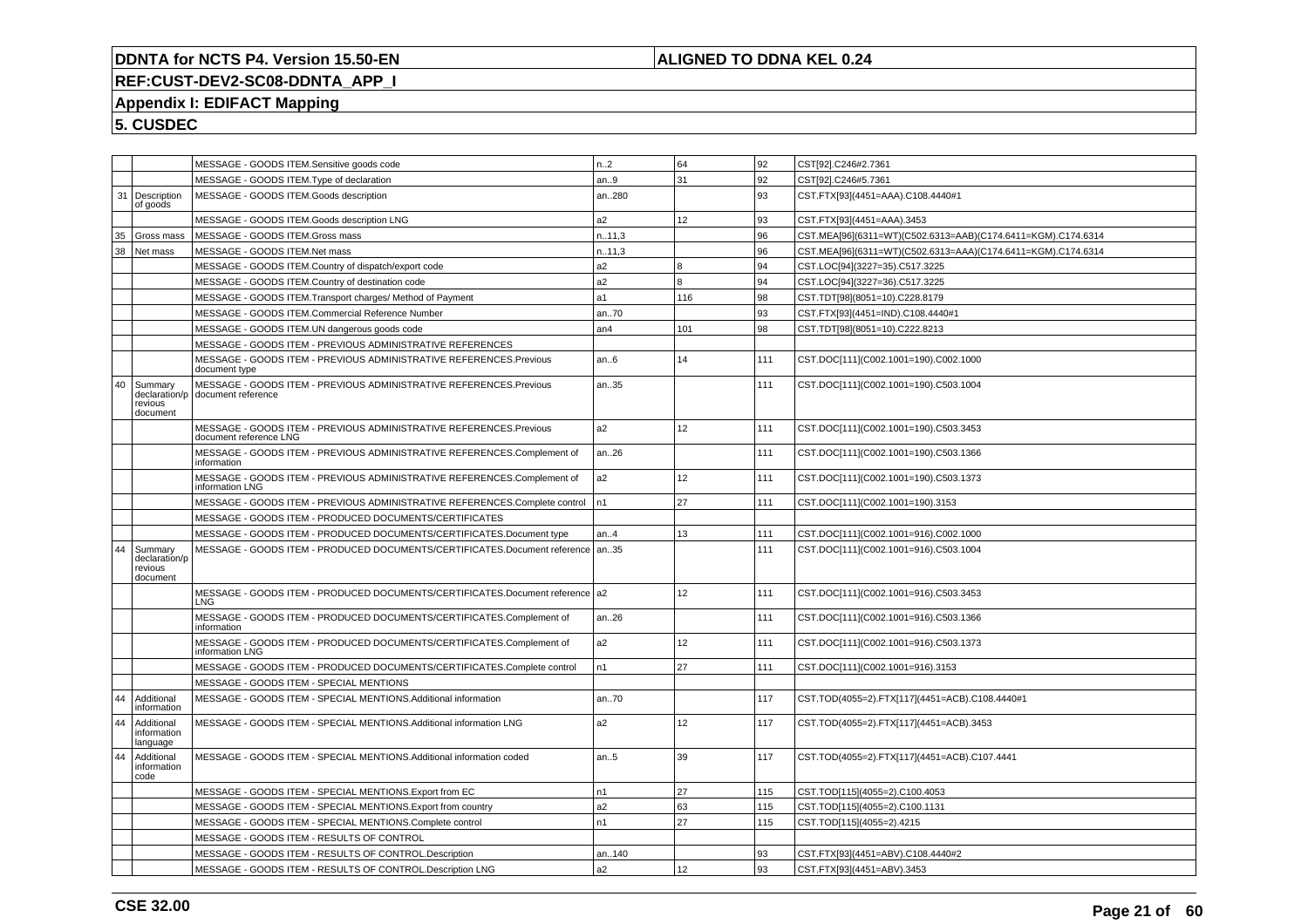| | | | | | | |
|---|---|---|---|---|---|---|
| | | MESSAGE - GOODS ITEM.Sensitive goods code | n..2 | 64 | 92 | CST[92].C246#2.7361 |
| | | MESSAGE - GOODS ITEM.Type of declaration | an..9 | 31 | 92 | CST[92].C246#5.7361 |
| 31 | Description of goods | MESSAGE - GOODS ITEM.Goods description | an..280 | | 93 | CST.FTX[93](4451=AAA).C108.4440#1 |
| | | MESSAGE - GOODS ITEM.Goods description LNG | a2 | 12 | 93 | CST.FTX[93](4451=AAA).3453 |
| 35 | Gross mass | MESSAGE - GOODS ITEM.Gross mass | n..11,3 | | 96 | CST.MEA[96](6311=WT)(C502.6313=AAB)(C174.6411=KGM).C174.6314 |
| 38 | Net mass | MESSAGE - GOODS ITEM.Net mass | n..11,3 | | 96 | CST.MEA[96](6311=WT)(C502.6313=AAA)(C174.6411=KGM).C174.6314 |
| | | MESSAGE - GOODS ITEM.Country of dispatch/export code | a2 | 8 | 94 | CST.LOC[94](3227=35).C517.3225 |
| | | MESSAGE - GOODS ITEM.Country of destination code | a2 | 8 | 94 | CST.LOC[94](3227=36).C517.3225 |
| | | MESSAGE - GOODS ITEM.Transport charges/ Method of Payment | a1 | 116 | 98 | CST.TDT[98](8051=10).C228.8179 |
| | | MESSAGE - GOODS ITEM.Commercial Reference Number | an..70 | | 93 | CST.FTX[93](4451=IND).C108.4440#1 |
| | | MESSAGE - GOODS ITEM.UN dangerous goods code | an4 | 101 | 98 | CST.TDT[98](8051=10).C222.8213 |
| | | MESSAGE - GOODS ITEM - PREVIOUS ADMINISTRATIVE REFERENCES | | | | |
| | | MESSAGE - GOODS ITEM - PREVIOUS ADMINISTRATIVE REFERENCES.Previous document type | an..6 | 14 | 111 | CST.DOC[111](C002.1001=190).C002.1000 |
| 40 | Summary declaration/previous document | MESSAGE - GOODS ITEM - PREVIOUS ADMINISTRATIVE REFERENCES.Previous document reference | an..35 | | 111 | CST.DOC[111](C002.1001=190).C503.1004 |
| | | MESSAGE - GOODS ITEM - PREVIOUS ADMINISTRATIVE REFERENCES.Previous document reference LNG | a2 | 12 | 111 | CST.DOC[111](C002.1001=190).C503.3453 |
| | | MESSAGE - GOODS ITEM - PREVIOUS ADMINISTRATIVE REFERENCES.Complement of information | an..26 | | 111 | CST.DOC[111](C002.1001=190).C503.1366 |
| | | MESSAGE - GOODS ITEM - PREVIOUS ADMINISTRATIVE REFERENCES.Complement of information LNG | a2 | 12 | 111 | CST.DOC[111](C002.1001=190).C503.1373 |
| | | MESSAGE - GOODS ITEM - PREVIOUS ADMINISTRATIVE REFERENCES.Complete control | n1 | 27 | 111 | CST.DOC[111](C002.1001=190).3153 |
| | | MESSAGE - GOODS ITEM - PRODUCED DOCUMENTS/CERTIFICATES | | | | |
| | | MESSAGE - GOODS ITEM - PRODUCED DOCUMENTS/CERTIFICATES.Document type | an..4 | 13 | 111 | CST.DOC[111](C002.1001=916).C002.1000 |
| 44 | Summary declaration/previous document | MESSAGE - GOODS ITEM - PRODUCED DOCUMENTS/CERTIFICATES.Document reference | an..35 | | 111 | CST.DOC[111](C002.1001=916).C503.1004 |
| | | MESSAGE - GOODS ITEM - PRODUCED DOCUMENTS/CERTIFICATES.Document reference LNG | a2 | 12 | 111 | CST.DOC[111](C002.1001=916).C503.3453 |
| | | MESSAGE - GOODS ITEM - PRODUCED DOCUMENTS/CERTIFICATES.Complement of information | an..26 | | 111 | CST.DOC[111](C002.1001=916).C503.1366 |
| | | MESSAGE - GOODS ITEM - PRODUCED DOCUMENTS/CERTIFICATES.Complement of information LNG | a2 | 12 | 111 | CST.DOC[111](C002.1001=916).C503.1373 |
| | | MESSAGE - GOODS ITEM - PRODUCED DOCUMENTS/CERTIFICATES.Complete control | n1 | 27 | 111 | CST.DOC[111](C002.1001=916).3153 |
| | | MESSAGE - GOODS ITEM - SPECIAL MENTIONS | | | | |
| 44 | Additional information | MESSAGE - GOODS ITEM - SPECIAL MENTIONS.Additional information | an..70 | | 117 | CST.TOD(4055=2).FTX[117](4451=ACB).C108.4440#1 |
| 44 | Additional information language | MESSAGE - GOODS ITEM - SPECIAL MENTIONS.Additional information LNG | a2 | 12 | 117 | CST.TOD(4055=2).FTX[117](4451=ACB).3453 |
| 44 | Additional information code | MESSAGE - GOODS ITEM - SPECIAL MENTIONS.Additional information coded | an..5 | 39 | 117 | CST.TOD(4055=2).FTX[117](4451=ACB).C107.4441 |
| | | MESSAGE - GOODS ITEM - SPECIAL MENTIONS.Export from EC | n1 | 27 | 115 | CST.TOD[115](4055=2).C100.4053 |
| | | MESSAGE - GOODS ITEM - SPECIAL MENTIONS.Export from country | a2 | 63 | 115 | CST.TOD[115](4055=2).C100.1131 |
| | | MESSAGE - GOODS ITEM - SPECIAL MENTIONS.Complete control | n1 | 27 | 115 | CST.TOD[115](4055=2).4215 |
| | | MESSAGE - GOODS ITEM - RESULTS OF CONTROL | | | | |
| | | MESSAGE - GOODS ITEM - RESULTS OF CONTROL.Description | an..140 | | 93 | CST.FTX[93](4451=ABV).C108.4440#2 |
| | | MESSAGE - GOODS ITEM - RESULTS OF CONTROL.Description LNG | a2 | 12 | 93 | CST.FTX[93](4451=ABV).3453 |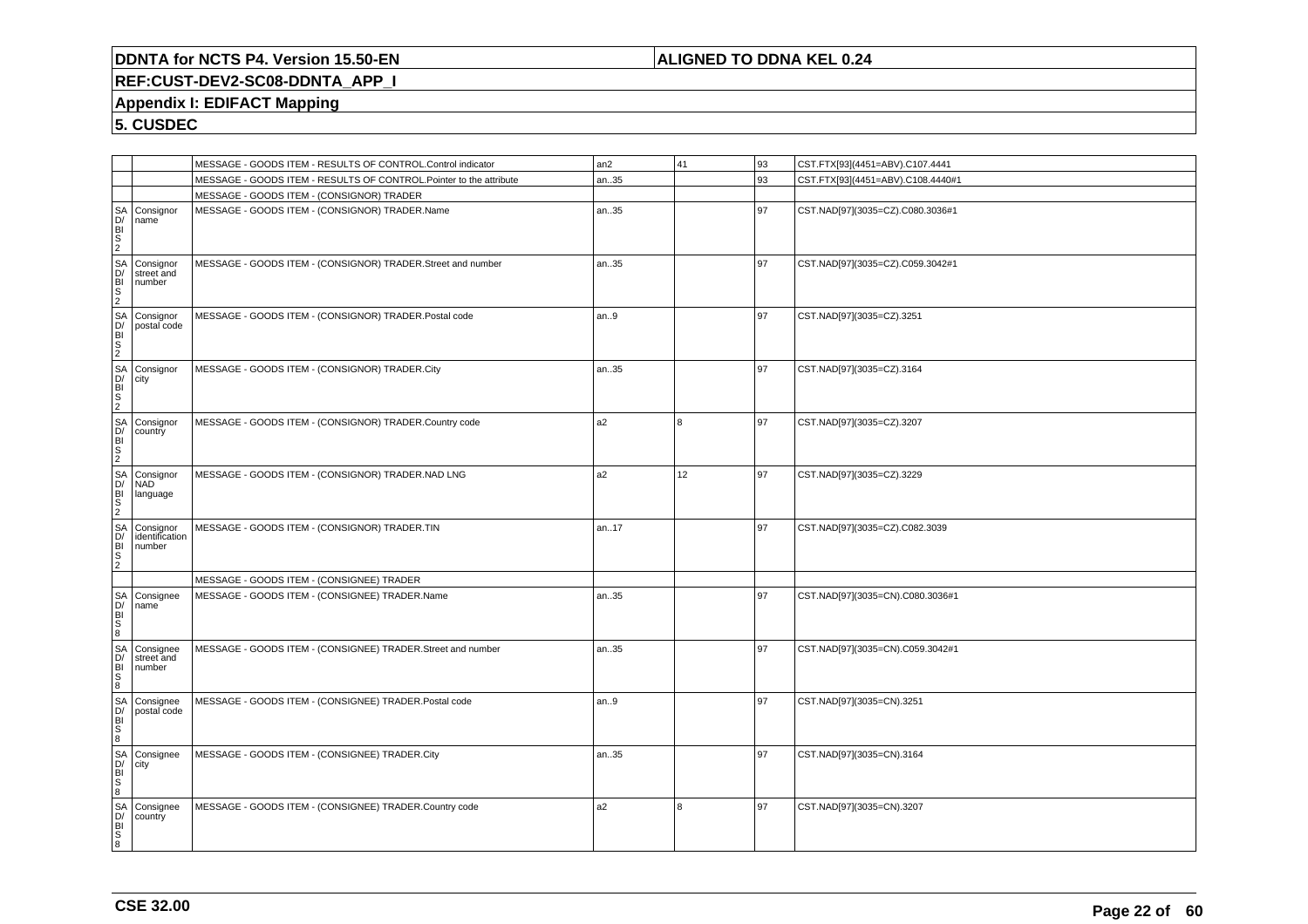| | | | | | | |
|---|---|---|---|---|---|---|
| | | MESSAGE - GOODS ITEM - RESULTS OF CONTROL.Control indicator | an2 | 41 | 93 | CST.FTX[93](4451=ABV).C107.4441 |
| | | MESSAGE - GOODS ITEM - RESULTS OF CONTROL.Pointer to the attribute | an..35 | | 93 | CST.FTX[93](4451=ABV).C108.4440#1 |
| | | MESSAGE - GOODS ITEM - (CONSIGNOR) TRADER | | | | |
| SAD/BIS 2 | Consignor name | MESSAGE - GOODS ITEM - (CONSIGNOR) TRADER.Name | an..35 | | 97 | CST.NAD[97](3035=CZ).C080.3036#1 |
| SAD/BIS 2 | Consignor street and number | MESSAGE - GOODS ITEM - (CONSIGNOR) TRADER.Street and number | an..35 | | 97 | CST.NAD[97](3035=CZ).C059.3042#1 |
| SAD/BIS 2 | Consignor postal code | MESSAGE - GOODS ITEM - (CONSIGNOR) TRADER.Postal code | an..9 | | 97 | CST.NAD[97](3035=CZ).3251 |
| SAD/BIS 2 | Consignor city | MESSAGE - GOODS ITEM - (CONSIGNOR) TRADER.City | an..35 | | 97 | CST.NAD[97](3035=CZ).3164 |
| SAD/BIS 2 | Consignor country | MESSAGE - GOODS ITEM - (CONSIGNOR) TRADER.Country code | a2 | 8 | 97 | CST.NAD[97](3035=CZ).3207 |
| SAD/BIS 2 | Consignor NAD language | MESSAGE - GOODS ITEM - (CONSIGNOR) TRADER.NAD LNG | a2 | 12 | 97 | CST.NAD[97](3035=CZ).3229 |
| SAD/BIS 2 | Consignor identification number | MESSAGE - GOODS ITEM - (CONSIGNOR) TRADER.TIN | an..17 | | 97 | CST.NAD[97](3035=CZ).C082.3039 |
| | | MESSAGE - GOODS ITEM - (CONSIGNEE) TRADER | | | | |
| SAD/BIS 8 | Consignee name | MESSAGE - GOODS ITEM - (CONSIGNEE) TRADER.Name | an..35 | | 97 | CST.NAD[97](3035=CN).C080.3036#1 |
| SAD/BIS 8 | Consignee street and number | MESSAGE - GOODS ITEM - (CONSIGNEE) TRADER.Street and number | an..35 | | 97 | CST.NAD[97](3035=CN).C059.3042#1 |
| SAD/BIS 8 | Consignee postal code | MESSAGE - GOODS ITEM - (CONSIGNEE) TRADER.Postal code | an..9 | | 97 | CST.NAD[97](3035=CN).3251 |
| SAD/BIS 8 | Consignee city | MESSAGE - GOODS ITEM - (CONSIGNEE) TRADER.City | an..35 | | 97 | CST.NAD[97](3035=CN).3164 |
| SAD/BIS 8 | Consignee country | MESSAGE - GOODS ITEM - (CONSIGNEE) TRADER.Country code | a2 | 8 | 97 | CST.NAD[97](3035=CN).3207 |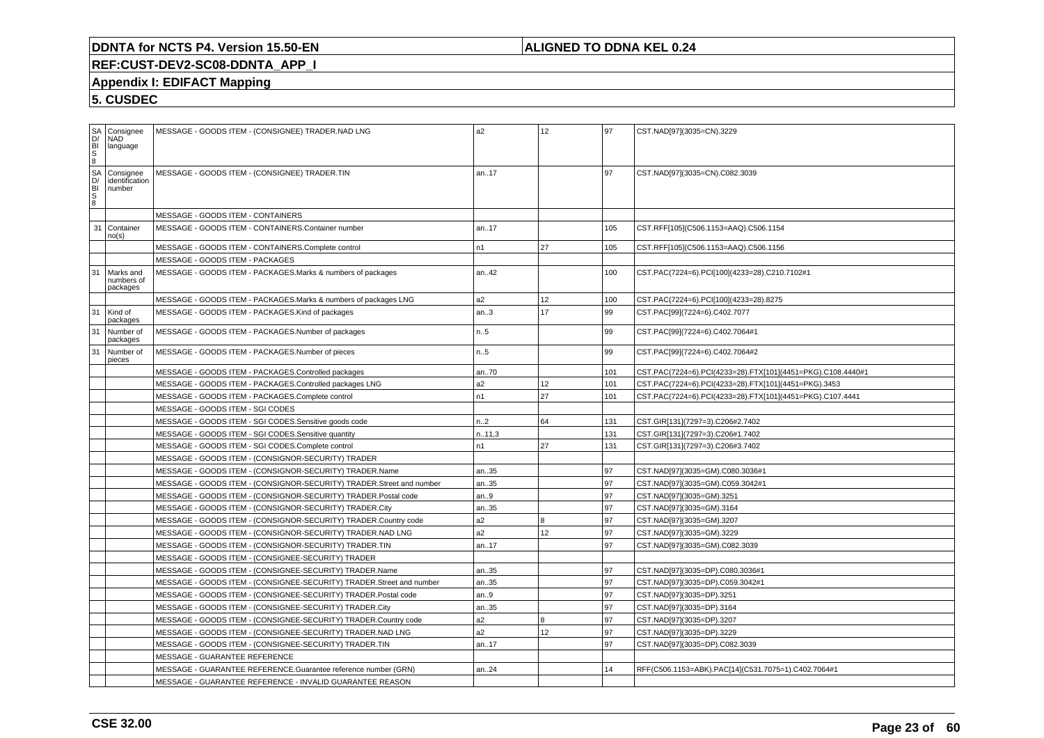# DDNTA for NCTS P4. Version 15.50-EN

**ALIGNED TO DDNA KEL 0.24**

**REF:CUST-DEV2-SC08-DDNTA_APP_I**

**Appendix I: EDIFACT Mapping**

**5. CUSDEC**

| | | | | | | |
|---|---|---|---|---|---|---|
| SAD/BIS 8 | Consignee NAD language | MESSAGE - GOODS ITEM - (CONSIGNEE) TRADER.NAD LNG | a2 | 12 | 97 | CST.NAD[97](3035=CN).3229 |
| SAD/BIS 8 | Consignee identification number | MESSAGE - GOODS ITEM - (CONSIGNEE) TRADER.TIN | an..17 | | 97 | CST.NAD[97](3035=CN).C082.3039 |
| | | MESSAGE - GOODS ITEM - CONTAINERS | | | | |
| 31 | Container no(s) | MESSAGE - GOODS ITEM - CONTAINERS.Container number | an..17 | | 105 | CST.RFF[105](C506.1153=AAQ).C506.1154 |
| | | MESSAGE - GOODS ITEM - CONTAINERS.Complete control | n1 | 27 | 105 | CST.RFF[105](C506.1153=AAQ).C506.1156 |
| | | MESSAGE - GOODS ITEM - PACKAGES | | | | |
| 31 | Marks and numbers of packages | MESSAGE - GOODS ITEM - PACKAGES.Marks & numbers of packages | an..42 | | 100 | CST.PAC(7224=6).PCI[100](4233=28).C210.7102#1 |
| | | MESSAGE - GOODS ITEM - PACKAGES.Marks & numbers of packages LNG | a2 | 12 | 100 | CST.PAC(7224=6).PCI[100](4233=28).8275 |
| 31 | Kind of packages | MESSAGE - GOODS ITEM - PACKAGES.Kind of packages | an..3 | 17 | 99 | CST.PAC[99](7224=6).C402.7077 |
| 31 | Number of packages | MESSAGE - GOODS ITEM - PACKAGES.Number of packages | n..5 | | 99 | CST.PAC[99](7224=6).C402.7064#1 |
| 31 | Number of pieces | MESSAGE - GOODS ITEM - PACKAGES.Number of pieces | n..5 | | 99 | CST.PAC[99](7224=6).C402.7064#2 |
| | | MESSAGE - GOODS ITEM - PACKAGES.Controlled packages | an..70 | | 101 | CST.PAC(7224=6).PCI(4233=28).FTX[101](4451=PKG).C108.4440#1 |
| | | MESSAGE - GOODS ITEM - PACKAGES.Controlled packages LNG | a2 | 12 | 101 | CST.PAC(7224=6).PCI(4233=28).FTX[101](4451=PKG).3453 |
| | | MESSAGE - GOODS ITEM - PACKAGES.Complete control | n1 | 27 | 101 | CST.PAC(7224=6).PCI(4233=28).FTX[101](4451=PKG).C107.4441 |
| | | MESSAGE - GOODS ITEM - SGI CODES | | | | |
| | | MESSAGE - GOODS ITEM - SGI CODES.Sensitive goods code | n..2 | 64 | 131 | CST.GIR[131](7297=3).C206#2.7402 |
| | | MESSAGE - GOODS ITEM - SGI CODES.Sensitive quantity | n..11,3 | | 131 | CST.GIR[131](7297=3).C206#1.7402 |
| | | MESSAGE - GOODS ITEM - SGI CODES.Complete control | n1 | 27 | 131 | CST.GIR[131](7297=3).C206#3.7402 |
| | | MESSAGE - GOODS ITEM - (CONSIGNOR-SECURITY) TRADER | | | | |
| | | MESSAGE - GOODS ITEM - (CONSIGNOR-SECURITY) TRADER.Name | an..35 | | 97 | CST.NAD[97](3035=GM).C080.3036#1 |
| | | MESSAGE - GOODS ITEM - (CONSIGNOR-SECURITY) TRADER.Street and number | an..35 | | 97 | CST.NAD[97](3035=GM).C059.3042#1 |
| | | MESSAGE - GOODS ITEM - (CONSIGNOR-SECURITY) TRADER.Postal code | an..9 | | 97 | CST.NAD[97](3035=GM).3251 |
| | | MESSAGE - GOODS ITEM - (CONSIGNOR-SECURITY) TRADER.City | an..35 | | 97 | CST.NAD[97](3035=GM).3164 |
| | | MESSAGE - GOODS ITEM - (CONSIGNOR-SECURITY) TRADER.Country code | a2 | 8 | 97 | CST.NAD[97](3035=GM).3207 |
| | | MESSAGE - GOODS ITEM - (CONSIGNOR-SECURITY) TRADER.NAD LNG | a2 | 12 | 97 | CST.NAD[97](3035=GM).3229 |
| | | MESSAGE - GOODS ITEM - (CONSIGNOR-SECURITY) TRADER.TIN | an..17 | | 97 | CST.NAD[97](3035=GM).C082.3039 |
| | | MESSAGE - GOODS ITEM - (CONSIGNEE-SECURITY) TRADER | | | | |
| | | MESSAGE - GOODS ITEM - (CONSIGNEE-SECURITY) TRADER.Name | an..35 | | 97 | CST.NAD[97](3035=DP).C080.3036#1 |
| | | MESSAGE - GOODS ITEM - (CONSIGNEE-SECURITY) TRADER.Street and number | an..35 | | 97 | CST.NAD[97](3035=DP).C059.3042#1 |
| | | MESSAGE - GOODS ITEM - (CONSIGNEE-SECURITY) TRADER.Postal code | an..9 | | 97 | CST.NAD[97](3035=DP).3251 |
| | | MESSAGE - GOODS ITEM - (CONSIGNEE-SECURITY) TRADER.City | an..35 | | 97 | CST.NAD[97](3035=DP).3164 |
| | | MESSAGE - GOODS ITEM - (CONSIGNEE-SECURITY) TRADER.Country code | a2 | 8 | 97 | CST.NAD[97](3035=DP).3207 |
| | | MESSAGE - GOODS ITEM - (CONSIGNEE-SECURITY) TRADER.NAD LNG | a2 | 12 | 97 | CST.NAD[97](3035=DP).3229 |
| | | MESSAGE - GOODS ITEM - (CONSIGNEE-SECURITY) TRADER.TIN | an..17 | | 97 | CST.NAD[97](3035=DP).C082.3039 |
| | | MESSAGE - GUARANTEE REFERENCE | | | | |
| | | MESSAGE - GUARANTEE REFERENCE.Guarantee reference number (GRN) | an..24 | | 14 | RFF(C506.1153=ABK).PAC[14](C531.7075=1).C402.7064#1 |
| | | MESSAGE - GUARANTEE REFERENCE - INVALID GUARANTEE REASON | | | | |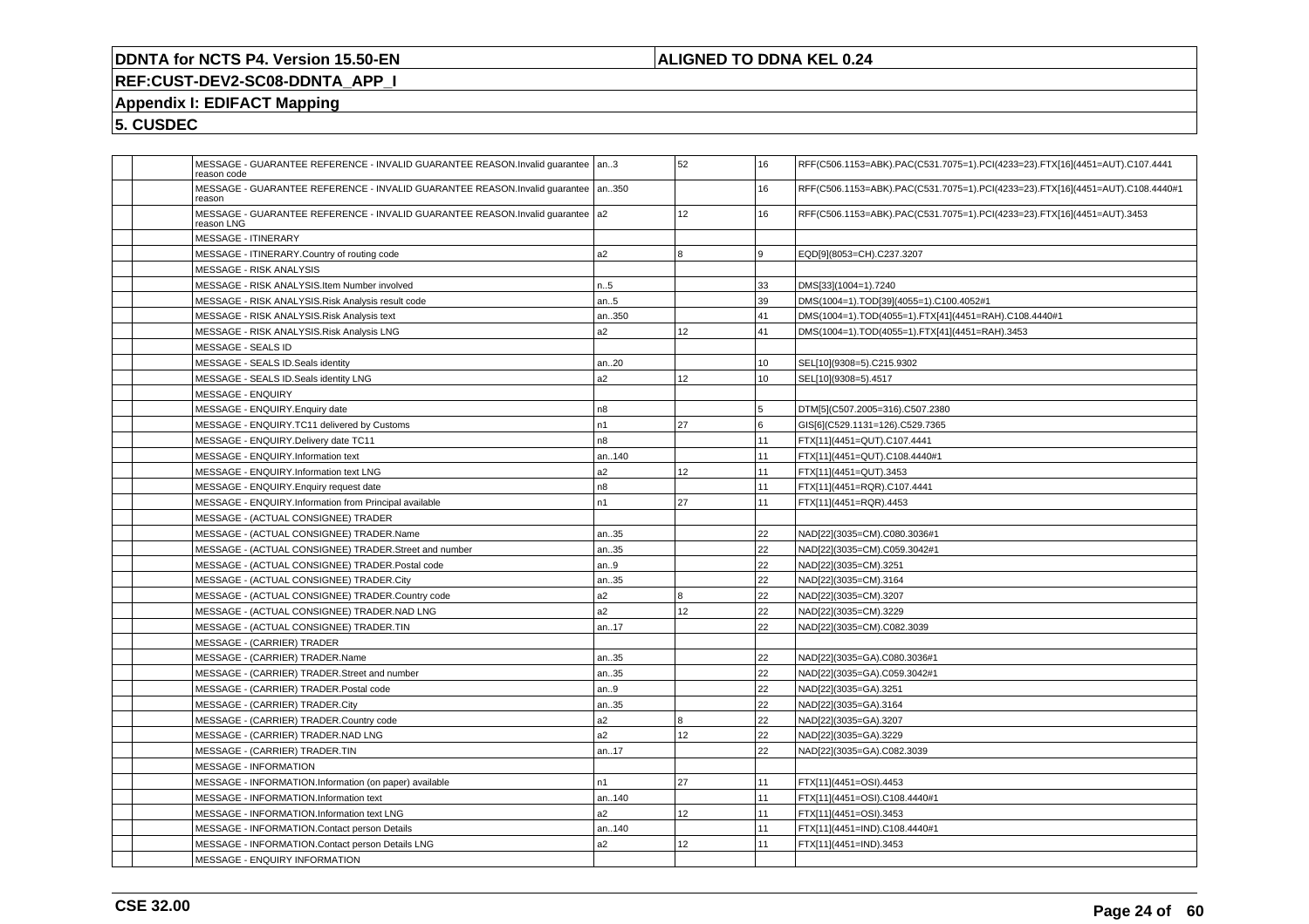# DDNTA for NCTS P4. Version 15.50-EN

**ALIGNED TO DDNA KEL 0.24**

**REF:CUST-DEV2-SC08-DDNTA_APP_I**

**Appendix I: EDIFACT Mapping**

**5. CUSDEC**

| | | | | | | |
|---|---|---|---|---|---|---|
| | | MESSAGE - GUARANTEE REFERENCE - INVALID GUARANTEE REASON.Invalid guarantee reason code | an..3 | 52 | 16 | RFF(C506.1153=ABK).PAC(C531.7075=1).PCI(4233=23).FTX[16](4451=AUT).C107.4441 |
| | | MESSAGE - GUARANTEE REFERENCE - INVALID GUARANTEE REASON.Invalid guarantee reason | an..350 | | 16 | RFF(C506.1153=ABK).PAC(C531.7075=1).PCI(4233=23).FTX[16](4451=AUT).C108.4440#1 |
| | | MESSAGE - GUARANTEE REFERENCE - INVALID GUARANTEE REASON.Invalid guarantee reason LNG | a2 | 12 | 16 | RFF(C506.1153=ABK).PAC(C531.7075=1).PCI(4233=23).FTX[16](4451=AUT).3453 |
| | | MESSAGE - ITINERARY | | | | |
| | | MESSAGE - ITINERARY.Country of routing code | a2 | 8 | 9 | EQD[9](8053=CH).C237.3207 |
| | | MESSAGE - RISK ANALYSIS | | | | |
| | | MESSAGE - RISK ANALYSIS.Item Number involved | n..5 | | 33 | DMS[33](1004=1).7240 |
| | | MESSAGE - RISK ANALYSIS.Risk Analysis result code | an..5 | | 39 | DMS(1004=1).TOD[39](4055=1).C100.4052#1 |
| | | MESSAGE - RISK ANALYSIS.Risk Analysis text | an..350 | | 41 | DMS(1004=1).TOD(4055=1).FTX[41](4451=RAH).C108.4440#1 |
| | | MESSAGE - RISK ANALYSIS.Risk Analysis LNG | a2 | 12 | 41 | DMS(1004=1).TOD(4055=1).FTX[41](4451=RAH).3453 |
| | | MESSAGE - SEALS ID | | | | |
| | | MESSAGE - SEALS ID.Seals identity | an..20 | | 10 | SEL[10](9308=5).C215.9302 |
| | | MESSAGE - SEALS ID.Seals identity LNG | a2 | 12 | 10 | SEL[10](9308=5).4517 |
| | | MESSAGE - ENQUIRY | | | | |
| | | MESSAGE - ENQUIRY.Enquiry date | n8 | | 5 | DTM[5](C507.2005=316).C507.2380 |
| | | MESSAGE - ENQUIRY.TC11 delivered by Customs | n1 | 27 | 6 | GIS[6](C529.1131=126).C529.7365 |
| | | MESSAGE - ENQUIRY.Delivery date TC11 | n8 | | 11 | FTX[11](4451=QUT).C107.4441 |
| | | MESSAGE - ENQUIRY.Information text | an..140 | | 11 | FTX[11](4451=QUT).C108.4440#1 |
| | | MESSAGE - ENQUIRY.Information text LNG | a2 | 12 | 11 | FTX[11](4451=QUT).3453 |
| | | MESSAGE - ENQUIRY.Enquiry request date | n8 | | 11 | FTX[11](4451=RQR).C107.4441 |
| | | MESSAGE - ENQUIRY.Information from Principal available | n1 | 27 | 11 | FTX[11](4451=RQR).4453 |
| | | MESSAGE - (ACTUAL CONSIGNEE) TRADER | | | | |
| | | MESSAGE - (ACTUAL CONSIGNEE) TRADER.Name | an..35 | | 22 | NAD[22](3035=CM).C080.3036#1 |
| | | MESSAGE - (ACTUAL CONSIGNEE) TRADER.Street and number | an..35 | | 22 | NAD[22](3035=CM).C059.3042#1 |
| | | MESSAGE - (ACTUAL CONSIGNEE) TRADER.Postal code | an..9 | | 22 | NAD[22](3035=CM).3251 |
| | | MESSAGE - (ACTUAL CONSIGNEE) TRADER.City | an..35 | | 22 | NAD[22](3035=CM).3164 |
| | | MESSAGE - (ACTUAL CONSIGNEE) TRADER.Country code | a2 | 8 | 22 | NAD[22](3035=CM).3207 |
| | | MESSAGE - (ACTUAL CONSIGNEE) TRADER.NAD LNG | a2 | 12 | 22 | NAD[22](3035=CM).3229 |
| | | MESSAGE - (ACTUAL CONSIGNEE) TRADER.TIN | an..17 | | 22 | NAD[22](3035=CM).C082.3039 |
| | | MESSAGE - (CARRIER) TRADER | | | | |
| | | MESSAGE - (CARRIER) TRADER.Name | an..35 | | 22 | NAD[22](3035=GA).C080.3036#1 |
| | | MESSAGE - (CARRIER) TRADER.Street and number | an..35 | | 22 | NAD[22](3035=GA).C059.3042#1 |
| | | MESSAGE - (CARRIER) TRADER.Postal code | an..9 | | 22 | NAD[22](3035=GA).3251 |
| | | MESSAGE - (CARRIER) TRADER.City | an..35 | | 22 | NAD[22](3035=GA).3164 |
| | | MESSAGE - (CARRIER) TRADER.Country code | a2 | 8 | 22 | NAD[22](3035=GA).3207 |
| | | MESSAGE - (CARRIER) TRADER.NAD LNG | a2 | 12 | 22 | NAD[22](3035=GA).3229 |
| | | MESSAGE - (CARRIER) TRADER.TIN | an..17 | | 22 | NAD[22](3035=GA).C082.3039 |
| | | MESSAGE - INFORMATION | | | | |
| | | MESSAGE - INFORMATION.Information (on paper) available | n1 | 27 | 11 | FTX[11](4451=OSI).4453 |
| | | MESSAGE - INFORMATION.Information text | an..140 | | 11 | FTX[11](4451=OSI).C108.4440#1 |
| | | MESSAGE - INFORMATION.Information text LNG | a2 | 12 | 11 | FTX[11](4451=OSI).3453 |
| | | MESSAGE - INFORMATION.Contact person Details | an..140 | | 11 | FTX[11](4451=IND).C108.4440#1 |
| | | MESSAGE - INFORMATION.Contact person Details LNG | a2 | 12 | 11 | FTX[11](4451=IND).3453 |
| | | MESSAGE - ENQUIRY INFORMATION | | | | |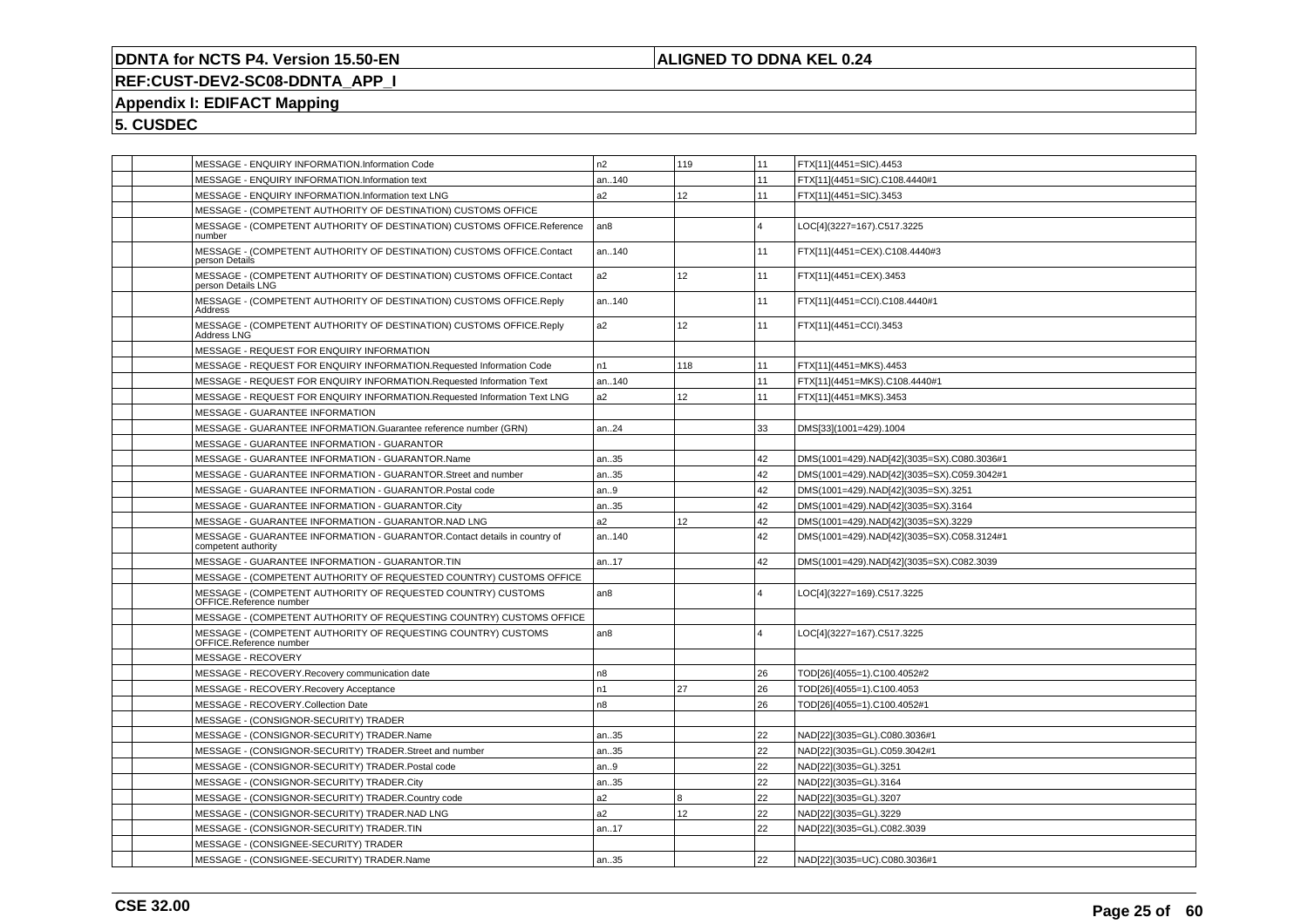# DDNTA for NCTS P4. Version 15.50-EN

**ALIGNED TO DDNA KEL 0.24**

**REF:CUST-DEV2-SC08-DDNTA_APP_I**

**Appendix I: EDIFACT Mapping**

**5. CUSDEC**

| | | | | | | |
|---|---|---|---|---|---|---|
| | | MESSAGE - ENQUIRY INFORMATION.Information Code | n2 | 119 | 11 | FTX[11](4451=SIC).4453 |
| | | MESSAGE - ENQUIRY INFORMATION.Information text | an..140 | | 11 | FTX[11](4451=SIC).C108.4440#1 |
| | | MESSAGE - ENQUIRY INFORMATION.Information text LNG | a2 | 12 | 11 | FTX[11](4451=SIC).3453 |
| | | MESSAGE - (COMPETENT AUTHORITY OF DESTINATION) CUSTOMS OFFICE | | | | |
| | | MESSAGE - (COMPETENT AUTHORITY OF DESTINATION) CUSTOMS OFFICE.Reference number | an8 | | 4 | LOC[4](3227=167).C517.3225 |
| | | MESSAGE - (COMPETENT AUTHORITY OF DESTINATION) CUSTOMS OFFICE.Contact person Details | an..140 | | 11 | FTX[11](4451=CEX).C108.4440#3 |
| | | MESSAGE - (COMPETENT AUTHORITY OF DESTINATION) CUSTOMS OFFICE.Contact person Details LNG | a2 | 12 | 11 | FTX[11](4451=CEX).3453 |
| | | MESSAGE - (COMPETENT AUTHORITY OF DESTINATION) CUSTOMS OFFICE.Reply Address | an..140 | | 11 | FTX[11](4451=CCI).C108.4440#1 |
| | | MESSAGE - (COMPETENT AUTHORITY OF DESTINATION) CUSTOMS OFFICE.Reply Address LNG | a2 | 12 | 11 | FTX[11](4451=CCI).3453 |
| | | MESSAGE - REQUEST FOR ENQUIRY INFORMATION | | | | |
| | | MESSAGE - REQUEST FOR ENQUIRY INFORMATION.Requested Information Code | n1 | 118 | 11 | FTX[11](4451=MKS).4453 |
| | | MESSAGE - REQUEST FOR ENQUIRY INFORMATION.Requested Information Text | an..140 | | 11 | FTX[11](4451=MKS).C108.4440#1 |
| | | MESSAGE - REQUEST FOR ENQUIRY INFORMATION.Requested Information Text LNG | a2 | 12 | 11 | FTX[11](4451=MKS).3453 |
| | | MESSAGE - GUARANTEE INFORMATION | | | | |
| | | MESSAGE - GUARANTEE INFORMATION.Guarantee reference number (GRN) | an..24 | | 33 | DMS[33](1001=429).1004 |
| | | MESSAGE - GUARANTEE INFORMATION - GUARANTOR | | | | |
| | | MESSAGE - GUARANTEE INFORMATION - GUARANTOR.Name | an..35 | | 42 | DMS(1001=429).NAD[42](3035=SX).C080.3036#1 |
| | | MESSAGE - GUARANTEE INFORMATION - GUARANTOR.Street and number | an..35 | | 42 | DMS(1001=429).NAD[42](3035=SX).C059.3042#1 |
| | | MESSAGE - GUARANTEE INFORMATION - GUARANTOR.Postal code | an..9 | | 42 | DMS(1001=429).NAD[42](3035=SX).3251 |
| | | MESSAGE - GUARANTEE INFORMATION - GUARANTOR.City | an..35 | | 42 | DMS(1001=429).NAD[42](3035=SX).3164 |
| | | MESSAGE - GUARANTEE INFORMATION - GUARANTOR.NAD LNG | a2 | 12 | 42 | DMS(1001=429).NAD[42](3035=SX).3229 |
| | | MESSAGE - GUARANTEE INFORMATION - GUARANTOR.Contact details in country of competent authority | an..140 | | 42 | DMS(1001=429).NAD[42](3035=SX).C058.3124#1 |
| | | MESSAGE - GUARANTEE INFORMATION - GUARANTOR.TIN | an..17 | | 42 | DMS(1001=429).NAD[42](3035=SX).C082.3039 |
| | | MESSAGE - (COMPETENT AUTHORITY OF REQUESTED COUNTRY) CUSTOMS OFFICE | | | | |
| | | MESSAGE - (COMPETENT AUTHORITY OF REQUESTED COUNTRY) CUSTOMS OFFICE.Reference number | an8 | | 4 | LOC[4](3227=169).C517.3225 |
| | | MESSAGE - (COMPETENT AUTHORITY OF REQUESTING COUNTRY) CUSTOMS OFFICE | | | | |
| | | MESSAGE - (COMPETENT AUTHORITY OF REQUESTING COUNTRY) CUSTOMS OFFICE.Reference number | an8 | | 4 | LOC[4](3227=167).C517.3225 |
| | | MESSAGE - RECOVERY | | | | |
| | | MESSAGE - RECOVERY.Recovery communication date | n8 | | 26 | TOD[26](4055=1).C100.4052#2 |
| | | MESSAGE - RECOVERY.Recovery Acceptance | n1 | 27 | 26 | TOD[26](4055=1).C100.4053 |
| | | MESSAGE - RECOVERY.Collection Date | n8 | | 26 | TOD[26](4055=1).C100.4052#1 |
| | | MESSAGE - (CONSIGNOR-SECURITY) TRADER | | | | |
| | | MESSAGE - (CONSIGNOR-SECURITY) TRADER.Name | an..35 | | 22 | NAD[22](3035=GL).C080.3036#1 |
| | | MESSAGE - (CONSIGNOR-SECURITY) TRADER.Street and number | an..35 | | 22 | NAD[22](3035=GL).C059.3042#1 |
| | | MESSAGE - (CONSIGNOR-SECURITY) TRADER.Postal code | an..9 | | 22 | NAD[22](3035=GL).3251 |
| | | MESSAGE - (CONSIGNOR-SECURITY) TRADER.City | an..35 | | 22 | NAD[22](3035=GL).3164 |
| | | MESSAGE - (CONSIGNOR-SECURITY) TRADER.Country code | a2 | 8 | 22 | NAD[22](3035=GL).3207 |
| | | MESSAGE - (CONSIGNOR-SECURITY) TRADER.NAD LNG | a2 | 12 | 22 | NAD[22](3035=GL).3229 |
| | | MESSAGE - (CONSIGNOR-SECURITY) TRADER.TIN | an..17 | | 22 | NAD[22](3035=GL).C082.3039 |
| | | MESSAGE - (CONSIGNEE-SECURITY) TRADER | | | | |
| | | MESSAGE - (CONSIGNEE-SECURITY) TRADER.Name | an..35 | | 22 | NAD[22](3035=UC).C080.3036#1 |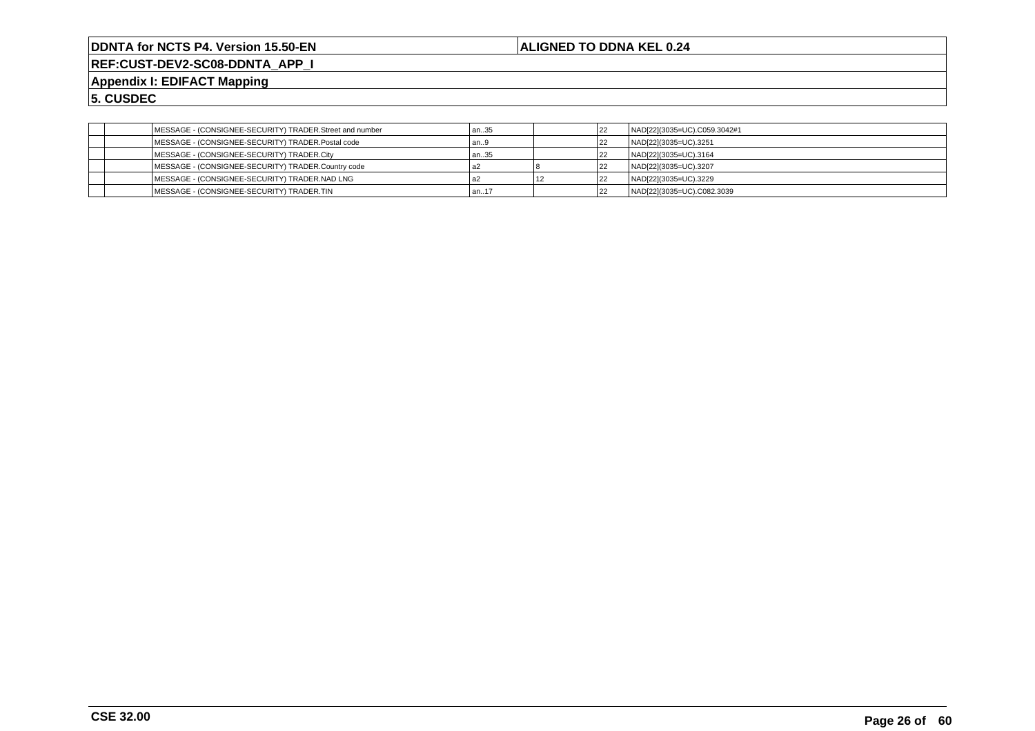| | | | | | | |
|---|---|---|---|---|---|---|
| | | MESSAGE - (CONSIGNEE-SECURITY) TRADER.Street and number | an..35 | | 22 | NAD[22](3035=UC).C059.3042#1 |
| | | MESSAGE - (CONSIGNEE-SECURITY) TRADER.Postal code | an..9 | | 22 | NAD[22](3035=UC).3251 |
| | | MESSAGE - (CONSIGNEE-SECURITY) TRADER.City | an..35 | | 22 | NAD[22](3035=UC).3164 |
| | | MESSAGE - (CONSIGNEE-SECURITY) TRADER.Country code | a2 | 8 | 22 | NAD[22](3035=UC).3207 |
| | | MESSAGE - (CONSIGNEE-SECURITY) TRADER.NAD LNG | a2 | 12 | 22 | NAD[22](3035=UC).3229 |
| | | MESSAGE - (CONSIGNEE-SECURITY) TRADER.TIN | an..17 | | 22 | NAD[22](3035=UC).C082.3039 |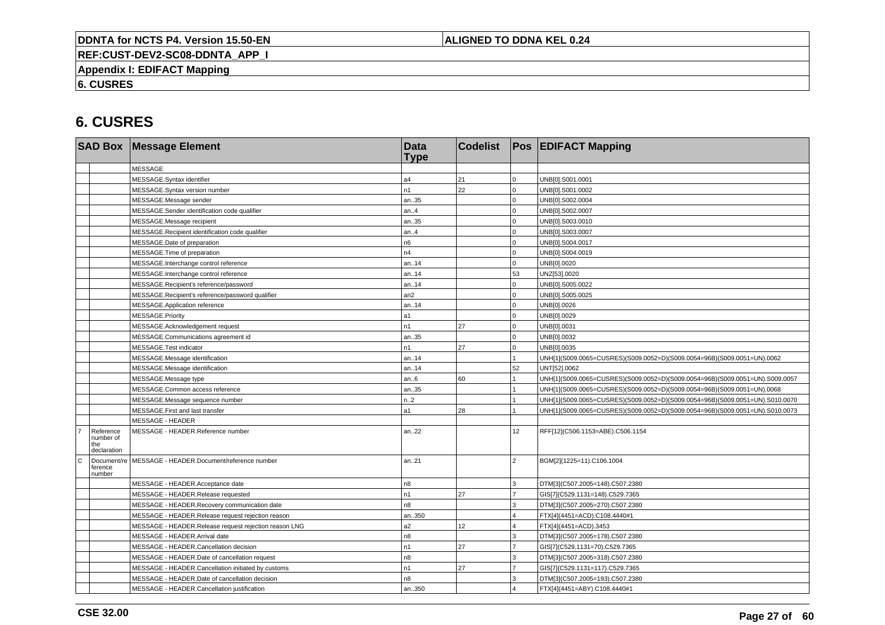# 6. CUSRES

| SAD Box | | Message Element | Data Type | Codelist | Pos | EDIFACT Mapping |
|---|---|---|---|---|---|---|
| | | MESSAGE | | | | |
| | | MESSAGE.Syntax identifier | a4 | 21 | 0 | UNB[0].S001.0001 |
| | | MESSAGE.Syntax version number | n1 | 22 | 0 | UNB[0].S001.0002 |
| | | MESSAGE.Message sender | an..35 | | 0 | UNB[0].S002.0004 |
| | | MESSAGE.Sender identification code qualifier | an..4 | | 0 | UNB[0].S002.0007 |
| | | MESSAGE.Message recipient | an..35 | | 0 | UNB[0].S003.0010 |
| | | MESSAGE.Recipient identification code qualifier | an..4 | | 0 | UNB[0].S003.0007 |
| | | MESSAGE.Date of preparation | n6 | | 0 | UNB[0].S004.0017 |
| | | MESSAGE.Time of preparation | n4 | | 0 | UNB[0].S004.0019 |
| | | MESSAGE.Interchange control reference | an..14 | | 0 | UNB[0].0020 |
| | | MESSAGE.Interchange control reference | an..14 | | 53 | UNZ[53].0020 |
| | | MESSAGE.Recipient's reference/password | an..14 | | 0 | UNB[0].S005.0022 |
| | | MESSAGE.Recipient's reference/password qualifier | an2 | | 0 | UNB[0].S005.0025 |
| | | MESSAGE.Application reference | an..14 | | 0 | UNB[0].0026 |
| | | MESSAGE.Priority | a1 | | 0 | UNB[0].0029 |
| | | MESSAGE.Acknowledgement request | n1 | 27 | 0 | UNB[0].0031 |
| | | MESSAGE.Communications agreement id | an..35 | | 0 | UNB[0].0032 |
| | | MESSAGE.Test indicator | n1 | 27 | 0 | UNB[0].0035 |
| | | MESSAGE.Message identification | an..14 | | 1 | UNH[1](S009.0065=CUSRES)(S009.0052=D)(S009.0054=96B)(S009.0051=UN).0062 |
| | | MESSAGE.Message identification | an..14 | | 52 | UNT[52].0062 |
| | | MESSAGE.Message type | an..6 | 60 | 1 | UNH[1](S009.0065=CUSRES)(S009.0052=D)(S009.0054=96B)(S009.0051=UN).S009.0057 |
| | | MESSAGE.Common access reference | an..35 | | 1 | UNH[1](S009.0065=CUSRES)(S009.0052=D)(S009.0054=96B)(S009.0051=UN).0068 |
| | | MESSAGE.Message sequence number | n..2 | | 1 | UNH[1](S009.0065=CUSRES)(S009.0052=D)(S009.0054=96B)(S009.0051=UN).S010.0070 |
| | | MESSAGE.First and last transfer | a1 | 28 | 1 | UNH[1](S009.0065=CUSRES)(S009.0052=D)(S009.0054=96B)(S009.0051=UN).S010.0073 |
| | | MESSAGE - HEADER | | | | |
| 7 | Reference number of the declaration | MESSAGE - HEADER.Reference number | an..22 | | 12 | RFF[12](C506.1153=ABE).C506.1154 |
| C | Document/reference number | MESSAGE - HEADER.Document/reference number | an..21 | | 2 | BGM[2](1225=11).C106.1004 |
| | | MESSAGE - HEADER.Acceptance date | n8 | | 3 | DTM[3](C507.2005=148).C507.2380 |
| | | MESSAGE - HEADER.Release requested | n1 | 27 | 7 | GIS[7](C529.1131=148).C529.7365 |
| | | MESSAGE - HEADER.Recovery communication date | n8 | | 3 | DTM[3](C507.2005=270).C507.2380 |
| | | MESSAGE - HEADER.Release request rejection reason | an..350 | | 4 | FTX[4](4451=ACD).C108.4440#1 |
| | | MESSAGE - HEADER.Release request rejection reason LNG | a2 | 12 | 4 | FTX[4](4451=ACD).3453 |
| | | MESSAGE - HEADER.Arrival date | n8 | | 3 | DTM[3](C507.2005=178).C507.2380 |
| | | MESSAGE - HEADER.Cancellation decision | n1 | 27 | 7 | GIS[7](C529.1131=70).C529.7365 |
| | | MESSAGE - HEADER.Date of cancellation request | n8 | | 3 | DTM[3](C507.2005=318).C507.2380 |
| | | MESSAGE - HEADER.Cancellation initiated by customs | n1 | 27 | 7 | GIS[7](C529.1131=117).C529.7365 |
| | | MESSAGE - HEADER.Date of cancellation decision | n8 | | 3 | DTM[3](C507.2005=193).C507.2380 |
| | | MESSAGE - HEADER.Cancellation justification | an..350 | | 4 | FTX[4](4451=ABY).C108.4440#1 |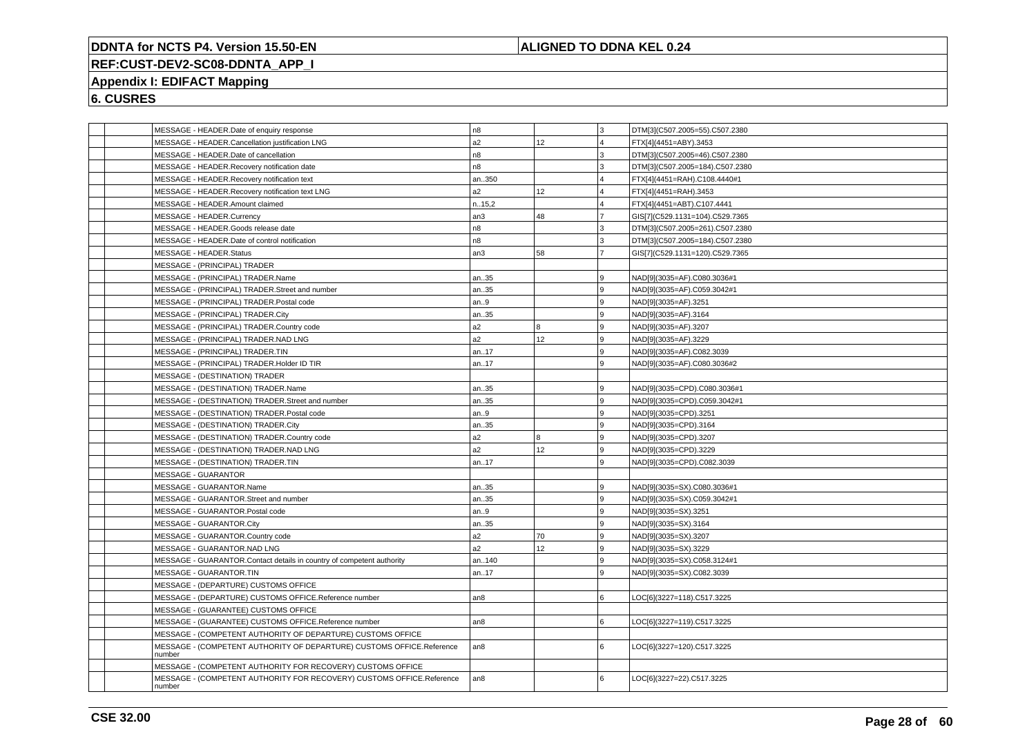**DDNTA for NCTS P4. Version 15.50-EN** | **ALIGNED TO DDNA KEL 0.24**

**REF:CUST-DEV2-SC08-DDNTA_APP_I**

**Appendix I: EDIFACT Mapping**

**6. CUSRES**

| | | | | | | |
|---|---|---|---|---|---|---|
| | | MESSAGE - HEADER.Date of enquiry response | n8 | | 3 | DTM[3](C507.2005=55).C507.2380 |
| | | MESSAGE - HEADER.Cancellation justification LNG | a2 | 12 | 4 | FTX[4](4451=ABY).3453 |
| | | MESSAGE - HEADER.Date of cancellation | n8 | | 3 | DTM[3](C507.2005=46).C507.2380 |
| | | MESSAGE - HEADER.Recovery notification date | n8 | | 3 | DTM[3](C507.2005=184).C507.2380 |
| | | MESSAGE - HEADER.Recovery notification text | an..350 | | 4 | FTX[4](4451=RAH).C108.4440#1 |
| | | MESSAGE - HEADER.Recovery notification text LNG | a2 | 12 | 4 | FTX[4](4451=RAH).3453 |
| | | MESSAGE - HEADER.Amount claimed | n..15,2 | | 4 | FTX[4](4451=ABT).C107.4441 |
| | | MESSAGE - HEADER.Currency | an3 | 48 | 7 | GIS[7](C529.1131=104).C529.7365 |
| | | MESSAGE - HEADER.Goods release date | n8 | | 3 | DTM[3](C507.2005=261).C507.2380 |
| | | MESSAGE - HEADER.Date of control notification | n8 | | 3 | DTM[3](C507.2005=184).C507.2380 |
| | | MESSAGE - HEADER.Status | an3 | 58 | 7 | GIS[7](C529.1131=120).C529.7365 |
| | | MESSAGE - (PRINCIPAL) TRADER | | | | |
| | | MESSAGE - (PRINCIPAL) TRADER.Name | an..35 | | 9 | NAD[9](3035=AF).C080.3036#1 |
| | | MESSAGE - (PRINCIPAL) TRADER.Street and number | an..35 | | 9 | NAD[9](3035=AF).C059.3042#1 |
| | | MESSAGE - (PRINCIPAL) TRADER.Postal code | an..9 | | 9 | NAD[9](3035=AF).3251 |
| | | MESSAGE - (PRINCIPAL) TRADER.City | an..35 | | 9 | NAD[9](3035=AF).3164 |
| | | MESSAGE - (PRINCIPAL) TRADER.Country code | a2 | 8 | 9 | NAD[9](3035=AF).3207 |
| | | MESSAGE - (PRINCIPAL) TRADER.NAD LNG | a2 | 12 | 9 | NAD[9](3035=AF).3229 |
| | | MESSAGE - (PRINCIPAL) TRADER.TIN | an..17 | | 9 | NAD[9](3035=AF).C082.3039 |
| | | MESSAGE - (PRINCIPAL) TRADER.Holder ID TIR | an..17 | | 9 | NAD[9](3035=AF).C080.3036#2 |
| | | MESSAGE - (DESTINATION) TRADER | | | | |
| | | MESSAGE - (DESTINATION) TRADER.Name | an..35 | | 9 | NAD[9](3035=CPD).C080.3036#1 |
| | | MESSAGE - (DESTINATION) TRADER.Street and number | an..35 | | 9 | NAD[9](3035=CPD).C059.3042#1 |
| | | MESSAGE - (DESTINATION) TRADER.Postal code | an..9 | | 9 | NAD[9](3035=CPD).3251 |
| | | MESSAGE - (DESTINATION) TRADER.City | an..35 | | 9 | NAD[9](3035=CPD).3164 |
| | | MESSAGE - (DESTINATION) TRADER.Country code | a2 | 8 | 9 | NAD[9](3035=CPD).3207 |
| | | MESSAGE - (DESTINATION) TRADER.NAD LNG | a2 | 12 | 9 | NAD[9](3035=CPD).3229 |
| | | MESSAGE - (DESTINATION) TRADER.TIN | an..17 | | 9 | NAD[9](3035=CPD).C082.3039 |
| | | MESSAGE - GUARANTOR | | | | |
| | | MESSAGE - GUARANTOR.Name | an..35 | | 9 | NAD[9](3035=SX).C080.3036#1 |
| | | MESSAGE - GUARANTOR.Street and number | an..35 | | 9 | NAD[9](3035=SX).C059.3042#1 |
| | | MESSAGE - GUARANTOR.Postal code | an..9 | | 9 | NAD[9](3035=SX).3251 |
| | | MESSAGE - GUARANTOR.City | an..35 | | 9 | NAD[9](3035=SX).3164 |
| | | MESSAGE - GUARANTOR.Country code | a2 | 70 | 9 | NAD[9](3035=SX).3207 |
| | | MESSAGE - GUARANTOR.NAD LNG | a2 | 12 | 9 | NAD[9](3035=SX).3229 |
| | | MESSAGE - GUARANTOR.Contact details in country of competent authority | an..140 | | 9 | NAD[9](3035=SX).C058.3124#1 |
| | | MESSAGE - GUARANTOR.TIN | an..17 | | 9 | NAD[9](3035=SX).C082.3039 |
| | | MESSAGE - (DEPARTURE) CUSTOMS OFFICE | | | | |
| | | MESSAGE - (DEPARTURE) CUSTOMS OFFICE.Reference number | an8 | | 6 | LOC[6](3227=118).C517.3225 |
| | | MESSAGE - (GUARANTEE) CUSTOMS OFFICE | | | | |
| | | MESSAGE - (GUARANTEE) CUSTOMS OFFICE.Reference number | an8 | | 6 | LOC[6](3227=119).C517.3225 |
| | | MESSAGE - (COMPETENT AUTHORITY OF DEPARTURE) CUSTOMS OFFICE | | | | |
| | | MESSAGE - (COMPETENT AUTHORITY OF DEPARTURE) CUSTOMS OFFICE.Reference number | an8 | | 6 | LOC[6](3227=120).C517.3225 |
| | | MESSAGE - (COMPETENT AUTHORITY FOR RECOVERY) CUSTOMS OFFICE | | | | |
| | | MESSAGE - (COMPETENT AUTHORITY FOR RECOVERY) CUSTOMS OFFICE.Reference number | an8 | | 6 | LOC[6](3227=22).C517.3225 |

**CSE 32.00**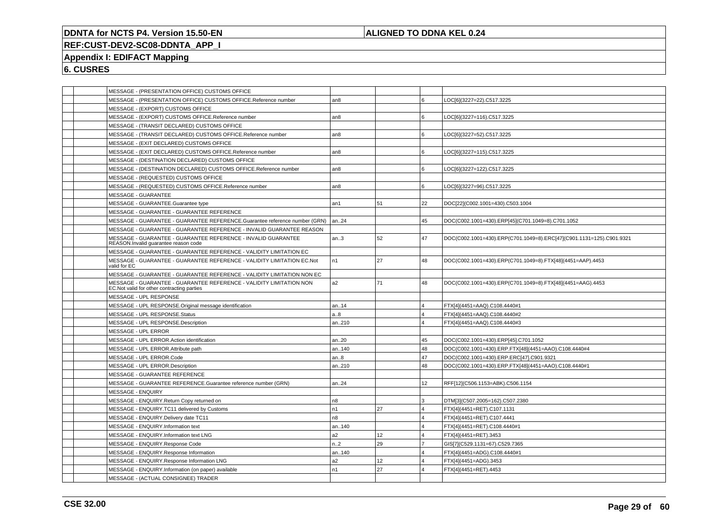| | | | | | | |
|---|---|---|---|---|---|---|
| | | MESSAGE - (PRESENTATION OFFICE) CUSTOMS OFFICE | | | | |
| | | MESSAGE - (PRESENTATION OFFICE) CUSTOMS OFFICE.Reference number | an8 | | 6 | LOC[6](3227=22).C517.3225 |
| | | MESSAGE - (EXPORT) CUSTOMS OFFICE | | | | |
| | | MESSAGE - (EXPORT) CUSTOMS OFFICE.Reference number | an8 | | 6 | LOC[6](3227=116).C517.3225 |
| | | MESSAGE - (TRANSIT DECLARED) CUSTOMS OFFICE | | | | |
| | | MESSAGE - (TRANSIT DECLARED) CUSTOMS OFFICE.Reference number | an8 | | 6 | LOC[6](3227=52).C517.3225 |
| | | MESSAGE - (EXIT DECLARED) CUSTOMS OFFICE | | | | |
| | | MESSAGE - (EXIT DECLARED) CUSTOMS OFFICE.Reference number | an8 | | 6 | LOC[6](3227=115).C517.3225 |
| | | MESSAGE - (DESTINATION DECLARED) CUSTOMS OFFICE | | | | |
| | | MESSAGE - (DESTINATION DECLARED) CUSTOMS OFFICE.Reference number | an8 | | 6 | LOC[6](3227=122).C517.3225 |
| | | MESSAGE - (REQUESTED) CUSTOMS OFFICE | | | | |
| | | MESSAGE - (REQUESTED) CUSTOMS OFFICE.Reference number | an8 | | 6 | LOC[6](3227=96).C517.3225 |
| | | MESSAGE - GUARANTEE | | | | |
| | | MESSAGE - GUARANTEE.Guarantee type | an1 | 51 | 22 | DOC[22](C002.1001=430).C503.1004 |
| | | MESSAGE - GUARANTEE - GUARANTEE REFERENCE | | | | |
| | | MESSAGE - GUARANTEE - GUARANTEE REFERENCE.Guarantee reference number (GRN) | an..24 | | 45 | DOC(C002.1001=430).ERP[45](C701.1049=8).C701.1052 |
| | | MESSAGE - GUARANTEE - GUARANTEE REFERENCE - INVALID GUARANTEE REASON | | | | |
| | | MESSAGE - GUARANTEE - GUARANTEE REFERENCE - INVALID GUARANTEE REASON.Invalid guarantee reason code | an..3 | 52 | 47 | DOC(C002.1001=430).ERP(C701.1049=8).ERC[47](C901.1131=125).C901.9321 |
| | | MESSAGE - GUARANTEE - GUARANTEE REFERENCE - VALIDITY LIMITATION EC | | | | |
| | | MESSAGE - GUARANTEE - GUARANTEE REFERENCE - VALIDITY LIMITATION EC.Not valid for EC | n1 | 27 | 48 | DOC(C002.1001=430).ERP(C701.1049=8).FTX[48](4451=AAP).4453 |
| | | MESSAGE - GUARANTEE - GUARANTEE REFERENCE - VALIDITY LIMITATION NON EC | | | | |
| | | MESSAGE - GUARANTEE - GUARANTEE REFERENCE - VALIDITY LIMITATION NON EC.Not valid for other contracting parties | a2 | 71 | 48 | DOC(C002.1001=430).ERP(C701.1049=8).FTX[48](4451=AAG).4453 |
| | | MESSAGE - UPL RESPONSE | | | | |
| | | MESSAGE - UPL RESPONSE.Original message identification | an..14 | | 4 | FTX[4](4451=AAQ).C108.4440#1 |
| | | MESSAGE - UPL RESPONSE.Status | a..8 | | 4 | FTX[4](4451=AAQ).C108.4440#2 |
| | | MESSAGE - UPL RESPONSE.Description | an..210 | | 4 | FTX[4](4451=AAQ).C108.4440#3 |
| | | MESSAGE - UPL ERROR | | | | |
| | | MESSAGE - UPL ERROR.Action identification | an..20 | | 45 | DOC(C002.1001=430).ERP[45].C701.1052 |
| | | MESSAGE - UPL ERROR.Attribute path | an..140 | | 48 | DOC(C002.1001=430).ERP.FTX[48](4451=AAO).C108.4440#4 |
| | | MESSAGE - UPL ERROR.Code | an..8 | | 47 | DOC(C002.1001=430).ERP.ERC[47].C901.9321 |
| | | MESSAGE - UPL ERROR.Description | an..210 | | 48 | DOC(C002.1001=430).ERP.FTX[48](4451=AAO).C108.4440#1 |
| | | MESSAGE - GUARANTEE REFERENCE | | | | |
| | | MESSAGE - GUARANTEE REFERENCE.Guarantee reference number (GRN) | an..24 | | 12 | RFF[12](C506.1153=ABK).C506.1154 |
| | | MESSAGE - ENQUIRY | | | | |
| | | MESSAGE - ENQUIRY.Return Copy returned on | n8 | | 3 | DTM[3](C507.2005=162).C507.2380 |
| | | MESSAGE - ENQUIRY.TC11 delivered by Customs | n1 | 27 | 4 | FTX[4](4451=RET).C107.1131 |
| | | MESSAGE - ENQUIRY.Delivery date TC11 | n8 | | 4 | FTX[4](4451=RET).C107.4441 |
| | | MESSAGE - ENQUIRY.Information text | an..140 | | 4 | FTX[4](4451=RET).C108.4440#1 |
| | | MESSAGE - ENQUIRY.Information text LNG | a2 | 12 | 4 | FTX[4](4451=RET).3453 |
| | | MESSAGE - ENQUIRY.Response Code | n..2 | 29 | 7 | GIS[7](C529.1131=67).C529.7365 |
| | | MESSAGE - ENQUIRY.Response Information | an..140 | | 4 | FTX[4](4451=ADG).C108.4440#1 |
| | | MESSAGE - ENQUIRY.Response Information LNG | a2 | 12 | 4 | FTX[4](4451=ADG).3453 |
| | | MESSAGE - ENQUIRY.Information (on paper) available | n1 | 27 | 4 | FTX[4](4451=RET).4453 |
| | | MESSAGE - (ACTUAL CONSIGNEE) TRADER | | | | |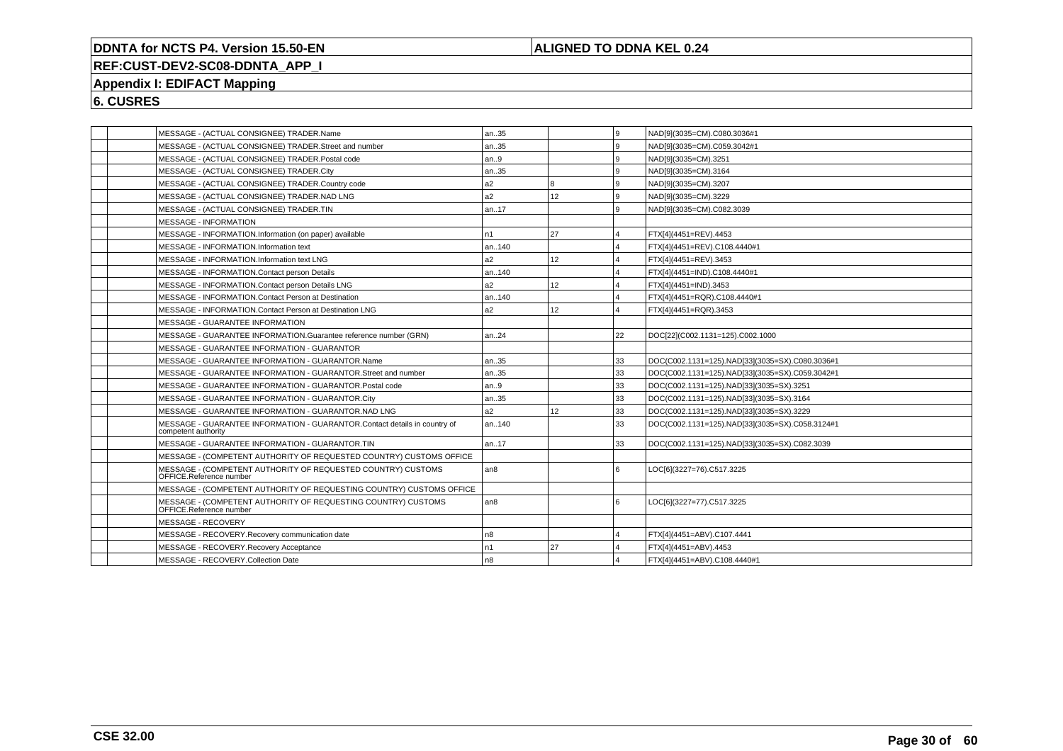## Appendix I: EDIFACT Mapping

## 6. CUSRES

| | | | | | | |
|---|---|---|---|---|---|---|
| | | MESSAGE - (ACTUAL CONSIGNEE) TRADER.Name | an..35 | | 9 | NAD[9](3035=CM).C080.3036#1 |
| | | MESSAGE - (ACTUAL CONSIGNEE) TRADER.Street and number | an..35 | | 9 | NAD[9](3035=CM).C059.3042#1 |
| | | MESSAGE - (ACTUAL CONSIGNEE) TRADER.Postal code | an..9 | | 9 | NAD[9](3035=CM).3251 |
| | | MESSAGE - (ACTUAL CONSIGNEE) TRADER.City | an..35 | | 9 | NAD[9](3035=CM).3164 |
| | | MESSAGE - (ACTUAL CONSIGNEE) TRADER.Country code | a2 | 8 | 9 | NAD[9](3035=CM).3207 |
| | | MESSAGE - (ACTUAL CONSIGNEE) TRADER.NAD LNG | a2 | 12 | 9 | NAD[9](3035=CM).3229 |
| | | MESSAGE - (ACTUAL CONSIGNEE) TRADER.TIN | an..17 | | 9 | NAD[9](3035=CM).C082.3039 |
| | | MESSAGE - INFORMATION | | | | |
| | | MESSAGE - INFORMATION.Information (on paper) available | n1 | 27 | 4 | FTX[4](4451=REV).4453 |
| | | MESSAGE - INFORMATION.Information text | an..140 | | 4 | FTX[4](4451=REV).C108.4440#1 |
| | | MESSAGE - INFORMATION.Information text LNG | a2 | 12 | 4 | FTX[4](4451=REV).3453 |
| | | MESSAGE - INFORMATION.Contact person Details | an..140 | | 4 | FTX[4](4451=IND).C108.4440#1 |
| | | MESSAGE - INFORMATION.Contact person Details LNG | a2 | 12 | 4 | FTX[4](4451=IND).3453 |
| | | MESSAGE - INFORMATION.Contact Person at Destination | an..140 | | 4 | FTX[4](4451=RQR).C108.4440#1 |
| | | MESSAGE - INFORMATION.Contact Person at Destination LNG | a2 | 12 | 4 | FTX[4](4451=RQR).3453 |
| | | MESSAGE - GUARANTEE INFORMATION | | | | |
| | | MESSAGE - GUARANTEE INFORMATION.Guarantee reference number (GRN) | an..24 | | 22 | DOC[22](C002.1131=125).C002.1000 |
| | | MESSAGE - GUARANTEE INFORMATION - GUARANTOR | | | | |
| | | MESSAGE - GUARANTEE INFORMATION - GUARANTOR.Name | an..35 | | 33 | DOC(C002.1131=125).NAD[33](3035=SX).C080.3036#1 |
| | | MESSAGE - GUARANTEE INFORMATION - GUARANTOR.Street and number | an..35 | | 33 | DOC(C002.1131=125).NAD[33](3035=SX).C059.3042#1 |
| | | MESSAGE - GUARANTEE INFORMATION - GUARANTOR.Postal code | an..9 | | 33 | DOC(C002.1131=125).NAD[33](3035=SX).3251 |
| | | MESSAGE - GUARANTEE INFORMATION - GUARANTOR.City | an..35 | | 33 | DOC(C002.1131=125).NAD[33](3035=SX).3164 |
| | | MESSAGE - GUARANTEE INFORMATION - GUARANTOR.NAD LNG | a2 | 12 | 33 | DOC(C002.1131=125).NAD[33](3035=SX).3229 |
| | | MESSAGE - GUARANTEE INFORMATION - GUARANTOR.Contact details in country of competent authority | an..140 | | 33 | DOC(C002.1131=125).NAD[33](3035=SX).C058.3124#1 |
| | | MESSAGE - GUARANTEE INFORMATION - GUARANTOR.TIN | an..17 | | 33 | DOC(C002.1131=125).NAD[33](3035=SX).C082.3039 |
| | | MESSAGE - (COMPETENT AUTHORITY OF REQUESTED COUNTRY) CUSTOMS OFFICE | | | | |
| | | MESSAGE - (COMPETENT AUTHORITY OF REQUESTED COUNTRY) CUSTOMS OFFICE.Reference number | an8 | | 6 | LOC[6](3227=76).C517.3225 |
| | | MESSAGE - (COMPETENT AUTHORITY OF REQUESTING COUNTRY) CUSTOMS OFFICE | | | | |
| | | MESSAGE - (COMPETENT AUTHORITY OF REQUESTING COUNTRY) CUSTOMS OFFICE.Reference number | an8 | | 6 | LOC[6](3227=77).C517.3225 |
| | | MESSAGE - RECOVERY | | | | |
| | | MESSAGE - RECOVERY.Recovery communication date | n8 | | 4 | FTX[4](4451=ABV).C107.4441 |
| | | MESSAGE - RECOVERY.Recovery Acceptance | n1 | 27 | 4 | FTX[4](4451=ABV).4453 |
| | | MESSAGE - RECOVERY.Collection Date | n8 | | 4 | FTX[4](4451=ABV).C108.4440#1 |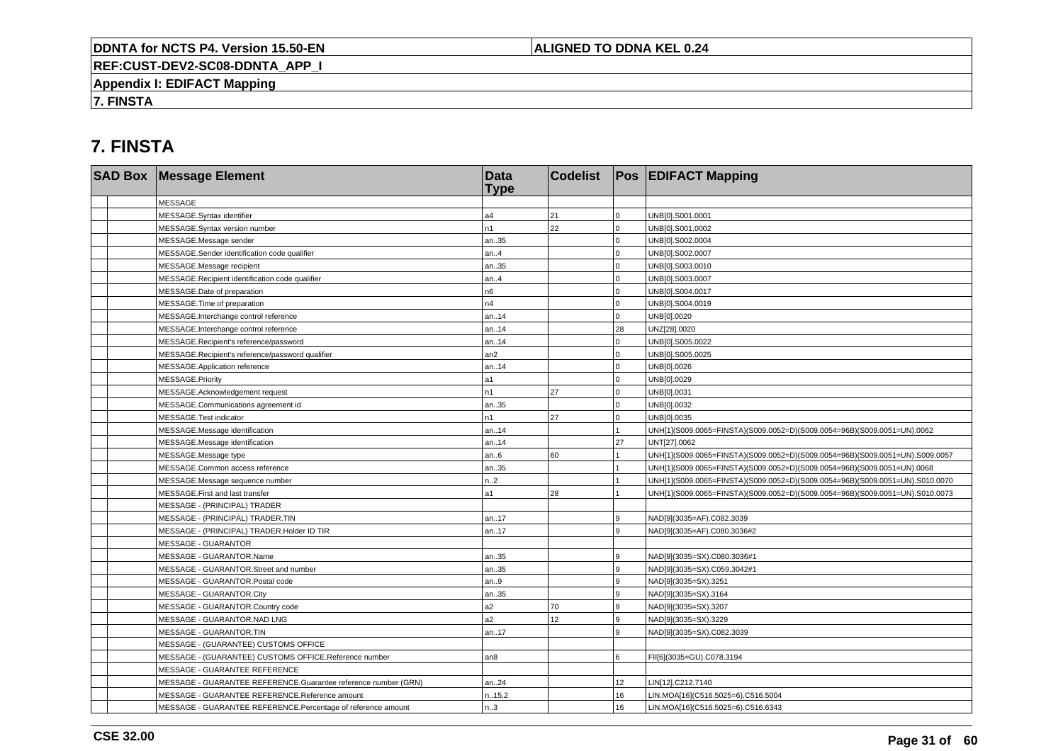# 7. FINSTA

| SAD Box | | Message Element | Data Type | Codelist | Pos | EDIFACT Mapping |
|---|---|---|---|---|---|---|
| | | MESSAGE | | | | |
| | | MESSAGE.Syntax identifier | a4 | 21 | 0 | UNB[0].S001.0001 |
| | | MESSAGE.Syntax version number | n1 | 22 | 0 | UNB[0].S001.0002 |
| | | MESSAGE.Message sender | an..35 | | 0 | UNB[0].S002.0004 |
| | | MESSAGE.Sender identification code qualifier | an..4 | | 0 | UNB[0].S002.0007 |
| | | MESSAGE.Message recipient | an..35 | | 0 | UNB[0].S003.0010 |
| | | MESSAGE.Recipient identification code qualifier | an..4 | | 0 | UNB[0].S003.0007 |
| | | MESSAGE.Date of preparation | n6 | | 0 | UNB[0].S004.0017 |
| | | MESSAGE.Time of preparation | n4 | | 0 | UNB[0].S004.0019 |
| | | MESSAGE.Interchange control reference | an..14 | | 0 | UNB[0].0020 |
| | | MESSAGE.Interchange control reference | an..14 | | 28 | UNZ[28].0020 |
| | | MESSAGE.Recipient's reference/password | an..14 | | 0 | UNB[0].S005.0022 |
| | | MESSAGE.Recipient's reference/password qualifier | an2 | | 0 | UNB[0].S005.0025 |
| | | MESSAGE.Application reference | an..14 | | 0 | UNB[0].0026 |
| | | MESSAGE.Priority | a1 | | 0 | UNB[0].0029 |
| | | MESSAGE.Acknowledgement request | n1 | 27 | 0 | UNB[0].0031 |
| | | MESSAGE.Communications agreement id | an..35 | | 0 | UNB[0].0032 |
| | | MESSAGE.Test indicator | n1 | 27 | 0 | UNB[0].0035 |
| | | MESSAGE.Message identification | an..14 | | 1 | UNH[1](S009.0065=FINSTA)(S009.0052=D)(S009.0054=96B)(S009.0051=UN).0062 |
| | | MESSAGE.Message identification | an..14 | | 27 | UNT[27].0062 |
| | | MESSAGE.Message type | an..6 | 60 | 1 | UNH[1](S009.0065=FINSTA)(S009.0052=D)(S009.0054=96B)(S009.0051=UN).S009.0057 |
| | | MESSAGE.Common access reference | an..35 | | 1 | UNH[1](S009.0065=FINSTA)(S009.0052=D)(S009.0054=96B)(S009.0051=UN).0068 |
| | | MESSAGE.Message sequence number | n..2 | | 1 | UNH[1](S009.0065=FINSTA)(S009.0052=D)(S009.0054=96B)(S009.0051=UN).S010.0070 |
| | | MESSAGE.First and last transfer | a1 | 28 | 1 | UNH[1](S009.0065=FINSTA)(S009.0052=D)(S009.0054=96B)(S009.0051=UN).S010.0073 |
| | | MESSAGE - (PRINCIPAL) TRADER | | | | |
| | | MESSAGE - (PRINCIPAL) TRADER.TIN | an..17 | | 9 | NAD[9](3035=AF).C082.3039 |
| | | MESSAGE - (PRINCIPAL) TRADER.Holder ID TIR | an..17 | | 9 | NAD[9](3035=AF).C080.3036#2 |
| | | MESSAGE - GUARANTOR | | | | |
| | | MESSAGE - GUARANTOR.Name | an..35 | | 9 | NAD[9](3035=SX).C080.3036#1 |
| | | MESSAGE - GUARANTOR.Street and number | an..35 | | 9 | NAD[9](3035=SX).C059.3042#1 |
| | | MESSAGE - GUARANTOR.Postal code | an..9 | | 9 | NAD[9](3035=SX).3251 |
| | | MESSAGE - GUARANTOR.City | an..35 | | 9 | NAD[9](3035=SX).3164 |
| | | MESSAGE - GUARANTOR.Country code | a2 | 70 | 9 | NAD[9](3035=SX).3207 |
| | | MESSAGE - GUARANTOR.NAD LNG | a2 | 12 | 9 | NAD[9](3035=SX).3229 |
| | | MESSAGE - GUARANTOR.TIN | an..17 | | 9 | NAD[9](3035=SX).C082.3039 |
| | | MESSAGE - (GUARANTEE) CUSTOMS OFFICE | | | | |
| | | MESSAGE - (GUARANTEE) CUSTOMS OFFICE.Reference number | an8 | | 6 | FII[6](3035=GU).C078.3194 |
| | | MESSAGE - GUARANTEE REFERENCE | | | | |
| | | MESSAGE - GUARANTEE REFERENCE.Guarantee reference number (GRN) | an..24 | | 12 | LIN[12].C212.7140 |
| | | MESSAGE - GUARANTEE REFERENCE.Reference amount | n..15,2 | | 16 | LIN.MOA[16](C516.5025=6).C516.5004 |
| | | MESSAGE - GUARANTEE REFERENCE.Percentage of reference amount | n..3 | | 16 | LIN.MOA[16](C516.5025=6).C516.6343 |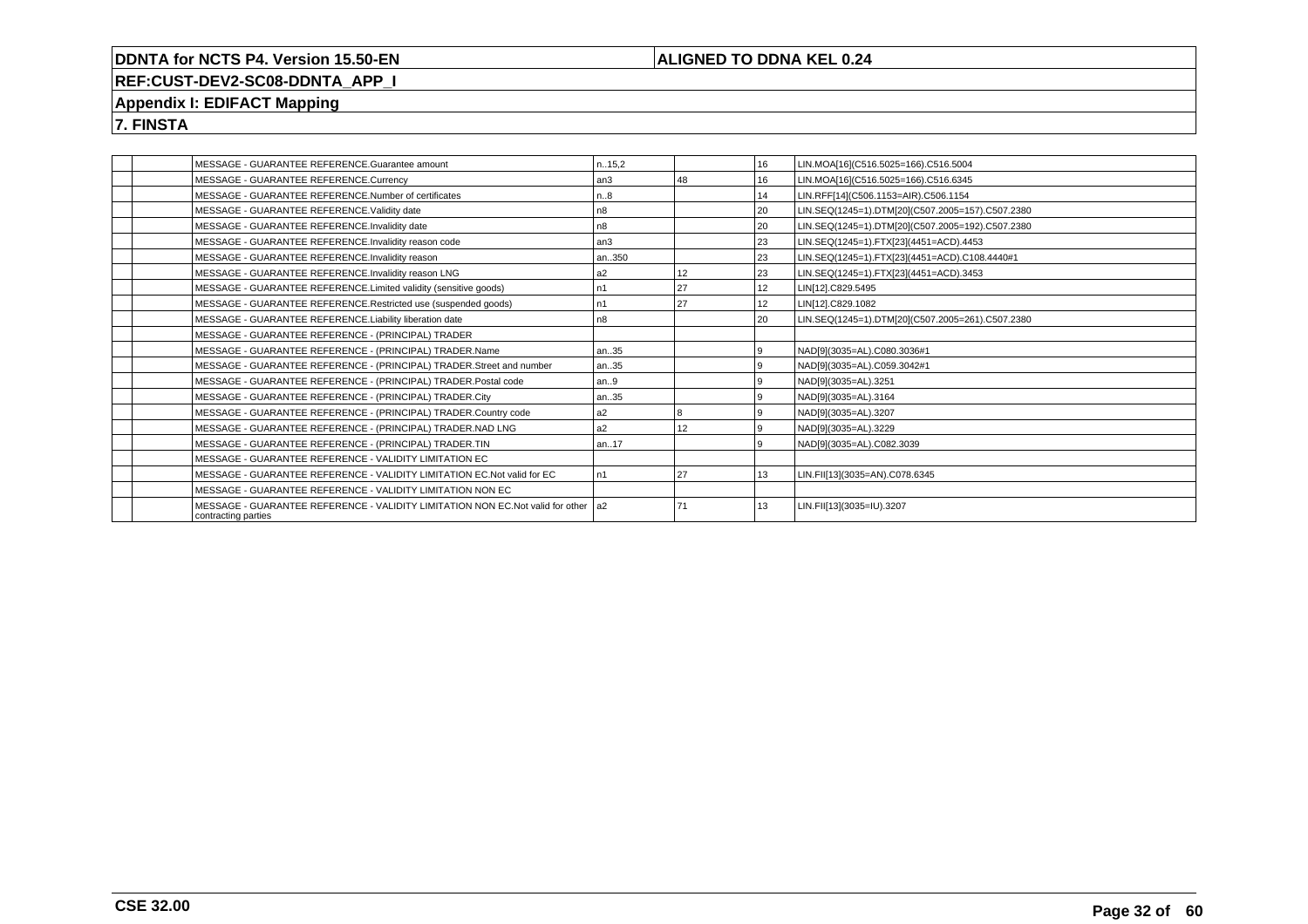**DDNTA for NCTS P4. Version 15.50-EN** | **ALIGNED TO DDNA KEL 0.24**

**REF:CUST-DEV2-SC08-DDNTA_APP_I**

## Appendix I: EDIFACT Mapping

## 7. FINSTA

| | | | | | | |
|---|---|---|---|---|---|---|
| | | MESSAGE - GUARANTEE REFERENCE.Guarantee amount | n..15,2 | | 16 | LIN.MOA[16](C516.5025=166).C516.5004 |
| | | MESSAGE - GUARANTEE REFERENCE.Currency | an3 | 48 | 16 | LIN.MOA[16](C516.5025=166).C516.6345 |
| | | MESSAGE - GUARANTEE REFERENCE.Number of certificates | n..8 | | 14 | LIN.RFF[14](C506.1153=AIR).C506.1154 |
| | | MESSAGE - GUARANTEE REFERENCE.Validity date | n8 | | 20 | LIN.SEQ(1245=1).DTM[20](C507.2005=157).C507.2380 |
| | | MESSAGE - GUARANTEE REFERENCE.Invalidity date | n8 | | 20 | LIN.SEQ(1245=1).DTM[20](C507.2005=192).C507.2380 |
| | | MESSAGE - GUARANTEE REFERENCE.Invalidity reason code | an3 | | 23 | LIN.SEQ(1245=1).FTX[23](4451=ACD).4453 |
| | | MESSAGE - GUARANTEE REFERENCE.Invalidity reason | an..350 | | 23 | LIN.SEQ(1245=1).FTX[23](4451=ACD).C108.4440#1 |
| | | MESSAGE - GUARANTEE REFERENCE.Invalidity reason LNG | a2 | 12 | 23 | LIN.SEQ(1245=1).FTX[23](4451=ACD).3453 |
| | | MESSAGE - GUARANTEE REFERENCE.Limited validity (sensitive goods) | n1 | 27 | 12 | LIN[12].C829.5495 |
| | | MESSAGE - GUARANTEE REFERENCE.Restricted use (suspended goods) | n1 | 27 | 12 | LIN[12].C829.1082 |
| | | MESSAGE - GUARANTEE REFERENCE.Liability liberation date | n8 | | 20 | LIN.SEQ(1245=1).DTM[20](C507.2005=261).C507.2380 |
| | | MESSAGE - GUARANTEE REFERENCE - (PRINCIPAL) TRADER | | | | |
| | | MESSAGE - GUARANTEE REFERENCE - (PRINCIPAL) TRADER.Name | an..35 | | 9 | NAD[9](3035=AL).C080.3036#1 |
| | | MESSAGE - GUARANTEE REFERENCE - (PRINCIPAL) TRADER.Street and number | an..35 | | 9 | NAD[9](3035=AL).C059.3042#1 |
| | | MESSAGE - GUARANTEE REFERENCE - (PRINCIPAL) TRADER.Postal code | an..9 | | 9 | NAD[9](3035=AL).3251 |
| | | MESSAGE - GUARANTEE REFERENCE - (PRINCIPAL) TRADER.City | an..35 | | 9 | NAD[9](3035=AL).3164 |
| | | MESSAGE - GUARANTEE REFERENCE - (PRINCIPAL) TRADER.Country code | a2 | 8 | 9 | NAD[9](3035=AL).3207 |
| | | MESSAGE - GUARANTEE REFERENCE - (PRINCIPAL) TRADER.NAD LNG | a2 | 12 | 9 | NAD[9](3035=AL).3229 |
| | | MESSAGE - GUARANTEE REFERENCE - (PRINCIPAL) TRADER.TIN | an..17 | | 9 | NAD[9](3035=AL).C082.3039 |
| | | MESSAGE - GUARANTEE REFERENCE - VALIDITY LIMITATION EC | | | | |
| | | MESSAGE - GUARANTEE REFERENCE - VALIDITY LIMITATION EC.Not valid for EC | n1 | 27 | 13 | LIN.FII[13](3035=AN).C078.6345 |
| | | MESSAGE - GUARANTEE REFERENCE - VALIDITY LIMITATION NON EC | | | | |
| | | MESSAGE - GUARANTEE REFERENCE - VALIDITY LIMITATION NON EC.Not valid for other contracting parties | a2 | 71 | 13 | LIN.FII[13](3035=IU).3207 |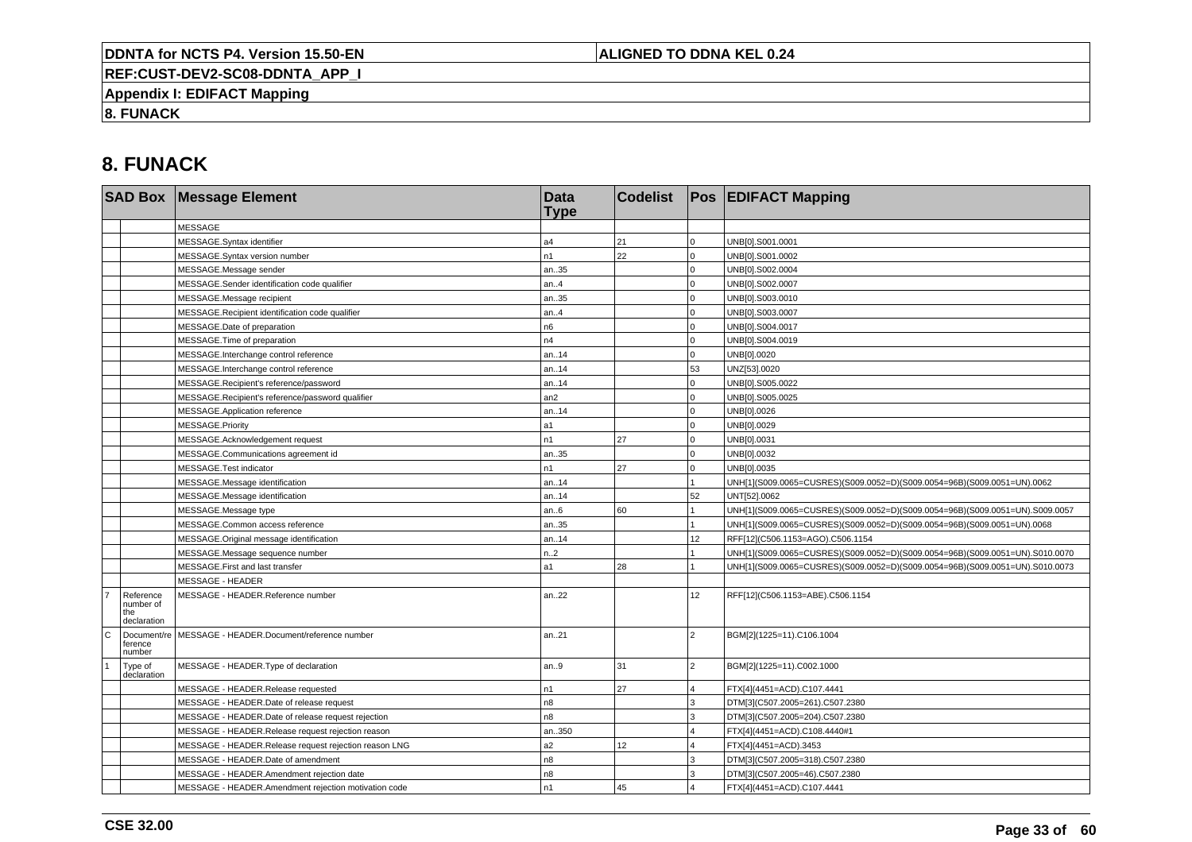# 8. FUNACK

| SAD Box | | Message Element | Data Type | Codelist | Pos | EDIFACT Mapping |
|---|---|---|---|---|---|---|
| | | MESSAGE | | | | |
| | | MESSAGE.Syntax identifier | a4 | 21 | 0 | UNB[0].S001.0001 |
| | | MESSAGE.Syntax version number | n1 | 22 | 0 | UNB[0].S001.0002 |
| | | MESSAGE.Message sender | an..35 | | 0 | UNB[0].S002.0004 |
| | | MESSAGE.Sender identification code qualifier | an..4 | | 0 | UNB[0].S002.0007 |
| | | MESSAGE.Message recipient | an..35 | | 0 | UNB[0].S003.0010 |
| | | MESSAGE.Recipient identification code qualifier | an..4 | | 0 | UNB[0].S003.0007 |
| | | MESSAGE.Date of preparation | n6 | | 0 | UNB[0].S004.0017 |
| | | MESSAGE.Time of preparation | n4 | | 0 | UNB[0].S004.0019 |
| | | MESSAGE.Interchange control reference | an..14 | | 0 | UNB[0].0020 |
| | | MESSAGE.Interchange control reference | an..14 | | 53 | UNZ[53].0020 |
| | | MESSAGE.Recipient's reference/password | an..14 | | 0 | UNB[0].S005.0022 |
| | | MESSAGE.Recipient's reference/password qualifier | an2 | | 0 | UNB[0].S005.0025 |
| | | MESSAGE.Application reference | an..14 | | 0 | UNB[0].0026 |
| | | MESSAGE.Priority | a1 | | 0 | UNB[0].0029 |
| | | MESSAGE.Acknowledgement request | n1 | 27 | 0 | UNB[0].0031 |
| | | MESSAGE.Communications agreement id | an..35 | | 0 | UNB[0].0032 |
| | | MESSAGE.Test indicator | n1 | 27 | 0 | UNB[0].0035 |
| | | MESSAGE.Message identification | an..14 | | 1 | UNH[1](S009.0065=CUSRES)(S009.0052=D)(S009.0054=96B)(S009.0051=UN).0062 |
| | | MESSAGE.Message identification | an..14 | | 52 | UNT[52].0062 |
| | | MESSAGE.Message type | an..6 | 60 | 1 | UNH[1](S009.0065=CUSRES)(S009.0052=D)(S009.0054=96B)(S009.0051=UN).S009.0057 |
| | | MESSAGE.Common access reference | an..35 | | 1 | UNH[1](S009.0065=CUSRES)(S009.0052=D)(S009.0054=96B)(S009.0051=UN).0068 |
| | | MESSAGE.Original message identification | an..14 | | 12 | RFF[12](C506.1153=AGO).C506.1154 |
| | | MESSAGE.Message sequence number | n..2 | | 1 | UNH[1](S009.0065=CUSRES)(S009.0052=D)(S009.0054=96B)(S009.0051=UN).S010.0070 |
| | | MESSAGE.First and last transfer | a1 | 28 | 1 | UNH[1](S009.0065=CUSRES)(S009.0052=D)(S009.0054=96B)(S009.0051=UN).S010.0073 |
| | | MESSAGE - HEADER | | | | |
| 7 | Reference number of the declaration | MESSAGE - HEADER.Reference number | an..22 | | 12 | RFF[12](C506.1153=ABE).C506.1154 |
| C | Document/reference number | MESSAGE - HEADER.Document/reference number | an..21 | | 2 | BGM[2](1225=11).C106.1004 |
| 1 | Type of declaration | MESSAGE - HEADER.Type of declaration | an..9 | 31 | 2 | BGM[2](1225=11).C002.1000 |
| | | MESSAGE - HEADER.Release requested | n1 | 27 | 4 | FTX[4](4451=ACD).C107.4441 |
| | | MESSAGE - HEADER.Date of release request | n8 | | 3 | DTM[3](C507.2005=261).C507.2380 |
| | | MESSAGE - HEADER.Date of release request rejection | n8 | | 3 | DTM[3](C507.2005=204).C507.2380 |
| | | MESSAGE - HEADER.Release request rejection reason | an..350 | | 4 | FTX[4](4451=ACD).C108.4440#1 |
| | | MESSAGE - HEADER.Release request rejection reason LNG | a2 | 12 | 4 | FTX[4](4451=ACD).3453 |
| | | MESSAGE - HEADER.Date of amendment | n8 | | 3 | DTM[3](C507.2005=318).C507.2380 |
| | | MESSAGE - HEADER.Amendment rejection date | n8 | | 3 | DTM[3](C507.2005=46).C507.2380 |
| | | MESSAGE - HEADER.Amendment rejection motivation code | n1 | 45 | 4 | FTX[4](4451=ACD).C107.4441 |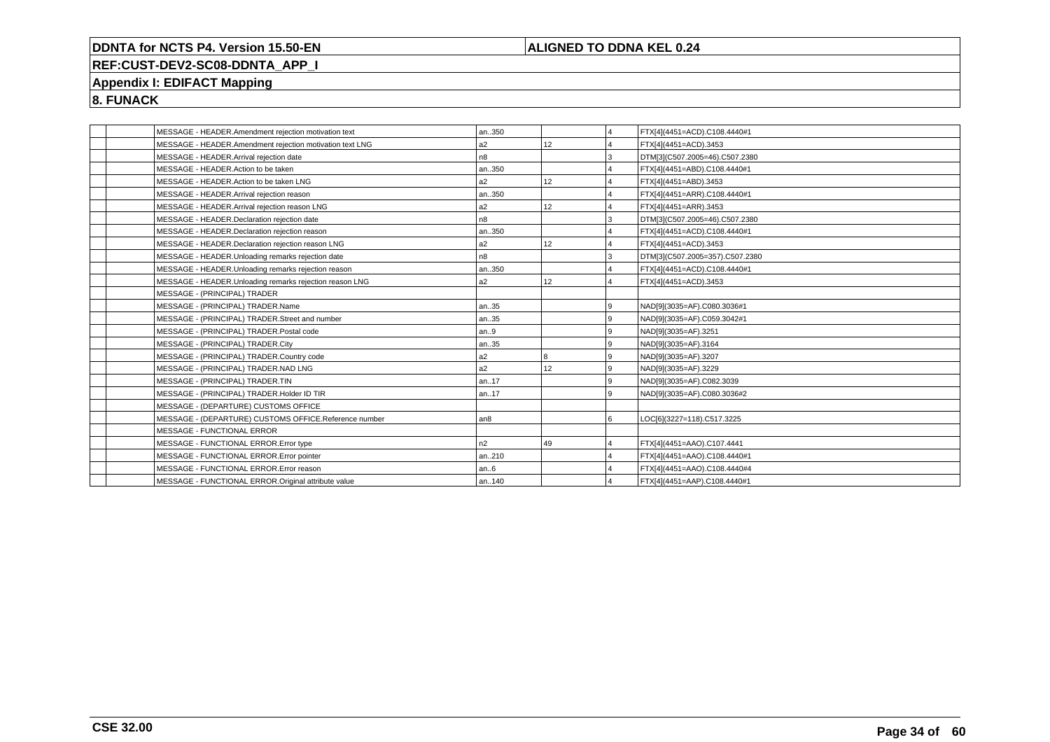**DDNTA for NCTS P4. Version 15.50-EN** | **ALIGNED TO DDNA KEL 0.24**

**REF:CUST-DEV2-SC08-DDNTA_APP_I**

**Appendix I: EDIFACT Mapping**

**8. FUNACK**

| | | | | | | |
|---|---|---|---|---|---|---|
| | | MESSAGE - HEADER.Amendment rejection motivation text | an..350 | | 4 | FTX[4](4451=ACD).C108.4440#1 |
| | | MESSAGE - HEADER.Amendment rejection motivation text LNG | a2 | 12 | 4 | FTX[4](4451=ACD).3453 |
| | | MESSAGE - HEADER.Arrival rejection date | n8 | | 3 | DTM[3](C507.2005=46).C507.2380 |
| | | MESSAGE - HEADER.Action to be taken | an..350 | | 4 | FTX[4](4451=ABD).C108.4440#1 |
| | | MESSAGE - HEADER.Action to be taken LNG | a2 | 12 | 4 | FTX[4](4451=ABD).3453 |
| | | MESSAGE - HEADER.Arrival rejection reason | an..350 | | 4 | FTX[4](4451=ARR).C108.4440#1 |
| | | MESSAGE - HEADER.Arrival rejection reason LNG | a2 | 12 | 4 | FTX[4](4451=ARR).3453 |
| | | MESSAGE - HEADER.Declaration rejection date | n8 | | 3 | DTM[3](C507.2005=46).C507.2380 |
| | | MESSAGE - HEADER.Declaration rejection reason | an..350 | | 4 | FTX[4](4451=ACD).C108.4440#1 |
| | | MESSAGE - HEADER.Declaration rejection reason LNG | a2 | 12 | 4 | FTX[4](4451=ACD).3453 |
| | | MESSAGE - HEADER.Unloading remarks rejection date | n8 | | 3 | DTM[3](C507.2005=357).C507.2380 |
| | | MESSAGE - HEADER.Unloading remarks rejection reason | an..350 | | 4 | FTX[4](4451=ACD).C108.4440#1 |
| | | MESSAGE - HEADER.Unloading remarks rejection reason LNG | a2 | 12 | 4 | FTX[4](4451=ACD).3453 |
| | | MESSAGE - (PRINCIPAL) TRADER | | | | |
| | | MESSAGE - (PRINCIPAL) TRADER.Name | an..35 | | 9 | NAD[9](3035=AF).C080.3036#1 |
| | | MESSAGE - (PRINCIPAL) TRADER.Street and number | an..35 | | 9 | NAD[9](3035=AF).C059.3042#1 |
| | | MESSAGE - (PRINCIPAL) TRADER.Postal code | an..9 | | 9 | NAD[9](3035=AF).3251 |
| | | MESSAGE - (PRINCIPAL) TRADER.City | an..35 | | 9 | NAD[9](3035=AF).3164 |
| | | MESSAGE - (PRINCIPAL) TRADER.Country code | a2 | 8 | 9 | NAD[9](3035=AF).3207 |
| | | MESSAGE - (PRINCIPAL) TRADER.NAD LNG | a2 | 12 | 9 | NAD[9](3035=AF).3229 |
| | | MESSAGE - (PRINCIPAL) TRADER.TIN | an..17 | | 9 | NAD[9](3035=AF).C082.3039 |
| | | MESSAGE - (PRINCIPAL) TRADER.Holder ID TIR | an..17 | | 9 | NAD[9](3035=AF).C080.3036#2 |
| | | MESSAGE - (DEPARTURE) CUSTOMS OFFICE | | | | |
| | | MESSAGE - (DEPARTURE) CUSTOMS OFFICE.Reference number | an8 | | 6 | LOC[6](3227=118).C517.3225 |
| | | MESSAGE - FUNCTIONAL ERROR | | | | |
| | | MESSAGE - FUNCTIONAL ERROR.Error type | n2 | 49 | 4 | FTX[4](4451=AAO).C107.4441 |
| | | MESSAGE - FUNCTIONAL ERROR.Error pointer | an..210 | | 4 | FTX[4](4451=AAO).C108.4440#1 |
| | | MESSAGE - FUNCTIONAL ERROR.Error reason | an..6 | | 4 | FTX[4](4451=AAO).C108.4440#4 |
| | | MESSAGE - FUNCTIONAL ERROR.Original attribute value | an..140 | | 4 | FTX[4](4451=AAP).C108.4440#1 |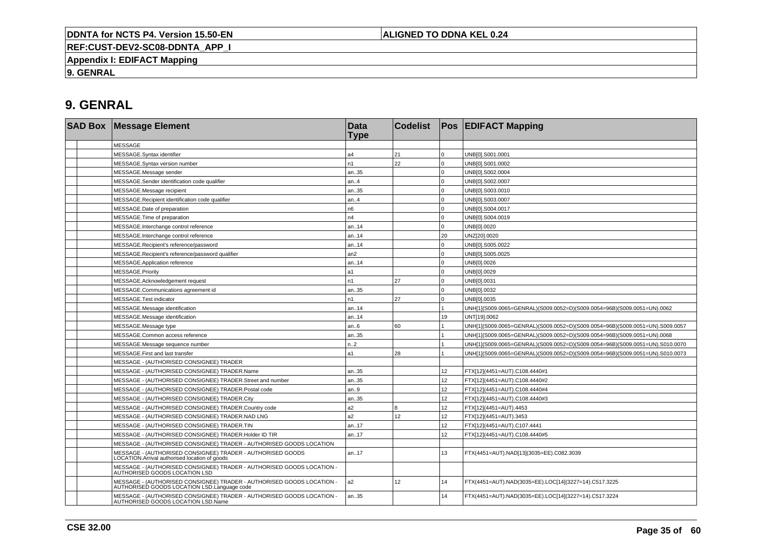# 9. GENRAL

| SAD Box | | Message Element | Data Type | Codelist | Pos | EDIFACT Mapping |
|---|---|---|---|---|---|---|
| | | MESSAGE | | | | |
| | | MESSAGE.Syntax identifier | a4 | 21 | 0 | UNB[0].S001.0001 |
| | | MESSAGE.Syntax version number | n1 | 22 | 0 | UNB[0].S001.0002 |
| | | MESSAGE.Message sender | an..35 | | 0 | UNB[0].S002.0004 |
| | | MESSAGE.Sender identification code qualifier | an..4 | | 0 | UNB[0].S002.0007 |
| | | MESSAGE.Message recipient | an..35 | | 0 | UNB[0].S003.0010 |
| | | MESSAGE.Recipient identification code qualifier | an..4 | | 0 | UNB[0].S003.0007 |
| | | MESSAGE.Date of preparation | n6 | | 0 | UNB[0].S004.0017 |
| | | MESSAGE.Time of preparation | n4 | | 0 | UNB[0].S004.0019 |
| | | MESSAGE.Interchange control reference | an..14 | | 0 | UNB[0].0020 |
| | | MESSAGE.Interchange control reference | an..14 | | 20 | UNZ[20].0020 |
| | | MESSAGE.Recipient's reference/password | an..14 | | 0 | UNB[0].S005.0022 |
| | | MESSAGE.Recipient's reference/password qualifier | an2 | | 0 | UNB[0].S005.0025 |
| | | MESSAGE.Application reference | an..14 | | 0 | UNB[0].0026 |
| | | MESSAGE.Priority | a1 | | 0 | UNB[0].0029 |
| | | MESSAGE.Acknowledgement request | n1 | 27 | 0 | UNB[0].0031 |
| | | MESSAGE.Communications agreement id | an..35 | | 0 | UNB[0].0032 |
| | | MESSAGE.Test indicator | n1 | 27 | 0 | UNB[0].0035 |
| | | MESSAGE.Message identification | an..14 | | 1 | UNH[1](S009.0065=GENRAL)(S009.0052=D)(S009.0054=96B)(S009.0051=UN).0062 |
| | | MESSAGE.Message identification | an..14 | | 19 | UNT[19].0062 |
| | | MESSAGE.Message type | an..6 | 60 | 1 | UNH[1](S009.0065=GENRAL)(S009.0052=D)(S009.0054=96B)(S009.0051=UN).S009.0057 |
| | | MESSAGE.Common access reference | an..35 | | 1 | UNH[1](S009.0065=GENRAL)(S009.0052=D)(S009.0054=96B)(S009.0051=UN).0068 |
| | | MESSAGE.Message sequence number | n..2 | | 1 | UNH[1](S009.0065=GENRAL)(S009.0052=D)(S009.0054=96B)(S009.0051=UN).S010.0070 |
| | | MESSAGE.First and last transfer | a1 | 28 | 1 | UNH[1](S009.0065=GENRAL)(S009.0052=D)(S009.0054=96B)(S009.0051=UN).S010.0073 |
| | | MESSAGE - (AUTHORISED CONSIGNEE) TRADER | | | | |
| | | MESSAGE - (AUTHORISED CONSIGNEE) TRADER.Name | an..35 | | 12 | FTX[12](4451=AUT).C108.4440#1 |
| | | MESSAGE - (AUTHORISED CONSIGNEE) TRADER.Street and number | an..35 | | 12 | FTX[12](4451=AUT).C108.4440#2 |
| | | MESSAGE - (AUTHORISED CONSIGNEE) TRADER.Postal code | an..9 | | 12 | FTX[12](4451=AUT).C108.4440#4 |
| | | MESSAGE - (AUTHORISED CONSIGNEE) TRADER.City | an..35 | | 12 | FTX[12](4451=AUT).C108.4440#3 |
| | | MESSAGE - (AUTHORISED CONSIGNEE) TRADER.Country code | a2 | 8 | 12 | FTX[12](4451=AUT).4453 |
| | | MESSAGE - (AUTHORISED CONSIGNEE) TRADER.NAD LNG | a2 | 12 | 12 | FTX[12](4451=AUT).3453 |
| | | MESSAGE - (AUTHORISED CONSIGNEE) TRADER.TIN | an..17 | | 12 | FTX[12](4451=AUT).C107.4441 |
| | | MESSAGE - (AUTHORISED CONSIGNEE) TRADER.Holder ID TIR | an..17 | | 12 | FTX[12](4451=AUT).C108.4440#5 |
| | | MESSAGE - (AUTHORISED CONSIGNEE) TRADER - AUTHORISED GOODS LOCATION | | | | |
| | | MESSAGE - (AUTHORISED CONSIGNEE) TRADER - AUTHORISED GOODS LOCATION.Arrival authorised location of goods | an..17 | | 13 | FTX(4451=AUT).NAD[13](3035=EE).C082.3039 |
| | | MESSAGE - (AUTHORISED CONSIGNEE) TRADER - AUTHORISED GOODS LOCATION - AUTHORISED GOODS LOCATION LSD | | | | |
| | | MESSAGE - (AUTHORISED CONSIGNEE) TRADER - AUTHORISED GOODS LOCATION - AUTHORISED GOODS LOCATION LSD.Language code | a2 | 12 | 14 | FTX(4451=AUT).NAD(3035=EE).LOC[14](3227=14).C517.3225 |
| | | MESSAGE - (AUTHORISED CONSIGNEE) TRADER - AUTHORISED GOODS LOCATION - AUTHORISED GOODS LOCATION LSD.Name | an..35 | | 14 | FTX(4451=AUT).NAD(3035=EE).LOC[14](3227=14).C517.3224 |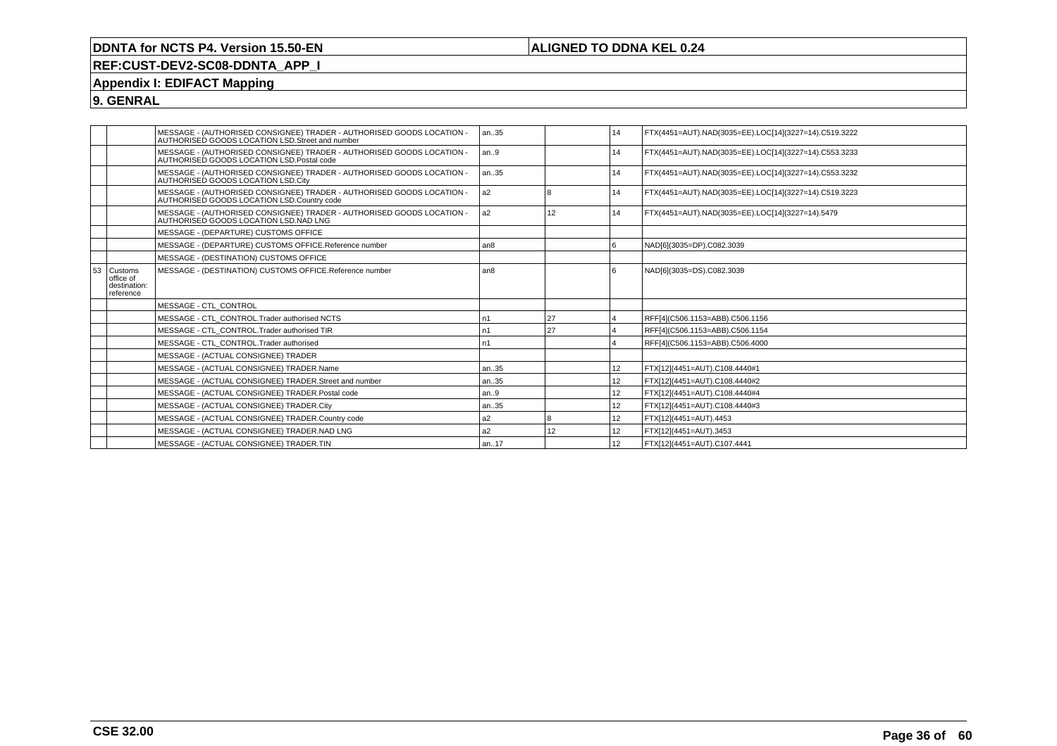| | | | | | | |
|---|---|---|---|---|---|---|
| | | MESSAGE - (AUTHORISED CONSIGNEE) TRADER - AUTHORISED GOODS LOCATION - AUTHORISED GOODS LOCATION LSD.Street and number | an..35 | | 14 | FTX(4451=AUT).NAD(3035=EE).LOC[14](3227=14).C519.3222 |
| | | MESSAGE - (AUTHORISED CONSIGNEE) TRADER - AUTHORISED GOODS LOCATION - AUTHORISED GOODS LOCATION LSD.Postal code | an..9 | | 14 | FTX(4451=AUT).NAD(3035=EE).LOC[14](3227=14).C553.3233 |
| | | MESSAGE - (AUTHORISED CONSIGNEE) TRADER - AUTHORISED GOODS LOCATION - AUTHORISED GOODS LOCATION LSD.City | an..35 | | 14 | FTX(4451=AUT).NAD(3035=EE).LOC[14](3227=14).C553.3232 |
| | | MESSAGE - (AUTHORISED CONSIGNEE) TRADER - AUTHORISED GOODS LOCATION - AUTHORISED GOODS LOCATION LSD.Country code | a2 | 8 | 14 | FTX(4451=AUT).NAD(3035=EE).LOC[14](3227=14).C519.3223 |
| | | MESSAGE - (AUTHORISED CONSIGNEE) TRADER - AUTHORISED GOODS LOCATION - AUTHORISED GOODS LOCATION LSD.NAD LNG | a2 | 12 | 14 | FTX(4451=AUT).NAD(3035=EE).LOC[14](3227=14).5479 |
| | | MESSAGE - (DEPARTURE) CUSTOMS OFFICE | | | | |
| | | MESSAGE - (DEPARTURE) CUSTOMS OFFICE.Reference number | an8 | | 6 | NAD[6](3035=DP).C082.3039 |
| | | MESSAGE - (DESTINATION) CUSTOMS OFFICE | | | | |
| 53 | Customs office of destination: reference | MESSAGE - (DESTINATION) CUSTOMS OFFICE.Reference number | an8 | | 6 | NAD[6](3035=DS).C082.3039 |
| | | MESSAGE - CTL_CONTROL | | | | |
| | | MESSAGE - CTL_CONTROL.Trader authorised NCTS | n1 | 27 | 4 | RFF[4](C506.1153=ABB).C506.1156 |
| | | MESSAGE - CTL_CONTROL.Trader authorised TIR | n1 | 27 | 4 | RFF[4](C506.1153=ABB).C506.1154 |
| | | MESSAGE - CTL_CONTROL.Trader authorised | n1 | | 4 | RFF[4](C506.1153=ABB).C506.4000 |
| | | MESSAGE - (ACTUAL CONSIGNEE) TRADER | | | | |
| | | MESSAGE - (ACTUAL CONSIGNEE) TRADER.Name | an..35 | | 12 | FTX[12](4451=AUT).C108.4440#1 |
| | | MESSAGE - (ACTUAL CONSIGNEE) TRADER.Street and number | an..35 | | 12 | FTX[12](4451=AUT).C108.4440#2 |
| | | MESSAGE - (ACTUAL CONSIGNEE) TRADER.Postal code | an..9 | | 12 | FTX[12](4451=AUT).C108.4440#4 |
| | | MESSAGE - (ACTUAL CONSIGNEE) TRADER.City | an..35 | | 12 | FTX[12](4451=AUT).C108.4440#3 |
| | | MESSAGE - (ACTUAL CONSIGNEE) TRADER.Country code | a2 | 8 | 12 | FTX[12](4451=AUT).4453 |
| | | MESSAGE - (ACTUAL CONSIGNEE) TRADER.NAD LNG | a2 | 12 | 12 | FTX[12](4451=AUT).3453 |
| | | MESSAGE - (ACTUAL CONSIGNEE) TRADER.TIN | an..17 | | 12 | FTX[12](4451=AUT).C107.4441 |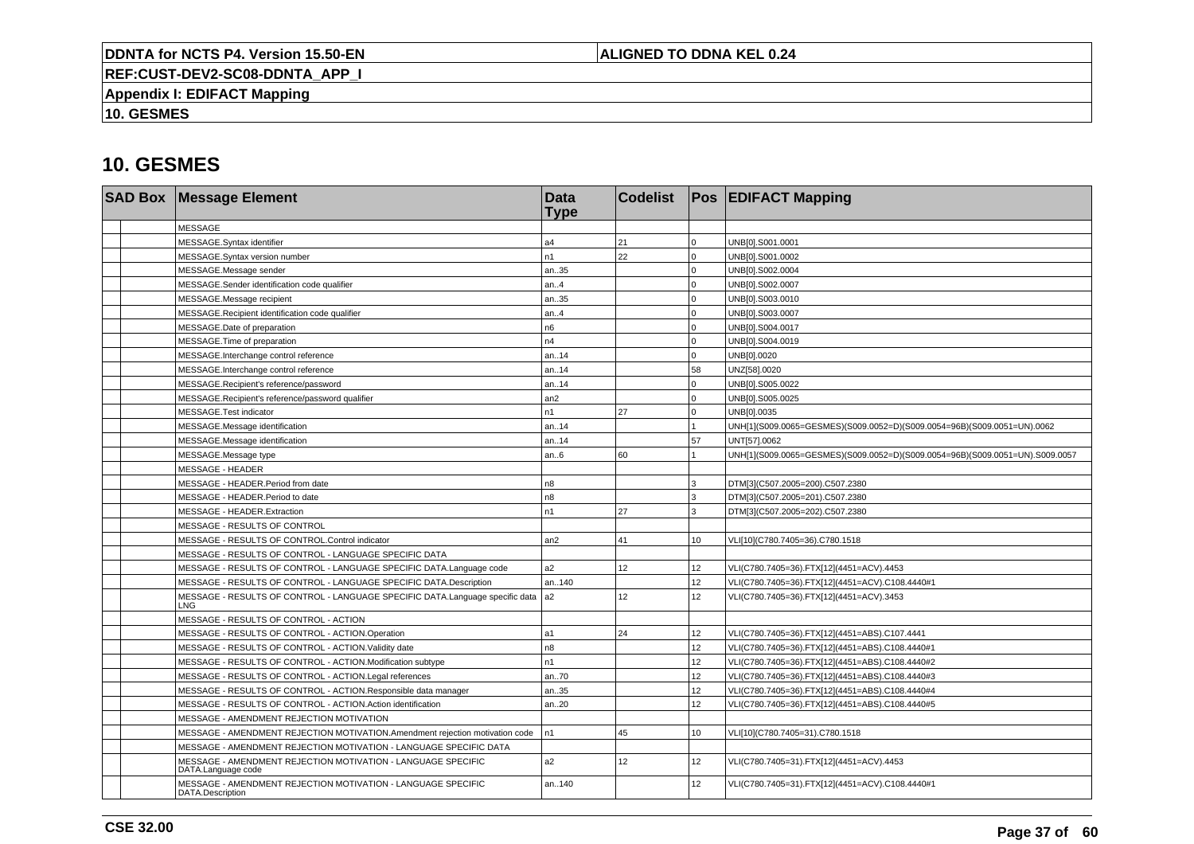# 10. GESMES

| SAD Box | | Message Element | Data Type | Codelist | Pos | EDIFACT Mapping |
|---|---|---|---|---|---|---|
| | | MESSAGE | | | | |
| | | MESSAGE.Syntax identifier | a4 | 21 | 0 | UNB[0].S001.0001 |
| | | MESSAGE.Syntax version number | n1 | 22 | 0 | UNB[0].S001.0002 |
| | | MESSAGE.Message sender | an..35 | | 0 | UNB[0].S002.0004 |
| | | MESSAGE.Sender identification code qualifier | an..4 | | 0 | UNB[0].S002.0007 |
| | | MESSAGE.Message recipient | an..35 | | 0 | UNB[0].S003.0010 |
| | | MESSAGE.Recipient identification code qualifier | an..4 | | 0 | UNB[0].S003.0007 |
| | | MESSAGE.Date of preparation | n6 | | 0 | UNB[0].S004.0017 |
| | | MESSAGE.Time of preparation | n4 | | 0 | UNB[0].S004.0019 |
| | | MESSAGE.Interchange control reference | an..14 | | 0 | UNB[0].0020 |
| | | MESSAGE.Interchange control reference | an..14 | | 58 | UNZ[58].0020 |
| | | MESSAGE.Recipient's reference/password | an..14 | | 0 | UNB[0].S005.0022 |
| | | MESSAGE.Recipient's reference/password qualifier | an2 | | 0 | UNB[0].S005.0025 |
| | | MESSAGE.Test indicator | n1 | 27 | 0 | UNB[0].0035 |
| | | MESSAGE.Message identification | an..14 | | 1 | UNH[1](S009.0065=GESMES)(S009.0052=D)(S009.0054=96B)(S009.0051=UN).0062 |
| | | MESSAGE.Message identification | an..14 | | 57 | UNT[57].0062 |
| | | MESSAGE.Message type | an..6 | 60 | 1 | UNH[1](S009.0065=GESMES)(S009.0052=D)(S009.0054=96B)(S009.0051=UN).S009.0057 |
| | | MESSAGE - HEADER | | | | |
| | | MESSAGE - HEADER.Period from date | n8 | | 3 | DTM[3](C507.2005=200).C507.2380 |
| | | MESSAGE - HEADER.Period to date | n8 | | 3 | DTM[3](C507.2005=201).C507.2380 |
| | | MESSAGE - HEADER.Extraction | n1 | 27 | 3 | DTM[3](C507.2005=202).C507.2380 |
| | | MESSAGE - RESULTS OF CONTROL | | | | |
| | | MESSAGE - RESULTS OF CONTROL.Control indicator | an2 | 41 | 10 | VLI[10](C780.7405=36).C780.1518 |
| | | MESSAGE - RESULTS OF CONTROL - LANGUAGE SPECIFIC DATA | | | | |
| | | MESSAGE - RESULTS OF CONTROL - LANGUAGE SPECIFIC DATA.Language code | a2 | 12 | 12 | VLI(C780.7405=36).FTX[12](4451=ACV).4453 |
| | | MESSAGE - RESULTS OF CONTROL - LANGUAGE SPECIFIC DATA.Description | an..140 | | 12 | VLI(C780.7405=36).FTX[12](4451=ACV).C108.4440#1 |
| | | MESSAGE - RESULTS OF CONTROL - LANGUAGE SPECIFIC DATA.Language specific data LNG | a2 | 12 | 12 | VLI(C780.7405=36).FTX[12](4451=ACV).3453 |
| | | MESSAGE - RESULTS OF CONTROL - ACTION | | | | |
| | | MESSAGE - RESULTS OF CONTROL - ACTION.Operation | a1 | 24 | 12 | VLI(C780.7405=36).FTX[12](4451=ABS).C107.4441 |
| | | MESSAGE - RESULTS OF CONTROL - ACTION.Validity date | n8 | | 12 | VLI(C780.7405=36).FTX[12](4451=ABS).C108.4440#1 |
| | | MESSAGE - RESULTS OF CONTROL - ACTION.Modification subtype | n1 | | 12 | VLI(C780.7405=36).FTX[12](4451=ABS).C108.4440#2 |
| | | MESSAGE - RESULTS OF CONTROL - ACTION.Legal references | an..70 | | 12 | VLI(C780.7405=36).FTX[12](4451=ABS).C108.4440#3 |
| | | MESSAGE - RESULTS OF CONTROL - ACTION.Responsible data manager | an..35 | | 12 | VLI(C780.7405=36).FTX[12](4451=ABS).C108.4440#4 |
| | | MESSAGE - RESULTS OF CONTROL - ACTION.Action identification | an..20 | | 12 | VLI(C780.7405=36).FTX[12](4451=ABS).C108.4440#5 |
| | | MESSAGE - AMENDMENT REJECTION MOTIVATION | | | | |
| | | MESSAGE - AMENDMENT REJECTION MOTIVATION.Amendment rejection motivation code | n1 | 45 | 10 | VLI[10](C780.7405=31).C780.1518 |
| | | MESSAGE - AMENDMENT REJECTION MOTIVATION - LANGUAGE SPECIFIC DATA | | | | |
| | | MESSAGE - AMENDMENT REJECTION MOTIVATION - LANGUAGE SPECIFIC DATA.Language code | a2 | 12 | 12 | VLI(C780.7405=31).FTX[12](4451=ACV).4453 |
| | | MESSAGE - AMENDMENT REJECTION MOTIVATION - LANGUAGE SPECIFIC DATA.Description | an..140 | | 12 | VLI(C780.7405=31).FTX[12](4451=ACV).C108.4440#1 |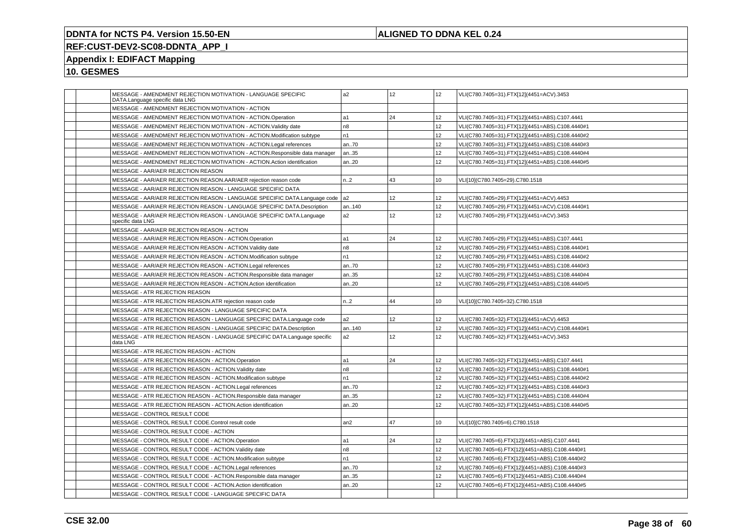| | | | | | | |
|---|---|---|---|---|---|---|
| | | MESSAGE - AMENDMENT REJECTION MOTIVATION - LANGUAGE SPECIFIC DATA.Language specific data LNG | a2 | 12 | 12 | VLI(C780.7405=31).FTX[12](4451=ACV).3453 |
| | | MESSAGE - AMENDMENT REJECTION MOTIVATION - ACTION | | | | |
| | | MESSAGE - AMENDMENT REJECTION MOTIVATION - ACTION.Operation | a1 | 24 | 12 | VLI(C780.7405=31).FTX[12](4451=ABS).C107.4441 |
| | | MESSAGE - AMENDMENT REJECTION MOTIVATION - ACTION.Validity date | n8 | | 12 | VLI(C780.7405=31).FTX[12](4451=ABS).C108.4440#1 |
| | | MESSAGE - AMENDMENT REJECTION MOTIVATION - ACTION.Modification subtype | n1 | | 12 | VLI(C780.7405=31).FTX[12](4451=ABS).C108.4440#2 |
| | | MESSAGE - AMENDMENT REJECTION MOTIVATION - ACTION.Legal references | an..70 | | 12 | VLI(C780.7405=31).FTX[12](4451=ABS).C108.4440#3 |
| | | MESSAGE - AMENDMENT REJECTION MOTIVATION - ACTION.Responsible data manager | an..35 | | 12 | VLI(C780.7405=31).FTX[12](4451=ABS).C108.4440#4 |
| | | MESSAGE - AMENDMENT REJECTION MOTIVATION - ACTION.Action identification | an..20 | | 12 | VLI(C780.7405=31).FTX[12](4451=ABS).C108.4440#5 |
| | | MESSAGE - AAR/AER REJECTION REASON | | | | |
| | | MESSAGE - AAR/AER REJECTION REASON.AAR/AER rejection reason code | n..2 | 43 | 10 | VLI[10](C780.7405=29).C780.1518 |
| | | MESSAGE - AAR/AER REJECTION REASON - LANGUAGE SPECIFIC DATA | | | | |
| | | MESSAGE - AAR/AER REJECTION REASON - LANGUAGE SPECIFIC DATA.Language code | a2 | 12 | 12 | VLI(C780.7405=29).FTX[12](4451=ACV).4453 |
| | | MESSAGE - AAR/AER REJECTION REASON - LANGUAGE SPECIFIC DATA.Description | an..140 | | 12 | VLI(C780.7405=29).FTX[12](4451=ACV).C108.4440#1 |
| | | MESSAGE - AAR/AER REJECTION REASON - LANGUAGE SPECIFIC DATA.Language specific data LNG | a2 | 12 | 12 | VLI(C780.7405=29).FTX[12](4451=ACV).3453 |
| | | MESSAGE - AAR/AER REJECTION REASON - ACTION | | | | |
| | | MESSAGE - AAR/AER REJECTION REASON - ACTION.Operation | a1 | 24 | 12 | VLI(C780.7405=29).FTX[12](4451=ABS).C107.4441 |
| | | MESSAGE - AAR/AER REJECTION REASON - ACTION.Validity date | n8 | | 12 | VLI(C780.7405=29).FTX[12](4451=ABS).C108.4440#1 |
| | | MESSAGE - AAR/AER REJECTION REASON - ACTION.Modification subtype | n1 | | 12 | VLI(C780.7405=29).FTX[12](4451=ABS).C108.4440#2 |
| | | MESSAGE - AAR/AER REJECTION REASON - ACTION.Legal references | an..70 | | 12 | VLI(C780.7405=29).FTX[12](4451=ABS).C108.4440#3 |
| | | MESSAGE - AAR/AER REJECTION REASON - ACTION.Responsible data manager | an..35 | | 12 | VLI(C780.7405=29).FTX[12](4451=ABS).C108.4440#4 |
| | | MESSAGE - AAR/AER REJECTION REASON - ACTION.Action identification | an..20 | | 12 | VLI(C780.7405=29).FTX[12](4451=ABS).C108.4440#5 |
| | | MESSAGE - ATR REJECTION REASON | | | | |
| | | MESSAGE - ATR REJECTION REASON.ATR rejection reason code | n..2 | 44 | 10 | VLI[10](C780.7405=32).C780.1518 |
| | | MESSAGE - ATR REJECTION REASON - LANGUAGE SPECIFIC DATA | | | | |
| | | MESSAGE - ATR REJECTION REASON - LANGUAGE SPECIFIC DATA.Language code | a2 | 12 | 12 | VLI(C780.7405=32).FTX[12](4451=ACV).4453 |
| | | MESSAGE - ATR REJECTION REASON - LANGUAGE SPECIFIC DATA.Description | an..140 | | 12 | VLI(C780.7405=32).FTX[12](4451=ACV).C108.4440#1 |
| | | MESSAGE - ATR REJECTION REASON - LANGUAGE SPECIFIC DATA.Language specific data LNG | a2 | 12 | 12 | VLI(C780.7405=32).FTX[12](4451=ACV).3453 |
| | | MESSAGE - ATR REJECTION REASON - ACTION | | | | |
| | | MESSAGE - ATR REJECTION REASON - ACTION.Operation | a1 | 24 | 12 | VLI(C780.7405=32).FTX[12](4451=ABS).C107.4441 |
| | | MESSAGE - ATR REJECTION REASON - ACTION.Validity date | n8 | | 12 | VLI(C780.7405=32).FTX[12](4451=ABS).C108.4440#1 |
| | | MESSAGE - ATR REJECTION REASON - ACTION.Modification subtype | n1 | | 12 | VLI(C780.7405=32).FTX[12](4451=ABS).C108.4440#2 |
| | | MESSAGE - ATR REJECTION REASON - ACTION.Legal references | an..70 | | 12 | VLI(C780.7405=32).FTX[12](4451=ABS).C108.4440#3 |
| | | MESSAGE - ATR REJECTION REASON - ACTION.Responsible data manager | an..35 | | 12 | VLI(C780.7405=32).FTX[12](4451=ABS).C108.4440#4 |
| | | MESSAGE - ATR REJECTION REASON - ACTION.Action identification | an..20 | | 12 | VLI(C780.7405=32).FTX[12](4451=ABS).C108.4440#5 |
| | | MESSAGE - CONTROL RESULT CODE | | | | |
| | | MESSAGE - CONTROL RESULT CODE.Control result code | an2 | 47 | 10 | VLI[10](C780.7405=6).C780.1518 |
| | | MESSAGE - CONTROL RESULT CODE - ACTION | | | | |
| | | MESSAGE - CONTROL RESULT CODE - ACTION.Operation | a1 | 24 | 12 | VLI(C780.7405=6).FTX[12](4451=ABS).C107.4441 |
| | | MESSAGE - CONTROL RESULT CODE - ACTION.Validity date | n8 | | 12 | VLI(C780.7405=6).FTX[12](4451=ABS).C108.4440#1 |
| | | MESSAGE - CONTROL RESULT CODE - ACTION.Modification subtype | n1 | | 12 | VLI(C780.7405=6).FTX[12](4451=ABS).C108.4440#2 |
| | | MESSAGE - CONTROL RESULT CODE - ACTION.Legal references | an..70 | | 12 | VLI(C780.7405=6).FTX[12](4451=ABS).C108.4440#3 |
| | | MESSAGE - CONTROL RESULT CODE - ACTION.Responsible data manager | an..35 | | 12 | VLI(C780.7405=6).FTX[12](4451=ABS).C108.4440#4 |
| | | MESSAGE - CONTROL RESULT CODE - ACTION.Action identification | an..20 | | 12 | VLI(C780.7405=6).FTX[12](4451=ABS).C108.4440#5 |
| | | MESSAGE - CONTROL RESULT CODE - LANGUAGE SPECIFIC DATA | | | | |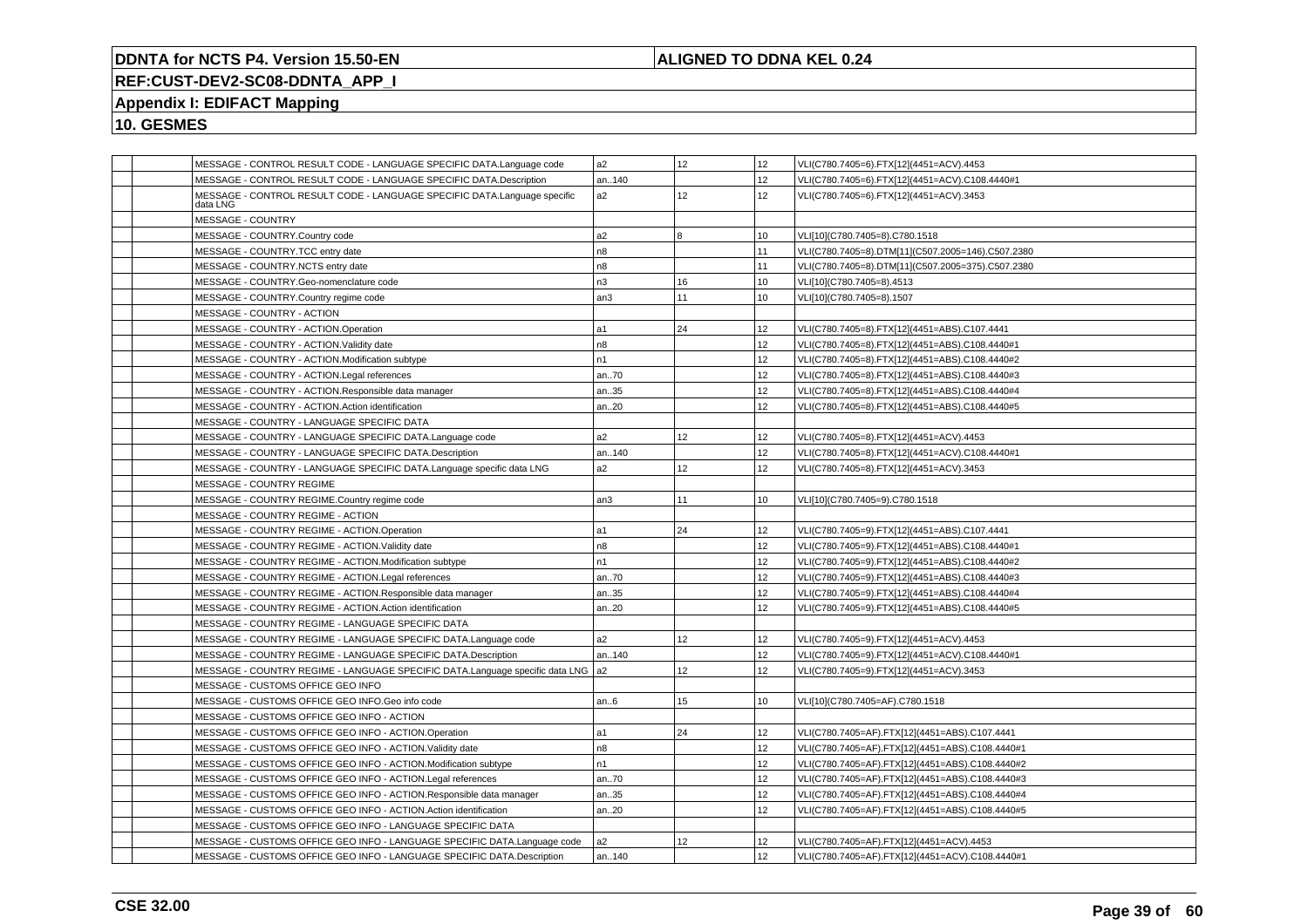| | | | | | | |
|---|---|---|---|---|---|---|
| | | MESSAGE - CONTROL RESULT CODE - LANGUAGE SPECIFIC DATA.Language code | a2 | 12 | 12 | VLI(C780.7405=6).FTX[12](4451=ACV).4453 |
| | | MESSAGE - CONTROL RESULT CODE - LANGUAGE SPECIFIC DATA.Description | an..140 | | 12 | VLI(C780.7405=6).FTX[12](4451=ACV).C108.4440#1 |
| | | MESSAGE - CONTROL RESULT CODE - LANGUAGE SPECIFIC DATA.Language specific data LNG | a2 | 12 | 12 | VLI(C780.7405=6).FTX[12](4451=ACV).3453 |
| | | MESSAGE - COUNTRY | | | | |
| | | MESSAGE - COUNTRY.Country code | a2 | 8 | 10 | VLI[10](C780.7405=8).C780.1518 |
| | | MESSAGE - COUNTRY.TCC entry date | n8 | | 11 | VLI(C780.7405=8).DTM[11](C507.2005=146).C507.2380 |
| | | MESSAGE - COUNTRY.NCTS entry date | n8 | | 11 | VLI(C780.7405=8).DTM[11](C507.2005=375).C507.2380 |
| | | MESSAGE - COUNTRY.Geo-nomenclature code | n3 | 16 | 10 | VLI[10](C780.7405=8).4513 |
| | | MESSAGE - COUNTRY.Country regime code | an3 | 11 | 10 | VLI[10](C780.7405=8).1507 |
| | | MESSAGE - COUNTRY - ACTION | | | | |
| | | MESSAGE - COUNTRY - ACTION.Operation | a1 | 24 | 12 | VLI(C780.7405=8).FTX[12](4451=ABS).C107.4441 |
| | | MESSAGE - COUNTRY - ACTION.Validity date | n8 | | 12 | VLI(C780.7405=8).FTX[12](4451=ABS).C108.4440#1 |
| | | MESSAGE - COUNTRY - ACTION.Modification subtype | n1 | | 12 | VLI(C780.7405=8).FTX[12](4451=ABS).C108.4440#2 |
| | | MESSAGE - COUNTRY - ACTION.Legal references | an..70 | | 12 | VLI(C780.7405=8).FTX[12](4451=ABS).C108.4440#3 |
| | | MESSAGE - COUNTRY - ACTION.Responsible data manager | an..35 | | 12 | VLI(C780.7405=8).FTX[12](4451=ABS).C108.4440#4 |
| | | MESSAGE - COUNTRY - ACTION.Action identification | an..20 | | 12 | VLI(C780.7405=8).FTX[12](4451=ABS).C108.4440#5 |
| | | MESSAGE - COUNTRY - LANGUAGE SPECIFIC DATA | | | | |
| | | MESSAGE - COUNTRY - LANGUAGE SPECIFIC DATA.Language code | a2 | 12 | 12 | VLI(C780.7405=8).FTX[12](4451=ACV).4453 |
| | | MESSAGE - COUNTRY - LANGUAGE SPECIFIC DATA.Description | an..140 | | 12 | VLI(C780.7405=8).FTX[12](4451=ACV).C108.4440#1 |
| | | MESSAGE - COUNTRY - LANGUAGE SPECIFIC DATA.Language specific data LNG | a2 | 12 | 12 | VLI(C780.7405=8).FTX[12](4451=ACV).3453 |
| | | MESSAGE - COUNTRY REGIME | | | | |
| | | MESSAGE - COUNTRY REGIME.Country regime code | an3 | 11 | 10 | VLI[10](C780.7405=9).C780.1518 |
| | | MESSAGE - COUNTRY REGIME - ACTION | | | | |
| | | MESSAGE - COUNTRY REGIME - ACTION.Operation | a1 | 24 | 12 | VLI(C780.7405=9).FTX[12](4451=ABS).C107.4441 |
| | | MESSAGE - COUNTRY REGIME - ACTION.Validity date | n8 | | 12 | VLI(C780.7405=9).FTX[12](4451=ABS).C108.4440#1 |
| | | MESSAGE - COUNTRY REGIME - ACTION.Modification subtype | n1 | | 12 | VLI(C780.7405=9).FTX[12](4451=ABS).C108.4440#2 |
| | | MESSAGE - COUNTRY REGIME - ACTION.Legal references | an..70 | | 12 | VLI(C780.7405=9).FTX[12](4451=ABS).C108.4440#3 |
| | | MESSAGE - COUNTRY REGIME - ACTION.Responsible data manager | an..35 | | 12 | VLI(C780.7405=9).FTX[12](4451=ABS).C108.4440#4 |
| | | MESSAGE - COUNTRY REGIME - ACTION.Action identification | an..20 | | 12 | VLI(C780.7405=9).FTX[12](4451=ABS).C108.4440#5 |
| | | MESSAGE - COUNTRY REGIME - LANGUAGE SPECIFIC DATA | | | | |
| | | MESSAGE - COUNTRY REGIME - LANGUAGE SPECIFIC DATA.Language code | a2 | 12 | 12 | VLI(C780.7405=9).FTX[12](4451=ACV).4453 |
| | | MESSAGE - COUNTRY REGIME - LANGUAGE SPECIFIC DATA.Description | an..140 | | 12 | VLI(C780.7405=9).FTX[12](4451=ACV).C108.4440#1 |
| | | MESSAGE - COUNTRY REGIME - LANGUAGE SPECIFIC DATA.Language specific data LNG | a2 | 12 | 12 | VLI(C780.7405=9).FTX[12](4451=ACV).3453 |
| | | MESSAGE - CUSTOMS OFFICE GEO INFO | | | | |
| | | MESSAGE - CUSTOMS OFFICE GEO INFO.Geo info code | an..6 | 15 | 10 | VLI[10](C780.7405=AF).C780.1518 |
| | | MESSAGE - CUSTOMS OFFICE GEO INFO - ACTION | | | | |
| | | MESSAGE - CUSTOMS OFFICE GEO INFO - ACTION.Operation | a1 | 24 | 12 | VLI(C780.7405=AF).FTX[12](4451=ABS).C107.4441 |
| | | MESSAGE - CUSTOMS OFFICE GEO INFO - ACTION.Validity date | n8 | | 12 | VLI(C780.7405=AF).FTX[12](4451=ABS).C108.4440#1 |
| | | MESSAGE - CUSTOMS OFFICE GEO INFO - ACTION.Modification subtype | n1 | | 12 | VLI(C780.7405=AF).FTX[12](4451=ABS).C108.4440#2 |
| | | MESSAGE - CUSTOMS OFFICE GEO INFO - ACTION.Legal references | an..70 | | 12 | VLI(C780.7405=AF).FTX[12](4451=ABS).C108.4440#3 |
| | | MESSAGE - CUSTOMS OFFICE GEO INFO - ACTION.Responsible data manager | an..35 | | 12 | VLI(C780.7405=AF).FTX[12](4451=ABS).C108.4440#4 |
| | | MESSAGE - CUSTOMS OFFICE GEO INFO - ACTION.Action identification | an..20 | | 12 | VLI(C780.7405=AF).FTX[12](4451=ABS).C108.4440#5 |
| | | MESSAGE - CUSTOMS OFFICE GEO INFO - LANGUAGE SPECIFIC DATA | | | | |
| | | MESSAGE - CUSTOMS OFFICE GEO INFO - LANGUAGE SPECIFIC DATA.Language code | a2 | 12 | 12 | VLI(C780.7405=AF).FTX[12](4451=ACV).4453 |
| | | MESSAGE - CUSTOMS OFFICE GEO INFO - LANGUAGE SPECIFIC DATA.Description | an..140 | | 12 | VLI(C780.7405=AF).FTX[12](4451=ACV).C108.4440#1 |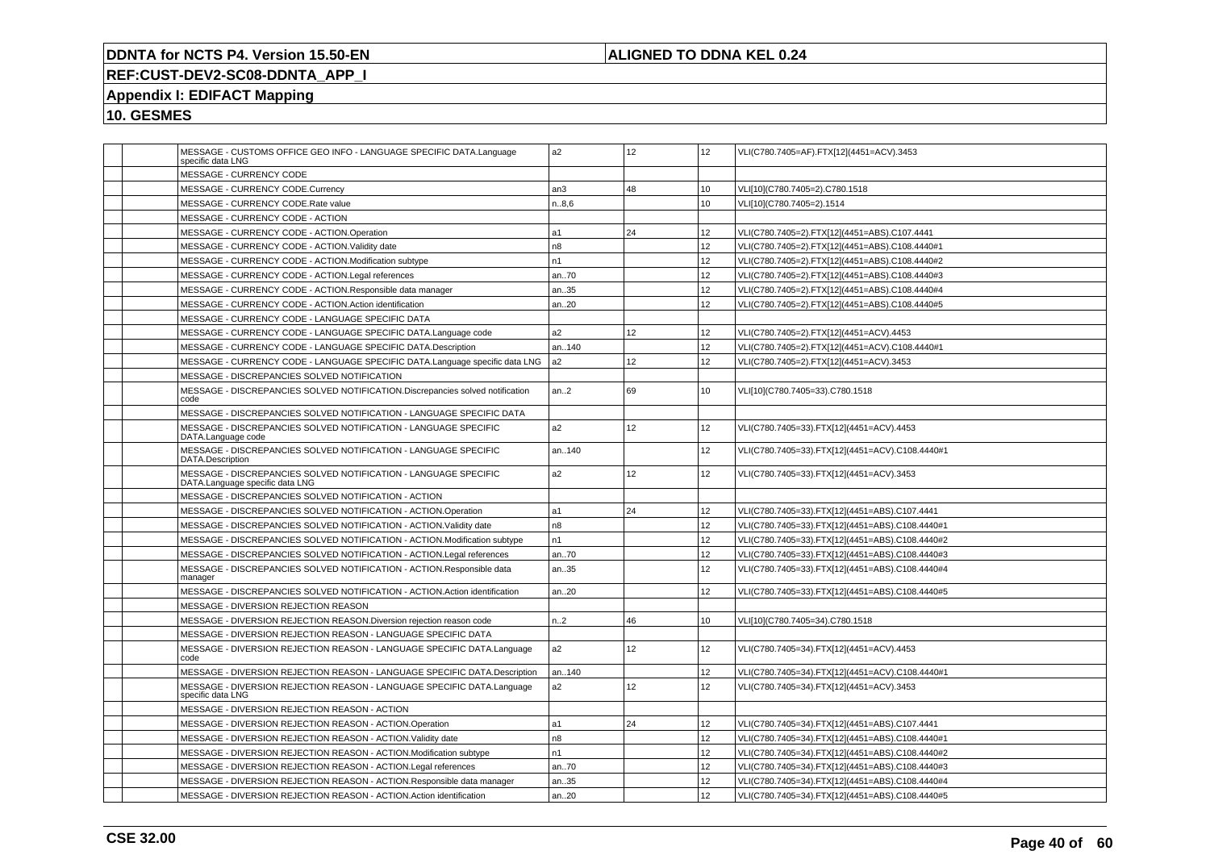**DDNTA for NCTS P4. Version 15.50-EN** | **ALIGNED TO DDNA KEL 0.24**

**REF:CUST-DEV2-SC08-DDNTA_APP_I**

**Appendix I: EDIFACT Mapping**

**10. GESMES**

| | | | | | | |
|---|---|---|---|---|---|---|
| | | MESSAGE - CUSTOMS OFFICE GEO INFO - LANGUAGE SPECIFIC DATA.Language specific data LNG | a2 | 12 | 12 | VLI(C780.7405=AF).FTX[12](4451=ACV).3453 |
| | | MESSAGE - CURRENCY CODE | | | | |
| | | MESSAGE - CURRENCY CODE.Currency | an3 | 48 | 10 | VLI[10](C780.7405=2).C780.1518 |
| | | MESSAGE - CURRENCY CODE.Rate value | n..8,6 | | 10 | VLI[10](C780.7405=2).1514 |
| | | MESSAGE - CURRENCY CODE - ACTION | | | | |
| | | MESSAGE - CURRENCY CODE - ACTION.Operation | a1 | 24 | 12 | VLI(C780.7405=2).FTX[12](4451=ABS).C107.4441 |
| | | MESSAGE - CURRENCY CODE - ACTION.Validity date | n8 | | 12 | VLI(C780.7405=2).FTX[12](4451=ABS).C108.4440#1 |
| | | MESSAGE - CURRENCY CODE - ACTION.Modification subtype | n1 | | 12 | VLI(C780.7405=2).FTX[12](4451=ABS).C108.4440#2 |
| | | MESSAGE - CURRENCY CODE - ACTION.Legal references | an..70 | | 12 | VLI(C780.7405=2).FTX[12](4451=ABS).C108.4440#3 |
| | | MESSAGE - CURRENCY CODE - ACTION.Responsible data manager | an..35 | | 12 | VLI(C780.7405=2).FTX[12](4451=ABS).C108.4440#4 |
| | | MESSAGE - CURRENCY CODE - ACTION.Action identification | an..20 | | 12 | VLI(C780.7405=2).FTX[12](4451=ABS).C108.4440#5 |
| | | MESSAGE - CURRENCY CODE - LANGUAGE SPECIFIC DATA | | | | |
| | | MESSAGE - CURRENCY CODE - LANGUAGE SPECIFIC DATA.Language code | a2 | 12 | 12 | VLI(C780.7405=2).FTX[12](4451=ACV).4453 |
| | | MESSAGE - CURRENCY CODE - LANGUAGE SPECIFIC DATA.Description | an..140 | | 12 | VLI(C780.7405=2).FTX[12](4451=ACV).C108.4440#1 |
| | | MESSAGE - CURRENCY CODE - LANGUAGE SPECIFIC DATA.Language specific data LNG | a2 | 12 | 12 | VLI(C780.7405=2).FTX[12](4451=ACV).3453 |
| | | MESSAGE - DISCREPANCIES SOLVED NOTIFICATION | | | | |
| | | MESSAGE - DISCREPANCIES SOLVED NOTIFICATION.Discrepancies solved notification code | an..2 | 69 | 10 | VLI[10](C780.7405=33).C780.1518 |
| | | MESSAGE - DISCREPANCIES SOLVED NOTIFICATION - LANGUAGE SPECIFIC DATA | | | | |
| | | MESSAGE - DISCREPANCIES SOLVED NOTIFICATION - LANGUAGE SPECIFIC DATA.Language code | a2 | 12 | 12 | VLI(C780.7405=33).FTX[12](4451=ACV).4453 |
| | | MESSAGE - DISCREPANCIES SOLVED NOTIFICATION - LANGUAGE SPECIFIC DATA.Description | an..140 | | 12 | VLI(C780.7405=33).FTX[12](4451=ACV).C108.4440#1 |
| | | MESSAGE - DISCREPANCIES SOLVED NOTIFICATION - LANGUAGE SPECIFIC DATA.Language specific data LNG | a2 | 12 | 12 | VLI(C780.7405=33).FTX[12](4451=ACV).3453 |
| | | MESSAGE - DISCREPANCIES SOLVED NOTIFICATION - ACTION | | | | |
| | | MESSAGE - DISCREPANCIES SOLVED NOTIFICATION - ACTION.Operation | a1 | 24 | 12 | VLI(C780.7405=33).FTX[12](4451=ABS).C107.4441 |
| | | MESSAGE - DISCREPANCIES SOLVED NOTIFICATION - ACTION.Validity date | n8 | | 12 | VLI(C780.7405=33).FTX[12](4451=ABS).C108.4440#1 |
| | | MESSAGE - DISCREPANCIES SOLVED NOTIFICATION - ACTION.Modification subtype | n1 | | 12 | VLI(C780.7405=33).FTX[12](4451=ABS).C108.4440#2 |
| | | MESSAGE - DISCREPANCIES SOLVED NOTIFICATION - ACTION.Legal references | an..70 | | 12 | VLI(C780.7405=33).FTX[12](4451=ABS).C108.4440#3 |
| | | MESSAGE - DISCREPANCIES SOLVED NOTIFICATION - ACTION.Responsible data manager | an..35 | | 12 | VLI(C780.7405=33).FTX[12](4451=ABS).C108.4440#4 |
| | | MESSAGE - DISCREPANCIES SOLVED NOTIFICATION - ACTION.Action identification | an..20 | | 12 | VLI(C780.7405=33).FTX[12](4451=ABS).C108.4440#5 |
| | | MESSAGE - DIVERSION REJECTION REASON | | | | |
| | | MESSAGE - DIVERSION REJECTION REASON.Diversion rejection reason code | n..2 | 46 | 10 | VLI[10](C780.7405=34).C780.1518 |
| | | MESSAGE - DIVERSION REJECTION REASON - LANGUAGE SPECIFIC DATA | | | | |
| | | MESSAGE - DIVERSION REJECTION REASON - LANGUAGE SPECIFIC DATA.Language code | a2 | 12 | 12 | VLI(C780.7405=34).FTX[12](4451=ACV).4453 |
| | | MESSAGE - DIVERSION REJECTION REASON - LANGUAGE SPECIFIC DATA.Description | an..140 | | 12 | VLI(C780.7405=34).FTX[12](4451=ACV).C108.4440#1 |
| | | MESSAGE - DIVERSION REJECTION REASON - LANGUAGE SPECIFIC DATA.Language specific data LNG | a2 | 12 | 12 | VLI(C780.7405=34).FTX[12](4451=ACV).3453 |
| | | MESSAGE - DIVERSION REJECTION REASON - ACTION | | | | |
| | | MESSAGE - DIVERSION REJECTION REASON - ACTION.Operation | a1 | 24 | 12 | VLI(C780.7405=34).FTX[12](4451=ABS).C107.4441 |
| | | MESSAGE - DIVERSION REJECTION REASON - ACTION.Validity date | n8 | | 12 | VLI(C780.7405=34).FTX[12](4451=ABS).C108.4440#1 |
| | | MESSAGE - DIVERSION REJECTION REASON - ACTION.Modification subtype | n1 | | 12 | VLI(C780.7405=34).FTX[12](4451=ABS).C108.4440#2 |
| | | MESSAGE - DIVERSION REJECTION REASON - ACTION.Legal references | an..70 | | 12 | VLI(C780.7405=34).FTX[12](4451=ABS).C108.4440#3 |
| | | MESSAGE - DIVERSION REJECTION REASON - ACTION.Responsible data manager | an..35 | | 12 | VLI(C780.7405=34).FTX[12](4451=ABS).C108.4440#4 |
| | | MESSAGE - DIVERSION REJECTION REASON - ACTION.Action identification | an..20 | | 12 | VLI(C780.7405=34).FTX[12](4451=ABS).C108.4440#5 |

**CSE 32.00**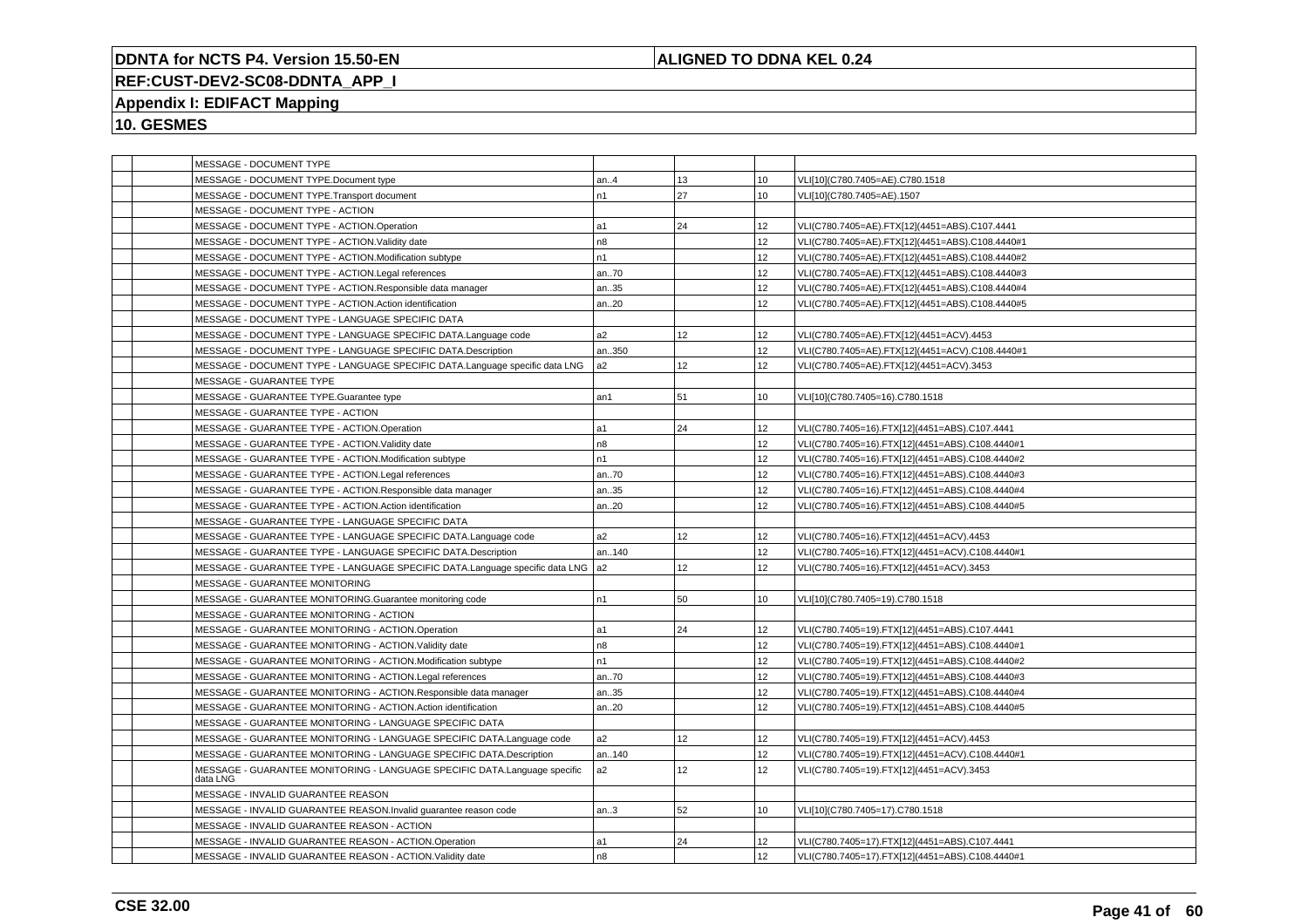**DDNTA for NCTS P4. Version 15.50-EN** | **ALIGNED TO DDNA KEL 0.24**

**REF:CUST-DEV2-SC08-DDNTA_APP_I**

**Appendix I: EDIFACT Mapping**

**10. GESMES**

| | | | | | | |
|---|---|---|---|---|---|---|
| | | MESSAGE - DOCUMENT TYPE | | | | |
| | | MESSAGE - DOCUMENT TYPE.Document type | an..4 | 13 | 10 | VLI[10](C780.7405=AE).C780.1518 |
| | | MESSAGE - DOCUMENT TYPE.Transport document | n1 | 27 | 10 | VLI[10](C780.7405=AE).1507 |
| | | MESSAGE - DOCUMENT TYPE - ACTION | | | | |
| | | MESSAGE - DOCUMENT TYPE - ACTION.Operation | a1 | 24 | 12 | VLI(C780.7405=AE).FTX[12](4451=ABS).C107.4441 |
| | | MESSAGE - DOCUMENT TYPE - ACTION.Validity date | n8 | | 12 | VLI(C780.7405=AE).FTX[12](4451=ABS).C108.4440#1 |
| | | MESSAGE - DOCUMENT TYPE - ACTION.Modification subtype | n1 | | 12 | VLI(C780.7405=AE).FTX[12](4451=ABS).C108.4440#2 |
| | | MESSAGE - DOCUMENT TYPE - ACTION.Legal references | an..70 | | 12 | VLI(C780.7405=AE).FTX[12](4451=ABS).C108.4440#3 |
| | | MESSAGE - DOCUMENT TYPE - ACTION.Responsible data manager | an..35 | | 12 | VLI(C780.7405=AE).FTX[12](4451=ABS).C108.4440#4 |
| | | MESSAGE - DOCUMENT TYPE - ACTION.Action identification | an..20 | | 12 | VLI(C780.7405=AE).FTX[12](4451=ABS).C108.4440#5 |
| | | MESSAGE - DOCUMENT TYPE - LANGUAGE SPECIFIC DATA | | | | |
| | | MESSAGE - DOCUMENT TYPE - LANGUAGE SPECIFIC DATA.Language code | a2 | 12 | 12 | VLI(C780.7405=AE).FTX[12](4451=ACV).4453 |
| | | MESSAGE - DOCUMENT TYPE - LANGUAGE SPECIFIC DATA.Description | an..350 | | 12 | VLI(C780.7405=AE).FTX[12](4451=ACV).C108.4440#1 |
| | | MESSAGE - DOCUMENT TYPE - LANGUAGE SPECIFIC DATA.Language specific data LNG | a2 | 12 | 12 | VLI(C780.7405=AE).FTX[12](4451=ACV).3453 |
| | | MESSAGE - GUARANTEE TYPE | | | | |
| | | MESSAGE - GUARANTEE TYPE.Guarantee type | an1 | 51 | 10 | VLI[10](C780.7405=16).C780.1518 |
| | | MESSAGE - GUARANTEE TYPE - ACTION | | | | |
| | | MESSAGE - GUARANTEE TYPE - ACTION.Operation | a1 | 24 | 12 | VLI(C780.7405=16).FTX[12](4451=ABS).C107.4441 |
| | | MESSAGE - GUARANTEE TYPE - ACTION.Validity date | n8 | | 12 | VLI(C780.7405=16).FTX[12](4451=ABS).C108.4440#1 |
| | | MESSAGE - GUARANTEE TYPE - ACTION.Modification subtype | n1 | | 12 | VLI(C780.7405=16).FTX[12](4451=ABS).C108.4440#2 |
| | | MESSAGE - GUARANTEE TYPE - ACTION.Legal references | an..70 | | 12 | VLI(C780.7405=16).FTX[12](4451=ABS).C108.4440#3 |
| | | MESSAGE - GUARANTEE TYPE - ACTION.Responsible data manager | an..35 | | 12 | VLI(C780.7405=16).FTX[12](4451=ABS).C108.4440#4 |
| | | MESSAGE - GUARANTEE TYPE - ACTION.Action identification | an..20 | | 12 | VLI(C780.7405=16).FTX[12](4451=ABS).C108.4440#5 |
| | | MESSAGE - GUARANTEE TYPE - LANGUAGE SPECIFIC DATA | | | | |
| | | MESSAGE - GUARANTEE TYPE - LANGUAGE SPECIFIC DATA.Language code | a2 | 12 | 12 | VLI(C780.7405=16).FTX[12](4451=ACV).4453 |
| | | MESSAGE - GUARANTEE TYPE - LANGUAGE SPECIFIC DATA.Description | an..140 | | 12 | VLI(C780.7405=16).FTX[12](4451=ACV).C108.4440#1 |
| | | MESSAGE - GUARANTEE TYPE - LANGUAGE SPECIFIC DATA.Language specific data LNG | a2 | 12 | 12 | VLI(C780.7405=16).FTX[12](4451=ACV).3453 |
| | | MESSAGE - GUARANTEE MONITORING | | | | |
| | | MESSAGE - GUARANTEE MONITORING.Guarantee monitoring code | n1 | 50 | 10 | VLI[10](C780.7405=19).C780.1518 |
| | | MESSAGE - GUARANTEE MONITORING - ACTION | | | | |
| | | MESSAGE - GUARANTEE MONITORING - ACTION.Operation | a1 | 24 | 12 | VLI(C780.7405=19).FTX[12](4451=ABS).C107.4441 |
| | | MESSAGE - GUARANTEE MONITORING - ACTION.Validity date | n8 | | 12 | VLI(C780.7405=19).FTX[12](4451=ABS).C108.4440#1 |
| | | MESSAGE - GUARANTEE MONITORING - ACTION.Modification subtype | n1 | | 12 | VLI(C780.7405=19).FTX[12](4451=ABS).C108.4440#2 |
| | | MESSAGE - GUARANTEE MONITORING - ACTION.Legal references | an..70 | | 12 | VLI(C780.7405=19).FTX[12](4451=ABS).C108.4440#3 |
| | | MESSAGE - GUARANTEE MONITORING - ACTION.Responsible data manager | an..35 | | 12 | VLI(C780.7405=19).FTX[12](4451=ABS).C108.4440#4 |
| | | MESSAGE - GUARANTEE MONITORING - ACTION.Action identification | an..20 | | 12 | VLI(C780.7405=19).FTX[12](4451=ABS).C108.4440#5 |
| | | MESSAGE - GUARANTEE MONITORING - LANGUAGE SPECIFIC DATA | | | | |
| | | MESSAGE - GUARANTEE MONITORING - LANGUAGE SPECIFIC DATA.Language code | a2 | 12 | 12 | VLI(C780.7405=19).FTX[12](4451=ACV).4453 |
| | | MESSAGE - GUARANTEE MONITORING - LANGUAGE SPECIFIC DATA.Description | an..140 | | 12 | VLI(C780.7405=19).FTX[12](4451=ACV).C108.4440#1 |
| | | MESSAGE - GUARANTEE MONITORING - LANGUAGE SPECIFIC DATA.Language specific data LNG | a2 | 12 | 12 | VLI(C780.7405=19).FTX[12](4451=ACV).3453 |
| | | MESSAGE - INVALID GUARANTEE REASON | | | | |
| | | MESSAGE - INVALID GUARANTEE REASON.Invalid guarantee reason code | an..3 | 52 | 10 | VLI[10](C780.7405=17).C780.1518 |
| | | MESSAGE - INVALID GUARANTEE REASON - ACTION | | | | |
| | | MESSAGE - INVALID GUARANTEE REASON - ACTION.Operation | a1 | 24 | 12 | VLI(C780.7405=17).FTX[12](4451=ABS).C107.4441 |
| | | MESSAGE - INVALID GUARANTEE REASON - ACTION.Validity date | n8 | | 12 | VLI(C780.7405=17).FTX[12](4451=ABS).C108.4440#1 |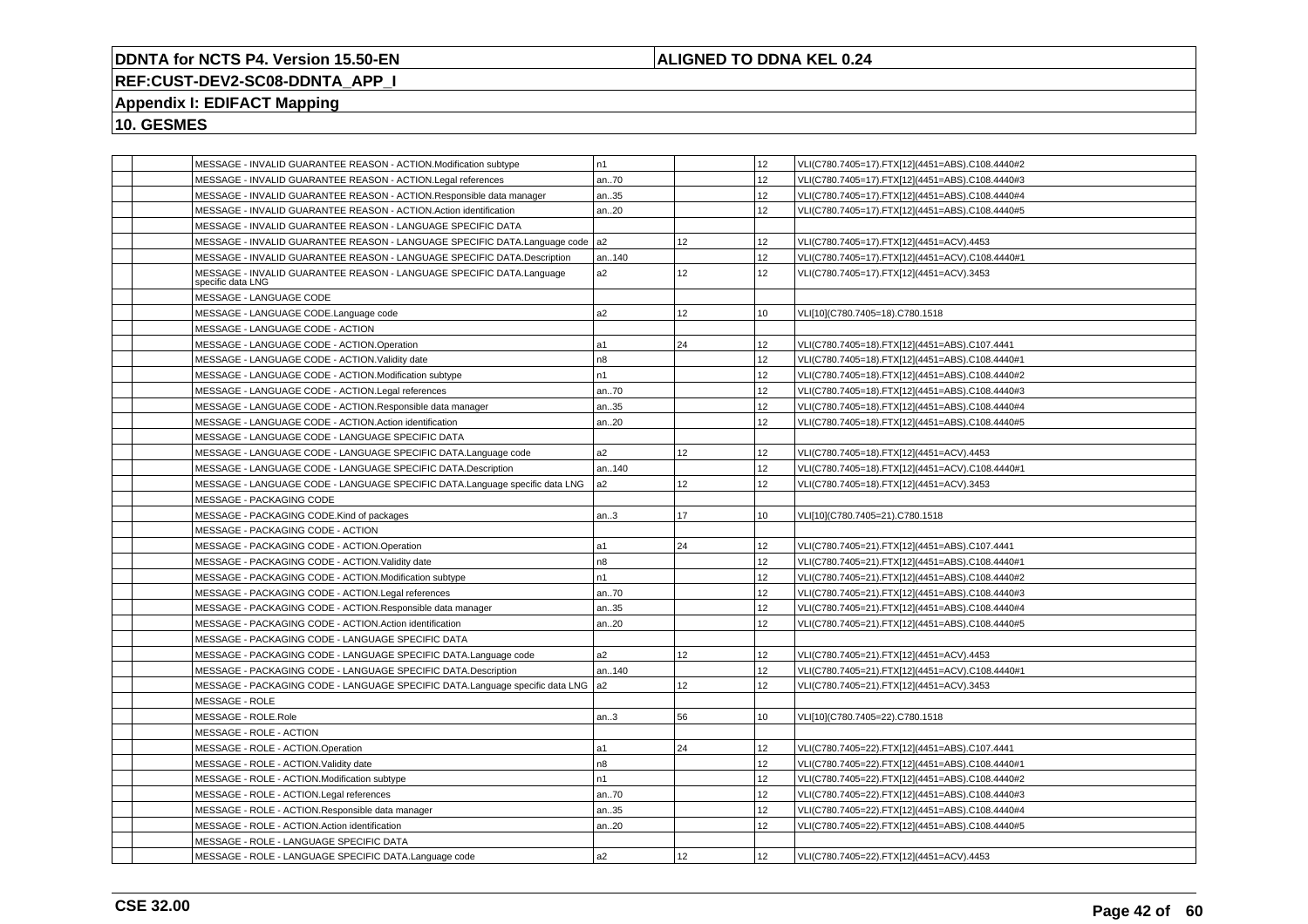| | | | | | | |
|---|---|---|---|---|---|---|
| | | MESSAGE - INVALID GUARANTEE REASON - ACTION.Modification subtype | n1 | | 12 | VLI(C780.7405=17).FTX[12](4451=ABS).C108.4440#2 |
| | | MESSAGE - INVALID GUARANTEE REASON - ACTION.Legal references | an..70 | | 12 | VLI(C780.7405=17).FTX[12](4451=ABS).C108.4440#3 |
| | | MESSAGE - INVALID GUARANTEE REASON - ACTION.Responsible data manager | an..35 | | 12 | VLI(C780.7405=17).FTX[12](4451=ABS).C108.4440#4 |
| | | MESSAGE - INVALID GUARANTEE REASON - ACTION.Action identification | an..20 | | 12 | VLI(C780.7405=17).FTX[12](4451=ABS).C108.4440#5 |
| | | MESSAGE - INVALID GUARANTEE REASON - LANGUAGE SPECIFIC DATA | | | | |
| | | MESSAGE - INVALID GUARANTEE REASON - LANGUAGE SPECIFIC DATA.Language code | a2 | 12 | 12 | VLI(C780.7405=17).FTX[12](4451=ACV).4453 |
| | | MESSAGE - INVALID GUARANTEE REASON - LANGUAGE SPECIFIC DATA.Description | an..140 | | 12 | VLI(C780.7405=17).FTX[12](4451=ACV).C108.4440#1 |
| | | MESSAGE - INVALID GUARANTEE REASON - LANGUAGE SPECIFIC DATA.Language specific data LNG | a2 | 12 | 12 | VLI(C780.7405=17).FTX[12](4451=ACV).3453 |
| | | MESSAGE - LANGUAGE CODE | | | | |
| | | MESSAGE - LANGUAGE CODE.Language code | a2 | 12 | 10 | VLI[10](C780.7405=18).C780.1518 |
| | | MESSAGE - LANGUAGE CODE - ACTION | | | | |
| | | MESSAGE - LANGUAGE CODE - ACTION.Operation | a1 | 24 | 12 | VLI(C780.7405=18).FTX[12](4451=ABS).C107.4441 |
| | | MESSAGE - LANGUAGE CODE - ACTION.Validity date | n8 | | 12 | VLI(C780.7405=18).FTX[12](4451=ABS).C108.4440#1 |
| | | MESSAGE - LANGUAGE CODE - ACTION.Modification subtype | n1 | | 12 | VLI(C780.7405=18).FTX[12](4451=ABS).C108.4440#2 |
| | | MESSAGE - LANGUAGE CODE - ACTION.Legal references | an..70 | | 12 | VLI(C780.7405=18).FTX[12](4451=ABS).C108.4440#3 |
| | | MESSAGE - LANGUAGE CODE - ACTION.Responsible data manager | an..35 | | 12 | VLI(C780.7405=18).FTX[12](4451=ABS).C108.4440#4 |
| | | MESSAGE - LANGUAGE CODE - ACTION.Action identification | an..20 | | 12 | VLI(C780.7405=18).FTX[12](4451=ABS).C108.4440#5 |
| | | MESSAGE - LANGUAGE CODE - LANGUAGE SPECIFIC DATA | | | | |
| | | MESSAGE - LANGUAGE CODE - LANGUAGE SPECIFIC DATA.Language code | a2 | 12 | 12 | VLI(C780.7405=18).FTX[12](4451=ACV).4453 |
| | | MESSAGE - LANGUAGE CODE - LANGUAGE SPECIFIC DATA.Description | an..140 | | 12 | VLI(C780.7405=18).FTX[12](4451=ACV).C108.4440#1 |
| | | MESSAGE - LANGUAGE CODE - LANGUAGE SPECIFIC DATA.Language specific data LNG | a2 | 12 | 12 | VLI(C780.7405=18).FTX[12](4451=ACV).3453 |
| | | MESSAGE - PACKAGING CODE | | | | |
| | | MESSAGE - PACKAGING CODE.Kind of packages | an..3 | 17 | 10 | VLI[10](C780.7405=21).C780.1518 |
| | | MESSAGE - PACKAGING CODE - ACTION | | | | |
| | | MESSAGE - PACKAGING CODE - ACTION.Operation | a1 | 24 | 12 | VLI(C780.7405=21).FTX[12](4451=ABS).C107.4441 |
| | | MESSAGE - PACKAGING CODE - ACTION.Validity date | n8 | | 12 | VLI(C780.7405=21).FTX[12](4451=ABS).C108.4440#1 |
| | | MESSAGE - PACKAGING CODE - ACTION.Modification subtype | n1 | | 12 | VLI(C780.7405=21).FTX[12](4451=ABS).C108.4440#2 |
| | | MESSAGE - PACKAGING CODE - ACTION.Legal references | an..70 | | 12 | VLI(C780.7405=21).FTX[12](4451=ABS).C108.4440#3 |
| | | MESSAGE - PACKAGING CODE - ACTION.Responsible data manager | an..35 | | 12 | VLI(C780.7405=21).FTX[12](4451=ABS).C108.4440#4 |
| | | MESSAGE - PACKAGING CODE - ACTION.Action identification | an..20 | | 12 | VLI(C780.7405=21).FTX[12](4451=ABS).C108.4440#5 |
| | | MESSAGE - PACKAGING CODE - LANGUAGE SPECIFIC DATA | | | | |
| | | MESSAGE - PACKAGING CODE - LANGUAGE SPECIFIC DATA.Language code | a2 | 12 | 12 | VLI(C780.7405=21).FTX[12](4451=ACV).4453 |
| | | MESSAGE - PACKAGING CODE - LANGUAGE SPECIFIC DATA.Description | an..140 | | 12 | VLI(C780.7405=21).FTX[12](4451=ACV).C108.4440#1 |
| | | MESSAGE - PACKAGING CODE - LANGUAGE SPECIFIC DATA.Language specific data LNG | a2 | 12 | 12 | VLI(C780.7405=21).FTX[12](4451=ACV).3453 |
| | | MESSAGE - ROLE | | | | |
| | | MESSAGE - ROLE.Role | an..3 | 56 | 10 | VLI[10](C780.7405=22).C780.1518 |
| | | MESSAGE - ROLE - ACTION | | | | |
| | | MESSAGE - ROLE - ACTION.Operation | a1 | 24 | 12 | VLI(C780.7405=22).FTX[12](4451=ABS).C107.4441 |
| | | MESSAGE - ROLE - ACTION.Validity date | n8 | | 12 | VLI(C780.7405=22).FTX[12](4451=ABS).C108.4440#1 |
| | | MESSAGE - ROLE - ACTION.Modification subtype | n1 | | 12 | VLI(C780.7405=22).FTX[12](4451=ABS).C108.4440#2 |
| | | MESSAGE - ROLE - ACTION.Legal references | an..70 | | 12 | VLI(C780.7405=22).FTX[12](4451=ABS).C108.4440#3 |
| | | MESSAGE - ROLE - ACTION.Responsible data manager | an..35 | | 12 | VLI(C780.7405=22).FTX[12](4451=ABS).C108.4440#4 |
| | | MESSAGE - ROLE - ACTION.Action identification | an..20 | | 12 | VLI(C780.7405=22).FTX[12](4451=ABS).C108.4440#5 |
| | | MESSAGE - ROLE - LANGUAGE SPECIFIC DATA | | | | |
| | | MESSAGE - ROLE - LANGUAGE SPECIFIC DATA.Language code | a2 | 12 | 12 | VLI(C780.7405=22).FTX[12](4451=ACV).4453 |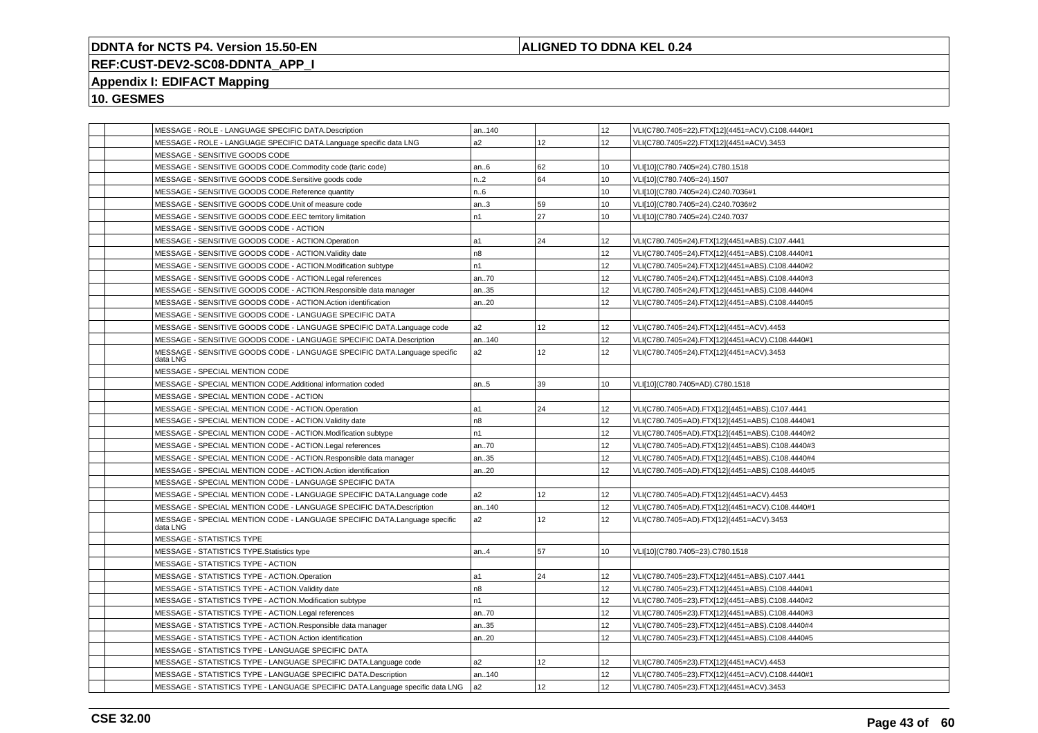**DDNTA for NCTS P4. Version 15.50-EN** | **ALIGNED TO DDNA KEL 0.24**

**REF:CUST-DEV2-SC08-DDNTA_APP_I**

**Appendix I: EDIFACT Mapping**

**10. GESMES**

| | | | | | | |
|---|---|---|---|---|---|---|
| | | MESSAGE - ROLE - LANGUAGE SPECIFIC DATA.Description | an..140 | | 12 | VLI(C780.7405=22).FTX[12](4451=ACV).C108.4440#1 |
| | | MESSAGE - ROLE - LANGUAGE SPECIFIC DATA.Language specific data LNG | a2 | 12 | 12 | VLI(C780.7405=22).FTX[12](4451=ACV).3453 |
| | | MESSAGE - SENSITIVE GOODS CODE | | | | |
| | | MESSAGE - SENSITIVE GOODS CODE.Commodity code (taric code) | an..6 | 62 | 10 | VLI[10](C780.7405=24).C780.1518 |
| | | MESSAGE - SENSITIVE GOODS CODE.Sensitive goods code | n..2 | 64 | 10 | VLI[10](C780.7405=24).1507 |
| | | MESSAGE - SENSITIVE GOODS CODE.Reference quantity | n..6 | | 10 | VLI[10](C780.7405=24).C240.7036#1 |
| | | MESSAGE - SENSITIVE GOODS CODE.Unit of measure code | an..3 | 59 | 10 | VLI[10](C780.7405=24).C240.7036#2 |
| | | MESSAGE - SENSITIVE GOODS CODE.EEC territory limitation | n1 | 27 | 10 | VLI[10](C780.7405=24).C240.7037 |
| | | MESSAGE - SENSITIVE GOODS CODE - ACTION | | | | |
| | | MESSAGE - SENSITIVE GOODS CODE - ACTION.Operation | a1 | 24 | 12 | VLI(C780.7405=24).FTX[12](4451=ABS).C107.4441 |
| | | MESSAGE - SENSITIVE GOODS CODE - ACTION.Validity date | n8 | | 12 | VLI(C780.7405=24).FTX[12](4451=ABS).C108.4440#1 |
| | | MESSAGE - SENSITIVE GOODS CODE - ACTION.Modification subtype | n1 | | 12 | VLI(C780.7405=24).FTX[12](4451=ABS).C108.4440#2 |
| | | MESSAGE - SENSITIVE GOODS CODE - ACTION.Legal references | an..70 | | 12 | VLI(C780.7405=24).FTX[12](4451=ABS).C108.4440#3 |
| | | MESSAGE - SENSITIVE GOODS CODE - ACTION.Responsible data manager | an..35 | | 12 | VLI(C780.7405=24).FTX[12](4451=ABS).C108.4440#4 |
| | | MESSAGE - SENSITIVE GOODS CODE - ACTION.Action identification | an..20 | | 12 | VLI(C780.7405=24).FTX[12](4451=ABS).C108.4440#5 |
| | | MESSAGE - SENSITIVE GOODS CODE - LANGUAGE SPECIFIC DATA | | | | |
| | | MESSAGE - SENSITIVE GOODS CODE - LANGUAGE SPECIFIC DATA.Language code | a2 | 12 | 12 | VLI(C780.7405=24).FTX[12](4451=ACV).4453 |
| | | MESSAGE - SENSITIVE GOODS CODE - LANGUAGE SPECIFIC DATA.Description | an..140 | | 12 | VLI(C780.7405=24).FTX[12](4451=ACV).C108.4440#1 |
| | | MESSAGE - SENSITIVE GOODS CODE - LANGUAGE SPECIFIC DATA.Language specific data LNG | a2 | 12 | 12 | VLI(C780.7405=24).FTX[12](4451=ACV).3453 |
| | | MESSAGE - SPECIAL MENTION CODE | | | | |
| | | MESSAGE - SPECIAL MENTION CODE.Additional information coded | an..5 | 39 | 10 | VLI[10](C780.7405=AD).C780.1518 |
| | | MESSAGE - SPECIAL MENTION CODE - ACTION | | | | |
| | | MESSAGE - SPECIAL MENTION CODE - ACTION.Operation | a1 | 24 | 12 | VLI(C780.7405=AD).FTX[12](4451=ABS).C107.4441 |
| | | MESSAGE - SPECIAL MENTION CODE - ACTION.Validity date | n8 | | 12 | VLI(C780.7405=AD).FTX[12](4451=ABS).C108.4440#1 |
| | | MESSAGE - SPECIAL MENTION CODE - ACTION.Modification subtype | n1 | | 12 | VLI(C780.7405=AD).FTX[12](4451=ABS).C108.4440#2 |
| | | MESSAGE - SPECIAL MENTION CODE - ACTION.Legal references | an..70 | | 12 | VLI(C780.7405=AD).FTX[12](4451=ABS).C108.4440#3 |
| | | MESSAGE - SPECIAL MENTION CODE - ACTION.Responsible data manager | an..35 | | 12 | VLI(C780.7405=AD).FTX[12](4451=ABS).C108.4440#4 |
| | | MESSAGE - SPECIAL MENTION CODE - ACTION.Action identification | an..20 | | 12 | VLI(C780.7405=AD).FTX[12](4451=ABS).C108.4440#5 |
| | | MESSAGE - SPECIAL MENTION CODE - LANGUAGE SPECIFIC DATA | | | | |
| | | MESSAGE - SPECIAL MENTION CODE - LANGUAGE SPECIFIC DATA.Language code | a2 | 12 | 12 | VLI(C780.7405=AD).FTX[12](4451=ACV).4453 |
| | | MESSAGE - SPECIAL MENTION CODE - LANGUAGE SPECIFIC DATA.Description | an..140 | | 12 | VLI(C780.7405=AD).FTX[12](4451=ACV).C108.4440#1 |
| | | MESSAGE - SPECIAL MENTION CODE - LANGUAGE SPECIFIC DATA.Language specific data LNG | a2 | 12 | 12 | VLI(C780.7405=AD).FTX[12](4451=ACV).3453 |
| | | MESSAGE - STATISTICS TYPE | | | | |
| | | MESSAGE - STATISTICS TYPE.Statistics type | an..4 | 57 | 10 | VLI[10](C780.7405=23).C780.1518 |
| | | MESSAGE - STATISTICS TYPE - ACTION | | | | |
| | | MESSAGE - STATISTICS TYPE - ACTION.Operation | a1 | 24 | 12 | VLI(C780.7405=23).FTX[12](4451=ABS).C107.4441 |
| | | MESSAGE - STATISTICS TYPE - ACTION.Validity date | n8 | | 12 | VLI(C780.7405=23).FTX[12](4451=ABS).C108.4440#1 |
| | | MESSAGE - STATISTICS TYPE - ACTION.Modification subtype | n1 | | 12 | VLI(C780.7405=23).FTX[12](4451=ABS).C108.4440#2 |
| | | MESSAGE - STATISTICS TYPE - ACTION.Legal references | an..70 | | 12 | VLI(C780.7405=23).FTX[12](4451=ABS).C108.4440#3 |
| | | MESSAGE - STATISTICS TYPE - ACTION.Responsible data manager | an..35 | | 12 | VLI(C780.7405=23).FTX[12](4451=ABS).C108.4440#4 |
| | | MESSAGE - STATISTICS TYPE - ACTION.Action identification | an..20 | | 12 | VLI(C780.7405=23).FTX[12](4451=ABS).C108.4440#5 |
| | | MESSAGE - STATISTICS TYPE - LANGUAGE SPECIFIC DATA | | | | |
| | | MESSAGE - STATISTICS TYPE - LANGUAGE SPECIFIC DATA.Language code | a2 | 12 | 12 | VLI(C780.7405=23).FTX[12](4451=ACV).4453 |
| | | MESSAGE - STATISTICS TYPE - LANGUAGE SPECIFIC DATA.Description | an..140 | | 12 | VLI(C780.7405=23).FTX[12](4451=ACV).C108.4440#1 |
| | | MESSAGE - STATISTICS TYPE - LANGUAGE SPECIFIC DATA.Language specific data LNG | a2 | 12 | 12 | VLI(C780.7405=23).FTX[12](4451=ACV).3453 |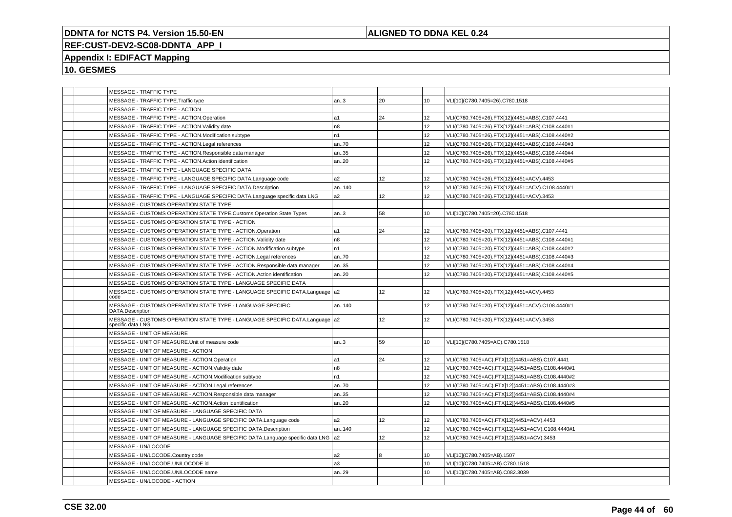| | | | | | | |
|---|---|---|---|---|---|---|
| | | MESSAGE - TRAFFIC TYPE | | | | |
| | | MESSAGE - TRAFFIC TYPE.Traffic type | an..3 | 20 | 10 | VLI[10](C780.7405=26).C780.1518 |
| | | MESSAGE - TRAFFIC TYPE - ACTION | | | | |
| | | MESSAGE - TRAFFIC TYPE - ACTION.Operation | a1 | 24 | 12 | VLI(C780.7405=26).FTX[12](4451=ABS).C107.4441 |
| | | MESSAGE - TRAFFIC TYPE - ACTION.Validity date | n8 | | 12 | VLI(C780.7405=26).FTX[12](4451=ABS).C108.4440#1 |
| | | MESSAGE - TRAFFIC TYPE - ACTION.Modification subtype | n1 | | 12 | VLI(C780.7405=26).FTX[12](4451=ABS).C108.4440#2 |
| | | MESSAGE - TRAFFIC TYPE - ACTION.Legal references | an..70 | | 12 | VLI(C780.7405=26).FTX[12](4451=ABS).C108.4440#3 |
| | | MESSAGE - TRAFFIC TYPE - ACTION.Responsible data manager | an..35 | | 12 | VLI(C780.7405=26).FTX[12](4451=ABS).C108.4440#4 |
| | | MESSAGE - TRAFFIC TYPE - ACTION.Action identification | an..20 | | 12 | VLI(C780.7405=26).FTX[12](4451=ABS).C108.4440#5 |
| | | MESSAGE - TRAFFIC TYPE - LANGUAGE SPECIFIC DATA | | | | |
| | | MESSAGE - TRAFFIC TYPE - LANGUAGE SPECIFIC DATA.Language code | a2 | 12 | 12 | VLI(C780.7405=26).FTX[12](4451=ACV).4453 |
| | | MESSAGE - TRAFFIC TYPE - LANGUAGE SPECIFIC DATA.Description | an..140 | | 12 | VLI(C780.7405=26).FTX[12](4451=ACV).C108.4440#1 |
| | | MESSAGE - TRAFFIC TYPE - LANGUAGE SPECIFIC DATA.Language specific data LNG | a2 | 12 | 12 | VLI(C780.7405=26).FTX[12](4451=ACV).3453 |
| | | MESSAGE - CUSTOMS OPERATION STATE TYPE | | | | |
| | | MESSAGE - CUSTOMS OPERATION STATE TYPE.Customs Operation State Types | an..3 | 58 | 10 | VLI[10](C780.7405=20).C780.1518 |
| | | MESSAGE - CUSTOMS OPERATION STATE TYPE - ACTION | | | | |
| | | MESSAGE - CUSTOMS OPERATION STATE TYPE - ACTION.Operation | a1 | 24 | 12 | VLI(C780.7405=20).FTX[12](4451=ABS).C107.4441 |
| | | MESSAGE - CUSTOMS OPERATION STATE TYPE - ACTION.Validity date | n8 | | 12 | VLI(C780.7405=20).FTX[12](4451=ABS).C108.4440#1 |
| | | MESSAGE - CUSTOMS OPERATION STATE TYPE - ACTION.Modification subtype | n1 | | 12 | VLI(C780.7405=20).FTX[12](4451=ABS).C108.4440#2 |
| | | MESSAGE - CUSTOMS OPERATION STATE TYPE - ACTION.Legal references | an..70 | | 12 | VLI(C780.7405=20).FTX[12](4451=ABS).C108.4440#3 |
| | | MESSAGE - CUSTOMS OPERATION STATE TYPE - ACTION.Responsible data manager | an..35 | | 12 | VLI(C780.7405=20).FTX[12](4451=ABS).C108.4440#4 |
| | | MESSAGE - CUSTOMS OPERATION STATE TYPE - ACTION.Action identification | an..20 | | 12 | VLI(C780.7405=20).FTX[12](4451=ABS).C108.4440#5 |
| | | MESSAGE - CUSTOMS OPERATION STATE TYPE - LANGUAGE SPECIFIC DATA | | | | |
| | | MESSAGE - CUSTOMS OPERATION STATE TYPE - LANGUAGE SPECIFIC DATA.Language code | a2 | 12 | 12 | VLI(C780.7405=20).FTX[12](4451=ACV).4453 |
| | | MESSAGE - CUSTOMS OPERATION STATE TYPE - LANGUAGE SPECIFIC DATA.Description | an..140 | | 12 | VLI(C780.7405=20).FTX[12](4451=ACV).C108.4440#1 |
| | | MESSAGE - CUSTOMS OPERATION STATE TYPE - LANGUAGE SPECIFIC DATA.Language specific data LNG | a2 | 12 | 12 | VLI(C780.7405=20).FTX[12](4451=ACV).3453 |
| | | MESSAGE - UNIT OF MEASURE | | | | |
| | | MESSAGE - UNIT OF MEASURE.Unit of measure code | an..3 | 59 | 10 | VLI[10](C780.7405=AC).C780.1518 |
| | | MESSAGE - UNIT OF MEASURE - ACTION | | | | |
| | | MESSAGE - UNIT OF MEASURE - ACTION.Operation | a1 | 24 | 12 | VLI(C780.7405=AC).FTX[12](4451=ABS).C107.4441 |
| | | MESSAGE - UNIT OF MEASURE - ACTION.Validity date | n8 | | 12 | VLI(C780.7405=AC).FTX[12](4451=ABS).C108.4440#1 |
| | | MESSAGE - UNIT OF MEASURE - ACTION.Modification subtype | n1 | | 12 | VLI(C780.7405=AC).FTX[12](4451=ABS).C108.4440#2 |
| | | MESSAGE - UNIT OF MEASURE - ACTION.Legal references | an..70 | | 12 | VLI(C780.7405=AC).FTX[12](4451=ABS).C108.4440#3 |
| | | MESSAGE - UNIT OF MEASURE - ACTION.Responsible data manager | an..35 | | 12 | VLI(C780.7405=AC).FTX[12](4451=ABS).C108.4440#4 |
| | | MESSAGE - UNIT OF MEASURE - ACTION.Action identification | an..20 | | 12 | VLI(C780.7405=AC).FTX[12](4451=ABS).C108.4440#5 |
| | | MESSAGE - UNIT OF MEASURE - LANGUAGE SPECIFIC DATA | | | | |
| | | MESSAGE - UNIT OF MEASURE - LANGUAGE SPECIFIC DATA.Language code | a2 | 12 | 12 | VLI(C780.7405=AC).FTX[12](4451=ACV).4453 |
| | | MESSAGE - UNIT OF MEASURE - LANGUAGE SPECIFIC DATA.Description | an..140 | | 12 | VLI(C780.7405=AC).FTX[12](4451=ACV).C108.4440#1 |
| | | MESSAGE - UNIT OF MEASURE - LANGUAGE SPECIFIC DATA.Language specific data LNG | a2 | 12 | 12 | VLI(C780.7405=AC).FTX[12](4451=ACV).3453 |
| | | MESSAGE - UN/LOCODE | | | | |
| | | MESSAGE - UN/LOCODE.Country code | a2 | 8 | 10 | VLI[10](C780.7405=AB).1507 |
| | | MESSAGE - UN/LOCODE.UN/LOCODE id | a3 | | 10 | VLI[10](C780.7405=AB).C780.1518 |
| | | MESSAGE - UN/LOCODE.UN/LOCODE name | an..29 | | 10 | VLI[10](C780.7405=AB).C082.3039 |
| | | MESSAGE - UN/LOCODE - ACTION | | | | |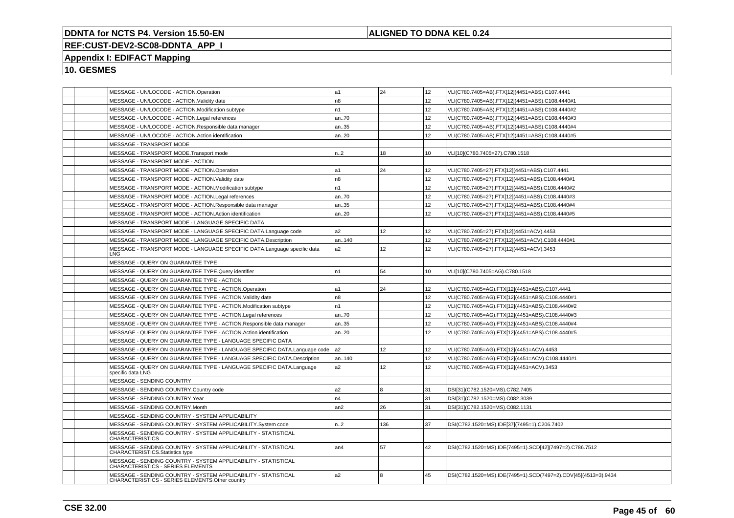| | | | | | | |
|---|---|---|---|---|---|---|
| | | MESSAGE - UN/LOCODE - ACTION.Operation | a1 | 24 | 12 | VLI(C780.7405=AB).FTX[12](4451=ABS).C107.4441 |
| | | MESSAGE - UN/LOCODE - ACTION.Validity date | n8 | | 12 | VLI(C780.7405=AB).FTX[12](4451=ABS).C108.4440#1 |
| | | MESSAGE - UN/LOCODE - ACTION.Modification subtype | n1 | | 12 | VLI(C780.7405=AB).FTX[12](4451=ABS).C108.4440#2 |
| | | MESSAGE - UN/LOCODE - ACTION.Legal references | an..70 | | 12 | VLI(C780.7405=AB).FTX[12](4451=ABS).C108.4440#3 |
| | | MESSAGE - UN/LOCODE - ACTION.Responsible data manager | an..35 | | 12 | VLI(C780.7405=AB).FTX[12](4451=ABS).C108.4440#4 |
| | | MESSAGE - UN/LOCODE - ACTION.Action identification | an..20 | | 12 | VLI(C780.7405=AB).FTX[12](4451=ABS).C108.4440#5 |
| | | MESSAGE - TRANSPORT MODE | | | | |
| | | MESSAGE - TRANSPORT MODE.Transport mode | n..2 | 18 | 10 | VLI[10](C780.7405=27).C780.1518 |
| | | MESSAGE - TRANSPORT MODE - ACTION | | | | |
| | | MESSAGE - TRANSPORT MODE - ACTION.Operation | a1 | 24 | 12 | VLI(C780.7405=27).FTX[12](4451=ABS).C107.4441 |
| | | MESSAGE - TRANSPORT MODE - ACTION.Validity date | n8 | | 12 | VLI(C780.7405=27).FTX[12](4451=ABS).C108.4440#1 |
| | | MESSAGE - TRANSPORT MODE - ACTION.Modification subtype | n1 | | 12 | VLI(C780.7405=27).FTX[12](4451=ABS).C108.4440#2 |
| | | MESSAGE - TRANSPORT MODE - ACTION.Legal references | an..70 | | 12 | VLI(C780.7405=27).FTX[12](4451=ABS).C108.4440#3 |
| | | MESSAGE - TRANSPORT MODE - ACTION.Responsible data manager | an..35 | | 12 | VLI(C780.7405=27).FTX[12](4451=ABS).C108.4440#4 |
| | | MESSAGE - TRANSPORT MODE - ACTION.Action identification | an..20 | | 12 | VLI(C780.7405=27).FTX[12](4451=ABS).C108.4440#5 |
| | | MESSAGE - TRANSPORT MODE - LANGUAGE SPECIFIC DATA | | | | |
| | | MESSAGE - TRANSPORT MODE - LANGUAGE SPECIFIC DATA.Language code | a2 | 12 | 12 | VLI(C780.7405=27).FTX[12](4451=ACV).4453 |
| | | MESSAGE - TRANSPORT MODE - LANGUAGE SPECIFIC DATA.Description | an..140 | | 12 | VLI(C780.7405=27).FTX[12](4451=ACV).C108.4440#1 |
| | | MESSAGE - TRANSPORT MODE - LANGUAGE SPECIFIC DATA.Language specific data LNG | a2 | 12 | 12 | VLI(C780.7405=27).FTX[12](4451=ACV).3453 |
| | | MESSAGE - QUERY ON GUARANTEE TYPE | | | | |
| | | MESSAGE - QUERY ON GUARANTEE TYPE.Query identifier | n1 | 54 | 10 | VLI[10](C780.7405=AG).C780.1518 |
| | | MESSAGE - QUERY ON GUARANTEE TYPE - ACTION | | | | |
| | | MESSAGE - QUERY ON GUARANTEE TYPE - ACTION.Operation | a1 | 24 | 12 | VLI(C780.7405=AG).FTX[12](4451=ABS).C107.4441 |
| | | MESSAGE - QUERY ON GUARANTEE TYPE - ACTION.Validity date | n8 | | 12 | VLI(C780.7405=AG).FTX[12](4451=ABS).C108.4440#1 |
| | | MESSAGE - QUERY ON GUARANTEE TYPE - ACTION.Modification subtype | n1 | | 12 | VLI(C780.7405=AG).FTX[12](4451=ABS).C108.4440#2 |
| | | MESSAGE - QUERY ON GUARANTEE TYPE - ACTION.Legal references | an..70 | | 12 | VLI(C780.7405=AG).FTX[12](4451=ABS).C108.4440#3 |
| | | MESSAGE - QUERY ON GUARANTEE TYPE - ACTION.Responsible data manager | an..35 | | 12 | VLI(C780.7405=AG).FTX[12](4451=ABS).C108.4440#4 |
| | | MESSAGE - QUERY ON GUARANTEE TYPE - ACTION.Action identification | an..20 | | 12 | VLI(C780.7405=AG).FTX[12](4451=ABS).C108.4440#5 |
| | | MESSAGE - QUERY ON GUARANTEE TYPE - LANGUAGE SPECIFIC DATA | | | | |
| | | MESSAGE - QUERY ON GUARANTEE TYPE - LANGUAGE SPECIFIC DATA.Language code | a2 | 12 | 12 | VLI(C780.7405=AG).FTX[12](4451=ACV).4453 |
| | | MESSAGE - QUERY ON GUARANTEE TYPE - LANGUAGE SPECIFIC DATA.Description | an..140 | | 12 | VLI(C780.7405=AG).FTX[12](4451=ACV).C108.4440#1 |
| | | MESSAGE - QUERY ON GUARANTEE TYPE - LANGUAGE SPECIFIC DATA.Language specific data LNG | a2 | 12 | 12 | VLI(C780.7405=AG).FTX[12](4451=ACV).3453 |
| | | MESSAGE - SENDING COUNTRY | | | | |
| | | MESSAGE - SENDING COUNTRY.Country code | a2 | 8 | 31 | DSI[31](C782.1520=MS).C782.7405 |
| | | MESSAGE - SENDING COUNTRY.Year | n4 | | 31 | DSI[31](C782.1520=MS).C082.3039 |
| | | MESSAGE - SENDING COUNTRY.Month | an2 | 26 | 31 | DSI[31](C782.1520=MS).C082.1131 |
| | | MESSAGE - SENDING COUNTRY - SYSTEM APPLICABILITY | | | | |
| | | MESSAGE - SENDING COUNTRY - SYSTEM APPLICABILITY.System code | n..2 | 136 | 37 | DSI(C782.1520=MS).IDE[37](7495=1).C206.7402 |
| | | MESSAGE - SENDING COUNTRY - SYSTEM APPLICABILITY - STATISTICAL CHARACTERISTICS | | | | |
| | | MESSAGE - SENDING COUNTRY - SYSTEM APPLICABILITY - STATISTICAL CHARACTERISTICS.Statistics type | an4 | 57 | 42 | DSI(C782.1520=MS).IDE(7495=1).SCD[42](7497=2).C786.7512 |
| | | MESSAGE - SENDING COUNTRY - SYSTEM APPLICABILITY - STATISTICAL CHARACTERISTICS - SERIES ELEMENTS | | | | |
| | | MESSAGE - SENDING COUNTRY - SYSTEM APPLICABILITY - STATISTICAL CHARACTERISTICS - SERIES ELEMENTS.Other country | a2 | 8 | 45 | DSI(C782.1520=MS).IDE(7495=1).SCD(7497=2).CDV[45](4513=3).9434 |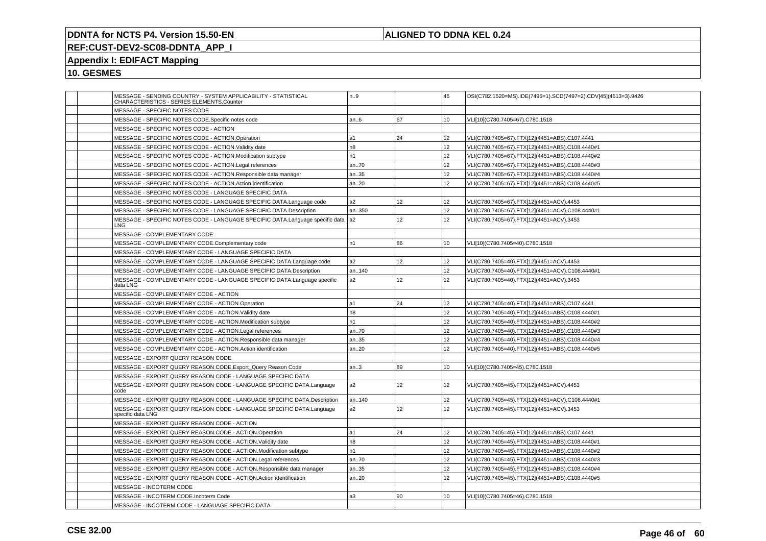**DDNTA for NCTS P4. Version 15.50-EN** | **ALIGNED TO DDNA KEL 0.24**

**REF:CUST-DEV2-SC08-DDNTA_APP_I**

**Appendix I: EDIFACT Mapping**

**10. GESMES**

| | | | | | | |
|---|---|---|---|---|---|---|
| | | MESSAGE - SENDING COUNTRY - SYSTEM APPLICABILITY - STATISTICAL CHARACTERISTICS - SERIES ELEMENTS.Counter | n..9 | | 45 | DSI(C782.1520=MS).IDE(7495=1).SCD(7497=2).CDV[45](4513=3).9426 |
| | | MESSAGE - SPECIFIC NOTES CODE | | | | |
| | | MESSAGE - SPECIFIC NOTES CODE.Specific notes code | an..6 | 67 | 10 | VLI[10](C780.7405=67).C780.1518 |
| | | MESSAGE - SPECIFIC NOTES CODE - ACTION | | | | |
| | | MESSAGE - SPECIFIC NOTES CODE - ACTION.Operation | a1 | 24 | 12 | VLI(C780.7405=67).FTX[12](4451=ABS).C107.4441 |
| | | MESSAGE - SPECIFIC NOTES CODE - ACTION.Validity date | n8 | | 12 | VLI(C780.7405=67).FTX[12](4451=ABS).C108.4440#1 |
| | | MESSAGE - SPECIFIC NOTES CODE - ACTION.Modification subtype | n1 | | 12 | VLI(C780.7405=67).FTX[12](4451=ABS).C108.4440#2 |
| | | MESSAGE - SPECIFIC NOTES CODE - ACTION.Legal references | an..70 | | 12 | VLI(C780.7405=67).FTX[12](4451=ABS).C108.4440#3 |
| | | MESSAGE - SPECIFIC NOTES CODE - ACTION.Responsible data manager | an..35 | | 12 | VLI(C780.7405=67).FTX[12](4451=ABS).C108.4440#4 |
| | | MESSAGE - SPECIFIC NOTES CODE - ACTION.Action identification | an..20 | | 12 | VLI(C780.7405=67).FTX[12](4451=ABS).C108.4440#5 |
| | | MESSAGE - SPECIFIC NOTES CODE - LANGUAGE SPECIFIC DATA | | | | |
| | | MESSAGE - SPECIFIC NOTES CODE - LANGUAGE SPECIFIC DATA.Language code | a2 | 12 | 12 | VLI(C780.7405=67).FTX[12](4451=ACV).4453 |
| | | MESSAGE - SPECIFIC NOTES CODE - LANGUAGE SPECIFIC DATA.Description | an..350 | | 12 | VLI(C780.7405=67).FTX[12](4451=ACV).C108.4440#1 |
| | | MESSAGE - SPECIFIC NOTES CODE - LANGUAGE SPECIFIC DATA.Language specific data LNG | a2 | 12 | 12 | VLI(C780.7405=67).FTX[12](4451=ACV).3453 |
| | | MESSAGE - COMPLEMENTARY CODE | | | | |
| | | MESSAGE - COMPLEMENTARY CODE.Complementary code | n1 | 86 | 10 | VLI[10](C780.7405=40).C780.1518 |
| | | MESSAGE - COMPLEMENTARY CODE - LANGUAGE SPECIFIC DATA | | | | |
| | | MESSAGE - COMPLEMENTARY CODE - LANGUAGE SPECIFIC DATA.Language code | a2 | 12 | 12 | VLI(C780.7405=40).FTX[12](4451=ACV).4453 |
| | | MESSAGE - COMPLEMENTARY CODE - LANGUAGE SPECIFIC DATA.Description | an..140 | | 12 | VLI(C780.7405=40).FTX[12](4451=ACV).C108.4440#1 |
| | | MESSAGE - COMPLEMENTARY CODE - LANGUAGE SPECIFIC DATA.Language specific data LNG | a2 | 12 | 12 | VLI(C780.7405=40).FTX[12](4451=ACV).3453 |
| | | MESSAGE - COMPLEMENTARY CODE - ACTION | | | | |
| | | MESSAGE - COMPLEMENTARY CODE - ACTION.Operation | a1 | 24 | 12 | VLI(C780.7405=40).FTX[12](4451=ABS).C107.4441 |
| | | MESSAGE - COMPLEMENTARY CODE - ACTION.Validity date | n8 | | 12 | VLI(C780.7405=40).FTX[12](4451=ABS).C108.4440#1 |
| | | MESSAGE - COMPLEMENTARY CODE - ACTION.Modification subtype | n1 | | 12 | VLI(C780.7405=40).FTX[12](4451=ABS).C108.4440#2 |
| | | MESSAGE - COMPLEMENTARY CODE - ACTION.Legal references | an..70 | | 12 | VLI(C780.7405=40).FTX[12](4451=ABS).C108.4440#3 |
| | | MESSAGE - COMPLEMENTARY CODE - ACTION.Responsible data manager | an..35 | | 12 | VLI(C780.7405=40).FTX[12](4451=ABS).C108.4440#4 |
| | | MESSAGE - COMPLEMENTARY CODE - ACTION.Action identification | an..20 | | 12 | VLI(C780.7405=40).FTX[12](4451=ABS).C108.4440#5 |
| | | MESSAGE - EXPORT QUERY REASON CODE | | | | |
| | | MESSAGE - EXPORT QUERY REASON CODE.Export_Query Reason Code | an..3 | 89 | 10 | VLI[10](C780.7405=45).C780.1518 |
| | | MESSAGE - EXPORT QUERY REASON CODE - LANGUAGE SPECIFIC DATA | | | | |
| | | MESSAGE - EXPORT QUERY REASON CODE - LANGUAGE SPECIFIC DATA.Language code | a2 | 12 | 12 | VLI(C780.7405=45).FTX[12](4451=ACV).4453 |
| | | MESSAGE - EXPORT QUERY REASON CODE - LANGUAGE SPECIFIC DATA.Description | an..140 | | 12 | VLI(C780.7405=45).FTX[12](4451=ACV).C108.4440#1 |
| | | MESSAGE - EXPORT QUERY REASON CODE - LANGUAGE SPECIFIC DATA.Language specific data LNG | a2 | 12 | 12 | VLI(C780.7405=45).FTX[12](4451=ACV).3453 |
| | | MESSAGE - EXPORT QUERY REASON CODE - ACTION | | | | |
| | | MESSAGE - EXPORT QUERY REASON CODE - ACTION.Operation | a1 | 24 | 12 | VLI(C780.7405=45).FTX[12](4451=ABS).C107.4441 |
| | | MESSAGE - EXPORT QUERY REASON CODE - ACTION.Validity date | n8 | | 12 | VLI(C780.7405=45).FTX[12](4451=ABS).C108.4440#1 |
| | | MESSAGE - EXPORT QUERY REASON CODE - ACTION.Modification subtype | n1 | | 12 | VLI(C780.7405=45).FTX[12](4451=ABS).C108.4440#2 |
| | | MESSAGE - EXPORT QUERY REASON CODE - ACTION.Legal references | an..70 | | 12 | VLI(C780.7405=45).FTX[12](4451=ABS).C108.4440#3 |
| | | MESSAGE - EXPORT QUERY REASON CODE - ACTION.Responsible data manager | an..35 | | 12 | VLI(C780.7405=45).FTX[12](4451=ABS).C108.4440#4 |
| | | MESSAGE - EXPORT QUERY REASON CODE - ACTION.Action identification | an..20 | | 12 | VLI(C780.7405=45).FTX[12](4451=ABS).C108.4440#5 |
| | | MESSAGE - INCOTERM CODE | | | | |
| | | MESSAGE - INCOTERM CODE.Incoterm Code | a3 | 90 | 10 | VLI[10](C780.7405=46).C780.1518 |
| | | MESSAGE - INCOTERM CODE - LANGUAGE SPECIFIC DATA | | | | |

**CSE 32.00**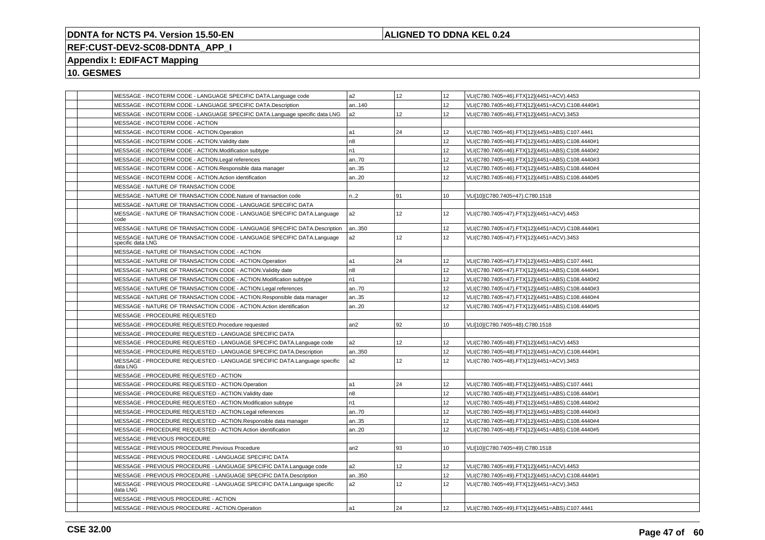**DDNTA for NCTS P4. Version 15.50-EN** | **ALIGNED TO DDNA KEL 0.24**

**REF:CUST-DEV2-SC08-DDNTA_APP_I**

**Appendix I: EDIFACT Mapping**

**10. GESMES**

| | | | | | | |
|---|---|---|---|---|---|---|
| | | MESSAGE - INCOTERM CODE - LANGUAGE SPECIFIC DATA.Language code | a2 | 12 | 12 | VLI(C780.7405=46).FTX[12](4451=ACV).4453 |
| | | MESSAGE - INCOTERM CODE - LANGUAGE SPECIFIC DATA.Description | an..140 | | 12 | VLI(C780.7405=46).FTX[12](4451=ACV).C108.4440#1 |
| | | MESSAGE - INCOTERM CODE - LANGUAGE SPECIFIC DATA.Language specific data LNG | a2 | 12 | 12 | VLI(C780.7405=46).FTX[12](4451=ACV).3453 |
| | | MESSAGE - INCOTERM CODE - ACTION | | | | |
| | | MESSAGE - INCOTERM CODE - ACTION.Operation | a1 | 24 | 12 | VLI(C780.7405=46).FTX[12](4451=ABS).C107.4441 |
| | | MESSAGE - INCOTERM CODE - ACTION.Validity date | n8 | | 12 | VLI(C780.7405=46).FTX[12](4451=ABS).C108.4440#1 |
| | | MESSAGE - INCOTERM CODE - ACTION.Modification subtype | n1 | | 12 | VLI(C780.7405=46).FTX[12](4451=ABS).C108.4440#2 |
| | | MESSAGE - INCOTERM CODE - ACTION.Legal references | an..70 | | 12 | VLI(C780.7405=46).FTX[12](4451=ABS).C108.4440#3 |
| | | MESSAGE - INCOTERM CODE - ACTION.Responsible data manager | an..35 | | 12 | VLI(C780.7405=46).FTX[12](4451=ABS).C108.4440#4 |
| | | MESSAGE - INCOTERM CODE - ACTION.Action identification | an..20 | | 12 | VLI(C780.7405=46).FTX[12](4451=ABS).C108.4440#5 |
| | | MESSAGE - NATURE OF TRANSACTION CODE | | | | |
| | | MESSAGE - NATURE OF TRANSACTION CODE.Nature of transaction code | n..2 | 91 | 10 | VLI[10](C780.7405=47).C780.1518 |
| | | MESSAGE - NATURE OF TRANSACTION CODE - LANGUAGE SPECIFIC DATA | | | | |
| | | MESSAGE - NATURE OF TRANSACTION CODE - LANGUAGE SPECIFIC DATA.Language code | a2 | 12 | 12 | VLI(C780.7405=47).FTX[12](4451=ACV).4453 |
| | | MESSAGE - NATURE OF TRANSACTION CODE - LANGUAGE SPECIFIC DATA.Description | an..350 | | 12 | VLI(C780.7405=47).FTX[12](4451=ACV).C108.4440#1 |
| | | MESSAGE - NATURE OF TRANSACTION CODE - LANGUAGE SPECIFIC DATA.Language specific data LNG | a2 | 12 | 12 | VLI(C780.7405=47).FTX[12](4451=ACV).3453 |
| | | MESSAGE - NATURE OF TRANSACTION CODE - ACTION | | | | |
| | | MESSAGE - NATURE OF TRANSACTION CODE - ACTION.Operation | a1 | 24 | 12 | VLI(C780.7405=47).FTX[12](4451=ABS).C107.4441 |
| | | MESSAGE - NATURE OF TRANSACTION CODE - ACTION.Validity date | n8 | | 12 | VLI(C780.7405=47).FTX[12](4451=ABS).C108.4440#1 |
| | | MESSAGE - NATURE OF TRANSACTION CODE - ACTION.Modification subtype | n1 | | 12 | VLI(C780.7405=47).FTX[12](4451=ABS).C108.4440#2 |
| | | MESSAGE - NATURE OF TRANSACTION CODE - ACTION.Legal references | an..70 | | 12 | VLI(C780.7405=47).FTX[12](4451=ABS).C108.4440#3 |
| | | MESSAGE - NATURE OF TRANSACTION CODE - ACTION.Responsible data manager | an..35 | | 12 | VLI(C780.7405=47).FTX[12](4451=ABS).C108.4440#4 |
| | | MESSAGE - NATURE OF TRANSACTION CODE - ACTION.Action identification | an..20 | | 12 | VLI(C780.7405=47).FTX[12](4451=ABS).C108.4440#5 |
| | | MESSAGE - PROCEDURE REQUESTED | | | | |
| | | MESSAGE - PROCEDURE REQUESTED.Procedure requested | an2 | 92 | 10 | VLI[10](C780.7405=48).C780.1518 |
| | | MESSAGE - PROCEDURE REQUESTED - LANGUAGE SPECIFIC DATA | | | | |
| | | MESSAGE - PROCEDURE REQUESTED - LANGUAGE SPECIFIC DATA.Language code | a2 | 12 | 12 | VLI(C780.7405=48).FTX[12](4451=ACV).4453 |
| | | MESSAGE - PROCEDURE REQUESTED - LANGUAGE SPECIFIC DATA.Description | an..350 | | 12 | VLI(C780.7405=48).FTX[12](4451=ACV).C108.4440#1 |
| | | MESSAGE - PROCEDURE REQUESTED - LANGUAGE SPECIFIC DATA.Language specific data LNG | a2 | 12 | 12 | VLI(C780.7405=48).FTX[12](4451=ACV).3453 |
| | | MESSAGE - PROCEDURE REQUESTED - ACTION | | | | |
| | | MESSAGE - PROCEDURE REQUESTED - ACTION.Operation | a1 | 24 | 12 | VLI(C780.7405=48).FTX[12](4451=ABS).C107.4441 |
| | | MESSAGE - PROCEDURE REQUESTED - ACTION.Validity date | n8 | | 12 | VLI(C780.7405=48).FTX[12](4451=ABS).C108.4440#1 |
| | | MESSAGE - PROCEDURE REQUESTED - ACTION.Modification subtype | n1 | | 12 | VLI(C780.7405=48).FTX[12](4451=ABS).C108.4440#2 |
| | | MESSAGE - PROCEDURE REQUESTED - ACTION.Legal references | an..70 | | 12 | VLI(C780.7405=48).FTX[12](4451=ABS).C108.4440#3 |
| | | MESSAGE - PROCEDURE REQUESTED - ACTION.Responsible data manager | an..35 | | 12 | VLI(C780.7405=48).FTX[12](4451=ABS).C108.4440#4 |
| | | MESSAGE - PROCEDURE REQUESTED - ACTION.Action identification | an..20 | | 12 | VLI(C780.7405=48).FTX[12](4451=ABS).C108.4440#5 |
| | | MESSAGE - PREVIOUS PROCEDURE | | | | |
| | | MESSAGE - PREVIOUS PROCEDURE.Previous Procedure | an2 | 93 | 10 | VLI[10](C780.7405=49).C780.1518 |
| | | MESSAGE - PREVIOUS PROCEDURE - LANGUAGE SPECIFIC DATA | | | | |
| | | MESSAGE - PREVIOUS PROCEDURE - LANGUAGE SPECIFIC DATA.Language code | a2 | 12 | 12 | VLI(C780.7405=49).FTX[12](4451=ACV).4453 |
| | | MESSAGE - PREVIOUS PROCEDURE - LANGUAGE SPECIFIC DATA.Description | an..350 | | 12 | VLI(C780.7405=49).FTX[12](4451=ACV).C108.4440#1 |
| | | MESSAGE - PREVIOUS PROCEDURE - LANGUAGE SPECIFIC DATA.Language specific data LNG | a2 | 12 | 12 | VLI(C780.7405=49).FTX[12](4451=ACV).3453 |
| | | MESSAGE - PREVIOUS PROCEDURE - ACTION | | | | |
| | | MESSAGE - PREVIOUS PROCEDURE - ACTION.Operation | a1 | 24 | 12 | VLI(C780.7405=49).FTX[12](4451=ABS).C107.4441 |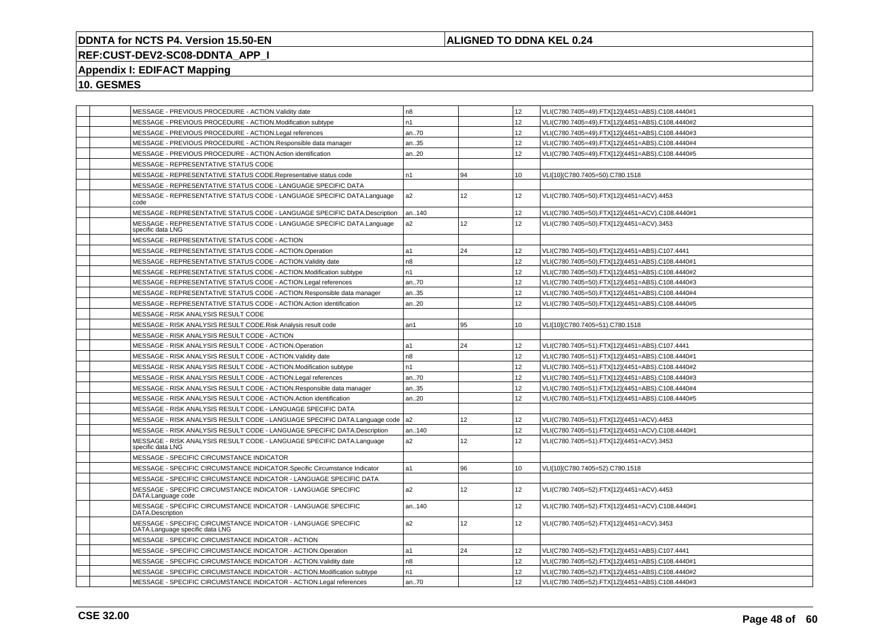**DDNTA for NCTS P4. Version 15.50-EN** | **ALIGNED TO DDNA KEL 0.24**

**REF:CUST-DEV2-SC08-DDNTA_APP_I**

**Appendix I: EDIFACT Mapping**

**10. GESMES**

| | | | | | | |
|---|---|---|---|---|---|---|
| | | MESSAGE - PREVIOUS PROCEDURE - ACTION.Validity date | n8 | | 12 | VLI(C780.7405=49).FTX[12](4451=ABS).C108.4440#1 |
| | | MESSAGE - PREVIOUS PROCEDURE - ACTION.Modification subtype | n1 | | 12 | VLI(C780.7405=49).FTX[12](4451=ABS).C108.4440#2 |
| | | MESSAGE - PREVIOUS PROCEDURE - ACTION.Legal references | an..70 | | 12 | VLI(C780.7405=49).FTX[12](4451=ABS).C108.4440#3 |
| | | MESSAGE - PREVIOUS PROCEDURE - ACTION.Responsible data manager | an..35 | | 12 | VLI(C780.7405=49).FTX[12](4451=ABS).C108.4440#4 |
| | | MESSAGE - PREVIOUS PROCEDURE - ACTION.Action identification | an..20 | | 12 | VLI(C780.7405=49).FTX[12](4451=ABS).C108.4440#5 |
| | | MESSAGE - REPRESENTATIVE STATUS CODE | | | | |
| | | MESSAGE - REPRESENTATIVE STATUS CODE.Representative status code | n1 | 94 | 10 | VLI[10](C780.7405=50).C780.1518 |
| | | MESSAGE - REPRESENTATIVE STATUS CODE - LANGUAGE SPECIFIC DATA | | | | |
| | | MESSAGE - REPRESENTATIVE STATUS CODE - LANGUAGE SPECIFIC DATA.Language code | a2 | 12 | 12 | VLI(C780.7405=50).FTX[12](4451=ACV).4453 |
| | | MESSAGE - REPRESENTATIVE STATUS CODE - LANGUAGE SPECIFIC DATA.Description | an..140 | | 12 | VLI(C780.7405=50).FTX[12](4451=ACV).C108.4440#1 |
| | | MESSAGE - REPRESENTATIVE STATUS CODE - LANGUAGE SPECIFIC DATA.Language specific data LNG | a2 | 12 | 12 | VLI(C780.7405=50).FTX[12](4451=ACV).3453 |
| | | MESSAGE - REPRESENTATIVE STATUS CODE - ACTION | | | | |
| | | MESSAGE - REPRESENTATIVE STATUS CODE - ACTION.Operation | a1 | 24 | 12 | VLI(C780.7405=50).FTX[12](4451=ABS).C107.4441 |
| | | MESSAGE - REPRESENTATIVE STATUS CODE - ACTION.Validity date | n8 | | 12 | VLI(C780.7405=50).FTX[12](4451=ABS).C108.4440#1 |
| | | MESSAGE - REPRESENTATIVE STATUS CODE - ACTION.Modification subtype | n1 | | 12 | VLI(C780.7405=50).FTX[12](4451=ABS).C108.4440#2 |
| | | MESSAGE - REPRESENTATIVE STATUS CODE - ACTION.Legal references | an..70 | | 12 | VLI(C780.7405=50).FTX[12](4451=ABS).C108.4440#3 |
| | | MESSAGE - REPRESENTATIVE STATUS CODE - ACTION.Responsible data manager | an..35 | | 12 | VLI(C780.7405=50).FTX[12](4451=ABS).C108.4440#4 |
| | | MESSAGE - REPRESENTATIVE STATUS CODE - ACTION.Action identification | an..20 | | 12 | VLI(C780.7405=50).FTX[12](4451=ABS).C108.4440#5 |
| | | MESSAGE - RISK ANALYSIS RESULT CODE | | | | |
| | | MESSAGE - RISK ANALYSIS RESULT CODE.Risk Analysis result code | an1 | 95 | 10 | VLI[10](C780.7405=51).C780.1518 |
| | | MESSAGE - RISK ANALYSIS RESULT CODE - ACTION | | | | |
| | | MESSAGE - RISK ANALYSIS RESULT CODE - ACTION.Operation | a1 | 24 | 12 | VLI(C780.7405=51).FTX[12](4451=ABS).C107.4441 |
| | | MESSAGE - RISK ANALYSIS RESULT CODE - ACTION.Validity date | n8 | | 12 | VLI(C780.7405=51).FTX[12](4451=ABS).C108.4440#1 |
| | | MESSAGE - RISK ANALYSIS RESULT CODE - ACTION.Modification subtype | n1 | | 12 | VLI(C780.7405=51).FTX[12](4451=ABS).C108.4440#2 |
| | | MESSAGE - RISK ANALYSIS RESULT CODE - ACTION.Legal references | an..70 | | 12 | VLI(C780.7405=51).FTX[12](4451=ABS).C108.4440#3 |
| | | MESSAGE - RISK ANALYSIS RESULT CODE - ACTION.Responsible data manager | an..35 | | 12 | VLI(C780.7405=51).FTX[12](4451=ABS).C108.4440#4 |
| | | MESSAGE - RISK ANALYSIS RESULT CODE - ACTION.Action identification | an..20 | | 12 | VLI(C780.7405=51).FTX[12](4451=ABS).C108.4440#5 |
| | | MESSAGE - RISK ANALYSIS RESULT CODE - LANGUAGE SPECIFIC DATA | | | | |
| | | MESSAGE - RISK ANALYSIS RESULT CODE - LANGUAGE SPECIFIC DATA.Language code | a2 | 12 | 12 | VLI(C780.7405=51).FTX[12](4451=ACV).4453 |
| | | MESSAGE - RISK ANALYSIS RESULT CODE - LANGUAGE SPECIFIC DATA.Description | an..140 | | 12 | VLI(C780.7405=51).FTX[12](4451=ACV).C108.4440#1 |
| | | MESSAGE - RISK ANALYSIS RESULT CODE - LANGUAGE SPECIFIC DATA.Language specific data LNG | a2 | 12 | 12 | VLI(C780.7405=51).FTX[12](4451=ACV).3453 |
| | | MESSAGE - SPECIFIC CIRCUMSTANCE INDICATOR | | | | |
| | | MESSAGE - SPECIFIC CIRCUMSTANCE INDICATOR.Specific Circumstance Indicator | a1 | 96 | 10 | VLI[10](C780.7405=52).C780.1518 |
| | | MESSAGE - SPECIFIC CIRCUMSTANCE INDICATOR - LANGUAGE SPECIFIC DATA | | | | |
| | | MESSAGE - SPECIFIC CIRCUMSTANCE INDICATOR - LANGUAGE SPECIFIC DATA.Language code | a2 | 12 | 12 | VLI(C780.7405=52).FTX[12](4451=ACV).4453 |
| | | MESSAGE - SPECIFIC CIRCUMSTANCE INDICATOR - LANGUAGE SPECIFIC DATA.Description | an..140 | | 12 | VLI(C780.7405=52).FTX[12](4451=ACV).C108.4440#1 |
| | | MESSAGE - SPECIFIC CIRCUMSTANCE INDICATOR - LANGUAGE SPECIFIC DATA.Language specific data LNG | a2 | 12 | 12 | VLI(C780.7405=52).FTX[12](4451=ACV).3453 |
| | | MESSAGE - SPECIFIC CIRCUMSTANCE INDICATOR - ACTION | | | | |
| | | MESSAGE - SPECIFIC CIRCUMSTANCE INDICATOR - ACTION.Operation | a1 | 24 | 12 | VLI(C780.7405=52).FTX[12](4451=ABS).C107.4441 |
| | | MESSAGE - SPECIFIC CIRCUMSTANCE INDICATOR - ACTION.Validity date | n8 | | 12 | VLI(C780.7405=52).FTX[12](4451=ABS).C108.4440#1 |
| | | MESSAGE - SPECIFIC CIRCUMSTANCE INDICATOR - ACTION.Modification subtype | n1 | | 12 | VLI(C780.7405=52).FTX[12](4451=ABS).C108.4440#2 |
| | | MESSAGE - SPECIFIC CIRCUMSTANCE INDICATOR - ACTION.Legal references | an..70 | | 12 | VLI(C780.7405=52).FTX[12](4451=ABS).C108.4440#3 |

**CSE 32.00**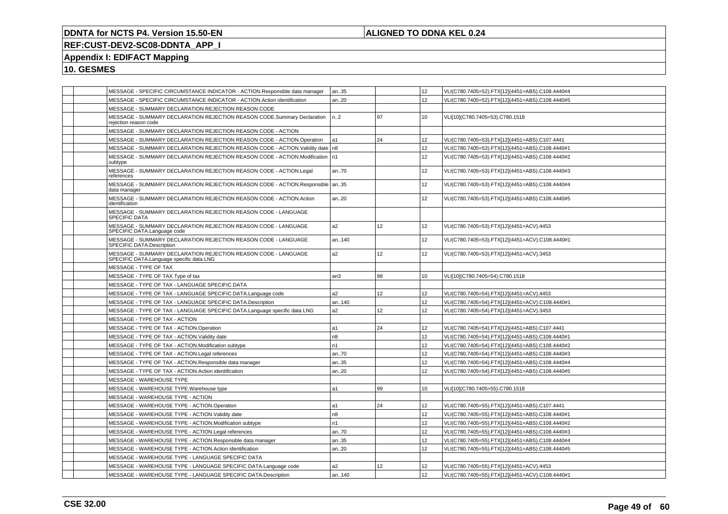| | | | | | | |
|---|---|---|---|---|---|---|
| | | MESSAGE - SPECIFIC CIRCUMSTANCE INDICATOR - ACTION.Responsible data manager | an..35 | | 12 | VLI(C780.7405=52).FTX[12](4451=ABS).C108.4440#4 |
| | | MESSAGE - SPECIFIC CIRCUMSTANCE INDICATOR - ACTION.Action identification | an..20 | | 12 | VLI(C780.7405=52).FTX[12](4451=ABS).C108.4440#5 |
| | | MESSAGE - SUMMARY DECLARATION REJECTION REASON CODE | | | | |
| | | MESSAGE - SUMMARY DECLARATION REJECTION REASON CODE.Summary Declaration rejection reason code | n..2 | 97 | 10 | VLI[10](C780.7405=53).C780.1518 |
| | | MESSAGE - SUMMARY DECLARATION REJECTION REASON CODE - ACTION | | | | |
| | | MESSAGE - SUMMARY DECLARATION REJECTION REASON CODE - ACTION.Operation | a1 | 24 | 12 | VLI(C780.7405=53).FTX[12](4451=ABS).C107.4441 |
| | | MESSAGE - SUMMARY DECLARATION REJECTION REASON CODE - ACTION.Validity date | n8 | | 12 | VLI(C780.7405=53).FTX[12](4451=ABS).C108.4440#1 |
| | | MESSAGE - SUMMARY DECLARATION REJECTION REASON CODE - ACTION.Modification subtype | n1 | | 12 | VLI(C780.7405=53).FTX[12](4451=ABS).C108.4440#2 |
| | | MESSAGE - SUMMARY DECLARATION REJECTION REASON CODE - ACTION.Legal references | an..70 | | 12 | VLI(C780.7405=53).FTX[12](4451=ABS).C108.4440#3 |
| | | MESSAGE - SUMMARY DECLARATION REJECTION REASON CODE - ACTION.Responsible data manager | an..35 | | 12 | VLI(C780.7405=53).FTX[12](4451=ABS).C108.4440#4 |
| | | MESSAGE - SUMMARY DECLARATION REJECTION REASON CODE - ACTION.Action identification | an..20 | | 12 | VLI(C780.7405=53).FTX[12](4451=ABS).C108.4440#5 |
| | | MESSAGE - SUMMARY DECLARATION REJECTION REASON CODE - LANGUAGE SPECIFIC DATA | | | | |
| | | MESSAGE - SUMMARY DECLARATION REJECTION REASON CODE - LANGUAGE SPECIFIC DATA.Language code | a2 | 12 | 12 | VLI(C780.7405=53).FTX[12](4451=ACV).4453 |
| | | MESSAGE - SUMMARY DECLARATION REJECTION REASON CODE - LANGUAGE SPECIFIC DATA.Description | an..140 | | 12 | VLI(C780.7405=53).FTX[12](4451=ACV).C108.4440#1 |
| | | MESSAGE - SUMMARY DECLARATION REJECTION REASON CODE - LANGUAGE SPECIFIC DATA.Language specific data LNG | a2 | 12 | 12 | VLI(C780.7405=53).FTX[12](4451=ACV).3453 |
| | | MESSAGE - TYPE OF TAX | | | | |
| | | MESSAGE - TYPE OF TAX.Type of tax | an3 | 98 | 10 | VLI[10](C780.7405=54).C780.1518 |
| | | MESSAGE - TYPE OF TAX - LANGUAGE SPECIFIC DATA | | | | |
| | | MESSAGE - TYPE OF TAX - LANGUAGE SPECIFIC DATA.Language code | a2 | 12 | 12 | VLI(C780.7405=54).FTX[12](4451=ACV).4453 |
| | | MESSAGE - TYPE OF TAX - LANGUAGE SPECIFIC DATA.Description | an..140 | | 12 | VLI(C780.7405=54).FTX[12](4451=ACV).C108.4440#1 |
| | | MESSAGE - TYPE OF TAX - LANGUAGE SPECIFIC DATA.Language specific data LNG | a2 | 12 | 12 | VLI(C780.7405=54).FTX[12](4451=ACV).3453 |
| | | MESSAGE - TYPE OF TAX - ACTION | | | | |
| | | MESSAGE - TYPE OF TAX - ACTION.Operation | a1 | 24 | 12 | VLI(C780.7405=54).FTX[12](4451=ABS).C107.4441 |
| | | MESSAGE - TYPE OF TAX - ACTION.Validity date | n8 | | 12 | VLI(C780.7405=54).FTX[12](4451=ABS).C108.4440#1 |
| | | MESSAGE - TYPE OF TAX - ACTION.Modification subtype | n1 | | 12 | VLI(C780.7405=54).FTX[12](4451=ABS).C108.4440#2 |
| | | MESSAGE - TYPE OF TAX - ACTION.Legal references | an..70 | | 12 | VLI(C780.7405=54).FTX[12](4451=ABS).C108.4440#3 |
| | | MESSAGE - TYPE OF TAX - ACTION.Responsible data manager | an..35 | | 12 | VLI(C780.7405=54).FTX[12](4451=ABS).C108.4440#4 |
| | | MESSAGE - TYPE OF TAX - ACTION.Action identification | an..20 | | 12 | VLI(C780.7405=54).FTX[12](4451=ABS).C108.4440#5 |
| | | MESSAGE - WAREHOUSE TYPE | | | | |
| | | MESSAGE - WAREHOUSE TYPE.Warehouse type | a1 | 99 | 10 | VLI[10](C780.7405=55).C780.1518 |
| | | MESSAGE - WAREHOUSE TYPE - ACTION | | | | |
| | | MESSAGE - WAREHOUSE TYPE - ACTION.Operation | a1 | 24 | 12 | VLI(C780.7405=55).FTX[12](4451=ABS).C107.4441 |
| | | MESSAGE - WAREHOUSE TYPE - ACTION.Validity date | n8 | | 12 | VLI(C780.7405=55).FTX[12](4451=ABS).C108.4440#1 |
| | | MESSAGE - WAREHOUSE TYPE - ACTION.Modification subtype | n1 | | 12 | VLI(C780.7405=55).FTX[12](4451=ABS).C108.4440#2 |
| | | MESSAGE - WAREHOUSE TYPE - ACTION.Legal references | an..70 | | 12 | VLI(C780.7405=55).FTX[12](4451=ABS).C108.4440#3 |
| | | MESSAGE - WAREHOUSE TYPE - ACTION.Responsible data manager | an..35 | | 12 | VLI(C780.7405=55).FTX[12](4451=ABS).C108.4440#4 |
| | | MESSAGE - WAREHOUSE TYPE - ACTION.Action identification | an..20 | | 12 | VLI(C780.7405=55).FTX[12](4451=ABS).C108.4440#5 |
| | | MESSAGE - WAREHOUSE TYPE - LANGUAGE SPECIFIC DATA | | | | |
| | | MESSAGE - WAREHOUSE TYPE - LANGUAGE SPECIFIC DATA.Language code | a2 | 12 | 12 | VLI(C780.7405=55).FTX[12](4451=ACV).4453 |
| | | MESSAGE - WAREHOUSE TYPE - LANGUAGE SPECIFIC DATA.Description | an..140 | | 12 | VLI(C780.7405=55).FTX[12](4451=ACV).C108.4440#1 |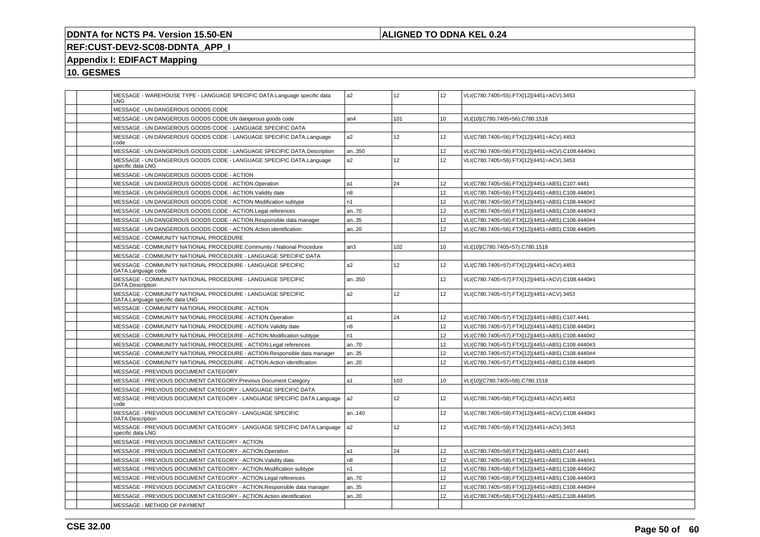# DDNTA for NCTS P4. Version 15.50-EN

**ALIGNED TO DDNA KEL 0.24**

**REF:CUST-DEV2-SC08-DDNTA_APP_I**

**Appendix I: EDIFACT Mapping**

**10. GESMES**

| | | | | | | |
|---|---|---|---|---|---|---|
| | | MESSAGE - WAREHOUSE TYPE - LANGUAGE SPECIFIC DATA.Language specific data LNG | a2 | 12 | 12 | VLI(C780.7405=55).FTX[12](4451=ACV).3453 |
| | | MESSAGE - UN DANGEROUS GOODS CODE | | | | |
| | | MESSAGE - UN DANGEROUS GOODS CODE.UN dangerous goods code | an4 | 101 | 10 | VLI[10](C780.7405=56).C780.1518 |
| | | MESSAGE - UN DANGEROUS GOODS CODE - LANGUAGE SPECIFIC DATA | | | | |
| | | MESSAGE - UN DANGEROUS GOODS CODE - LANGUAGE SPECIFIC DATA.Language code | a2 | 12 | 12 | VLI(C780.7405=56).FTX[12](4451=ACV).4453 |
| | | MESSAGE - UN DANGEROUS GOODS CODE - LANGUAGE SPECIFIC DATA.Description | an..350 | | 12 | VLI(C780.7405=56).FTX[12](4451=ACV).C108.4440#1 |
| | | MESSAGE - UN DANGEROUS GOODS CODE - LANGUAGE SPECIFIC DATA.Language specific data LNG | a2 | 12 | 12 | VLI(C780.7405=56).FTX[12](4451=ACV).3453 |
| | | MESSAGE - UN DANGEROUS GOODS CODE - ACTION | | | | |
| | | MESSAGE - UN DANGEROUS GOODS CODE - ACTION.Operation | a1 | 24 | 12 | VLI(C780.7405=56).FTX[12](4451=ABS).C107.4441 |
| | | MESSAGE - UN DANGEROUS GOODS CODE - ACTION.Validity date | n8 | | 12 | VLI(C780.7405=56).FTX[12](4451=ABS).C108.4440#1 |
| | | MESSAGE - UN DANGEROUS GOODS CODE - ACTION.Modification subtype | n1 | | 12 | VLI(C780.7405=56).FTX[12](4451=ABS).C108.4440#2 |
| | | MESSAGE - UN DANGEROUS GOODS CODE - ACTION.Legal references | an..70 | | 12 | VLI(C780.7405=56).FTX[12](4451=ABS).C108.4440#3 |
| | | MESSAGE - UN DANGEROUS GOODS CODE - ACTION.Responsible data manager | an..35 | | 12 | VLI(C780.7405=56).FTX[12](4451=ABS).C108.4440#4 |
| | | MESSAGE - UN DANGEROUS GOODS CODE - ACTION.Action identification | an..20 | | 12 | VLI(C780.7405=56).FTX[12](4451=ABS).C108.4440#5 |
| | | MESSAGE - COMMUNITY NATIONAL PROCEDURE | | | | |
| | | MESSAGE - COMMUNITY NATIONAL PROCEDURE.Community / National Procedure | an3 | 102 | 10 | VLI[10](C780.7405=57).C780.1518 |
| | | MESSAGE - COMMUNITY NATIONAL PROCEDURE - LANGUAGE SPECIFIC DATA | | | | |
| | | MESSAGE - COMMUNITY NATIONAL PROCEDURE - LANGUAGE SPECIFIC DATA.Language code | a2 | 12 | 12 | VLI(C780.7405=57).FTX[12](4451=ACV).4453 |
| | | MESSAGE - COMMUNITY NATIONAL PROCEDURE - LANGUAGE SPECIFIC DATA.Description | an..350 | | 12 | VLI(C780.7405=57).FTX[12](4451=ACV).C108.4440#1 |
| | | MESSAGE - COMMUNITY NATIONAL PROCEDURE - LANGUAGE SPECIFIC DATA.Language specific data LNG | a2 | 12 | 12 | VLI(C780.7405=57).FTX[12](4451=ACV).3453 |
| | | MESSAGE - COMMUNITY NATIONAL PROCEDURE - ACTION | | | | |
| | | MESSAGE - COMMUNITY NATIONAL PROCEDURE - ACTION.Operation | a1 | 24 | 12 | VLI(C780.7405=57).FTX[12](4451=ABS).C107.4441 |
| | | MESSAGE - COMMUNITY NATIONAL PROCEDURE - ACTION.Validity date | n8 | | 12 | VLI(C780.7405=57).FTX[12](4451=ABS).C108.4440#1 |
| | | MESSAGE - COMMUNITY NATIONAL PROCEDURE - ACTION.Modification subtype | n1 | | 12 | VLI(C780.7405=57).FTX[12](4451=ABS).C108.4440#2 |
| | | MESSAGE - COMMUNITY NATIONAL PROCEDURE - ACTION.Legal references | an..70 | | 12 | VLI(C780.7405=57).FTX[12](4451=ABS).C108.4440#3 |
| | | MESSAGE - COMMUNITY NATIONAL PROCEDURE - ACTION.Responsible data manager | an..35 | | 12 | VLI(C780.7405=57).FTX[12](4451=ABS).C108.4440#4 |
| | | MESSAGE - COMMUNITY NATIONAL PROCEDURE - ACTION.Action identification | an..20 | | 12 | VLI(C780.7405=57).FTX[12](4451=ABS).C108.4440#5 |
| | | MESSAGE - PREVIOUS DOCUMENT CATEGORY | | | | |
| | | MESSAGE - PREVIOUS DOCUMENT CATEGORY.Previous Document Category | a1 | 103 | 10 | VLI[10](C780.7405=58).C780.1518 |
| | | MESSAGE - PREVIOUS DOCUMENT CATEGORY - LANGUAGE SPECIFIC DATA | | | | |
| | | MESSAGE - PREVIOUS DOCUMENT CATEGORY - LANGUAGE SPECIFIC DATA.Language code | a2 | 12 | 12 | VLI(C780.7405=58).FTX[12](4451=ACV).4453 |
| | | MESSAGE - PREVIOUS DOCUMENT CATEGORY - LANGUAGE SPECIFIC DATA.Description | an..140 | | 12 | VLI(C780.7405=58).FTX[12](4451=ACV).C108.4440#1 |
| | | MESSAGE - PREVIOUS DOCUMENT CATEGORY - LANGUAGE SPECIFIC DATA.Language specific data LNG | a2 | 12 | 12 | VLI(C780.7405=58).FTX[12](4451=ACV).3453 |
| | | MESSAGE - PREVIOUS DOCUMENT CATEGORY - ACTION | | | | |
| | | MESSAGE - PREVIOUS DOCUMENT CATEGORY - ACTION.Operation | a1 | 24 | 12 | VLI(C780.7405=58).FTX[12](4451=ABS).C107.4441 |
| | | MESSAGE - PREVIOUS DOCUMENT CATEGORY - ACTION.Validity date | n8 | | 12 | VLI(C780.7405=58).FTX[12](4451=ABS).C108.4440#1 |
| | | MESSAGE - PREVIOUS DOCUMENT CATEGORY - ACTION.Modification subtype | n1 | | 12 | VLI(C780.7405=58).FTX[12](4451=ABS).C108.4440#2 |
| | | MESSAGE - PREVIOUS DOCUMENT CATEGORY - ACTION.Legal references | an..70 | | 12 | VLI(C780.7405=58).FTX[12](4451=ABS).C108.4440#3 |
| | | MESSAGE - PREVIOUS DOCUMENT CATEGORY - ACTION.Responsible data manager | an..35 | | 12 | VLI(C780.7405=58).FTX[12](4451=ABS).C108.4440#4 |
| | | MESSAGE - PREVIOUS DOCUMENT CATEGORY - ACTION.Action identification | an..20 | | 12 | VLI(C780.7405=58).FTX[12](4451=ABS).C108.4440#5 |
| | | MESSAGE - METHOD OF PAYMENT | | | | |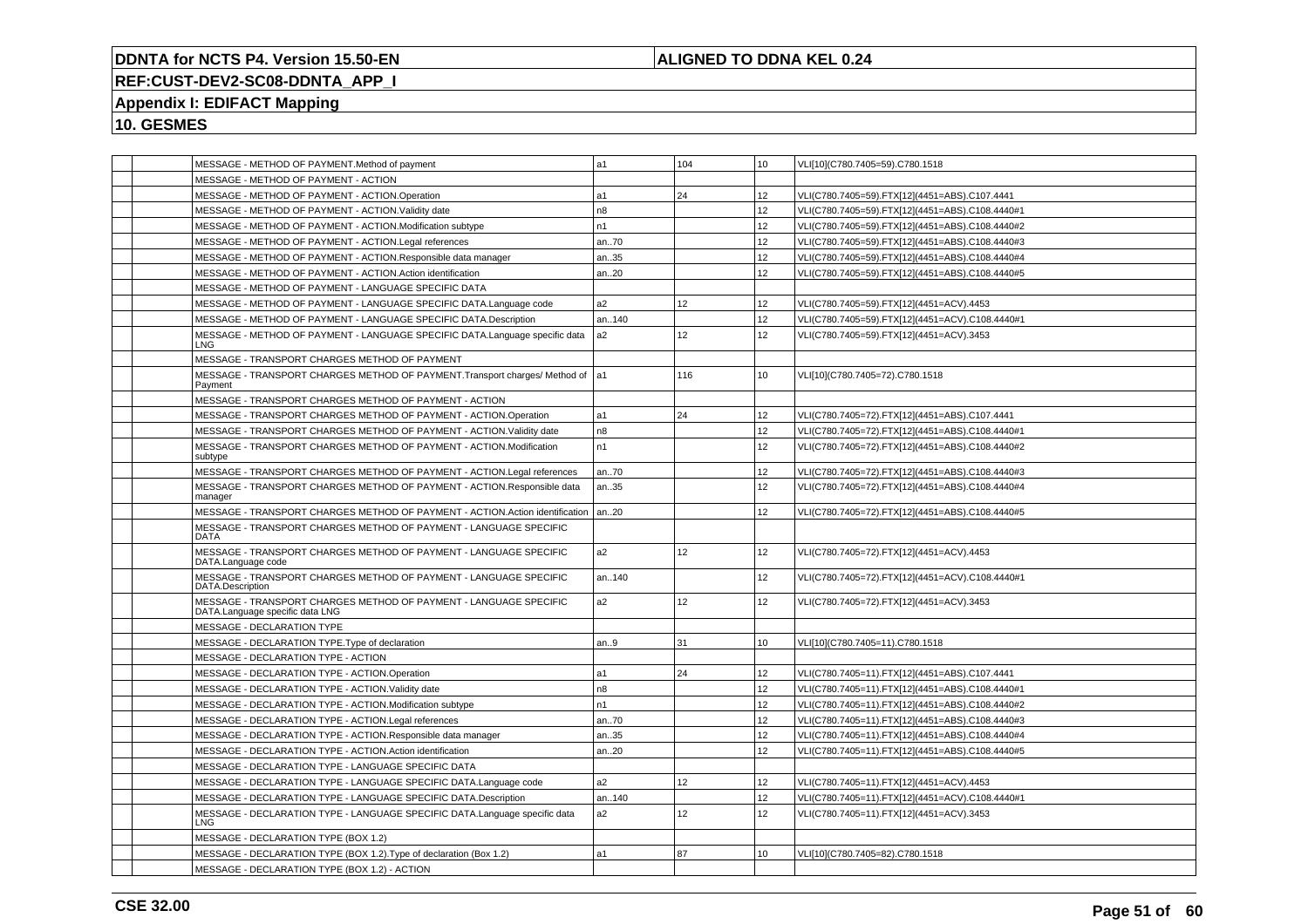| | | | | | | |
|---|---|---|---|---|---|---|
| | | MESSAGE - METHOD OF PAYMENT.Method of payment | a1 | 104 | 10 | VLI[10](C780.7405=59).C780.1518 |
| | | MESSAGE - METHOD OF PAYMENT - ACTION | | | | |
| | | MESSAGE - METHOD OF PAYMENT - ACTION.Operation | a1 | 24 | 12 | VLI(C780.7405=59).FTX[12](4451=ABS).C107.4441 |
| | | MESSAGE - METHOD OF PAYMENT - ACTION.Validity date | n8 | | 12 | VLI(C780.7405=59).FTX[12](4451=ABS).C108.4440#1 |
| | | MESSAGE - METHOD OF PAYMENT - ACTION.Modification subtype | n1 | | 12 | VLI(C780.7405=59).FTX[12](4451=ABS).C108.4440#2 |
| | | MESSAGE - METHOD OF PAYMENT - ACTION.Legal references | an..70 | | 12 | VLI(C780.7405=59).FTX[12](4451=ABS).C108.4440#3 |
| | | MESSAGE - METHOD OF PAYMENT - ACTION.Responsible data manager | an..35 | | 12 | VLI(C780.7405=59).FTX[12](4451=ABS).C108.4440#4 |
| | | MESSAGE - METHOD OF PAYMENT - ACTION.Action identification | an..20 | | 12 | VLI(C780.7405=59).FTX[12](4451=ABS).C108.4440#5 |
| | | MESSAGE - METHOD OF PAYMENT - LANGUAGE SPECIFIC DATA | | | | |
| | | MESSAGE - METHOD OF PAYMENT - LANGUAGE SPECIFIC DATA.Language code | a2 | 12 | 12 | VLI(C780.7405=59).FTX[12](4451=ACV).4453 |
| | | MESSAGE - METHOD OF PAYMENT - LANGUAGE SPECIFIC DATA.Description | an..140 | | 12 | VLI(C780.7405=59).FTX[12](4451=ACV).C108.4440#1 |
| | | MESSAGE - METHOD OF PAYMENT - LANGUAGE SPECIFIC DATA.Language specific data LNG | a2 | 12 | 12 | VLI(C780.7405=59).FTX[12](4451=ACV).3453 |
| | | MESSAGE - TRANSPORT CHARGES METHOD OF PAYMENT | | | | |
| | | MESSAGE - TRANSPORT CHARGES METHOD OF PAYMENT.Transport charges/ Method of Payment | a1 | 116 | 10 | VLI[10](C780.7405=72).C780.1518 |
| | | MESSAGE - TRANSPORT CHARGES METHOD OF PAYMENT - ACTION | | | | |
| | | MESSAGE - TRANSPORT CHARGES METHOD OF PAYMENT - ACTION.Operation | a1 | 24 | 12 | VLI(C780.7405=72).FTX[12](4451=ABS).C107.4441 |
| | | MESSAGE - TRANSPORT CHARGES METHOD OF PAYMENT - ACTION.Validity date | n8 | | 12 | VLI(C780.7405=72).FTX[12](4451=ABS).C108.4440#1 |
| | | MESSAGE - TRANSPORT CHARGES METHOD OF PAYMENT - ACTION.Modification subtype | n1 | | 12 | VLI(C780.7405=72).FTX[12](4451=ABS).C108.4440#2 |
| | | MESSAGE - TRANSPORT CHARGES METHOD OF PAYMENT - ACTION.Legal references | an..70 | | 12 | VLI(C780.7405=72).FTX[12](4451=ABS).C108.4440#3 |
| | | MESSAGE - TRANSPORT CHARGES METHOD OF PAYMENT - ACTION.Responsible data manager | an..35 | | 12 | VLI(C780.7405=72).FTX[12](4451=ABS).C108.4440#4 |
| | | MESSAGE - TRANSPORT CHARGES METHOD OF PAYMENT - ACTION.Action identification | an..20 | | 12 | VLI(C780.7405=72).FTX[12](4451=ABS).C108.4440#5 |
| | | MESSAGE - TRANSPORT CHARGES METHOD OF PAYMENT - LANGUAGE SPECIFIC DATA | | | | |
| | | MESSAGE - TRANSPORT CHARGES METHOD OF PAYMENT - LANGUAGE SPECIFIC DATA.Language code | a2 | 12 | 12 | VLI(C780.7405=72).FTX[12](4451=ACV).4453 |
| | | MESSAGE - TRANSPORT CHARGES METHOD OF PAYMENT - LANGUAGE SPECIFIC DATA.Description | an..140 | | 12 | VLI(C780.7405=72).FTX[12](4451=ACV).C108.4440#1 |
| | | MESSAGE - TRANSPORT CHARGES METHOD OF PAYMENT - LANGUAGE SPECIFIC DATA.Language specific data LNG | a2 | 12 | 12 | VLI(C780.7405=72).FTX[12](4451=ACV).3453 |
| | | MESSAGE - DECLARATION TYPE | | | | |
| | | MESSAGE - DECLARATION TYPE.Type of declaration | an..9 | 31 | 10 | VLI[10](C780.7405=11).C780.1518 |
| | | MESSAGE - DECLARATION TYPE - ACTION | | | | |
| | | MESSAGE - DECLARATION TYPE - ACTION.Operation | a1 | 24 | 12 | VLI(C780.7405=11).FTX[12](4451=ABS).C107.4441 |
| | | MESSAGE - DECLARATION TYPE - ACTION.Validity date | n8 | | 12 | VLI(C780.7405=11).FTX[12](4451=ABS).C108.4440#1 |
| | | MESSAGE - DECLARATION TYPE - ACTION.Modification subtype | n1 | | 12 | VLI(C780.7405=11).FTX[12](4451=ABS).C108.4440#2 |
| | | MESSAGE - DECLARATION TYPE - ACTION.Legal references | an..70 | | 12 | VLI(C780.7405=11).FTX[12](4451=ABS).C108.4440#3 |
| | | MESSAGE - DECLARATION TYPE - ACTION.Responsible data manager | an..35 | | 12 | VLI(C780.7405=11).FTX[12](4451=ABS).C108.4440#4 |
| | | MESSAGE - DECLARATION TYPE - ACTION.Action identification | an..20 | | 12 | VLI(C780.7405=11).FTX[12](4451=ABS).C108.4440#5 |
| | | MESSAGE - DECLARATION TYPE - LANGUAGE SPECIFIC DATA | | | | |
| | | MESSAGE - DECLARATION TYPE - LANGUAGE SPECIFIC DATA.Language code | a2 | 12 | 12 | VLI(C780.7405=11).FTX[12](4451=ACV).4453 |
| | | MESSAGE - DECLARATION TYPE - LANGUAGE SPECIFIC DATA.Description | an..140 | | 12 | VLI(C780.7405=11).FTX[12](4451=ACV).C108.4440#1 |
| | | MESSAGE - DECLARATION TYPE - LANGUAGE SPECIFIC DATA.Language specific data LNG | a2 | 12 | 12 | VLI(C780.7405=11).FTX[12](4451=ACV).3453 |
| | | MESSAGE - DECLARATION TYPE (BOX 1.2) | | | | |
| | | MESSAGE - DECLARATION TYPE (BOX 1.2).Type of declaration (Box 1.2) | a1 | 87 | 10 | VLI[10](C780.7405=82).C780.1518 |
| | | MESSAGE - DECLARATION TYPE (BOX 1.2) - ACTION | | | | |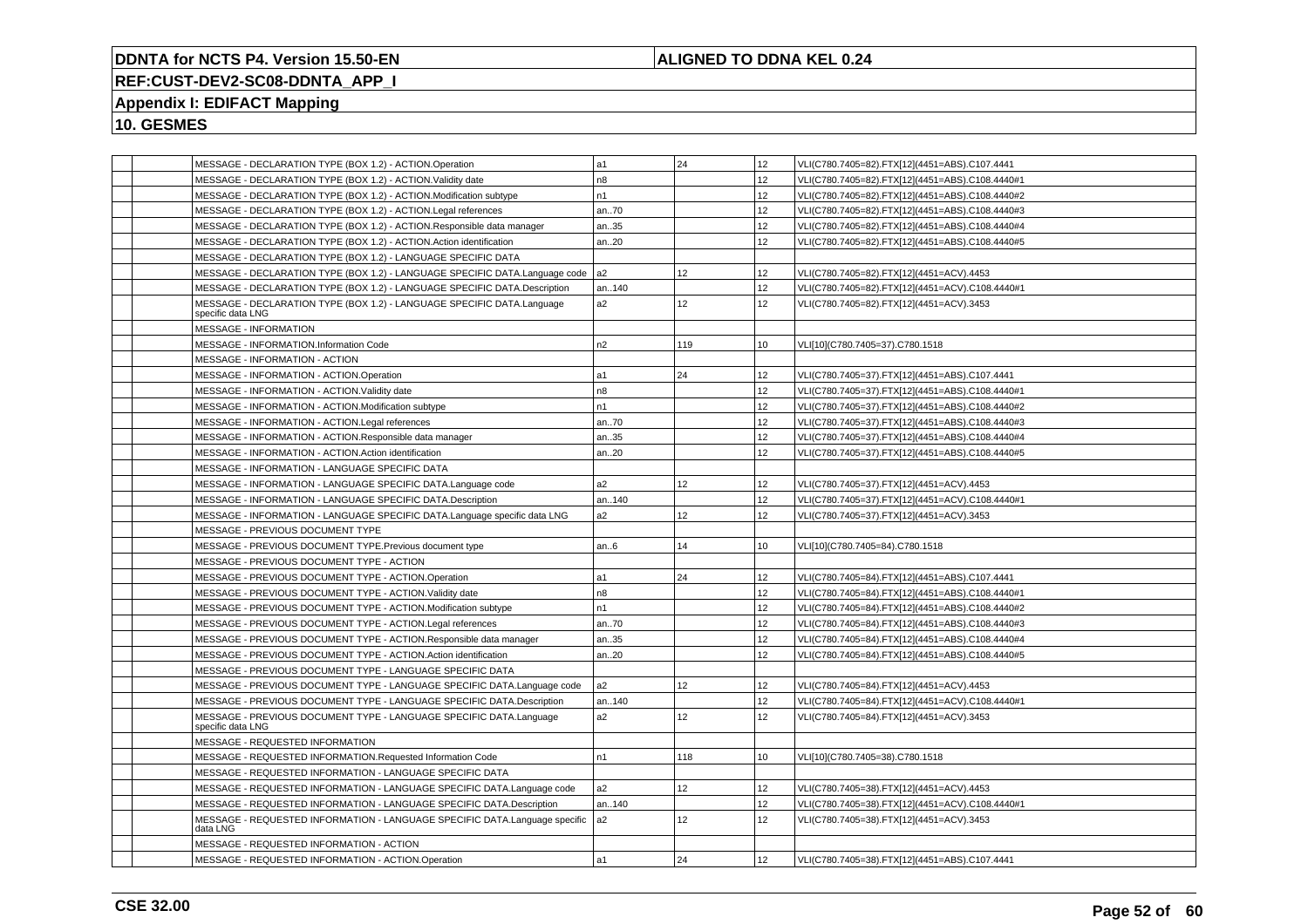| | | | | | | |
|---|---|---|---|---|---|---|
| | | MESSAGE - DECLARATION TYPE (BOX 1.2) - ACTION.Operation | a1 | 24 | 12 | VLI(C780.7405=82).FTX[12](4451=ABS).C107.4441 |
| | | MESSAGE - DECLARATION TYPE (BOX 1.2) - ACTION.Validity date | n8 | | 12 | VLI(C780.7405=82).FTX[12](4451=ABS).C108.4440#1 |
| | | MESSAGE - DECLARATION TYPE (BOX 1.2) - ACTION.Modification subtype | n1 | | 12 | VLI(C780.7405=82).FTX[12](4451=ABS).C108.4440#2 |
| | | MESSAGE - DECLARATION TYPE (BOX 1.2) - ACTION.Legal references | an..70 | | 12 | VLI(C780.7405=82).FTX[12](4451=ABS).C108.4440#3 |
| | | MESSAGE - DECLARATION TYPE (BOX 1.2) - ACTION.Responsible data manager | an..35 | | 12 | VLI(C780.7405=82).FTX[12](4451=ABS).C108.4440#4 |
| | | MESSAGE - DECLARATION TYPE (BOX 1.2) - ACTION.Action identification | an..20 | | 12 | VLI(C780.7405=82).FTX[12](4451=ABS).C108.4440#5 |
| | | MESSAGE - DECLARATION TYPE (BOX 1.2) - LANGUAGE SPECIFIC DATA | | | | |
| | | MESSAGE - DECLARATION TYPE (BOX 1.2) - LANGUAGE SPECIFIC DATA.Language code | a2 | 12 | 12 | VLI(C780.7405=82).FTX[12](4451=ACV).4453 |
| | | MESSAGE - DECLARATION TYPE (BOX 1.2) - LANGUAGE SPECIFIC DATA.Description | an..140 | | 12 | VLI(C780.7405=82).FTX[12](4451=ACV).C108.4440#1 |
| | | MESSAGE - DECLARATION TYPE (BOX 1.2) - LANGUAGE SPECIFIC DATA.Language specific data LNG | a2 | 12 | 12 | VLI(C780.7405=82).FTX[12](4451=ACV).3453 |
| | | MESSAGE - INFORMATION | | | | |
| | | MESSAGE - INFORMATION.Information Code | n2 | 119 | 10 | VLI[10](C780.7405=37).C780.1518 |
| | | MESSAGE - INFORMATION - ACTION | | | | |
| | | MESSAGE - INFORMATION - ACTION.Operation | a1 | 24 | 12 | VLI(C780.7405=37).FTX[12](4451=ABS).C107.4441 |
| | | MESSAGE - INFORMATION - ACTION.Validity date | n8 | | 12 | VLI(C780.7405=37).FTX[12](4451=ABS).C108.4440#1 |
| | | MESSAGE - INFORMATION - ACTION.Modification subtype | n1 | | 12 | VLI(C780.7405=37).FTX[12](4451=ABS).C108.4440#2 |
| | | MESSAGE - INFORMATION - ACTION.Legal references | an..70 | | 12 | VLI(C780.7405=37).FTX[12](4451=ABS).C108.4440#3 |
| | | MESSAGE - INFORMATION - ACTION.Responsible data manager | an..35 | | 12 | VLI(C780.7405=37).FTX[12](4451=ABS).C108.4440#4 |
| | | MESSAGE - INFORMATION - ACTION.Action identification | an..20 | | 12 | VLI(C780.7405=37).FTX[12](4451=ABS).C108.4440#5 |
| | | MESSAGE - INFORMATION - LANGUAGE SPECIFIC DATA | | | | |
| | | MESSAGE - INFORMATION - LANGUAGE SPECIFIC DATA.Language code | a2 | 12 | 12 | VLI(C780.7405=37).FTX[12](4451=ACV).4453 |
| | | MESSAGE - INFORMATION - LANGUAGE SPECIFIC DATA.Description | an..140 | | 12 | VLI(C780.7405=37).FTX[12](4451=ACV).C108.4440#1 |
| | | MESSAGE - INFORMATION - LANGUAGE SPECIFIC DATA.Language specific data LNG | a2 | 12 | 12 | VLI(C780.7405=37).FTX[12](4451=ACV).3453 |
| | | MESSAGE - PREVIOUS DOCUMENT TYPE | | | | |
| | | MESSAGE - PREVIOUS DOCUMENT TYPE.Previous document type | an..6 | 14 | 10 | VLI[10](C780.7405=84).C780.1518 |
| | | MESSAGE - PREVIOUS DOCUMENT TYPE - ACTION | | | | |
| | | MESSAGE - PREVIOUS DOCUMENT TYPE - ACTION.Operation | a1 | 24 | 12 | VLI(C780.7405=84).FTX[12](4451=ABS).C107.4441 |
| | | MESSAGE - PREVIOUS DOCUMENT TYPE - ACTION.Validity date | n8 | | 12 | VLI(C780.7405=84).FTX[12](4451=ABS).C108.4440#1 |
| | | MESSAGE - PREVIOUS DOCUMENT TYPE - ACTION.Modification subtype | n1 | | 12 | VLI(C780.7405=84).FTX[12](4451=ABS).C108.4440#2 |
| | | MESSAGE - PREVIOUS DOCUMENT TYPE - ACTION.Legal references | an..70 | | 12 | VLI(C780.7405=84).FTX[12](4451=ABS).C108.4440#3 |
| | | MESSAGE - PREVIOUS DOCUMENT TYPE - ACTION.Responsible data manager | an..35 | | 12 | VLI(C780.7405=84).FTX[12](4451=ABS).C108.4440#4 |
| | | MESSAGE - PREVIOUS DOCUMENT TYPE - ACTION.Action identification | an..20 | | 12 | VLI(C780.7405=84).FTX[12](4451=ABS).C108.4440#5 |
| | | MESSAGE - PREVIOUS DOCUMENT TYPE - LANGUAGE SPECIFIC DATA | | | | |
| | | MESSAGE - PREVIOUS DOCUMENT TYPE - LANGUAGE SPECIFIC DATA.Language code | a2 | 12 | 12 | VLI(C780.7405=84).FTX[12](4451=ACV).4453 |
| | | MESSAGE - PREVIOUS DOCUMENT TYPE - LANGUAGE SPECIFIC DATA.Description | an..140 | | 12 | VLI(C780.7405=84).FTX[12](4451=ACV).C108.4440#1 |
| | | MESSAGE - PREVIOUS DOCUMENT TYPE - LANGUAGE SPECIFIC DATA.Language specific data LNG | a2 | 12 | 12 | VLI(C780.7405=84).FTX[12](4451=ACV).3453 |
| | | MESSAGE - REQUESTED INFORMATION | | | | |
| | | MESSAGE - REQUESTED INFORMATION.Requested Information Code | n1 | 118 | 10 | VLI[10](C780.7405=38).C780.1518 |
| | | MESSAGE - REQUESTED INFORMATION - LANGUAGE SPECIFIC DATA | | | | |
| | | MESSAGE - REQUESTED INFORMATION - LANGUAGE SPECIFIC DATA.Language code | a2 | 12 | 12 | VLI(C780.7405=38).FTX[12](4451=ACV).4453 |
| | | MESSAGE - REQUESTED INFORMATION - LANGUAGE SPECIFIC DATA.Description | an..140 | | 12 | VLI(C780.7405=38).FTX[12](4451=ACV).C108.4440#1 |
| | | MESSAGE - REQUESTED INFORMATION - LANGUAGE SPECIFIC DATA.Language specific data LNG | a2 | 12 | 12 | VLI(C780.7405=38).FTX[12](4451=ACV).3453 |
| | | MESSAGE - REQUESTED INFORMATION - ACTION | | | | |
| | | MESSAGE - REQUESTED INFORMATION - ACTION.Operation | a1 | 24 | 12 | VLI(C780.7405=38).FTX[12](4451=ABS).C107.4441 |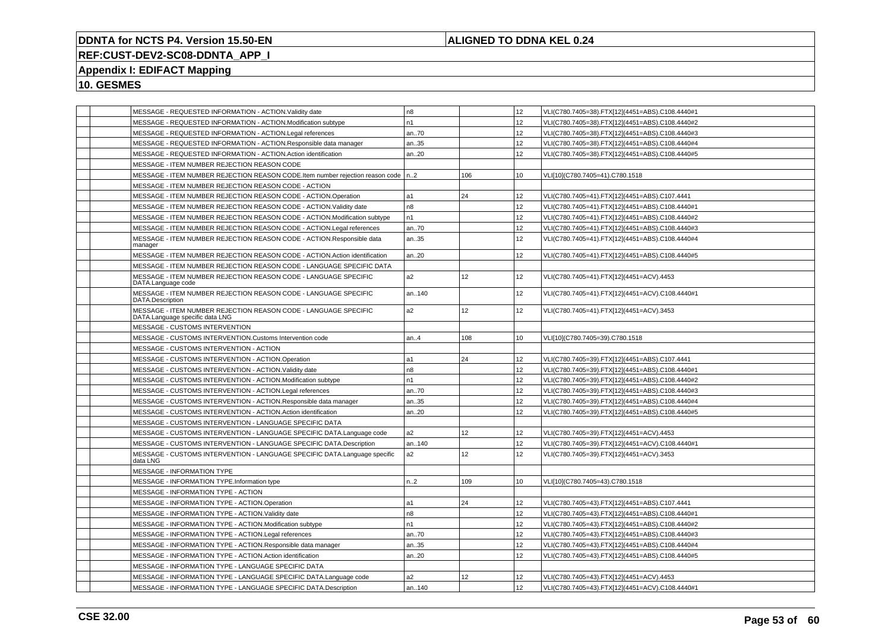| | | | | | | |
|---|---|---|---|---|---|---|
| | | MESSAGE - REQUESTED INFORMATION - ACTION.Validity date | n8 | | 12 | VLI(C780.7405=38).FTX[12](4451=ABS).C108.4440#1 |
| | | MESSAGE - REQUESTED INFORMATION - ACTION.Modification subtype | n1 | | 12 | VLI(C780.7405=38).FTX[12](4451=ABS).C108.4440#2 |
| | | MESSAGE - REQUESTED INFORMATION - ACTION.Legal references | an..70 | | 12 | VLI(C780.7405=38).FTX[12](4451=ABS).C108.4440#3 |
| | | MESSAGE - REQUESTED INFORMATION - ACTION.Responsible data manager | an..35 | | 12 | VLI(C780.7405=38).FTX[12](4451=ABS).C108.4440#4 |
| | | MESSAGE - REQUESTED INFORMATION - ACTION.Action identification | an..20 | | 12 | VLI(C780.7405=38).FTX[12](4451=ABS).C108.4440#5 |
| | | MESSAGE - ITEM NUMBER REJECTION REASON CODE | | | | |
| | | MESSAGE - ITEM NUMBER REJECTION REASON CODE.Item number rejection reason code | n..2 | 106 | 10 | VLI[10](C780.7405=41).C780.1518 |
| | | MESSAGE - ITEM NUMBER REJECTION REASON CODE - ACTION | | | | |
| | | MESSAGE - ITEM NUMBER REJECTION REASON CODE - ACTION.Operation | a1 | 24 | 12 | VLI(C780.7405=41).FTX[12](4451=ABS).C107.4441 |
| | | MESSAGE - ITEM NUMBER REJECTION REASON CODE - ACTION.Validity date | n8 | | 12 | VLI(C780.7405=41).FTX[12](4451=ABS).C108.4440#1 |
| | | MESSAGE - ITEM NUMBER REJECTION REASON CODE - ACTION.Modification subtype | n1 | | 12 | VLI(C780.7405=41).FTX[12](4451=ABS).C108.4440#2 |
| | | MESSAGE - ITEM NUMBER REJECTION REASON CODE - ACTION.Legal references | an..70 | | 12 | VLI(C780.7405=41).FTX[12](4451=ABS).C108.4440#3 |
| | | MESSAGE - ITEM NUMBER REJECTION REASON CODE - ACTION.Responsible data manager | an..35 | | 12 | VLI(C780.7405=41).FTX[12](4451=ABS).C108.4440#4 |
| | | MESSAGE - ITEM NUMBER REJECTION REASON CODE - ACTION.Action identification | an..20 | | 12 | VLI(C780.7405=41).FTX[12](4451=ABS).C108.4440#5 |
| | | MESSAGE - ITEM NUMBER REJECTION REASON CODE - LANGUAGE SPECIFIC DATA | | | | |
| | | MESSAGE - ITEM NUMBER REJECTION REASON CODE - LANGUAGE SPECIFIC DATA.Language code | a2 | 12 | 12 | VLI(C780.7405=41).FTX[12](4451=ACV).4453 |
| | | MESSAGE - ITEM NUMBER REJECTION REASON CODE - LANGUAGE SPECIFIC DATA.Description | an..140 | | 12 | VLI(C780.7405=41).FTX[12](4451=ACV).C108.4440#1 |
| | | MESSAGE - ITEM NUMBER REJECTION REASON CODE - LANGUAGE SPECIFIC DATA.Language specific data LNG | a2 | 12 | 12 | VLI(C780.7405=41).FTX[12](4451=ACV).3453 |
| | | MESSAGE - CUSTOMS INTERVENTION | | | | |
| | | MESSAGE - CUSTOMS INTERVENTION.Customs Intervention code | an..4 | 108 | 10 | VLI[10](C780.7405=39).C780.1518 |
| | | MESSAGE - CUSTOMS INTERVENTION - ACTION | | | | |
| | | MESSAGE - CUSTOMS INTERVENTION - ACTION.Operation | a1 | 24 | 12 | VLI(C780.7405=39).FTX[12](4451=ABS).C107.4441 |
| | | MESSAGE - CUSTOMS INTERVENTION - ACTION.Validity date | n8 | | 12 | VLI(C780.7405=39).FTX[12](4451=ABS).C108.4440#1 |
| | | MESSAGE - CUSTOMS INTERVENTION - ACTION.Modification subtype | n1 | | 12 | VLI(C780.7405=39).FTX[12](4451=ABS).C108.4440#2 |
| | | MESSAGE - CUSTOMS INTERVENTION - ACTION.Legal references | an..70 | | 12 | VLI(C780.7405=39).FTX[12](4451=ABS).C108.4440#3 |
| | | MESSAGE - CUSTOMS INTERVENTION - ACTION.Responsible data manager | an..35 | | 12 | VLI(C780.7405=39).FTX[12](4451=ABS).C108.4440#4 |
| | | MESSAGE - CUSTOMS INTERVENTION - ACTION.Action identification | an..20 | | 12 | VLI(C780.7405=39).FTX[12](4451=ABS).C108.4440#5 |
| | | MESSAGE - CUSTOMS INTERVENTION - LANGUAGE SPECIFIC DATA | | | | |
| | | MESSAGE - CUSTOMS INTERVENTION - LANGUAGE SPECIFIC DATA.Language code | a2 | 12 | 12 | VLI(C780.7405=39).FTX[12](4451=ACV).4453 |
| | | MESSAGE - CUSTOMS INTERVENTION - LANGUAGE SPECIFIC DATA.Description | an..140 | | 12 | VLI(C780.7405=39).FTX[12](4451=ACV).C108.4440#1 |
| | | MESSAGE - CUSTOMS INTERVENTION - LANGUAGE SPECIFIC DATA.Language specific data LNG | a2 | 12 | 12 | VLI(C780.7405=39).FTX[12](4451=ACV).3453 |
| | | MESSAGE - INFORMATION TYPE | | | | |
| | | MESSAGE - INFORMATION TYPE.Information type | n..2 | 109 | 10 | VLI[10](C780.7405=43).C780.1518 |
| | | MESSAGE - INFORMATION TYPE - ACTION | | | | |
| | | MESSAGE - INFORMATION TYPE - ACTION.Operation | a1 | 24 | 12 | VLI(C780.7405=43).FTX[12](4451=ABS).C107.4441 |
| | | MESSAGE - INFORMATION TYPE - ACTION.Validity date | n8 | | 12 | VLI(C780.7405=43).FTX[12](4451=ABS).C108.4440#1 |
| | | MESSAGE - INFORMATION TYPE - ACTION.Modification subtype | n1 | | 12 | VLI(C780.7405=43).FTX[12](4451=ABS).C108.4440#2 |
| | | MESSAGE - INFORMATION TYPE - ACTION.Legal references | an..70 | | 12 | VLI(C780.7405=43).FTX[12](4451=ABS).C108.4440#3 |
| | | MESSAGE - INFORMATION TYPE - ACTION.Responsible data manager | an..35 | | 12 | VLI(C780.7405=43).FTX[12](4451=ABS).C108.4440#4 |
| | | MESSAGE - INFORMATION TYPE - ACTION.Action identification | an..20 | | 12 | VLI(C780.7405=43).FTX[12](4451=ABS).C108.4440#5 |
| | | MESSAGE - INFORMATION TYPE - LANGUAGE SPECIFIC DATA | | | | |
| | | MESSAGE - INFORMATION TYPE - LANGUAGE SPECIFIC DATA.Language code | a2 | 12 | 12 | VLI(C780.7405=43).FTX[12](4451=ACV).4453 |
| | | MESSAGE - INFORMATION TYPE - LANGUAGE SPECIFIC DATA.Description | an..140 | | 12 | VLI(C780.7405=43).FTX[12](4451=ACV).C108.4440#1 |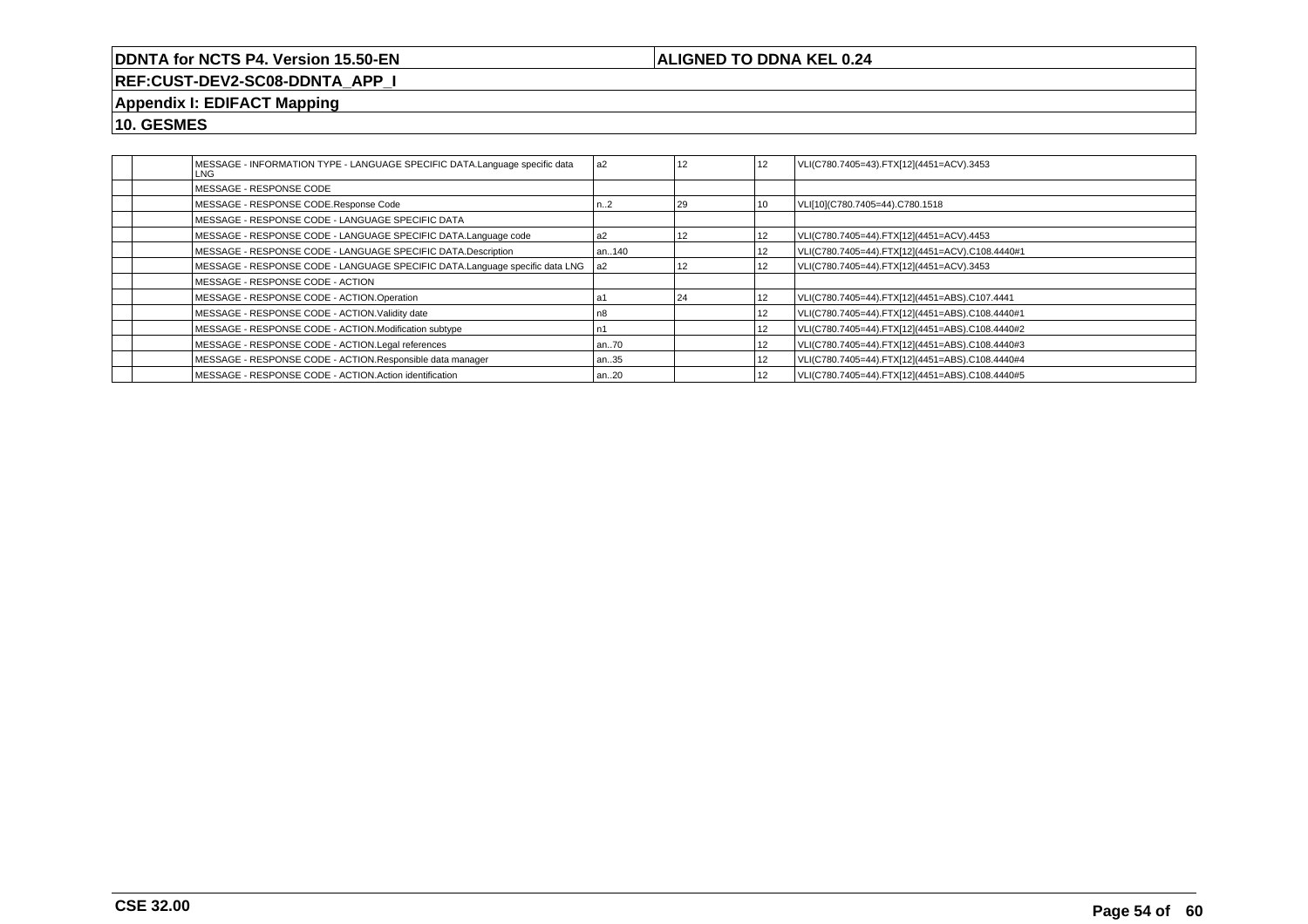| | | | | | | |
|---|---|---|---|---|---|---|
| | | MESSAGE - INFORMATION TYPE - LANGUAGE SPECIFIC DATA.Language specific data LNG | a2 | 12 | 12 | VLI(C780.7405=43).FTX[12](4451=ACV).3453 |
| | | MESSAGE - RESPONSE CODE | | | | |
| | | MESSAGE - RESPONSE CODE.Response Code | n..2 | 29 | 10 | VLI[10](C780.7405=44).C780.1518 |
| | | MESSAGE - RESPONSE CODE - LANGUAGE SPECIFIC DATA | | | | |
| | | MESSAGE - RESPONSE CODE - LANGUAGE SPECIFIC DATA.Language code | a2 | 12 | 12 | VLI(C780.7405=44).FTX[12](4451=ACV).4453 |
| | | MESSAGE - RESPONSE CODE - LANGUAGE SPECIFIC DATA.Description | an..140 | | 12 | VLI(C780.7405=44).FTX[12](4451=ACV).C108.4440#1 |
| | | MESSAGE - RESPONSE CODE - LANGUAGE SPECIFIC DATA.Language specific data LNG | a2 | 12 | 12 | VLI(C780.7405=44).FTX[12](4451=ACV).3453 |
| | | MESSAGE - RESPONSE CODE - ACTION | | | | |
| | | MESSAGE - RESPONSE CODE - ACTION.Operation | a1 | 24 | 12 | VLI(C780.7405=44).FTX[12](4451=ABS).C107.4441 |
| | | MESSAGE - RESPONSE CODE - ACTION.Validity date | n8 | | 12 | VLI(C780.7405=44).FTX[12](4451=ABS).C108.4440#1 |
| | | MESSAGE - RESPONSE CODE - ACTION.Modification subtype | n1 | | 12 | VLI(C780.7405=44).FTX[12](4451=ABS).C108.4440#2 |
| | | MESSAGE - RESPONSE CODE - ACTION.Legal references | an..70 | | 12 | VLI(C780.7405=44).FTX[12](4451=ABS).C108.4440#3 |
| | | MESSAGE - RESPONSE CODE - ACTION.Responsible data manager | an..35 | | 12 | VLI(C780.7405=44).FTX[12](4451=ABS).C108.4440#4 |
| | | MESSAGE - RESPONSE CODE - ACTION.Action identification | an..20 | | 12 | VLI(C780.7405=44).FTX[12](4451=ABS).C108.4440#5 |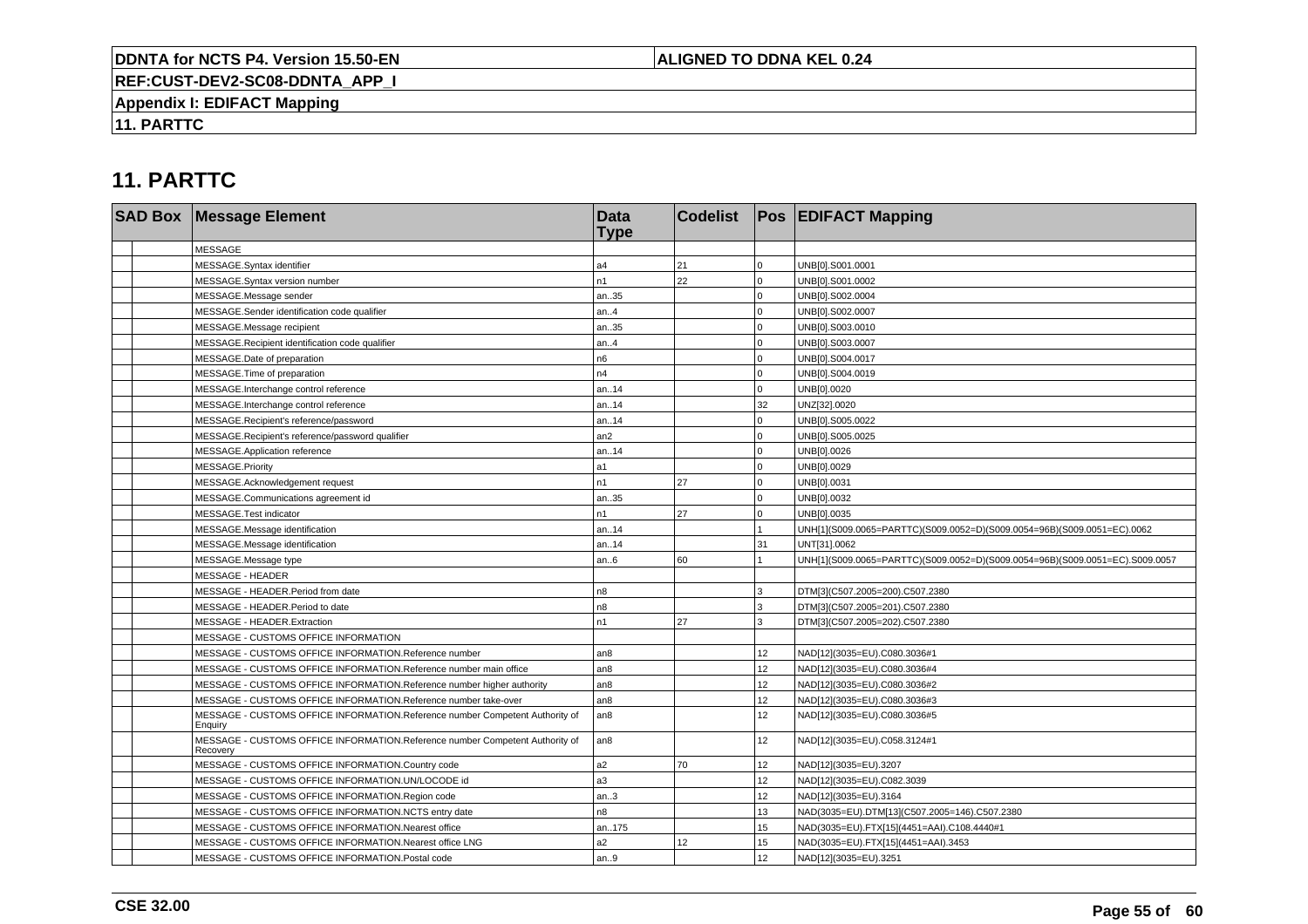## 11. PARTTC

| SAD Box | | Message Element | Data Type | Codelist | Pos | EDIFACT Mapping |
|---|---|---|---|---|---|---|
| | | MESSAGE | | | | |
| | | MESSAGE.Syntax identifier | a4 | 21 | 0 | UNB[0].S001.0001 |
| | | MESSAGE.Syntax version number | n1 | 22 | 0 | UNB[0].S001.0002 |
| | | MESSAGE.Message sender | an..35 | | 0 | UNB[0].S002.0004 |
| | | MESSAGE.Sender identification code qualifier | an..4 | | 0 | UNB[0].S002.0007 |
| | | MESSAGE.Message recipient | an..35 | | 0 | UNB[0].S003.0010 |
| | | MESSAGE.Recipient identification code qualifier | an..4 | | 0 | UNB[0].S003.0007 |
| | | MESSAGE.Date of preparation | n6 | | 0 | UNB[0].S004.0017 |
| | | MESSAGE.Time of preparation | n4 | | 0 | UNB[0].S004.0019 |
| | | MESSAGE.Interchange control reference | an..14 | | 0 | UNB[0].0020 |
| | | MESSAGE.Interchange control reference | an..14 | | 32 | UNZ[32].0020 |
| | | MESSAGE.Recipient's reference/password | an..14 | | 0 | UNB[0].S005.0022 |
| | | MESSAGE.Recipient's reference/password qualifier | an2 | | 0 | UNB[0].S005.0025 |
| | | MESSAGE.Application reference | an..14 | | 0 | UNB[0].0026 |
| | | MESSAGE.Priority | a1 | | 0 | UNB[0].0029 |
| | | MESSAGE.Acknowledgement request | n1 | 27 | 0 | UNB[0].0031 |
| | | MESSAGE.Communications agreement id | an..35 | | 0 | UNB[0].0032 |
| | | MESSAGE.Test indicator | n1 | 27 | 0 | UNB[0].0035 |
| | | MESSAGE.Message identification | an..14 | | 1 | UNH[1](S009.0065=PARTTC)(S009.0052=D)(S009.0054=96B)(S009.0051=EC).0062 |
| | | MESSAGE.Message identification | an..14 | | 31 | UNT[31].0062 |
| | | MESSAGE.Message type | an..6 | 60 | 1 | UNH[1](S009.0065=PARTTC)(S009.0052=D)(S009.0054=96B)(S009.0051=EC).S009.0057 |
| | | MESSAGE - HEADER | | | | |
| | | MESSAGE - HEADER.Period from date | n8 | | 3 | DTM[3](C507.2005=200).C507.2380 |
| | | MESSAGE - HEADER.Period to date | n8 | | 3 | DTM[3](C507.2005=201).C507.2380 |
| | | MESSAGE - HEADER.Extraction | n1 | 27 | 3 | DTM[3](C507.2005=202).C507.2380 |
| | | MESSAGE - CUSTOMS OFFICE INFORMATION | | | | |
| | | MESSAGE - CUSTOMS OFFICE INFORMATION.Reference number | an8 | | 12 | NAD[12](3035=EU).C080.3036#1 |
| | | MESSAGE - CUSTOMS OFFICE INFORMATION.Reference number main office | an8 | | 12 | NAD[12](3035=EU).C080.3036#4 |
| | | MESSAGE - CUSTOMS OFFICE INFORMATION.Reference number higher authority | an8 | | 12 | NAD[12](3035=EU).C080.3036#2 |
| | | MESSAGE - CUSTOMS OFFICE INFORMATION.Reference number take-over | an8 | | 12 | NAD[12](3035=EU).C080.3036#3 |
| | | MESSAGE - CUSTOMS OFFICE INFORMATION.Reference number Competent Authority of Enquiry | an8 | | 12 | NAD[12](3035=EU).C080.3036#5 |
| | | MESSAGE - CUSTOMS OFFICE INFORMATION.Reference number Competent Authority of Recovery | an8 | | 12 | NAD[12](3035=EU).C058.3124#1 |
| | | MESSAGE - CUSTOMS OFFICE INFORMATION.Country code | a2 | 70 | 12 | NAD[12](3035=EU).3207 |
| | | MESSAGE - CUSTOMS OFFICE INFORMATION.UN/LOCODE id | a3 | | 12 | NAD[12](3035=EU).C082.3039 |
| | | MESSAGE - CUSTOMS OFFICE INFORMATION.Region code | an..3 | | 12 | NAD[12](3035=EU).3164 |
| | | MESSAGE - CUSTOMS OFFICE INFORMATION.NCTS entry date | n8 | | 13 | NAD(3035=EU).DTM[13](C507.2005=146).C507.2380 |
| | | MESSAGE - CUSTOMS OFFICE INFORMATION.Nearest office | an..175 | | 15 | NAD(3035=EU).FTX[15](4451=AAI).C108.4440#1 |
| | | MESSAGE - CUSTOMS OFFICE INFORMATION.Nearest office LNG | a2 | 12 | 15 | NAD(3035=EU).FTX[15](4451=AAI).3453 |
| | | MESSAGE - CUSTOMS OFFICE INFORMATION.Postal code | an..9 | | 12 | NAD[12](3035=EU).3251 |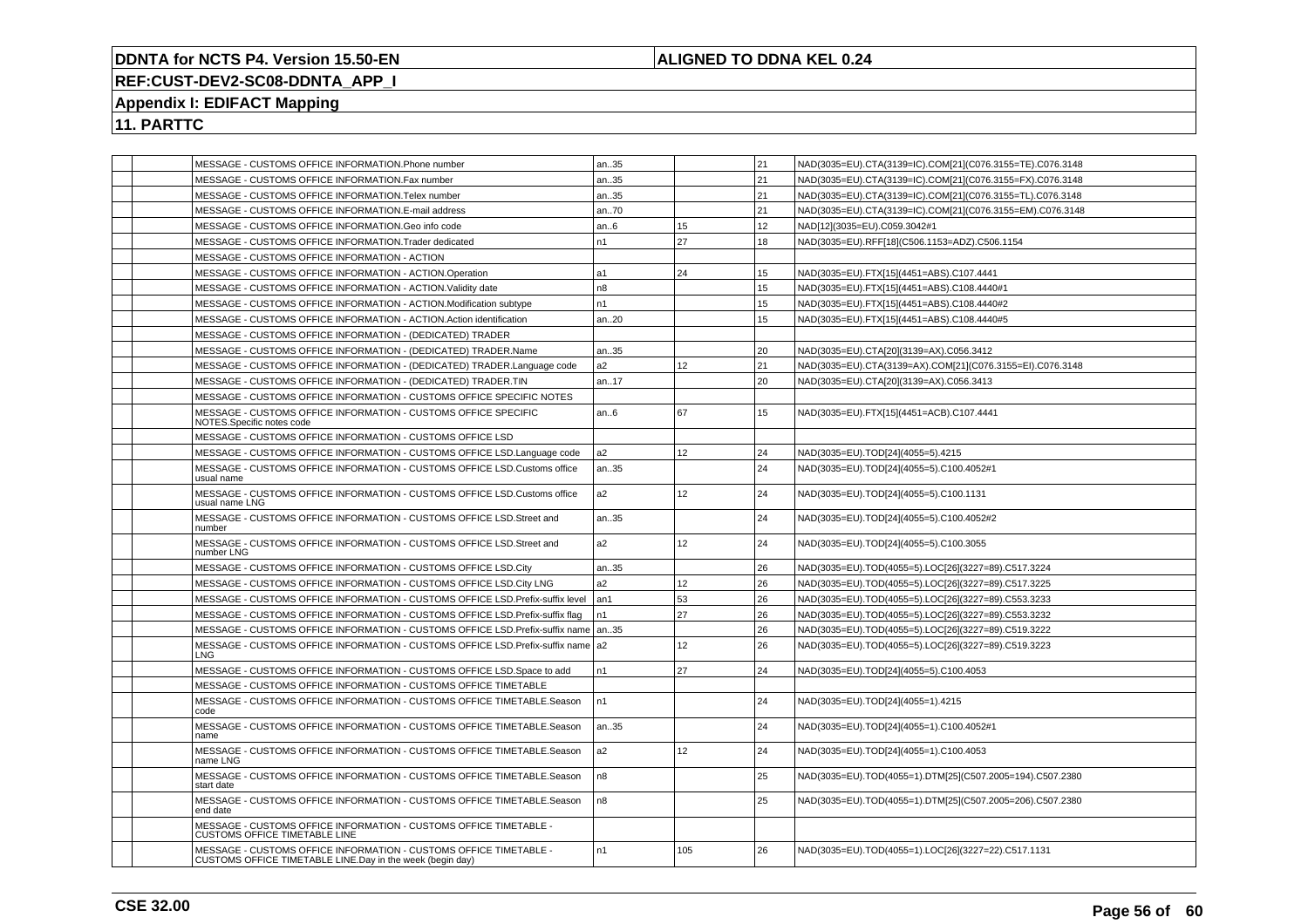## Appendix I: EDIFACT Mapping

## 11. PARTTC

| | | | | | | |
|---|---|---|---|---|---|---|
| | | MESSAGE - CUSTOMS OFFICE INFORMATION.Phone number | an..35 | | 21 | NAD(3035=EU).CTA(3139=IC).COM[21](C076.3155=TE).C076.3148 |
| | | MESSAGE - CUSTOMS OFFICE INFORMATION.Fax number | an..35 | | 21 | NAD(3035=EU).CTA(3139=IC).COM[21](C076.3155=FX).C076.3148 |
| | | MESSAGE - CUSTOMS OFFICE INFORMATION.Telex number | an..35 | | 21 | NAD(3035=EU).CTA(3139=IC).COM[21](C076.3155=TL).C076.3148 |
| | | MESSAGE - CUSTOMS OFFICE INFORMATION.E-mail address | an..70 | | 21 | NAD(3035=EU).CTA(3139=IC).COM[21](C076.3155=EM).C076.3148 |
| | | MESSAGE - CUSTOMS OFFICE INFORMATION.Geo info code | an..6 | 15 | 12 | NAD[12](3035=EU).C059.3042#1 |
| | | MESSAGE - CUSTOMS OFFICE INFORMATION.Trader dedicated | n1 | 27 | 18 | NAD(3035=EU).RFF[18](C506.1153=ADZ).C506.1154 |
| | | MESSAGE - CUSTOMS OFFICE INFORMATION - ACTION | | | | |
| | | MESSAGE - CUSTOMS OFFICE INFORMATION - ACTION.Operation | a1 | 24 | 15 | NAD(3035=EU).FTX[15](4451=ABS).C107.4441 |
| | | MESSAGE - CUSTOMS OFFICE INFORMATION - ACTION.Validity date | n8 | | 15 | NAD(3035=EU).FTX[15](4451=ABS).C108.4440#1 |
| | | MESSAGE - CUSTOMS OFFICE INFORMATION - ACTION.Modification subtype | n1 | | 15 | NAD(3035=EU).FTX[15](4451=ABS).C108.4440#2 |
| | | MESSAGE - CUSTOMS OFFICE INFORMATION - ACTION.Action identification | an..20 | | 15 | NAD(3035=EU).FTX[15](4451=ABS).C108.4440#5 |
| | | MESSAGE - CUSTOMS OFFICE INFORMATION - (DEDICATED) TRADER | | | | |
| | | MESSAGE - CUSTOMS OFFICE INFORMATION - (DEDICATED) TRADER.Name | an..35 | | 20 | NAD(3035=EU).CTA[20](3139=AX).C056.3412 |
| | | MESSAGE - CUSTOMS OFFICE INFORMATION - (DEDICATED) TRADER.Language code | a2 | 12 | 21 | NAD(3035=EU).CTA(3139=AX).COM[21](C076.3155=EI).C076.3148 |
| | | MESSAGE - CUSTOMS OFFICE INFORMATION - (DEDICATED) TRADER.TIN | an..17 | | 20 | NAD(3035=EU).CTA[20](3139=AX).C056.3413 |
| | | MESSAGE - CUSTOMS OFFICE INFORMATION - CUSTOMS OFFICE SPECIFIC NOTES | | | | |
| | | MESSAGE - CUSTOMS OFFICE INFORMATION - CUSTOMS OFFICE SPECIFIC NOTES.Specific notes code | an..6 | 67 | 15 | NAD(3035=EU).FTX[15](4451=ACB).C107.4441 |
| | | MESSAGE - CUSTOMS OFFICE INFORMATION - CUSTOMS OFFICE LSD | | | | |
| | | MESSAGE - CUSTOMS OFFICE INFORMATION - CUSTOMS OFFICE LSD.Language code | a2 | 12 | 24 | NAD(3035=EU).TOD[24](4055=5).4215 |
| | | MESSAGE - CUSTOMS OFFICE INFORMATION - CUSTOMS OFFICE LSD.Customs office usual name | an..35 | | 24 | NAD(3035=EU).TOD[24](4055=5).C100.4052#1 |
| | | MESSAGE - CUSTOMS OFFICE INFORMATION - CUSTOMS OFFICE LSD.Customs office usual name LNG | a2 | 12 | 24 | NAD(3035=EU).TOD[24](4055=5).C100.1131 |
| | | MESSAGE - CUSTOMS OFFICE INFORMATION - CUSTOMS OFFICE LSD.Street and number | an..35 | | 24 | NAD(3035=EU).TOD[24](4055=5).C100.4052#2 |
| | | MESSAGE - CUSTOMS OFFICE INFORMATION - CUSTOMS OFFICE LSD.Street and number LNG | a2 | 12 | 24 | NAD(3035=EU).TOD[24](4055=5).C100.3055 |
| | | MESSAGE - CUSTOMS OFFICE INFORMATION - CUSTOMS OFFICE LSD.City | an..35 | | 26 | NAD(3035=EU).TOD(4055=5).LOC[26](3227=89).C517.3224 |
| | | MESSAGE - CUSTOMS OFFICE INFORMATION - CUSTOMS OFFICE LSD.City LNG | a2 | 12 | 26 | NAD(3035=EU).TOD(4055=5).LOC[26](3227=89).C517.3225 |
| | | MESSAGE - CUSTOMS OFFICE INFORMATION - CUSTOMS OFFICE LSD.Prefix-suffix level | an1 | 53 | 26 | NAD(3035=EU).TOD(4055=5).LOC[26](3227=89).C553.3233 |
| | | MESSAGE - CUSTOMS OFFICE INFORMATION - CUSTOMS OFFICE LSD.Prefix-suffix flag | n1 | 27 | 26 | NAD(3035=EU).TOD(4055=5).LOC[26](3227=89).C553.3232 |
| | | MESSAGE - CUSTOMS OFFICE INFORMATION - CUSTOMS OFFICE LSD.Prefix-suffix name | an..35 | | 26 | NAD(3035=EU).TOD(4055=5).LOC[26](3227=89).C519.3222 |
| | | MESSAGE - CUSTOMS OFFICE INFORMATION - CUSTOMS OFFICE LSD.Prefix-suffix name LNG | a2 | 12 | 26 | NAD(3035=EU).TOD(4055=5).LOC[26](3227=89).C519.3223 |
| | | MESSAGE - CUSTOMS OFFICE INFORMATION - CUSTOMS OFFICE LSD.Space to add | n1 | 27 | 24 | NAD(3035=EU).TOD[24](4055=5).C100.4053 |
| | | MESSAGE - CUSTOMS OFFICE INFORMATION - CUSTOMS OFFICE TIMETABLE | | | | |
| | | MESSAGE - CUSTOMS OFFICE INFORMATION - CUSTOMS OFFICE TIMETABLE.Season code | n1 | | 24 | NAD(3035=EU).TOD[24](4055=1).4215 |
| | | MESSAGE - CUSTOMS OFFICE INFORMATION - CUSTOMS OFFICE TIMETABLE.Season name | an..35 | | 24 | NAD(3035=EU).TOD[24](4055=1).C100.4052#1 |
| | | MESSAGE - CUSTOMS OFFICE INFORMATION - CUSTOMS OFFICE TIMETABLE.Season name LNG | a2 | 12 | 24 | NAD(3035=EU).TOD[24](4055=1).C100.4053 |
| | | MESSAGE - CUSTOMS OFFICE INFORMATION - CUSTOMS OFFICE TIMETABLE.Season start date | n8 | | 25 | NAD(3035=EU).TOD(4055=1).DTM[25](C507.2005=194).C507.2380 |
| | | MESSAGE - CUSTOMS OFFICE INFORMATION - CUSTOMS OFFICE TIMETABLE.Season end date | n8 | | 25 | NAD(3035=EU).TOD(4055=1).DTM[25](C507.2005=206).C507.2380 |
| | | MESSAGE - CUSTOMS OFFICE INFORMATION - CUSTOMS OFFICE TIMETABLE - CUSTOMS OFFICE TIMETABLE LINE | | | | |
| | | MESSAGE - CUSTOMS OFFICE INFORMATION - CUSTOMS OFFICE TIMETABLE - CUSTOMS OFFICE TIMETABLE LINE.Day in the week (begin day) | n1 | 105 | 26 | NAD(3035=EU).TOD(4055=1).LOC[26](3227=22).C517.1131 |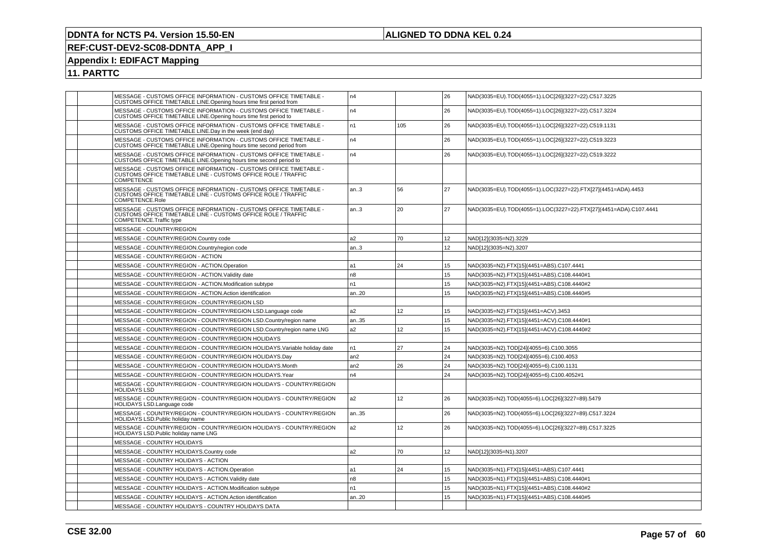| | | | | | | |
|---|---|---|---|---|---|---|
| | | MESSAGE - CUSTOMS OFFICE INFORMATION - CUSTOMS OFFICE TIMETABLE - CUSTOMS OFFICE TIMETABLE LINE.Opening hours time first period from | n4 | | 26 | NAD(3035=EU).TOD(4055=1).LOC[26](3227=22).C517.3225 |
| | | MESSAGE - CUSTOMS OFFICE INFORMATION - CUSTOMS OFFICE TIMETABLE - CUSTOMS OFFICE TIMETABLE LINE.Opening hours time first period to | n4 | | 26 | NAD(3035=EU).TOD(4055=1).LOC[26](3227=22).C517.3224 |
| | | MESSAGE - CUSTOMS OFFICE INFORMATION - CUSTOMS OFFICE TIMETABLE - CUSTOMS OFFICE TIMETABLE LINE.Day in the week (end day) | n1 | 105 | 26 | NAD(3035=EU).TOD(4055=1).LOC[26](3227=22).C519.1131 |
| | | MESSAGE - CUSTOMS OFFICE INFORMATION - CUSTOMS OFFICE TIMETABLE - CUSTOMS OFFICE TIMETABLE LINE.Opening hours time second period from | n4 | | 26 | NAD(3035=EU).TOD(4055=1).LOC[26](3227=22).C519.3223 |
| | | MESSAGE - CUSTOMS OFFICE INFORMATION - CUSTOMS OFFICE TIMETABLE - CUSTOMS OFFICE TIMETABLE LINE.Opening hours time second period to | n4 | | 26 | NAD(3035=EU).TOD(4055=1).LOC[26](3227=22).C519.3222 |
| | | MESSAGE - CUSTOMS OFFICE INFORMATION - CUSTOMS OFFICE TIMETABLE - CUSTOMS OFFICE TIMETABLE LINE - CUSTOMS OFFICE ROLE / TRAFFIC COMPETENCE | | | | |
| | | MESSAGE - CUSTOMS OFFICE INFORMATION - CUSTOMS OFFICE TIMETABLE - CUSTOMS OFFICE TIMETABLE LINE - CUSTOMS OFFICE ROLE / TRAFFIC COMPETENCE.Role | an..3 | 56 | 27 | NAD(3035=EU).TOD(4055=1).LOC(3227=22).FTX[27](4451=ADA).4453 |
| | | MESSAGE - CUSTOMS OFFICE INFORMATION - CUSTOMS OFFICE TIMETABLE - CUSTOMS OFFICE TIMETABLE LINE - CUSTOMS OFFICE ROLE / TRAFFIC COMPETENCE.Traffic type | an..3 | 20 | 27 | NAD(3035=EU).TOD(4055=1).LOC(3227=22).FTX[27](4451=ADA).C107.4441 |
| | | MESSAGE - COUNTRY/REGION | | | | |
| | | MESSAGE - COUNTRY/REGION.Country code | a2 | 70 | 12 | NAD[12](3035=N2).3229 |
| | | MESSAGE - COUNTRY/REGION.Country/region code | an..3 | | 12 | NAD[12](3035=N2).3207 |
| | | MESSAGE - COUNTRY/REGION - ACTION | | | | |
| | | MESSAGE - COUNTRY/REGION - ACTION.Operation | a1 | 24 | 15 | NAD(3035=N2).FTX[15](4451=ABS).C107.4441 |
| | | MESSAGE - COUNTRY/REGION - ACTION.Validity date | n8 | | 15 | NAD(3035=N2).FTX[15](4451=ABS).C108.4440#1 |
| | | MESSAGE - COUNTRY/REGION - ACTION.Modification subtype | n1 | | 15 | NAD(3035=N2).FTX[15](4451=ABS).C108.4440#2 |
| | | MESSAGE - COUNTRY/REGION - ACTION.Action identification | an..20 | | 15 | NAD(3035=N2).FTX[15](4451=ABS).C108.4440#5 |
| | | MESSAGE - COUNTRY/REGION - COUNTRY/REGION LSD | | | | |
| | | MESSAGE - COUNTRY/REGION - COUNTRY/REGION LSD.Language code | a2 | 12 | 15 | NAD(3035=N2).FTX[15](4451=ACV).3453 |
| | | MESSAGE - COUNTRY/REGION - COUNTRY/REGION LSD.Country/region name | an..35 | | 15 | NAD(3035=N2).FTX[15](4451=ACV).C108.4440#1 |
| | | MESSAGE - COUNTRY/REGION - COUNTRY/REGION LSD.Country/region name LNG | a2 | 12 | 15 | NAD(3035=N2).FTX[15](4451=ACV).C108.4440#2 |
| | | MESSAGE - COUNTRY/REGION - COUNTRY/REGION HOLIDAYS | | | | |
| | | MESSAGE - COUNTRY/REGION - COUNTRY/REGION HOLIDAYS.Variable holiday date | n1 | 27 | 24 | NAD(3035=N2).TOD[24](4055=6).C100.3055 |
| | | MESSAGE - COUNTRY/REGION - COUNTRY/REGION HOLIDAYS.Day | an2 | | 24 | NAD(3035=N2).TOD[24](4055=6).C100.4053 |
| | | MESSAGE - COUNTRY/REGION - COUNTRY/REGION HOLIDAYS.Month | an2 | 26 | 24 | NAD(3035=N2).TOD[24](4055=6).C100.1131 |
| | | MESSAGE - COUNTRY/REGION - COUNTRY/REGION HOLIDAYS.Year | n4 | | 24 | NAD(3035=N2).TOD[24](4055=6).C100.4052#1 |
| | | MESSAGE - COUNTRY/REGION - COUNTRY/REGION HOLIDAYS - COUNTRY/REGION HOLIDAYS LSD | | | | |
| | | MESSAGE - COUNTRY/REGION - COUNTRY/REGION HOLIDAYS - COUNTRY/REGION HOLIDAYS LSD.Language code | a2 | 12 | 26 | NAD(3035=N2).TOD(4055=6).LOC[26](3227=89).5479 |
| | | MESSAGE - COUNTRY/REGION - COUNTRY/REGION HOLIDAYS - COUNTRY/REGION HOLIDAYS LSD.Public holiday name | an..35 | | 26 | NAD(3035=N2).TOD(4055=6).LOC[26](3227=89).C517.3224 |
| | | MESSAGE - COUNTRY/REGION - COUNTRY/REGION HOLIDAYS - COUNTRY/REGION HOLIDAYS LSD.Public holiday name LNG | a2 | 12 | 26 | NAD(3035=N2).TOD(4055=6).LOC[26](3227=89).C517.3225 |
| | | MESSAGE - COUNTRY HOLIDAYS | | | | |
| | | MESSAGE - COUNTRY HOLIDAYS.Country code | a2 | 70 | 12 | NAD[12](3035=N1).3207 |
| | | MESSAGE - COUNTRY HOLIDAYS - ACTION | | | | |
| | | MESSAGE - COUNTRY HOLIDAYS - ACTION.Operation | a1 | 24 | 15 | NAD(3035=N1).FTX[15](4451=ABS).C107.4441 |
| | | MESSAGE - COUNTRY HOLIDAYS - ACTION.Validity date | n8 | | 15 | NAD(3035=N1).FTX[15](4451=ABS).C108.4440#1 |
| | | MESSAGE - COUNTRY HOLIDAYS - ACTION.Modification subtype | n1 | | 15 | NAD(3035=N1).FTX[15](4451=ABS).C108.4440#2 |
| | | MESSAGE - COUNTRY HOLIDAYS - ACTION.Action identification | an..20 | | 15 | NAD(3035=N1).FTX[15](4451=ABS).C108.4440#5 |
| | | MESSAGE - COUNTRY HOLIDAYS - COUNTRY HOLIDAYS DATA | | | | |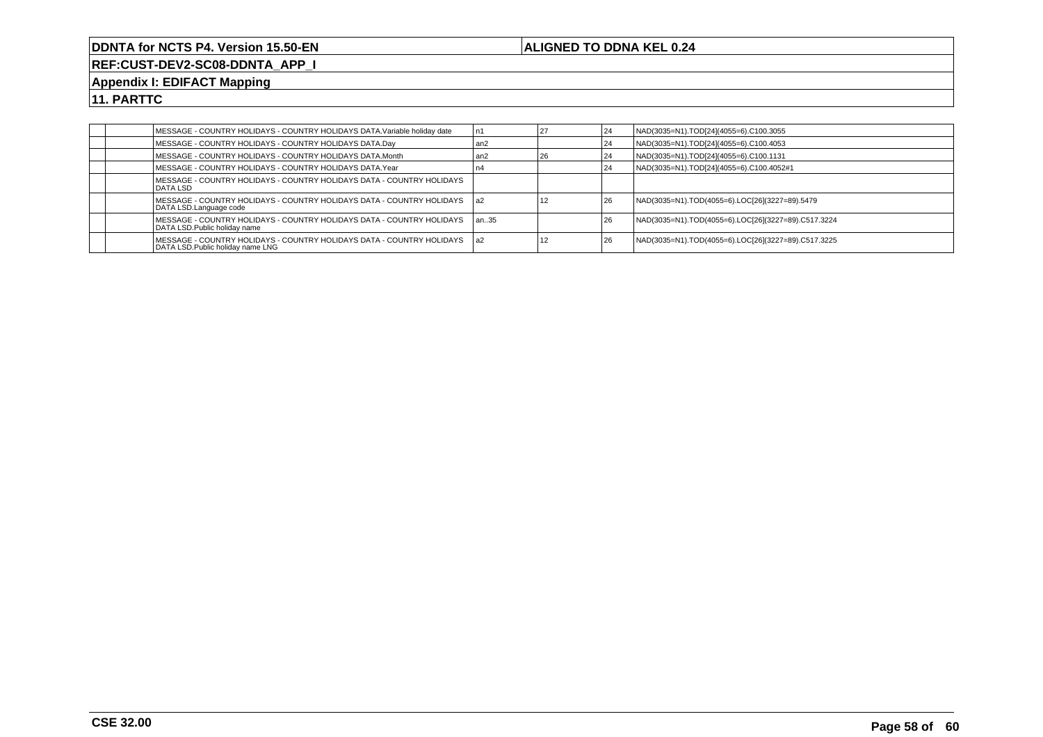## 11. PARTTC

| | | | | | | |
|---|---|---|---|---|---|---|
| | | MESSAGE - COUNTRY HOLIDAYS - COUNTRY HOLIDAYS DATA.Variable holiday date | n1 | 27 | 24 | NAD(3035=N1).TOD[24](4055=6).C100.3055 |
| | | MESSAGE - COUNTRY HOLIDAYS - COUNTRY HOLIDAYS DATA.Day | an2 | | 24 | NAD(3035=N1).TOD[24](4055=6).C100.4053 |
| | | MESSAGE - COUNTRY HOLIDAYS - COUNTRY HOLIDAYS DATA.Month | an2 | 26 | 24 | NAD(3035=N1).TOD[24](4055=6).C100.1131 |
| | | MESSAGE - COUNTRY HOLIDAYS - COUNTRY HOLIDAYS DATA.Year | n4 | | 24 | NAD(3035=N1).TOD[24](4055=6).C100.4052#1 |
| | | MESSAGE - COUNTRY HOLIDAYS - COUNTRY HOLIDAYS DATA - COUNTRY HOLIDAYS DATA LSD | | | | |
| | | MESSAGE - COUNTRY HOLIDAYS - COUNTRY HOLIDAYS DATA - COUNTRY HOLIDAYS DATA LSD.Language code | a2 | 12 | 26 | NAD(3035=N1).TOD(4055=6).LOC[26](3227=89).5479 |
| | | MESSAGE - COUNTRY HOLIDAYS - COUNTRY HOLIDAYS DATA - COUNTRY HOLIDAYS DATA LSD.Public holiday name | an..35 | | 26 | NAD(3035=N1).TOD(4055=6).LOC[26](3227=89).C517.3224 |
| | | MESSAGE - COUNTRY HOLIDAYS - COUNTRY HOLIDAYS DATA - COUNTRY HOLIDAYS DATA LSD.Public holiday name LNG | a2 | 12 | 26 | NAD(3035=N1).TOD(4055=6).LOC[26](3227=89).C517.3225 |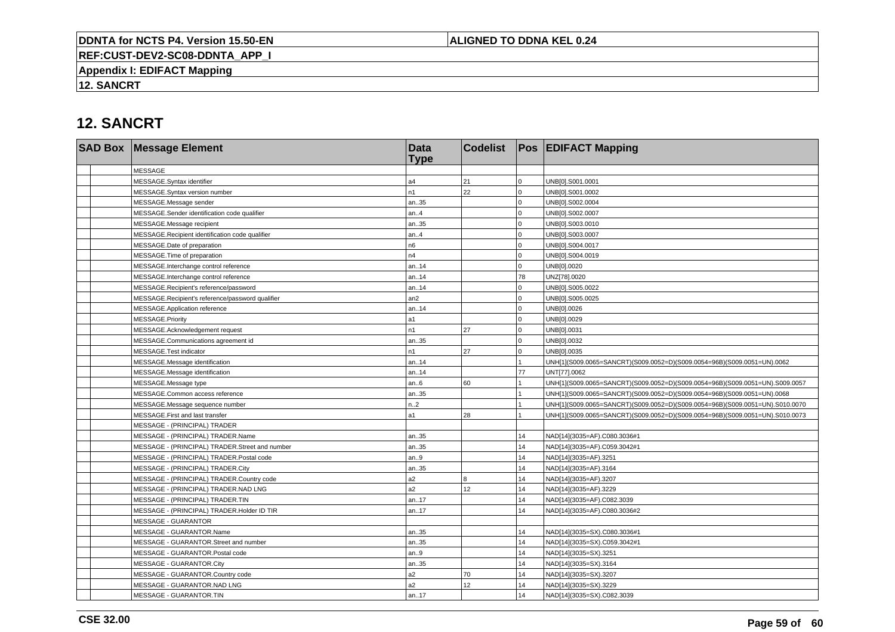## 12. SANCRT

| SAD Box | | Message Element | Data Type | Codelist | Pos | EDIFACT Mapping |
|---|---|---|---|---|---|---|
| | | MESSAGE | | | | |
| | | MESSAGE.Syntax identifier | a4 | 21 | 0 | UNB[0].S001.0001 |
| | | MESSAGE.Syntax version number | n1 | 22 | 0 | UNB[0].S001.0002 |
| | | MESSAGE.Message sender | an..35 | | 0 | UNB[0].S002.0004 |
| | | MESSAGE.Sender identification code qualifier | an..4 | | 0 | UNB[0].S002.0007 |
| | | MESSAGE.Message recipient | an..35 | | 0 | UNB[0].S003.0010 |
| | | MESSAGE.Recipient identification code qualifier | an..4 | | 0 | UNB[0].S003.0007 |
| | | MESSAGE.Date of preparation | n6 | | 0 | UNB[0].S004.0017 |
| | | MESSAGE.Time of preparation | n4 | | 0 | UNB[0].S004.0019 |
| | | MESSAGE.Interchange control reference | an..14 | | 0 | UNB[0].0020 |
| | | MESSAGE.Interchange control reference | an..14 | | 78 | UNZ[78].0020 |
| | | MESSAGE.Recipient's reference/password | an..14 | | 0 | UNB[0].S005.0022 |
| | | MESSAGE.Recipient's reference/password qualifier | an2 | | 0 | UNB[0].S005.0025 |
| | | MESSAGE.Application reference | an..14 | | 0 | UNB[0].0026 |
| | | MESSAGE.Priority | a1 | | 0 | UNB[0].0029 |
| | | MESSAGE.Acknowledgement request | n1 | 27 | 0 | UNB[0].0031 |
| | | MESSAGE.Communications agreement id | an..35 | | 0 | UNB[0].0032 |
| | | MESSAGE.Test indicator | n1 | 27 | 0 | UNB[0].0035 |
| | | MESSAGE.Message identification | an..14 | | 1 | UNH[1](S009.0065=SANCRT)(S009.0052=D)(S009.0054=96B)(S009.0051=UN).0062 |
| | | MESSAGE.Message identification | an..14 | | 77 | UNT[77].0062 |
| | | MESSAGE.Message type | an..6 | 60 | 1 | UNH[1](S009.0065=SANCRT)(S009.0052=D)(S009.0054=96B)(S009.0051=UN).S009.0057 |
| | | MESSAGE.Common access reference | an..35 | | 1 | UNH[1](S009.0065=SANCRT)(S009.0052=D)(S009.0054=96B)(S009.0051=UN).0068 |
| | | MESSAGE.Message sequence number | n..2 | | 1 | UNH[1](S009.0065=SANCRT)(S009.0052=D)(S009.0054=96B)(S009.0051=UN).S010.0070 |
| | | MESSAGE.First and last transfer | a1 | 28 | 1 | UNH[1](S009.0065=SANCRT)(S009.0052=D)(S009.0054=96B)(S009.0051=UN).S010.0073 |
| | | MESSAGE - (PRINCIPAL) TRADER | | | | |
| | | MESSAGE - (PRINCIPAL) TRADER.Name | an..35 | | 14 | NAD[14](3035=AF).C080.3036#1 |
| | | MESSAGE - (PRINCIPAL) TRADER.Street and number | an..35 | | 14 | NAD[14](3035=AF).C059.3042#1 |
| | | MESSAGE - (PRINCIPAL) TRADER.Postal code | an..9 | | 14 | NAD[14](3035=AF).3251 |
| | | MESSAGE - (PRINCIPAL) TRADER.City | an..35 | | 14 | NAD[14](3035=AF).3164 |
| | | MESSAGE - (PRINCIPAL) TRADER.Country code | a2 | 8 | 14 | NAD[14](3035=AF).3207 |
| | | MESSAGE - (PRINCIPAL) TRADER.NAD LNG | a2 | 12 | 14 | NAD[14](3035=AF).3229 |
| | | MESSAGE - (PRINCIPAL) TRADER.TIN | an..17 | | 14 | NAD[14](3035=AF).C082.3039 |
| | | MESSAGE - (PRINCIPAL) TRADER.Holder ID TIR | an..17 | | 14 | NAD[14](3035=AF).C080.3036#2 |
| | | MESSAGE - GUARANTOR | | | | |
| | | MESSAGE - GUARANTOR.Name | an..35 | | 14 | NAD[14](3035=SX).C080.3036#1 |
| | | MESSAGE - GUARANTOR.Street and number | an..35 | | 14 | NAD[14](3035=SX).C059.3042#1 |
| | | MESSAGE - GUARANTOR.Postal code | an..9 | | 14 | NAD[14](3035=SX).3251 |
| | | MESSAGE - GUARANTOR.City | an..35 | | 14 | NAD[14](3035=SX).3164 |
| | | MESSAGE - GUARANTOR.Country code | a2 | 70 | 14 | NAD[14](3035=SX).3207 |
| | | MESSAGE - GUARANTOR.NAD LNG | a2 | 12 | 14 | NAD[14](3035=SX).3229 |
| | | MESSAGE - GUARANTOR.TIN | an..17 | | 14 | NAD[14](3035=SX).C082.3039 |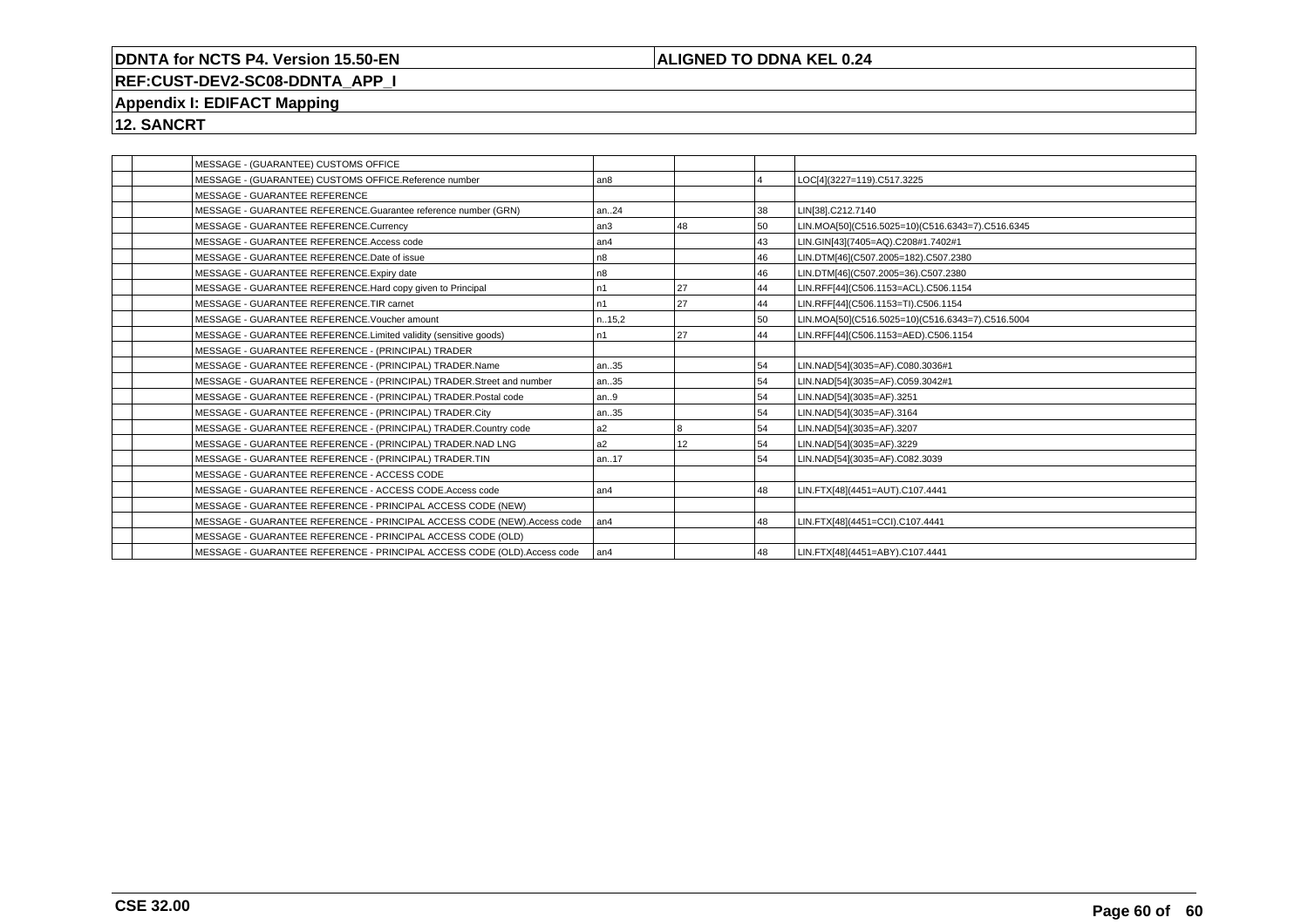## 12. SANCRT

| | | | | | | |
|---|---|---|---|---|---|---|
| | | MESSAGE - (GUARANTEE) CUSTOMS OFFICE | | | | |
| | | MESSAGE - (GUARANTEE) CUSTOMS OFFICE.Reference number | an8 | | 4 | LOC[4](3227=119).C517.3225 |
| | | MESSAGE - GUARANTEE REFERENCE | | | | |
| | | MESSAGE - GUARANTEE REFERENCE.Guarantee reference number (GRN) | an..24 | | 38 | LIN[38].C212.7140 |
| | | MESSAGE - GUARANTEE REFERENCE.Currency | an3 | 48 | 50 | LIN.MOA[50](C516.5025=10)(C516.6343=7).C516.6345 |
| | | MESSAGE - GUARANTEE REFERENCE.Access code | an4 | | 43 | LIN.GIN[43](7405=AQ).C208#1.7402#1 |
| | | MESSAGE - GUARANTEE REFERENCE.Date of issue | n8 | | 46 | LIN.DTM[46](C507.2005=182).C507.2380 |
| | | MESSAGE - GUARANTEE REFERENCE.Expiry date | n8 | | 46 | LIN.DTM[46](C507.2005=36).C507.2380 |
| | | MESSAGE - GUARANTEE REFERENCE.Hard copy given to Principal | n1 | 27 | 44 | LIN.RFF[44](C506.1153=ACL).C506.1154 |
| | | MESSAGE - GUARANTEE REFERENCE.TIR carnet | n1 | 27 | 44 | LIN.RFF[44](C506.1153=TI).C506.1154 |
| | | MESSAGE - GUARANTEE REFERENCE.Voucher amount | n..15,2 | | 50 | LIN.MOA[50](C516.5025=10)(C516.6343=7).C516.5004 |
| | | MESSAGE - GUARANTEE REFERENCE.Limited validity (sensitive goods) | n1 | 27 | 44 | LIN.RFF[44](C506.1153=AED).C506.1154 |
| | | MESSAGE - GUARANTEE REFERENCE - (PRINCIPAL) TRADER | | | | |
| | | MESSAGE - GUARANTEE REFERENCE - (PRINCIPAL) TRADER.Name | an..35 | | 54 | LIN.NAD[54](3035=AF).C080.3036#1 |
| | | MESSAGE - GUARANTEE REFERENCE - (PRINCIPAL) TRADER.Street and number | an..35 | | 54 | LIN.NAD[54](3035=AF).C059.3042#1 |
| | | MESSAGE - GUARANTEE REFERENCE - (PRINCIPAL) TRADER.Postal code | an..9 | | 54 | LIN.NAD[54](3035=AF).3251 |
| | | MESSAGE - GUARANTEE REFERENCE - (PRINCIPAL) TRADER.City | an..35 | | 54 | LIN.NAD[54](3035=AF).3164 |
| | | MESSAGE - GUARANTEE REFERENCE - (PRINCIPAL) TRADER.Country code | a2 | 8 | 54 | LIN.NAD[54](3035=AF).3207 |
| | | MESSAGE - GUARANTEE REFERENCE - (PRINCIPAL) TRADER.NAD LNG | a2 | 12 | 54 | LIN.NAD[54](3035=AF).3229 |
| | | MESSAGE - GUARANTEE REFERENCE - (PRINCIPAL) TRADER.TIN | an..17 | | 54 | LIN.NAD[54](3035=AF).C082.3039 |
| | | MESSAGE - GUARANTEE REFERENCE - ACCESS CODE | | | | |
| | | MESSAGE - GUARANTEE REFERENCE - ACCESS CODE.Access code | an4 | | 48 | LIN.FTX[48](4451=AUT).C107.4441 |
| | | MESSAGE - GUARANTEE REFERENCE - PRINCIPAL ACCESS CODE (NEW) | | | | |
| | | MESSAGE - GUARANTEE REFERENCE - PRINCIPAL ACCESS CODE (NEW).Access code | an4 | | 48 | LIN.FTX[48](4451=CCI).C107.4441 |
| | | MESSAGE - GUARANTEE REFERENCE - PRINCIPAL ACCESS CODE (OLD) | | | | |
| | | MESSAGE - GUARANTEE REFERENCE - PRINCIPAL ACCESS CODE (OLD).Access code | an4 | | 48 | LIN.FTX[48](4451=ABY).C107.4441 |